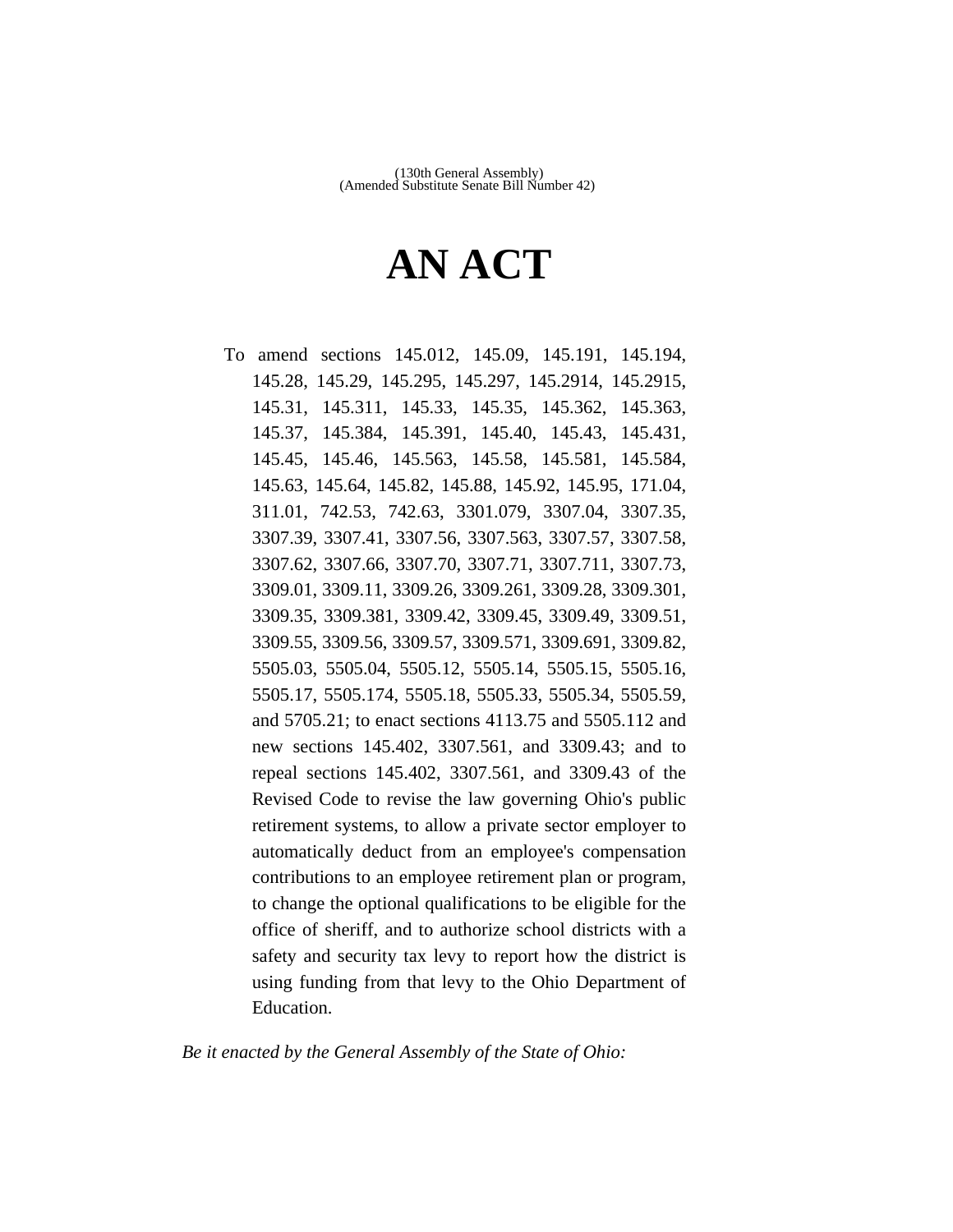(130th General Assembly)
(Amended Substitute Senate Bill Number 42)

# AN ACT

To amend sections 145.012, 145.09, 145.191, 145.194, 145.28, 145.29, 145.295, 145.297, 145.2914, 145.2915, 145.31, 145.311, 145.33, 145.35, 145.362, 145.363, 145.37, 145.384, 145.391, 145.40, 145.43, 145.431, 145.45, 145.46, 145.563, 145.58, 145.581, 145.584, 145.63, 145.64, 145.82, 145.88, 145.92, 145.95, 171.04, 311.01, 742.53, 742.63, 3301.079, 3307.04, 3307.35, 3307.39, 3307.41, 3307.56, 3307.563, 3307.57, 3307.58, 3307.62, 3307.66, 3307.70, 3307.71, 3307.711, 3307.73, 3309.01, 3309.11, 3309.26, 3309.261, 3309.28, 3309.301, 3309.35, 3309.381, 3309.42, 3309.45, 3309.49, 3309.51, 3309.55, 3309.56, 3309.57, 3309.571, 3309.691, 3309.82, 5505.03, 5505.04, 5505.12, 5505.14, 5505.15, 5505.16, 5505.17, 5505.174, 5505.18, 5505.33, 5505.34, 5505.59, and 5705.21; to enact sections 4113.75 and 5505.112 and new sections 145.402, 3307.561, and 3309.43; and to repeal sections 145.402, 3307.561, and 3309.43 of the Revised Code to revise the law governing Ohio's public retirement systems, to allow a private sector employer to automatically deduct from an employee's compensation contributions to an employee retirement plan or program, to change the optional qualifications to be eligible for the office of sheriff, and to authorize school districts with a safety and security tax levy to report how the district is using funding from that levy to the Ohio Department of Education.

*Be it enacted by the General Assembly of the State of Ohio:*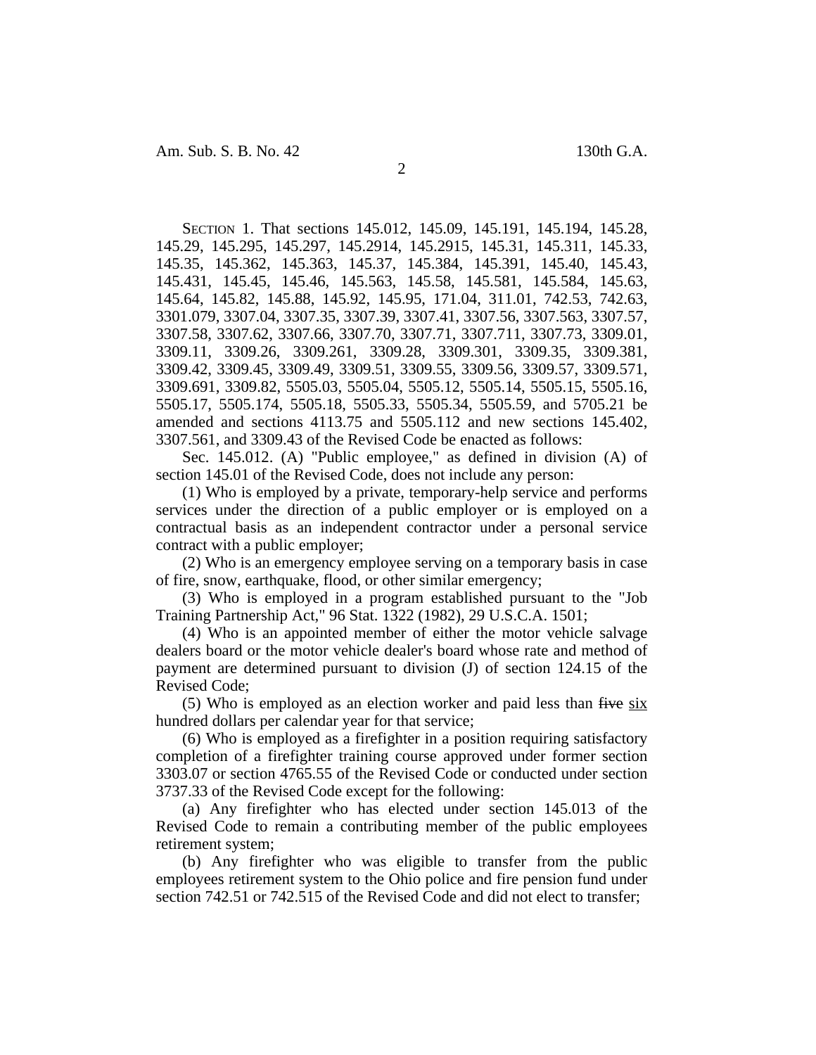SECTION 1. That sections 145.012, 145.09, 145.191, 145.194, 145.28, 145.29, 145.295, 145.297, 145.2914, 145.2915, 145.31, 145.311, 145.33, 145.35, 145.362, 145.363, 145.37, 145.384, 145.391, 145.40, 145.43, 145.431, 145.45, 145.46, 145.563, 145.58, 145.581, 145.584, 145.63, 145.64, 145.82, 145.88, 145.92, 145.95, 171.04, 311.01, 742.53, 742.63, 3301.079, 3307.04, 3307.35, 3307.39, 3307.41, 3307.56, 3307.563, 3307.57, 3307.58, 3307.62, 3307.66, 3307.70, 3307.71, 3307.711, 3307.73, 3309.01, 3309.11, 3309.26, 3309.261, 3309.28, 3309.301, 3309.35, 3309.381, 3309.42, 3309.45, 3309.49, 3309.51, 3309.55, 3309.56, 3309.57, 3309.571, 3309.691, 3309.82, 5505.03, 5505.04, 5505.12, 5505.14, 5505.15, 5505.16, 5505.17, 5505.174, 5505.18, 5505.33, 5505.34, 5505.59, and 5705.21 be amended and sections 4113.75 and 5505.112 and new sections 145.402, 3307.561, and 3309.43 of the Revised Code be enacted as follows:

Sec. 145.012. (A) "Public employee," as defined in division (A) of section 145.01 of the Revised Code, does not include any person:

(1) Who is employed by a private, temporary-help service and performs services under the direction of a public employer or is employed on a contractual basis as an independent contractor under a personal service contract with a public employer;

(2) Who is an emergency employee serving on a temporary basis in case of fire, snow, earthquake, flood, or other similar emergency;

(3) Who is employed in a program established pursuant to the "Job Training Partnership Act," 96 Stat. 1322 (1982), 29 U.S.C.A. 1501;

(4) Who is an appointed member of either the motor vehicle salvage dealers board or the motor vehicle dealer's board whose rate and method of payment are determined pursuant to division (J) of section 124.15 of the Revised Code;

(5) Who is employed as an election worker and paid less than ~~five~~ six hundred dollars per calendar year for that service;

(6) Who is employed as a firefighter in a position requiring satisfactory completion of a firefighter training course approved under former section 3303.07 or section 4765.55 of the Revised Code or conducted under section 3737.33 of the Revised Code except for the following:

(a) Any firefighter who has elected under section 145.013 of the Revised Code to remain a contributing member of the public employees retirement system;

(b) Any firefighter who was eligible to transfer from the public employees retirement system to the Ohio police and fire pension fund under section 742.51 or 742.515 of the Revised Code and did not elect to transfer;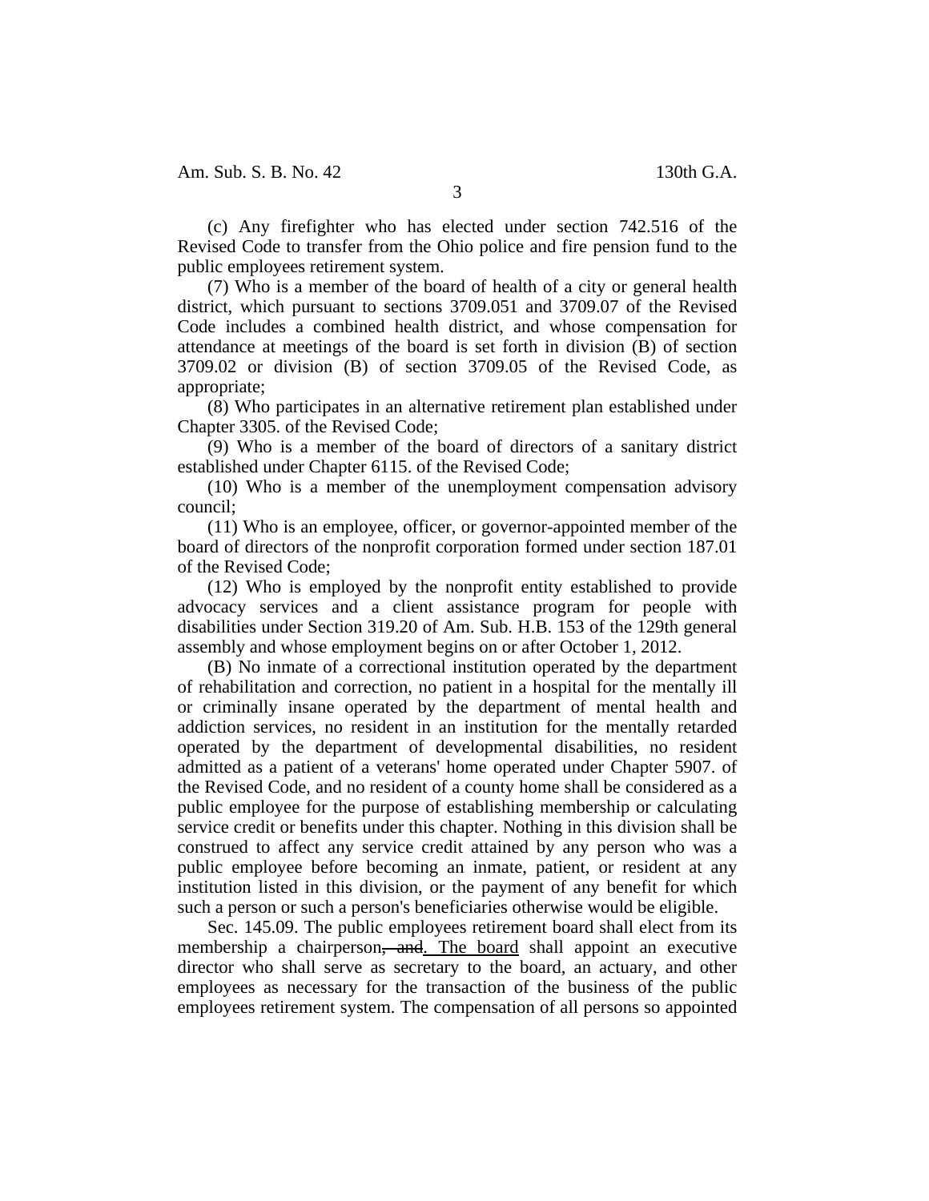(c) Any firefighter who has elected under section 742.516 of the Revised Code to transfer from the Ohio police and fire pension fund to the public employees retirement system.

(7) Who is a member of the board of health of a city or general health district, which pursuant to sections 3709.051 and 3709.07 of the Revised Code includes a combined health district, and whose compensation for attendance at meetings of the board is set forth in division (B) of section 3709.02 or division (B) of section 3709.05 of the Revised Code, as appropriate;

(8) Who participates in an alternative retirement plan established under Chapter 3305. of the Revised Code;

(9) Who is a member of the board of directors of a sanitary district established under Chapter 6115. of the Revised Code;

(10) Who is a member of the unemployment compensation advisory council;

(11) Who is an employee, officer, or governor-appointed member of the board of directors of the nonprofit corporation formed under section 187.01 of the Revised Code;

(12) Who is employed by the nonprofit entity established to provide advocacy services and a client assistance program for people with disabilities under Section 319.20 of Am. Sub. H.B. 153 of the 129th general assembly and whose employment begins on or after October 1, 2012.

(B) No inmate of a correctional institution operated by the department of rehabilitation and correction, no patient in a hospital for the mentally ill or criminally insane operated by the department of mental health and addiction services, no resident in an institution for the mentally retarded operated by the department of developmental disabilities, no resident admitted as a patient of a veterans' home operated under Chapter 5907. of the Revised Code, and no resident of a county home shall be considered as a public employee for the purpose of establishing membership or calculating service credit or benefits under this chapter. Nothing in this division shall be construed to affect any service credit attained by any person who was a public employee before becoming an inmate, patient, or resident at any institution listed in this division, or the payment of any benefit for which such a person or such a person's beneficiaries otherwise would be eligible.

Sec. 145.09. The public employees retirement board shall elect from its membership a chairperson~~, and~~<u>. The board</u> shall appoint an executive director who shall serve as secretary to the board, an actuary, and other employees as necessary for the transaction of the business of the public employees retirement system. The compensation of all persons so appointed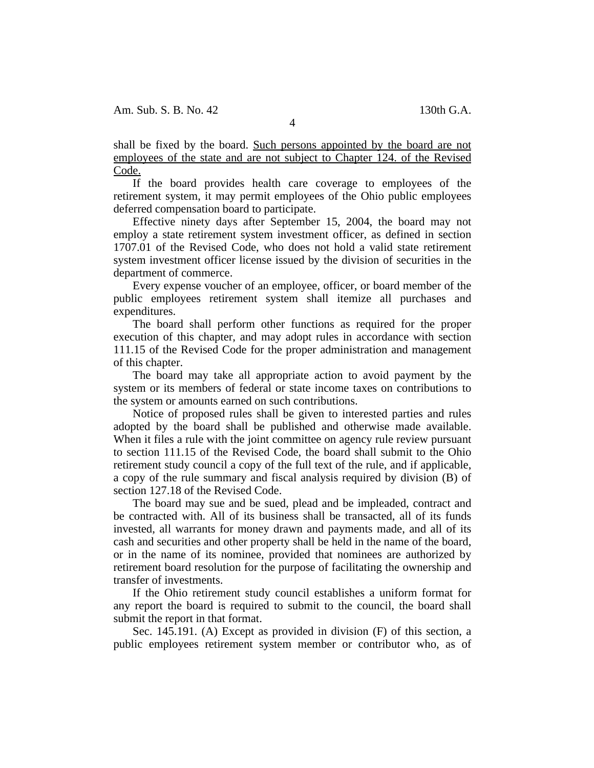shall be fixed by the board. <u>Such persons appointed by the board are not employees of the state and are not subject to Chapter 124. of the Revised Code.</u>

If the board provides health care coverage to employees of the retirement system, it may permit employees of the Ohio public employees deferred compensation board to participate.

Effective ninety days after September 15, 2004, the board may not employ a state retirement system investment officer, as defined in section 1707.01 of the Revised Code, who does not hold a valid state retirement system investment officer license issued by the division of securities in the department of commerce.

Every expense voucher of an employee, officer, or board member of the public employees retirement system shall itemize all purchases and expenditures.

The board shall perform other functions as required for the proper execution of this chapter, and may adopt rules in accordance with section 111.15 of the Revised Code for the proper administration and management of this chapter.

The board may take all appropriate action to avoid payment by the system or its members of federal or state income taxes on contributions to the system or amounts earned on such contributions.

Notice of proposed rules shall be given to interested parties and rules adopted by the board shall be published and otherwise made available. When it files a rule with the joint committee on agency rule review pursuant to section 111.15 of the Revised Code, the board shall submit to the Ohio retirement study council a copy of the full text of the rule, and if applicable, a copy of the rule summary and fiscal analysis required by division (B) of section 127.18 of the Revised Code.

The board may sue and be sued, plead and be impleaded, contract and be contracted with. All of its business shall be transacted, all of its funds invested, all warrants for money drawn and payments made, and all of its cash and securities and other property shall be held in the name of the board, or in the name of its nominee, provided that nominees are authorized by retirement board resolution for the purpose of facilitating the ownership and transfer of investments.

If the Ohio retirement study council establishes a uniform format for any report the board is required to submit to the council, the board shall submit the report in that format.

Sec. 145.191. (A) Except as provided in division (F) of this section, a public employees retirement system member or contributor who, as of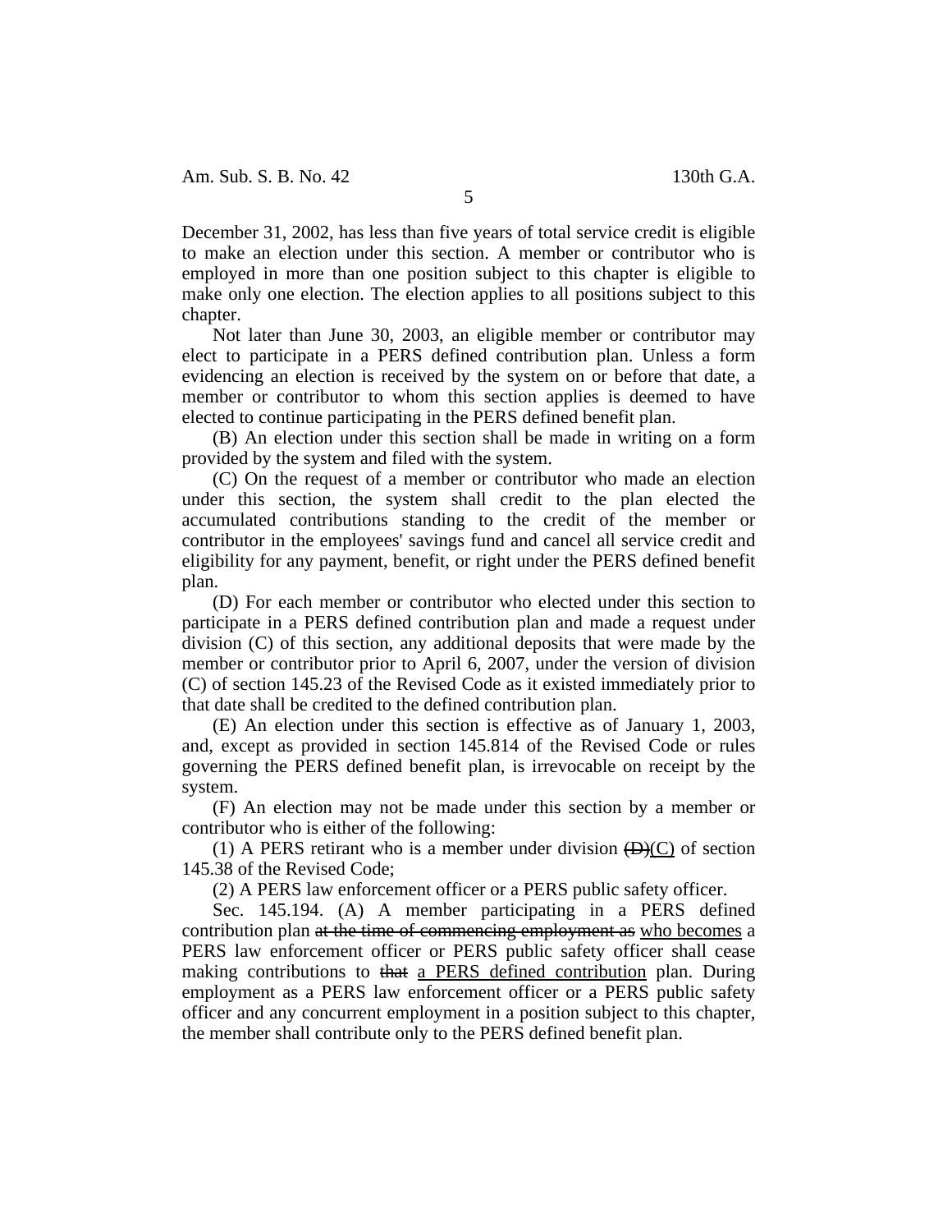December 31, 2002, has less than five years of total service credit is eligible to make an election under this section. A member or contributor who is employed in more than one position subject to this chapter is eligible to make only one election. The election applies to all positions subject to this chapter.

Not later than June 30, 2003, an eligible member or contributor may elect to participate in a PERS defined contribution plan. Unless a form evidencing an election is received by the system on or before that date, a member or contributor to whom this section applies is deemed to have elected to continue participating in the PERS defined benefit plan.

(B) An election under this section shall be made in writing on a form provided by the system and filed with the system.

(C) On the request of a member or contributor who made an election under this section, the system shall credit to the plan elected the accumulated contributions standing to the credit of the member or contributor in the employees' savings fund and cancel all service credit and eligibility for any payment, benefit, or right under the PERS defined benefit plan.

(D) For each member or contributor who elected under this section to participate in a PERS defined contribution plan and made a request under division (C) of this section, any additional deposits that were made by the member or contributor prior to April 6, 2007, under the version of division (C) of section 145.23 of the Revised Code as it existed immediately prior to that date shall be credited to the defined contribution plan.

(E) An election under this section is effective as of January 1, 2003, and, except as provided in section 145.814 of the Revised Code or rules governing the PERS defined benefit plan, is irrevocable on receipt by the system.

(F) An election may not be made under this section by a member or contributor who is either of the following:

(1) A PERS retirant who is a member under division ~~(D)~~<u>(C)</u> of section 145.38 of the Revised Code;

(2) A PERS law enforcement officer or a PERS public safety officer.

Sec. 145.194. (A) A member participating in a PERS defined contribution plan ~~at the time of commencing employment as~~ <u>who becomes</u> a PERS law enforcement officer or PERS public safety officer shall cease making contributions to ~~that~~ <u>a PERS defined contribution</u> plan. During employment as a PERS law enforcement officer or a PERS public safety officer and any concurrent employment in a position subject to this chapter, the member shall contribute only to the PERS defined benefit plan.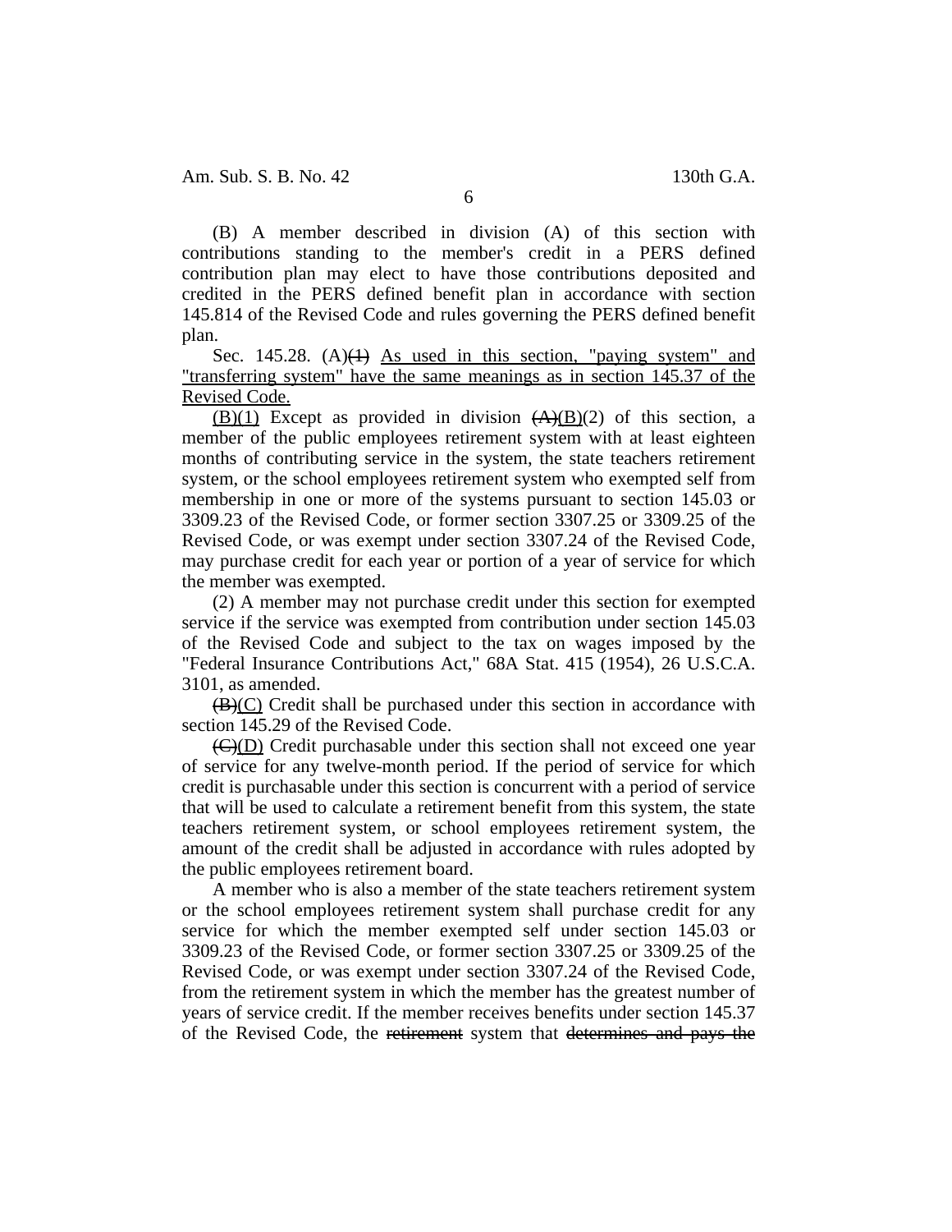(B) A member described in division (A) of this section with contributions standing to the member's credit in a PERS defined contribution plan may elect to have those contributions deposited and credited in the PERS defined benefit plan in accordance with section 145.814 of the Revised Code and rules governing the PERS defined benefit plan.

Sec. 145.28. (A)~~(1)~~ <u>As used in this section, "paying system" and "transferring system" have the same meanings as in section 145.37 of the Revised Code.</u>

<u>(B)(1)</u> Except as provided in division ~~(A)~~<u>(B)</u>(2) of this section, a member of the public employees retirement system with at least eighteen months of contributing service in the system, the state teachers retirement system, or the school employees retirement system who exempted self from membership in one or more of the systems pursuant to section 145.03 or 3309.23 of the Revised Code, or former section 3307.25 or 3309.25 of the Revised Code, or was exempt under section 3307.24 of the Revised Code, may purchase credit for each year or portion of a year of service for which the member was exempted.

(2) A member may not purchase credit under this section for exempted service if the service was exempted from contribution under section 145.03 of the Revised Code and subject to the tax on wages imposed by the "Federal Insurance Contributions Act," 68A Stat. 415 (1954), 26 U.S.C.A. 3101, as amended.

~~(B)~~<u>(C)</u> Credit shall be purchased under this section in accordance with section 145.29 of the Revised Code.

~~(C)~~<u>(D)</u> Credit purchasable under this section shall not exceed one year of service for any twelve-month period. If the period of service for which credit is purchasable under this section is concurrent with a period of service that will be used to calculate a retirement benefit from this system, the state teachers retirement system, or school employees retirement system, the amount of the credit shall be adjusted in accordance with rules adopted by the public employees retirement board.

A member who is also a member of the state teachers retirement system or the school employees retirement system shall purchase credit for any service for which the member exempted self under section 145.03 or 3309.23 of the Revised Code, or former section 3307.25 or 3309.25 of the Revised Code, or was exempt under section 3307.24 of the Revised Code, from the retirement system in which the member has the greatest number of years of service credit. If the member receives benefits under section 145.37 of the Revised Code, the ~~retirement~~ system that ~~determines and pays the~~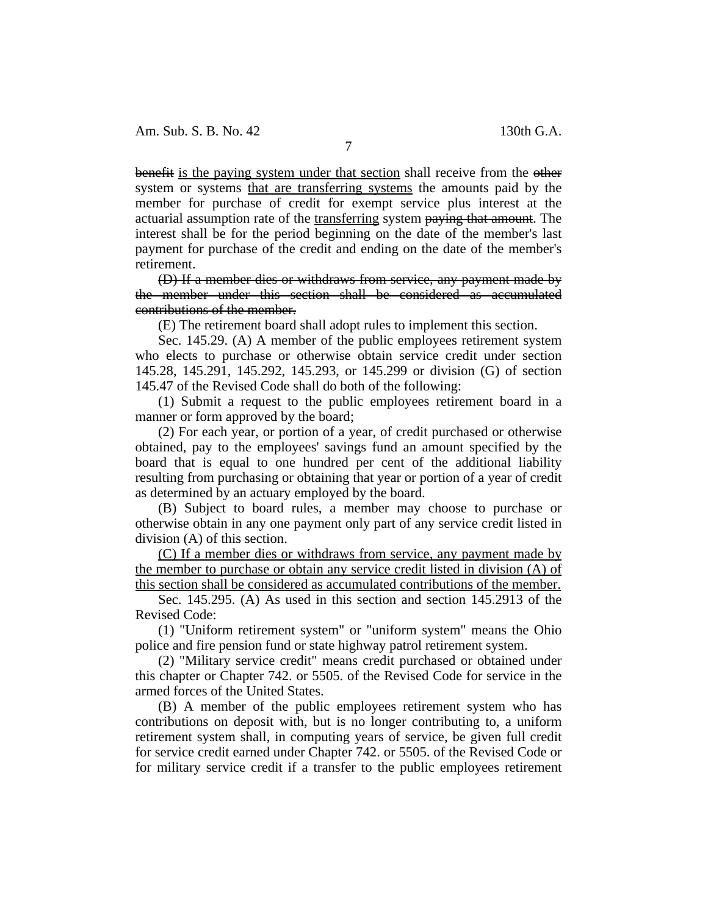~~benefit~~ <u>is the paying system under that section</u> shall receive from the ~~other~~ system or systems <u>that are transferring systems</u> the amounts paid by the member for purchase of credit for exempt service plus interest at the actuarial assumption rate of the <u>transferring</u> system ~~paying that amount~~. The interest shall be for the period beginning on the date of the member's last payment for purchase of the credit and ending on the date of the member's retirement.

~~(D) If a member dies or withdraws from service, any payment made by the member under this section shall be considered as accumulated contributions of the member.~~

(E) The retirement board shall adopt rules to implement this section.

Sec. 145.29. (A) A member of the public employees retirement system who elects to purchase or otherwise obtain service credit under section 145.28, 145.291, 145.292, 145.293, or 145.299 or division (G) of section 145.47 of the Revised Code shall do both of the following:

(1) Submit a request to the public employees retirement board in a manner or form approved by the board;

(2) For each year, or portion of a year, of credit purchased or otherwise obtained, pay to the employees' savings fund an amount specified by the board that is equal to one hundred per cent of the additional liability resulting from purchasing or obtaining that year or portion of a year of credit as determined by an actuary employed by the board.

(B) Subject to board rules, a member may choose to purchase or otherwise obtain in any one payment only part of any service credit listed in division (A) of this section.

<u>(C) If a member dies or withdraws from service, any payment made by the member to purchase or obtain any service credit listed in division (A) of this section shall be considered as accumulated contributions of the member.</u>

Sec. 145.295. (A) As used in this section and section 145.2913 of the Revised Code:

(1) "Uniform retirement system" or "uniform system" means the Ohio police and fire pension fund or state highway patrol retirement system.

(2) "Military service credit" means credit purchased or obtained under this chapter or Chapter 742. or 5505. of the Revised Code for service in the armed forces of the United States.

(B) A member of the public employees retirement system who has contributions on deposit with, but is no longer contributing to, a uniform retirement system shall, in computing years of service, be given full credit for service credit earned under Chapter 742. or 5505. of the Revised Code or for military service credit if a transfer to the public employees retirement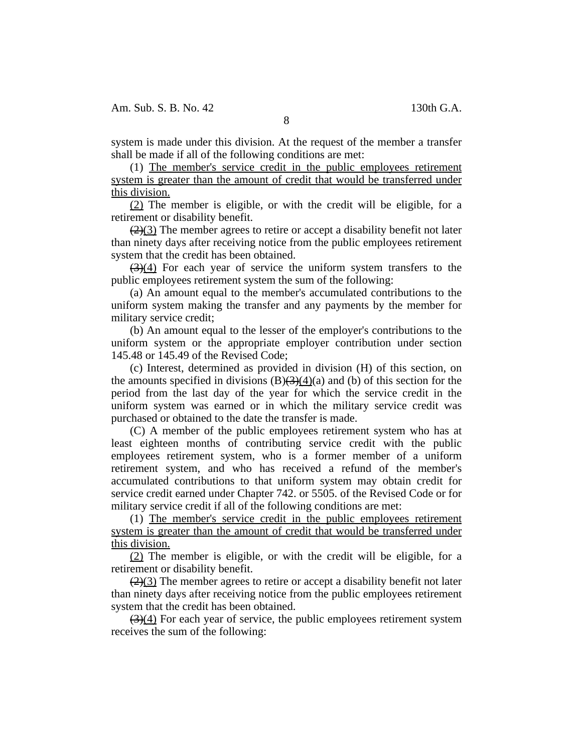system is made under this division. At the request of the member a transfer shall be made if all of the following conditions are met:

(1) <u>The member's service credit in the public employees retirement system is greater than the amount of credit that would be transferred under this division.</u>

<u>(2)</u> The member is eligible, or with the credit will be eligible, for a retirement or disability benefit.

~~(2)~~<u>(3)</u> The member agrees to retire or accept a disability benefit not later than ninety days after receiving notice from the public employees retirement system that the credit has been obtained.

~~(3)~~<u>(4)</u> For each year of service the uniform system transfers to the public employees retirement system the sum of the following:

(a) An amount equal to the member's accumulated contributions to the uniform system making the transfer and any payments by the member for military service credit;

(b) An amount equal to the lesser of the employer's contributions to the uniform system or the appropriate employer contribution under section 145.48 or 145.49 of the Revised Code;

(c) Interest, determined as provided in division (H) of this section, on the amounts specified in divisions (B)~~(3)~~<u>(4)</u>(a) and (b) of this section for the period from the last day of the year for which the service credit in the uniform system was earned or in which the military service credit was purchased or obtained to the date the transfer is made.

(C) A member of the public employees retirement system who has at least eighteen months of contributing service credit with the public employees retirement system, who is a former member of a uniform retirement system, and who has received a refund of the member's accumulated contributions to that uniform system may obtain credit for service credit earned under Chapter 742. or 5505. of the Revised Code or for military service credit if all of the following conditions are met:

(1) <u>The member's service credit in the public employees retirement system is greater than the amount of credit that would be transferred under this division.</u>

<u>(2)</u> The member is eligible, or with the credit will be eligible, for a retirement or disability benefit.

~~(2)~~<u>(3)</u> The member agrees to retire or accept a disability benefit not later than ninety days after receiving notice from the public employees retirement system that the credit has been obtained.

~~(3)~~<u>(4)</u> For each year of service, the public employees retirement system receives the sum of the following: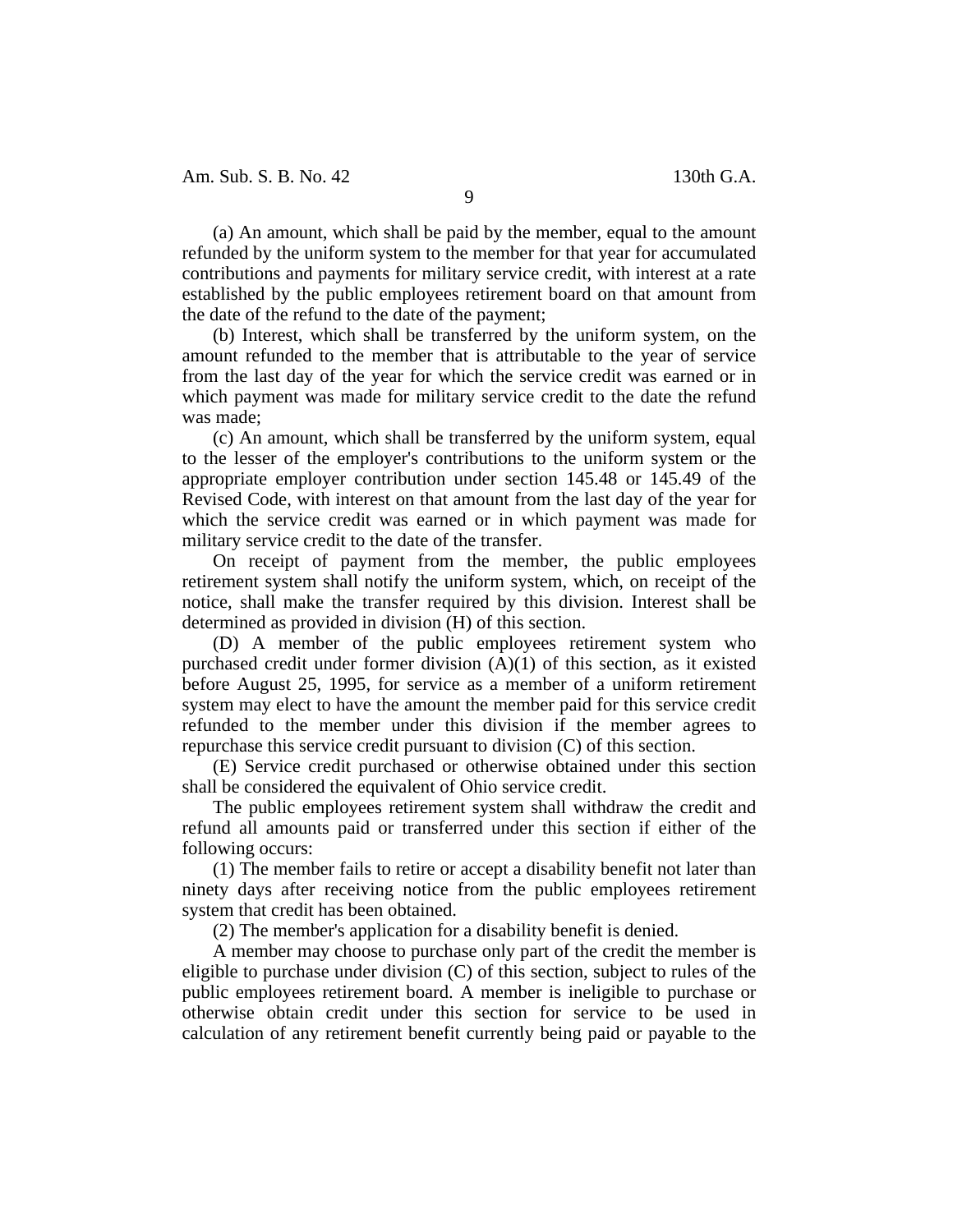(a) An amount, which shall be paid by the member, equal to the amount refunded by the uniform system to the member for that year for accumulated contributions and payments for military service credit, with interest at a rate established by the public employees retirement board on that amount from the date of the refund to the date of the payment;

(b) Interest, which shall be transferred by the uniform system, on the amount refunded to the member that is attributable to the year of service from the last day of the year for which the service credit was earned or in which payment was made for military service credit to the date the refund was made;

(c) An amount, which shall be transferred by the uniform system, equal to the lesser of the employer's contributions to the uniform system or the appropriate employer contribution under section 145.48 or 145.49 of the Revised Code, with interest on that amount from the last day of the year for which the service credit was earned or in which payment was made for military service credit to the date of the transfer.

On receipt of payment from the member, the public employees retirement system shall notify the uniform system, which, on receipt of the notice, shall make the transfer required by this division. Interest shall be determined as provided in division (H) of this section.

(D) A member of the public employees retirement system who purchased credit under former division (A)(1) of this section, as it existed before August 25, 1995, for service as a member of a uniform retirement system may elect to have the amount the member paid for this service credit refunded to the member under this division if the member agrees to repurchase this service credit pursuant to division (C) of this section.

(E) Service credit purchased or otherwise obtained under this section shall be considered the equivalent of Ohio service credit.

The public employees retirement system shall withdraw the credit and refund all amounts paid or transferred under this section if either of the following occurs:

(1) The member fails to retire or accept a disability benefit not later than ninety days after receiving notice from the public employees retirement system that credit has been obtained.

(2) The member's application for a disability benefit is denied.

A member may choose to purchase only part of the credit the member is eligible to purchase under division (C) of this section, subject to rules of the public employees retirement board. A member is ineligible to purchase or otherwise obtain credit under this section for service to be used in calculation of any retirement benefit currently being paid or payable to the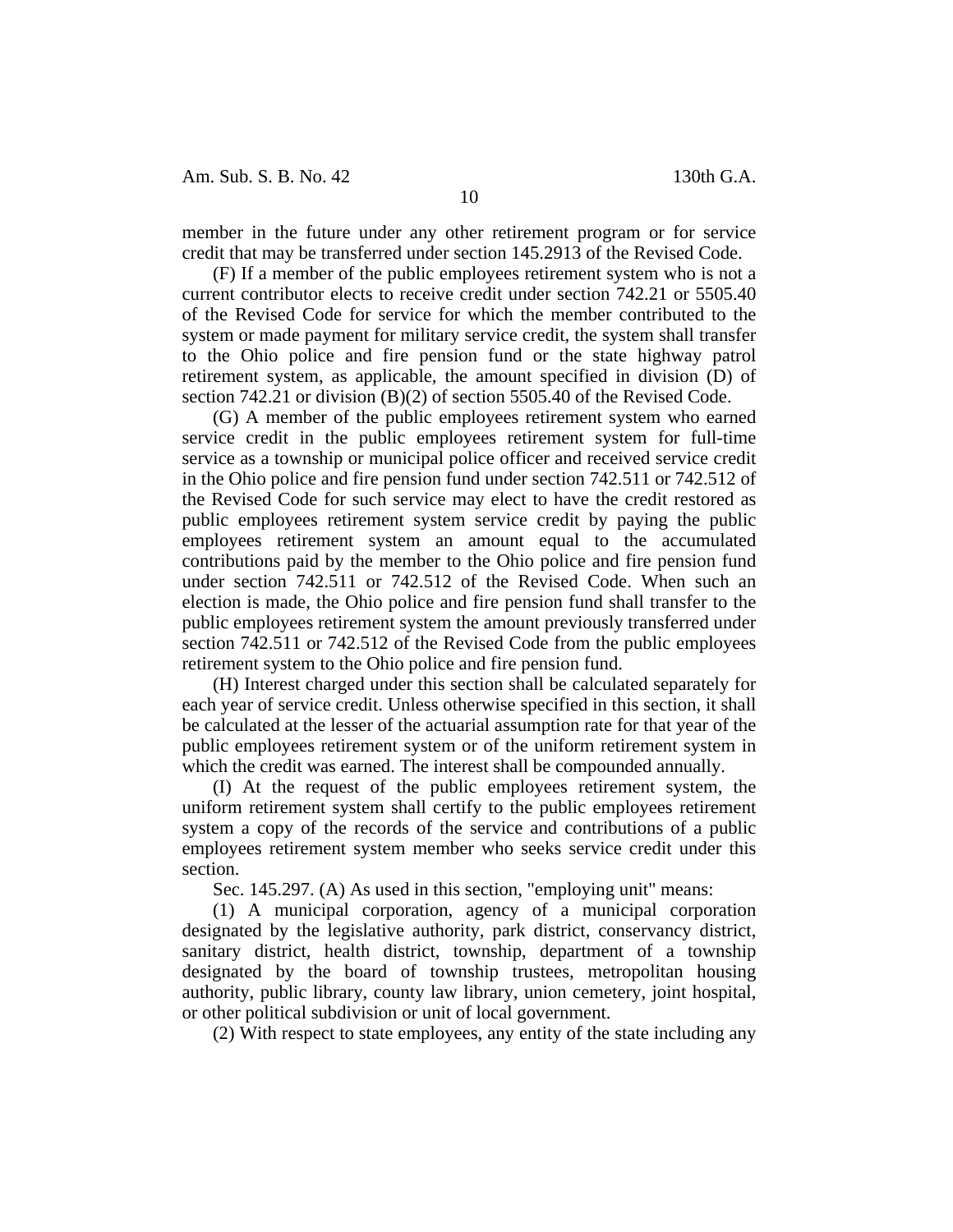member in the future under any other retirement program or for service credit that may be transferred under section 145.2913 of the Revised Code.

(F) If a member of the public employees retirement system who is not a current contributor elects to receive credit under section 742.21 or 5505.40 of the Revised Code for service for which the member contributed to the system or made payment for military service credit, the system shall transfer to the Ohio police and fire pension fund or the state highway patrol retirement system, as applicable, the amount specified in division (D) of section 742.21 or division (B)(2) of section 5505.40 of the Revised Code.

(G) A member of the public employees retirement system who earned service credit in the public employees retirement system for full-time service as a township or municipal police officer and received service credit in the Ohio police and fire pension fund under section 742.511 or 742.512 of the Revised Code for such service may elect to have the credit restored as public employees retirement system service credit by paying the public employees retirement system an amount equal to the accumulated contributions paid by the member to the Ohio police and fire pension fund under section 742.511 or 742.512 of the Revised Code. When such an election is made, the Ohio police and fire pension fund shall transfer to the public employees retirement system the amount previously transferred under section 742.511 or 742.512 of the Revised Code from the public employees retirement system to the Ohio police and fire pension fund.

(H) Interest charged under this section shall be calculated separately for each year of service credit. Unless otherwise specified in this section, it shall be calculated at the lesser of the actuarial assumption rate for that year of the public employees retirement system or of the uniform retirement system in which the credit was earned. The interest shall be compounded annually.

(I) At the request of the public employees retirement system, the uniform retirement system shall certify to the public employees retirement system a copy of the records of the service and contributions of a public employees retirement system member who seeks service credit under this section.

Sec. 145.297. (A) As used in this section, "employing unit" means:

(1) A municipal corporation, agency of a municipal corporation designated by the legislative authority, park district, conservancy district, sanitary district, health district, township, department of a township designated by the board of township trustees, metropolitan housing authority, public library, county law library, union cemetery, joint hospital, or other political subdivision or unit of local government.

(2) With respect to state employees, any entity of the state including any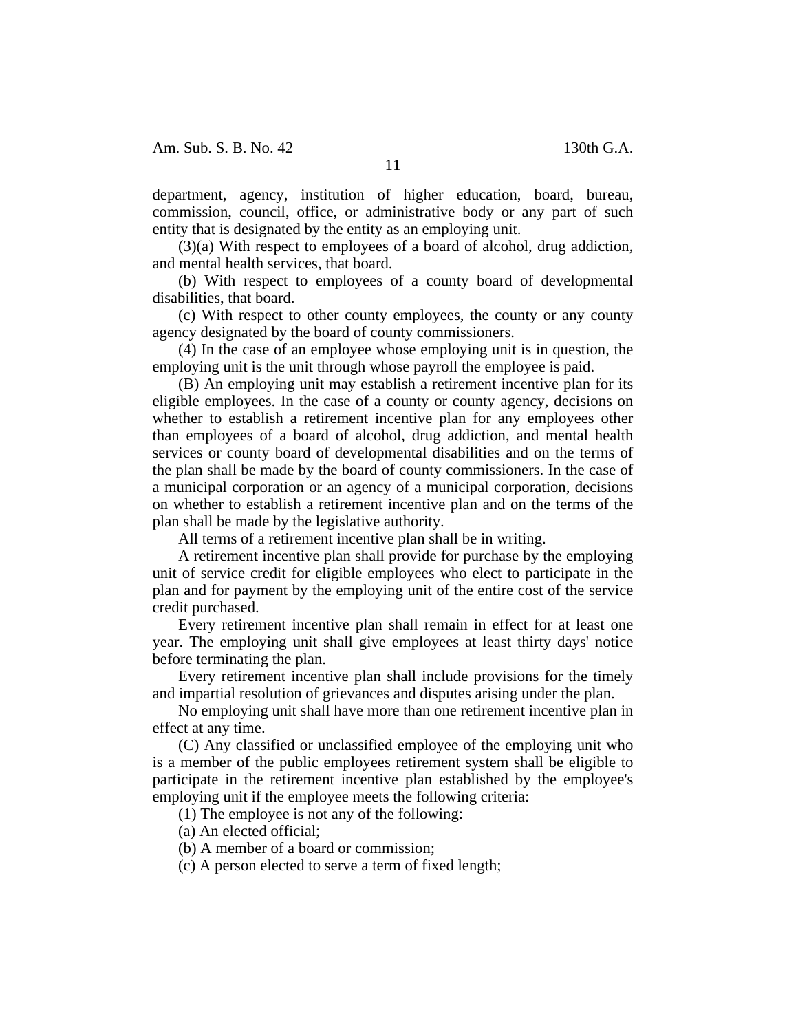department, agency, institution of higher education, board, bureau, commission, council, office, or administrative body or any part of such entity that is designated by the entity as an employing unit.

(3)(a) With respect to employees of a board of alcohol, drug addiction, and mental health services, that board.

(b) With respect to employees of a county board of developmental disabilities, that board.

(c) With respect to other county employees, the county or any county agency designated by the board of county commissioners.

(4) In the case of an employee whose employing unit is in question, the employing unit is the unit through whose payroll the employee is paid.

(B) An employing unit may establish a retirement incentive plan for its eligible employees. In the case of a county or county agency, decisions on whether to establish a retirement incentive plan for any employees other than employees of a board of alcohol, drug addiction, and mental health services or county board of developmental disabilities and on the terms of the plan shall be made by the board of county commissioners. In the case of a municipal corporation or an agency of a municipal corporation, decisions on whether to establish a retirement incentive plan and on the terms of the plan shall be made by the legislative authority.

All terms of a retirement incentive plan shall be in writing.

A retirement incentive plan shall provide for purchase by the employing unit of service credit for eligible employees who elect to participate in the plan and for payment by the employing unit of the entire cost of the service credit purchased.

Every retirement incentive plan shall remain in effect for at least one year. The employing unit shall give employees at least thirty days' notice before terminating the plan.

Every retirement incentive plan shall include provisions for the timely and impartial resolution of grievances and disputes arising under the plan.

No employing unit shall have more than one retirement incentive plan in effect at any time.

(C) Any classified or unclassified employee of the employing unit who is a member of the public employees retirement system shall be eligible to participate in the retirement incentive plan established by the employee's employing unit if the employee meets the following criteria:

(1) The employee is not any of the following:

(a) An elected official;

(b) A member of a board or commission;

(c) A person elected to serve a term of fixed length;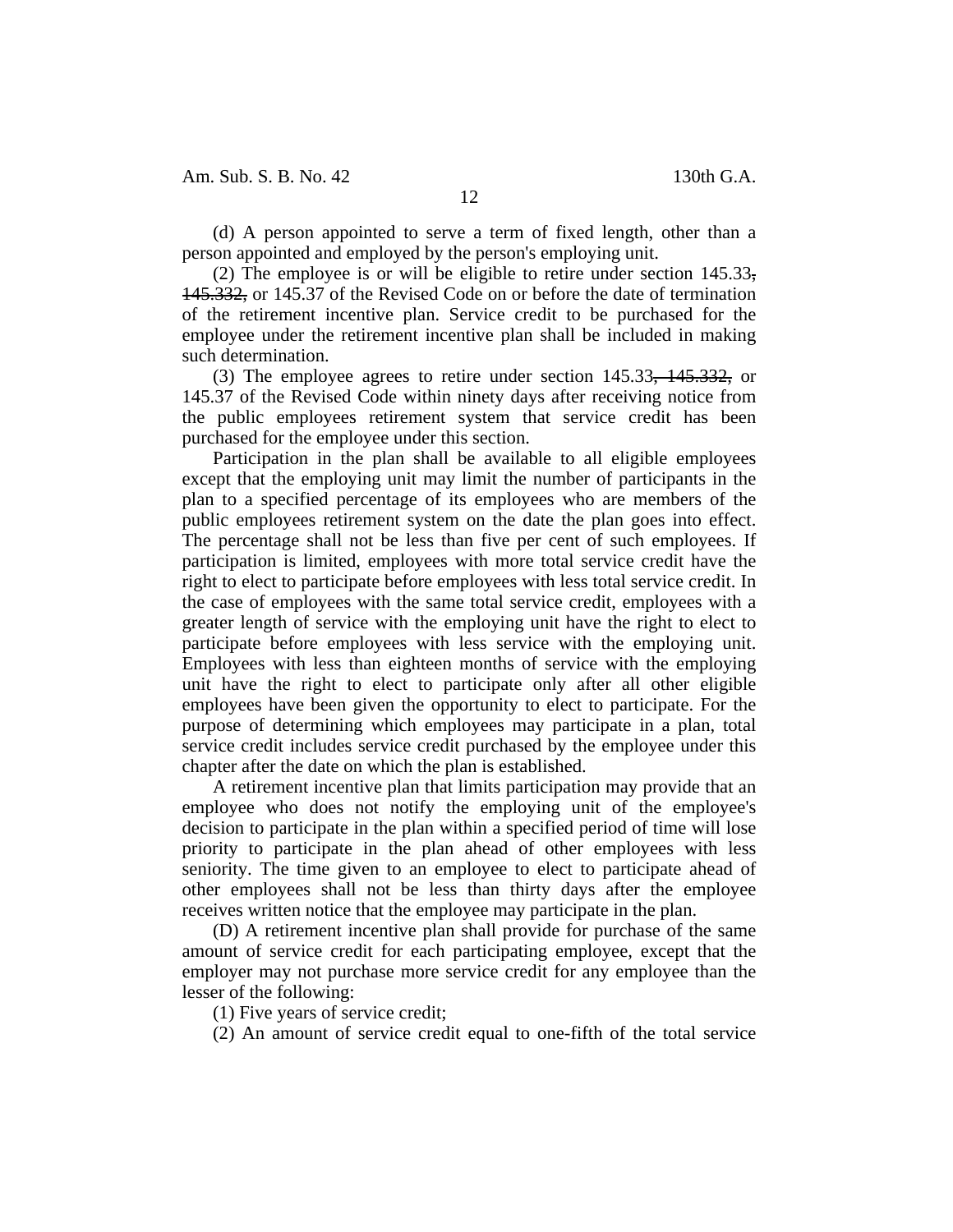(d) A person appointed to serve a term of fixed length, other than a person appointed and employed by the person's employing unit.

(2) The employee is or will be eligible to retire under section 145.33~~, 145.332,~~ or 145.37 of the Revised Code on or before the date of termination of the retirement incentive plan. Service credit to be purchased for the employee under the retirement incentive plan shall be included in making such determination.

(3) The employee agrees to retire under section 145.33~~, 145.332,~~ or 145.37 of the Revised Code within ninety days after receiving notice from the public employees retirement system that service credit has been purchased for the employee under this section.

Participation in the plan shall be available to all eligible employees except that the employing unit may limit the number of participants in the plan to a specified percentage of its employees who are members of the public employees retirement system on the date the plan goes into effect. The percentage shall not be less than five per cent of such employees. If participation is limited, employees with more total service credit have the right to elect to participate before employees with less total service credit. In the case of employees with the same total service credit, employees with a greater length of service with the employing unit have the right to elect to participate before employees with less service with the employing unit. Employees with less than eighteen months of service with the employing unit have the right to elect to participate only after all other eligible employees have been given the opportunity to elect to participate. For the purpose of determining which employees may participate in a plan, total service credit includes service credit purchased by the employee under this chapter after the date on which the plan is established.

A retirement incentive plan that limits participation may provide that an employee who does not notify the employing unit of the employee's decision to participate in the plan within a specified period of time will lose priority to participate in the plan ahead of other employees with less seniority. The time given to an employee to elect to participate ahead of other employees shall not be less than thirty days after the employee receives written notice that the employee may participate in the plan.

(D) A retirement incentive plan shall provide for purchase of the same amount of service credit for each participating employee, except that the employer may not purchase more service credit for any employee than the lesser of the following:

(1) Five years of service credit;

(2) An amount of service credit equal to one-fifth of the total service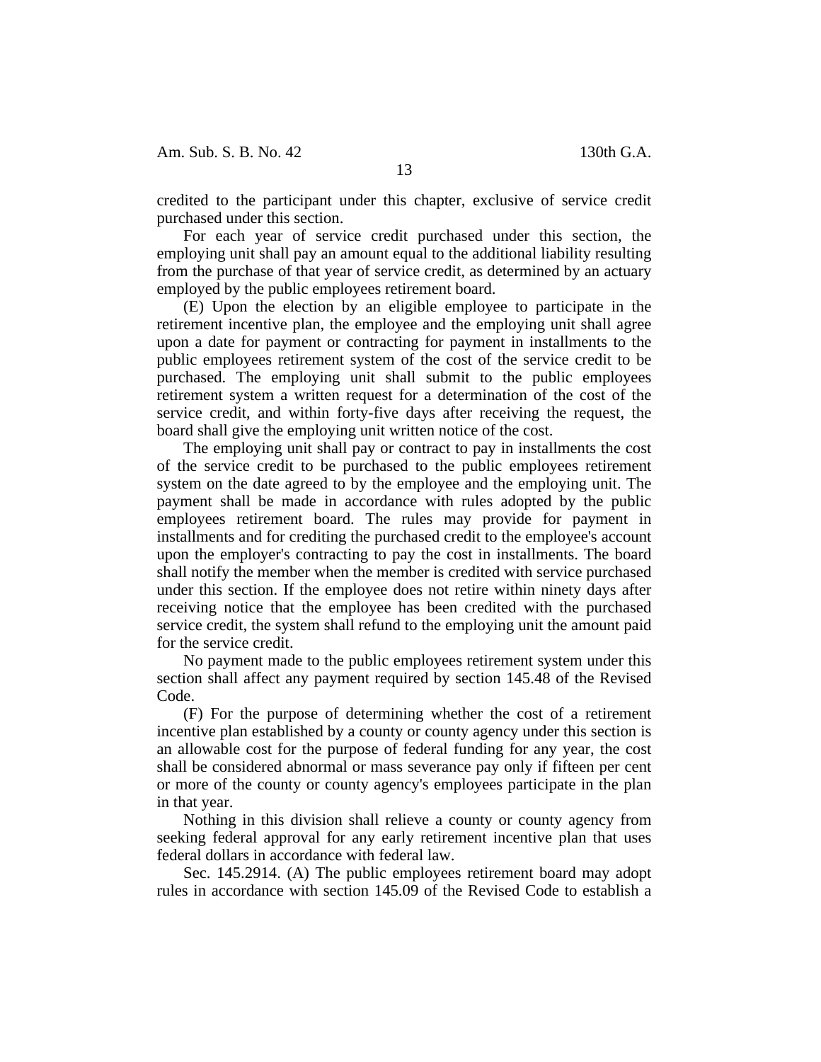credited to the participant under this chapter, exclusive of service credit purchased under this section.

For each year of service credit purchased under this section, the employing unit shall pay an amount equal to the additional liability resulting from the purchase of that year of service credit, as determined by an actuary employed by the public employees retirement board.

(E) Upon the election by an eligible employee to participate in the retirement incentive plan, the employee and the employing unit shall agree upon a date for payment or contracting for payment in installments to the public employees retirement system of the cost of the service credit to be purchased. The employing unit shall submit to the public employees retirement system a written request for a determination of the cost of the service credit, and within forty-five days after receiving the request, the board shall give the employing unit written notice of the cost.

The employing unit shall pay or contract to pay in installments the cost of the service credit to be purchased to the public employees retirement system on the date agreed to by the employee and the employing unit. The payment shall be made in accordance with rules adopted by the public employees retirement board. The rules may provide for payment in installments and for crediting the purchased credit to the employee's account upon the employer's contracting to pay the cost in installments. The board shall notify the member when the member is credited with service purchased under this section. If the employee does not retire within ninety days after receiving notice that the employee has been credited with the purchased service credit, the system shall refund to the employing unit the amount paid for the service credit.

No payment made to the public employees retirement system under this section shall affect any payment required by section 145.48 of the Revised Code.

(F) For the purpose of determining whether the cost of a retirement incentive plan established by a county or county agency under this section is an allowable cost for the purpose of federal funding for any year, the cost shall be considered abnormal or mass severance pay only if fifteen per cent or more of the county or county agency's employees participate in the plan in that year.

Nothing in this division shall relieve a county or county agency from seeking federal approval for any early retirement incentive plan that uses federal dollars in accordance with federal law.

Sec. 145.2914. (A) The public employees retirement board may adopt rules in accordance with section 145.09 of the Revised Code to establish a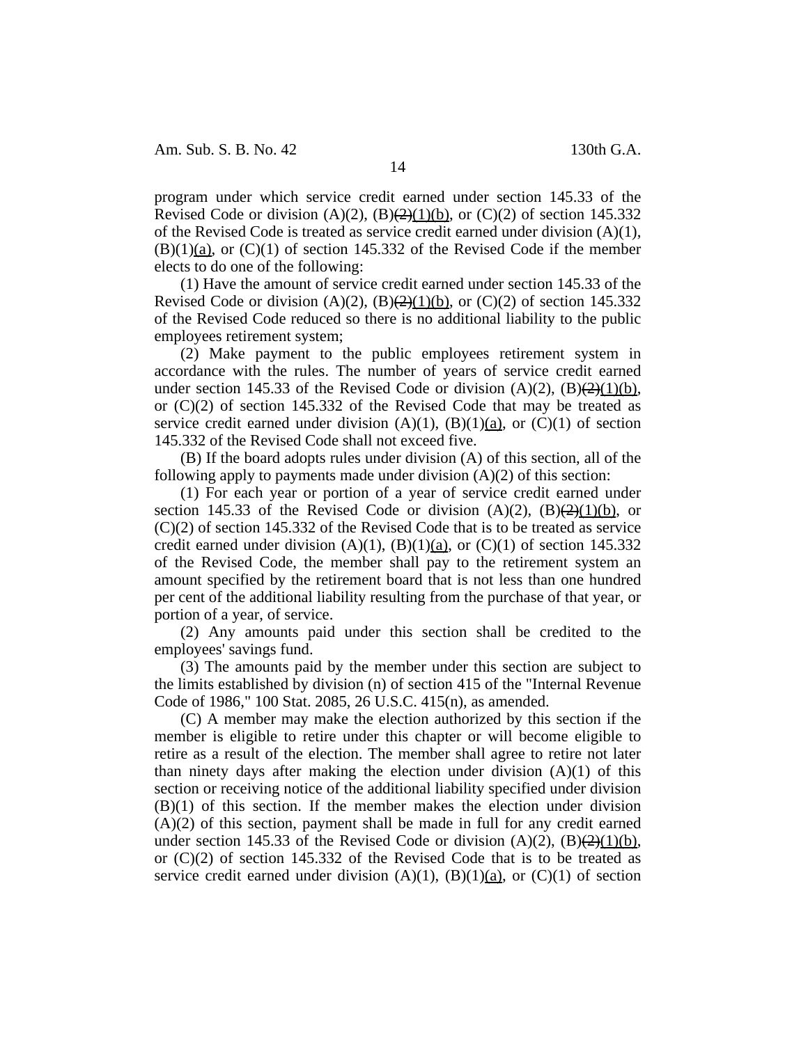program under which service credit earned under section 145.33 of the Revised Code or division (A)(2), (B)~~(2)~~<u>(1)(b)</u>, or (C)(2) of section 145.332 of the Revised Code is treated as service credit earned under division (A)(1), (B)(1)<u>(a)</u>, or (C)(1) of section 145.332 of the Revised Code if the member elects to do one of the following:

(1) Have the amount of service credit earned under section 145.33 of the Revised Code or division (A)(2), (B)~~(2)~~<u>(1)(b)</u>, or (C)(2) of section 145.332 of the Revised Code reduced so there is no additional liability to the public employees retirement system;

(2) Make payment to the public employees retirement system in accordance with the rules. The number of years of service credit earned under section 145.33 of the Revised Code or division (A)(2), (B)~~(2)~~<u>(1)(b)</u>, or (C)(2) of section 145.332 of the Revised Code that may be treated as service credit earned under division (A)(1), (B)(1)<u>(a)</u>, or (C)(1) of section 145.332 of the Revised Code shall not exceed five.

(B) If the board adopts rules under division (A) of this section, all of the following apply to payments made under division (A)(2) of this section:

(1) For each year or portion of a year of service credit earned under section 145.33 of the Revised Code or division (A)(2), (B)~~(2)~~<u>(1)(b)</u>, or (C)(2) of section 145.332 of the Revised Code that is to be treated as service credit earned under division (A)(1), (B)(1)<u>(a)</u>, or (C)(1) of section 145.332 of the Revised Code, the member shall pay to the retirement system an amount specified by the retirement board that is not less than one hundred per cent of the additional liability resulting from the purchase of that year, or portion of a year, of service.

(2) Any amounts paid under this section shall be credited to the employees' savings fund.

(3) The amounts paid by the member under this section are subject to the limits established by division (n) of section 415 of the "Internal Revenue Code of 1986," 100 Stat. 2085, 26 U.S.C. 415(n), as amended.

(C) A member may make the election authorized by this section if the member is eligible to retire under this chapter or will become eligible to retire as a result of the election. The member shall agree to retire not later than ninety days after making the election under division (A)(1) of this section or receiving notice of the additional liability specified under division (B)(1) of this section. If the member makes the election under division (A)(2) of this section, payment shall be made in full for any credit earned under section 145.33 of the Revised Code or division (A)(2), (B)~~(2)~~<u>(1)(b)</u>, or (C)(2) of section 145.332 of the Revised Code that is to be treated as service credit earned under division (A)(1), (B)(1)<u>(a)</u>, or (C)(1) of section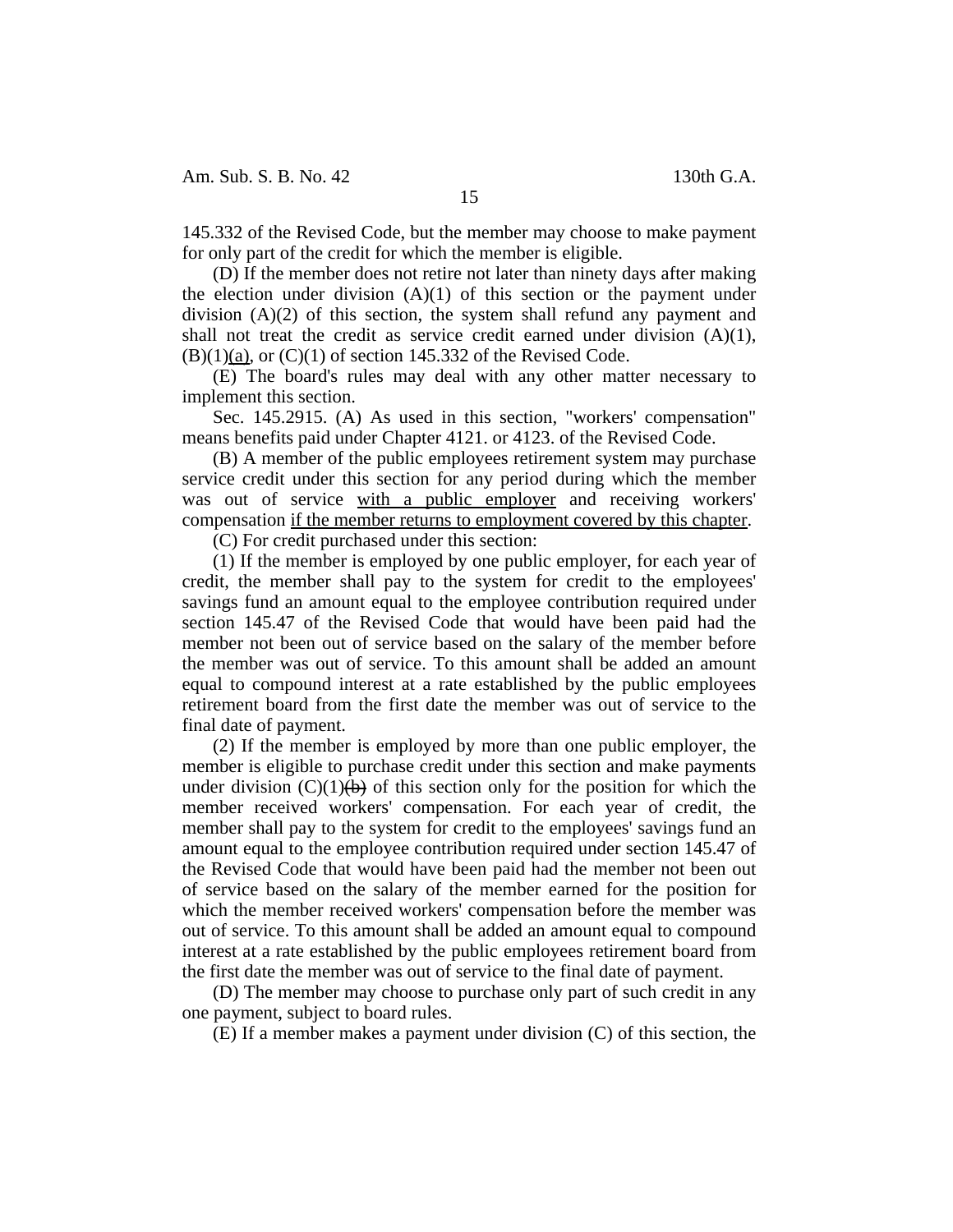145.332 of the Revised Code, but the member may choose to make payment for only part of the credit for which the member is eligible.

(D) If the member does not retire not later than ninety days after making the election under division (A)(1) of this section or the payment under division (A)(2) of this section, the system shall refund any payment and shall not treat the credit as service credit earned under division (A)(1), (B)(1)<u>(a)</u>, or (C)(1) of section 145.332 of the Revised Code.

(E) The board's rules may deal with any other matter necessary to implement this section.

Sec. 145.2915. (A) As used in this section, "workers' compensation" means benefits paid under Chapter 4121. or 4123. of the Revised Code.

(B) A member of the public employees retirement system may purchase service credit under this section for any period during which the member was out of service <u>with a public employer</u> and receiving workers' compensation <u>if the member returns to employment covered by this chapter</u>.

(C) For credit purchased under this section:

(1) If the member is employed by one public employer, for each year of credit, the member shall pay to the system for credit to the employees' savings fund an amount equal to the employee contribution required under section 145.47 of the Revised Code that would have been paid had the member not been out of service based on the salary of the member before the member was out of service. To this amount shall be added an amount equal to compound interest at a rate established by the public employees retirement board from the first date the member was out of service to the final date of payment.

(2) If the member is employed by more than one public employer, the member is eligible to purchase credit under this section and make payments under division (C)(1)~~(b)~~ of this section only for the position for which the member received workers' compensation. For each year of credit, the member shall pay to the system for credit to the employees' savings fund an amount equal to the employee contribution required under section 145.47 of the Revised Code that would have been paid had the member not been out of service based on the salary of the member earned for the position for which the member received workers' compensation before the member was out of service. To this amount shall be added an amount equal to compound interest at a rate established by the public employees retirement board from the first date the member was out of service to the final date of payment.

(D) The member may choose to purchase only part of such credit in any one payment, subject to board rules.

(E) If a member makes a payment under division (C) of this section, the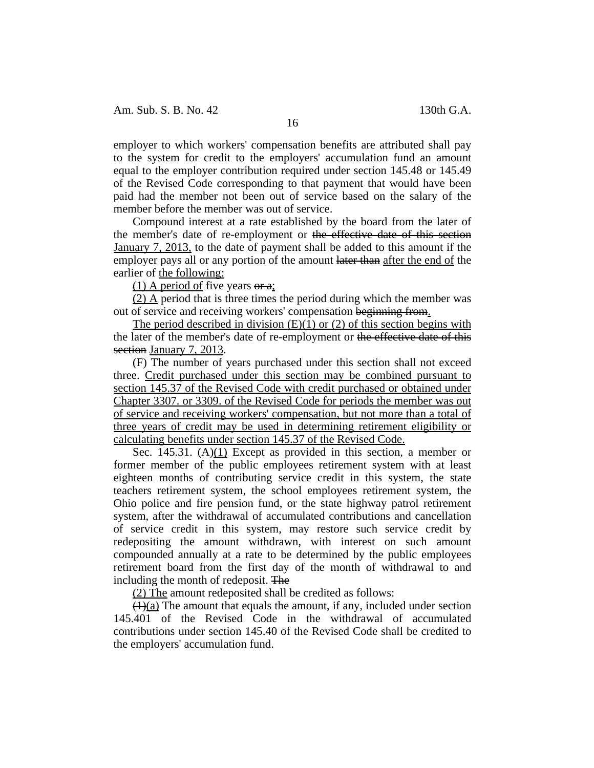employer to which workers' compensation benefits are attributed shall pay to the system for credit to the employers' accumulation fund an amount equal to the employer contribution required under section 145.48 or 145.49 of the Revised Code corresponding to that payment that would have been paid had the member not been out of service based on the salary of the member before the member was out of service.

Compound interest at a rate established by the board from the later of the member's date of re-employment or ~~the effective date of this section~~ January 7, 2013, to the date of payment shall be added to this amount if the employer pays all or any portion of the amount ~~later than~~ after the end of the earlier of the following:

(1) A period of five years ~~or a~~;

(2) A period that is three times the period during which the member was out of service and receiving workers' compensation ~~beginning from~~.

The period described in division (E)(1) or (2) of this section begins with the later of the member's date of re-employment or ~~the effective date of this section~~ January 7, 2013.

(F) The number of years purchased under this section shall not exceed three. Credit purchased under this section may be combined pursuant to section 145.37 of the Revised Code with credit purchased or obtained under Chapter 3307. or 3309. of the Revised Code for periods the member was out of service and receiving workers' compensation, but not more than a total of three years of credit may be used in determining retirement eligibility or calculating benefits under section 145.37 of the Revised Code.

Sec. 145.31. (A)(1) Except as provided in this section, a member or former member of the public employees retirement system with at least eighteen months of contributing service credit in this system, the state teachers retirement system, the school employees retirement system, the Ohio police and fire pension fund, or the state highway patrol retirement system, after the withdrawal of accumulated contributions and cancellation of service credit in this system, may restore such service credit by redepositing the amount withdrawn, with interest on such amount compounded annually at a rate to be determined by the public employees retirement board from the first day of the month of withdrawal to and including the month of redeposit. ~~The~~

(2) The amount redeposited shall be credited as follows:

~~(1)~~(a) The amount that equals the amount, if any, included under section 145.401 of the Revised Code in the withdrawal of accumulated contributions under section 145.40 of the Revised Code shall be credited to the employers' accumulation fund.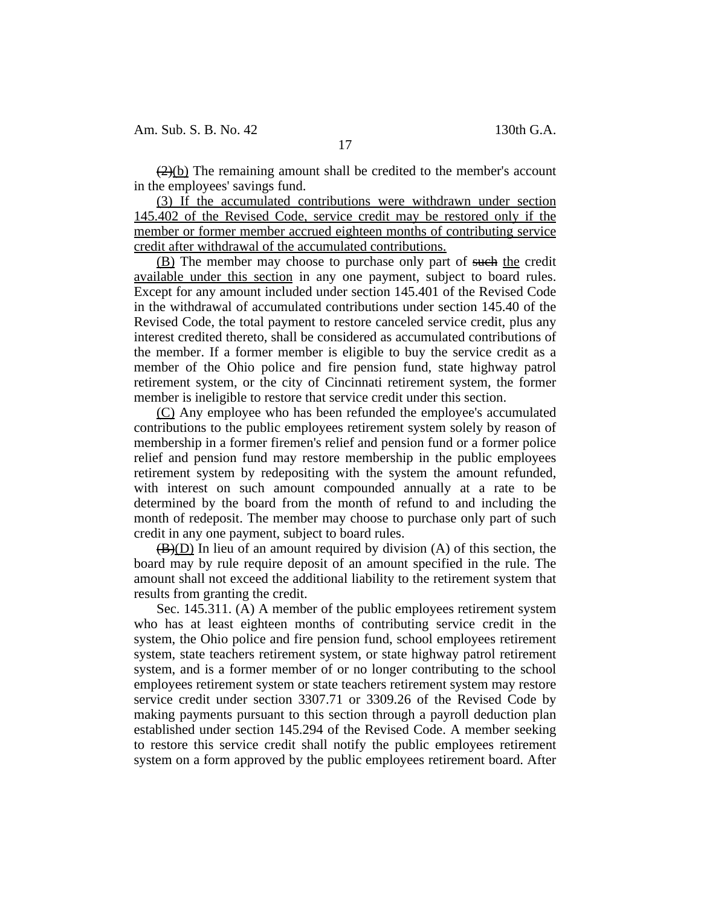~~(2)~~<u>(b)</u> The remaining amount shall be credited to the member's account in the employees' savings fund.

<u>(3) If the accumulated contributions were withdrawn under section 145.402 of the Revised Code, service credit may be restored only if the member or former member accrued eighteen months of contributing service credit after withdrawal of the accumulated contributions.</u>

<u>(B)</u> The member may choose to purchase only part of ~~such~~ <u>the</u> credit <u>available under this section</u> in any one payment, subject to board rules. Except for any amount included under section 145.401 of the Revised Code in the withdrawal of accumulated contributions under section 145.40 of the Revised Code, the total payment to restore canceled service credit, plus any interest credited thereto, shall be considered as accumulated contributions of the member. If a former member is eligible to buy the service credit as a member of the Ohio police and fire pension fund, state highway patrol retirement system, or the city of Cincinnati retirement system, the former member is ineligible to restore that service credit under this section.

<u>(C)</u> Any employee who has been refunded the employee's accumulated contributions to the public employees retirement system solely by reason of membership in a former firemen's relief and pension fund or a former police relief and pension fund may restore membership in the public employees retirement system by redepositing with the system the amount refunded, with interest on such amount compounded annually at a rate to be determined by the board from the month of refund to and including the month of redeposit. The member may choose to purchase only part of such credit in any one payment, subject to board rules.

~~(B)~~<u>(D)</u> In lieu of an amount required by division (A) of this section, the board may by rule require deposit of an amount specified in the rule. The amount shall not exceed the additional liability to the retirement system that results from granting the credit.

Sec. 145.311. (A) A member of the public employees retirement system who has at least eighteen months of contributing service credit in the system, the Ohio police and fire pension fund, school employees retirement system, state teachers retirement system, or state highway patrol retirement system, and is a former member of or no longer contributing to the school employees retirement system or state teachers retirement system may restore service credit under section 3307.71 or 3309.26 of the Revised Code by making payments pursuant to this section through a payroll deduction plan established under section 145.294 of the Revised Code. A member seeking to restore this service credit shall notify the public employees retirement system on a form approved by the public employees retirement board. After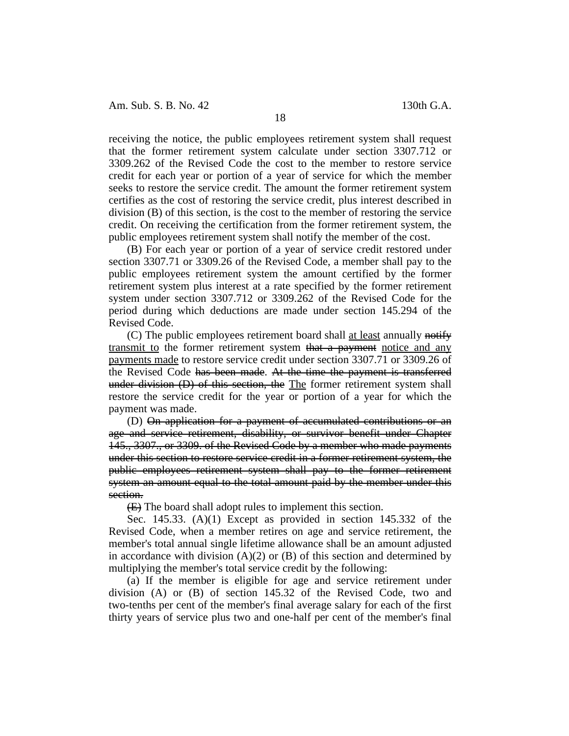receiving the notice, the public employees retirement system shall request that the former retirement system calculate under section 3307.712 or 3309.262 of the Revised Code the cost to the member to restore service credit for each year or portion of a year of service for which the member seeks to restore the service credit. The amount the former retirement system certifies as the cost of restoring the service credit, plus interest described in division (B) of this section, is the cost to the member of restoring the service credit. On receiving the certification from the former retirement system, the public employees retirement system shall notify the member of the cost.

(B) For each year or portion of a year of service credit restored under section 3307.71 or 3309.26 of the Revised Code, a member shall pay to the public employees retirement system the amount certified by the former retirement system plus interest at a rate specified by the former retirement system under section 3307.712 or 3309.262 of the Revised Code for the period during which deductions are made under section 145.294 of the Revised Code.

(C) The public employees retirement board shall <u>at least</u> annually ~~notify~~ <u>transmit to</u> the former retirement system ~~that a payment~~ <u>notice and any payments made</u> to restore service credit under section 3307.71 or 3309.26 of the Revised Code ~~has been made~~. ~~At the time the payment is transferred under division (D) of this section, the~~ <u>The</u> former retirement system shall restore the service credit for the year or portion of a year for which the payment was made.

(D) ~~On application for a payment of accumulated contributions or an age and service retirement, disability, or survivor benefit under Chapter 145., 3307., or 3309. of the Revised Code by a member who made payments under this section to restore service credit in a former retirement system, the public employees retirement system shall pay to the former retirement system an amount equal to the total amount paid by the member under this section.~~

~~(E)~~ The board shall adopt rules to implement this section.

Sec. 145.33. (A)(1) Except as provided in section 145.332 of the Revised Code, when a member retires on age and service retirement, the member's total annual single lifetime allowance shall be an amount adjusted in accordance with division (A)(2) or (B) of this section and determined by multiplying the member's total service credit by the following:

(a) If the member is eligible for age and service retirement under division (A) or (B) of section 145.32 of the Revised Code, two and two-tenths per cent of the member's final average salary for each of the first thirty years of service plus two and one-half per cent of the member's final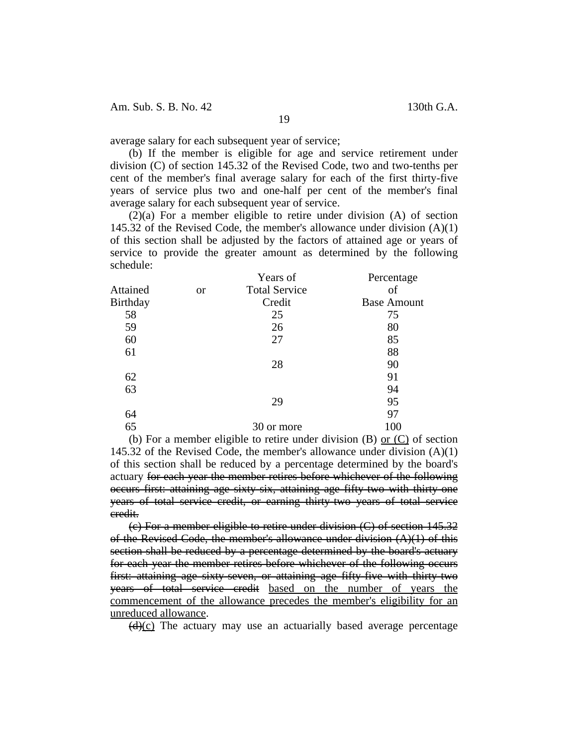average salary for each subsequent year of service;

(b) If the member is eligible for age and service retirement under division (C) of section 145.32 of the Revised Code, two and two-tenths per cent of the member's final average salary for each of the first thirty-five years of service plus two and one-half per cent of the member's final average salary for each subsequent year of service.

(2)(a) For a member eligible to retire under division (A) of section 145.32 of the Revised Code, the member's allowance under division (A)(1) of this section shall be adjusted by the factors of attained age or years of service to provide the greater amount as determined by the following schedule:

| Attained Birthday | or | Years of Total Service Credit | Percentage of Base Amount |
|---|---|---|---|
| 58 | | 25 | 75 |
| 59 | | 26 | 80 |
| 60 | | 27 | 85 |
| 61 | | | 88 |
| | | 28 | 90 |
| 62 | | | 91 |
| 63 | | | 94 |
| | | 29 | 95 |
| 64 | | | 97 |
| 65 | | 30 or more | 100 |

(b) For a member eligible to retire under division (B) or (C) of section 145.32 of the Revised Code, the member's allowance under division (A)(1) of this section shall be reduced by a percentage determined by the board's actuary ~~for each year the member retires before whichever of the following occurs first: attaining age sixty-six, attaining age fifty-two with thirty-one years of total service credit, or earning thirty-two years of total service credit.~~

~~(c) For a member eligible to retire under division (C) of section 145.32 of the Revised Code, the member's allowance under division (A)(1) of this section shall be reduced by a percentage determined by the board's actuary for each year the member retires before whichever of the following occurs first: attaining age sixty-seven, or attaining age fifty-five with thirty-two years of total service credit~~ based on the number of years the commencement of the allowance precedes the member's eligibility for an unreduced allowance.

~~(d)~~(c) The actuary may use an actuarially based average percentage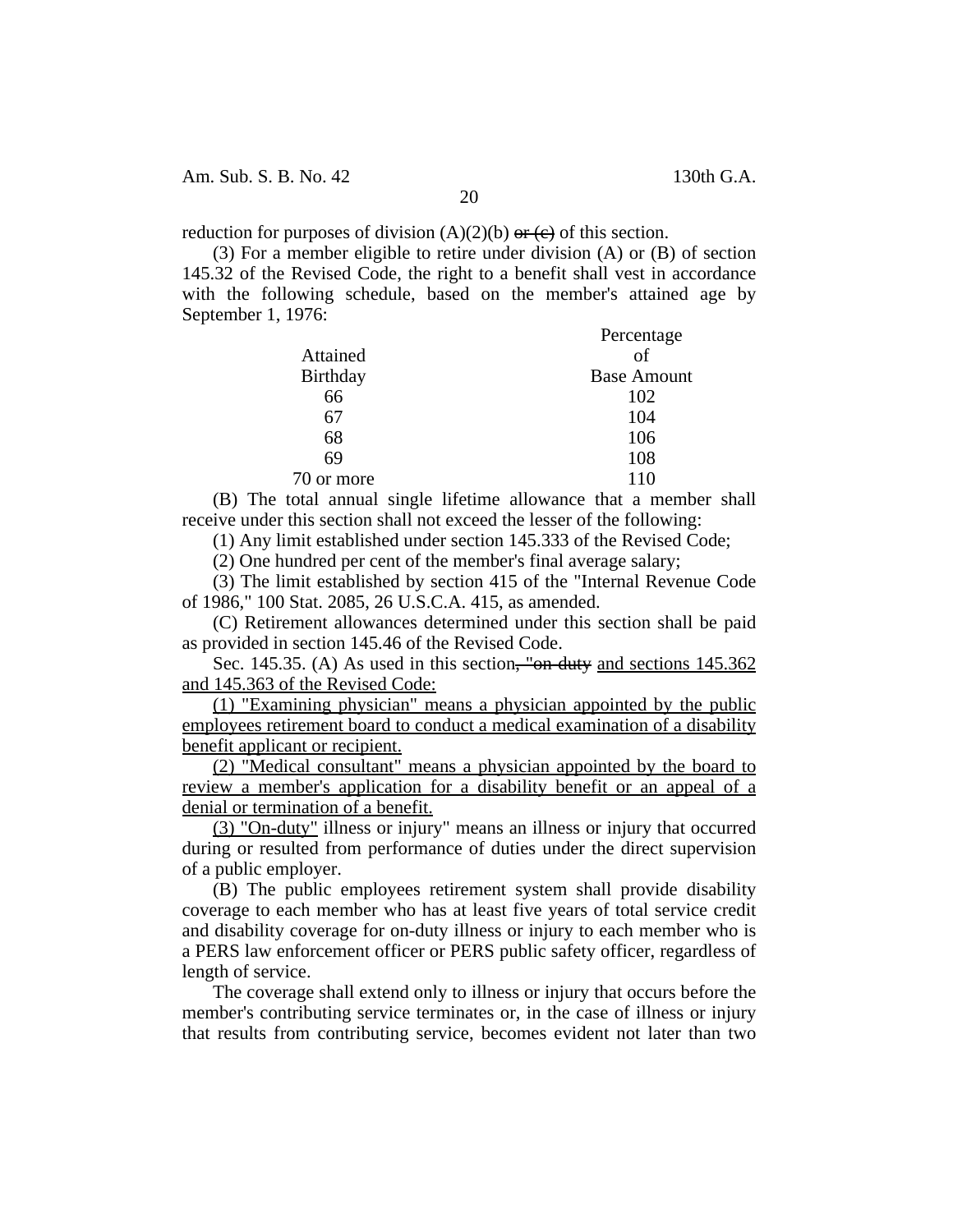reduction for purposes of division (A)(2)(b) ~~or (c)~~ of this section.

(3) For a member eligible to retire under division (A) or (B) of section 145.32 of the Revised Code, the right to a benefit shall vest in accordance with the following schedule, based on the member's attained age by September 1, 1976:

| Attained Birthday | Percentage of Base Amount |
|---|---|
| 66 | 102 |
| 67 | 104 |
| 68 | 106 |
| 69 | 108 |
| 70 or more | 110 |

(B) The total annual single lifetime allowance that a member shall receive under this section shall not exceed the lesser of the following:

(1) Any limit established under section 145.333 of the Revised Code;

(2) One hundred per cent of the member's final average salary;

(3) The limit established by section 415 of the "Internal Revenue Code of 1986," 100 Stat. 2085, 26 U.S.C.A. 415, as amended.

(C) Retirement allowances determined under this section shall be paid as provided in section 145.46 of the Revised Code.

Sec. 145.35. (A) As used in this section~~, "on-duty~~ <u>and sections 145.362 and 145.363 of the Revised Code:</u>

<u>(1) "Examining physician" means a physician appointed by the public employees retirement board to conduct a medical examination of a disability benefit applicant or recipient.</u>

<u>(2) "Medical consultant" means a physician appointed by the board to review a member's application for a disability benefit or an appeal of a denial or termination of a benefit.</u>

<u>(3) "On-duty"</u> illness or injury" means an illness or injury that occurred during or resulted from performance of duties under the direct supervision of a public employer.

(B) The public employees retirement system shall provide disability coverage to each member who has at least five years of total service credit and disability coverage for on-duty illness or injury to each member who is a PERS law enforcement officer or PERS public safety officer, regardless of length of service.

The coverage shall extend only to illness or injury that occurs before the member's contributing service terminates or, in the case of illness or injury that results from contributing service, becomes evident not later than two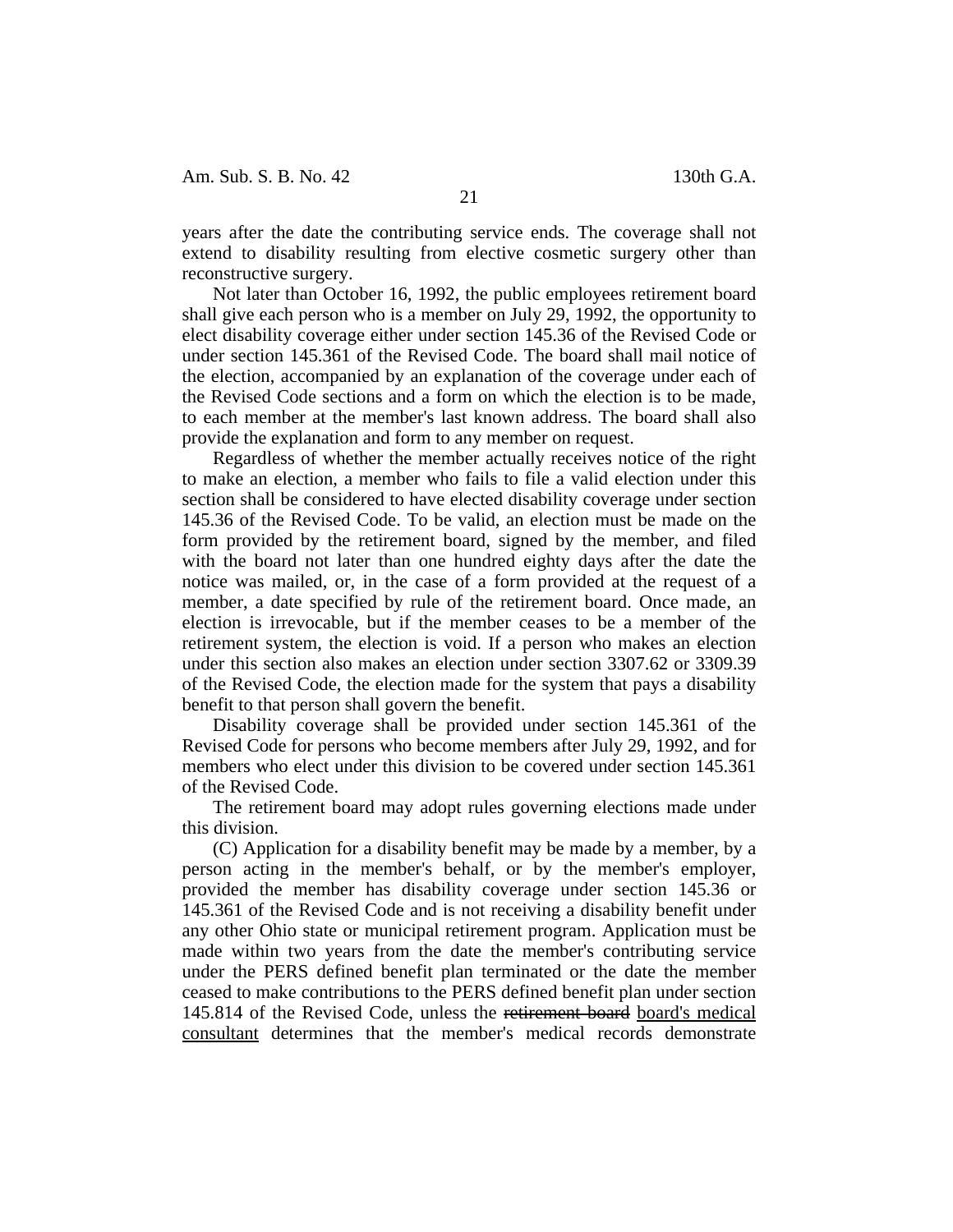years after the date the contributing service ends. The coverage shall not extend to disability resulting from elective cosmetic surgery other than reconstructive surgery.

Not later than October 16, 1992, the public employees retirement board shall give each person who is a member on July 29, 1992, the opportunity to elect disability coverage either under section 145.36 of the Revised Code or under section 145.361 of the Revised Code. The board shall mail notice of the election, accompanied by an explanation of the coverage under each of the Revised Code sections and a form on which the election is to be made, to each member at the member's last known address. The board shall also provide the explanation and form to any member on request.

Regardless of whether the member actually receives notice of the right to make an election, a member who fails to file a valid election under this section shall be considered to have elected disability coverage under section 145.36 of the Revised Code. To be valid, an election must be made on the form provided by the retirement board, signed by the member, and filed with the board not later than one hundred eighty days after the date the notice was mailed, or, in the case of a form provided at the request of a member, a date specified by rule of the retirement board. Once made, an election is irrevocable, but if the member ceases to be a member of the retirement system, the election is void. If a person who makes an election under this section also makes an election under section 3307.62 or 3309.39 of the Revised Code, the election made for the system that pays a disability benefit to that person shall govern the benefit.

Disability coverage shall be provided under section 145.361 of the Revised Code for persons who become members after July 29, 1992, and for members who elect under this division to be covered under section 145.361 of the Revised Code.

The retirement board may adopt rules governing elections made under this division.

(C) Application for a disability benefit may be made by a member, by a person acting in the member's behalf, or by the member's employer, provided the member has disability coverage under section 145.36 or 145.361 of the Revised Code and is not receiving a disability benefit under any other Ohio state or municipal retirement program. Application must be made within two years from the date the member's contributing service under the PERS defined benefit plan terminated or the date the member ceased to make contributions to the PERS defined benefit plan under section 145.814 of the Revised Code, unless the ~~retirement board~~ board's medical consultant determines that the member's medical records demonstrate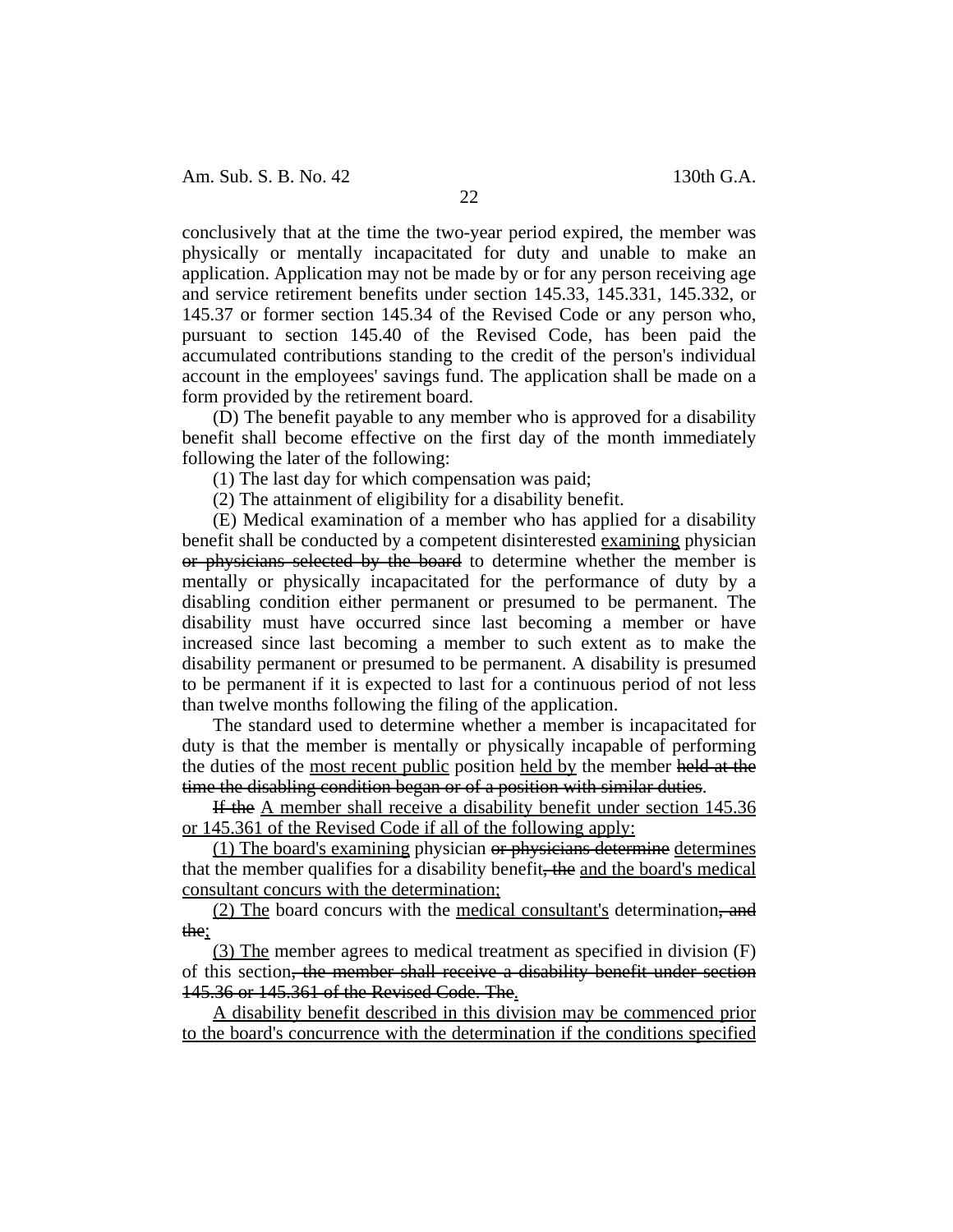conclusively that at the time the two-year period expired, the member was physically or mentally incapacitated for duty and unable to make an application. Application may not be made by or for any person receiving age and service retirement benefits under section 145.33, 145.331, 145.332, or 145.37 or former section 145.34 of the Revised Code or any person who, pursuant to section 145.40 of the Revised Code, has been paid the accumulated contributions standing to the credit of the person's individual account in the employees' savings fund. The application shall be made on a form provided by the retirement board.

(D) The benefit payable to any member who is approved for a disability benefit shall become effective on the first day of the month immediately following the later of the following:

(1) The last day for which compensation was paid;

(2) The attainment of eligibility for a disability benefit.

(E) Medical examination of a member who has applied for a disability benefit shall be conducted by a competent disinterested <u>examining</u> physician ~~or physicians selected by the board~~ to determine whether the member is mentally or physically incapacitated for the performance of duty by a disabling condition either permanent or presumed to be permanent. The disability must have occurred since last becoming a member or have increased since last becoming a member to such extent as to make the disability permanent or presumed to be permanent. A disability is presumed to be permanent if it is expected to last for a continuous period of not less than twelve months following the filing of the application.

The standard used to determine whether a member is incapacitated for duty is that the member is mentally or physically incapable of performing the duties of the <u>most recent public</u> position <u>held by</u> the member ~~held at the time the disabling condition began or of a position with similar duties~~.

~~If the~~ <u>A member shall receive a disability benefit under section 145.36 or 145.361 of the Revised Code if all of the following apply:</u>

<u>(1) The board's examining</u> physician ~~or physicians determine~~ <u>determines</u> that the member qualifies for a disability benefit~~, the~~ <u>and the board's medical consultant concurs with the determination;</u>

<u>(2) The</u> board concurs with the <u>medical consultant's</u> determination~~, and the~~<u>;</u>

<u>(3) The</u> member agrees to medical treatment as specified in division (F) of this section~~, the member shall receive a disability benefit under section 145.36 or 145.361 of the Revised Code. The~~<u>.</u>

<u>A disability benefit described in this division may be commenced prior to the board's concurrence with the determination if the conditions specified</u>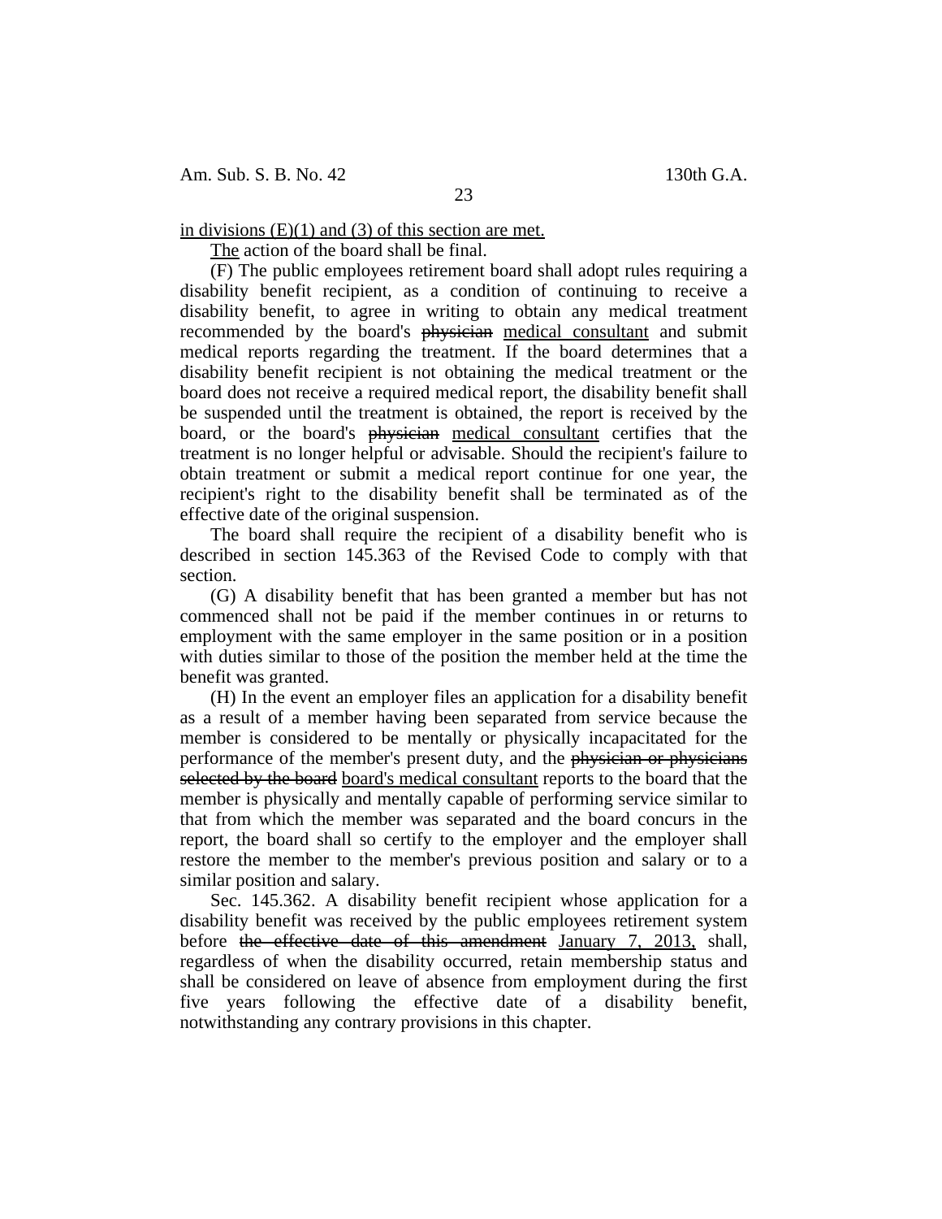in divisions (E)(1) and (3) of this section are met.

The action of the board shall be final.

(F) The public employees retirement board shall adopt rules requiring a disability benefit recipient, as a condition of continuing to receive a disability benefit, to agree in writing to obtain any medical treatment recommended by the board's ~~physician~~ medical consultant and submit medical reports regarding the treatment. If the board determines that a disability benefit recipient is not obtaining the medical treatment or the board does not receive a required medical report, the disability benefit shall be suspended until the treatment is obtained, the report is received by the board, or the board's ~~physician~~ medical consultant certifies that the treatment is no longer helpful or advisable. Should the recipient's failure to obtain treatment or submit a medical report continue for one year, the recipient's right to the disability benefit shall be terminated as of the effective date of the original suspension.

The board shall require the recipient of a disability benefit who is described in section 145.363 of the Revised Code to comply with that section.

(G) A disability benefit that has been granted a member but has not commenced shall not be paid if the member continues in or returns to employment with the same employer in the same position or in a position with duties similar to those of the position the member held at the time the benefit was granted.

(H) In the event an employer files an application for a disability benefit as a result of a member having been separated from service because the member is considered to be mentally or physically incapacitated for the performance of the member's present duty, and the ~~physician or physicians selected by the board~~ board's medical consultant reports to the board that the member is physically and mentally capable of performing service similar to that from which the member was separated and the board concurs in the report, the board shall so certify to the employer and the employer shall restore the member to the member's previous position and salary or to a similar position and salary.

Sec. 145.362. A disability benefit recipient whose application for a disability benefit was received by the public employees retirement system before ~~the effective date of this amendment~~ January 7, 2013, shall, regardless of when the disability occurred, retain membership status and shall be considered on leave of absence from employment during the first five years following the effective date of a disability benefit, notwithstanding any contrary provisions in this chapter.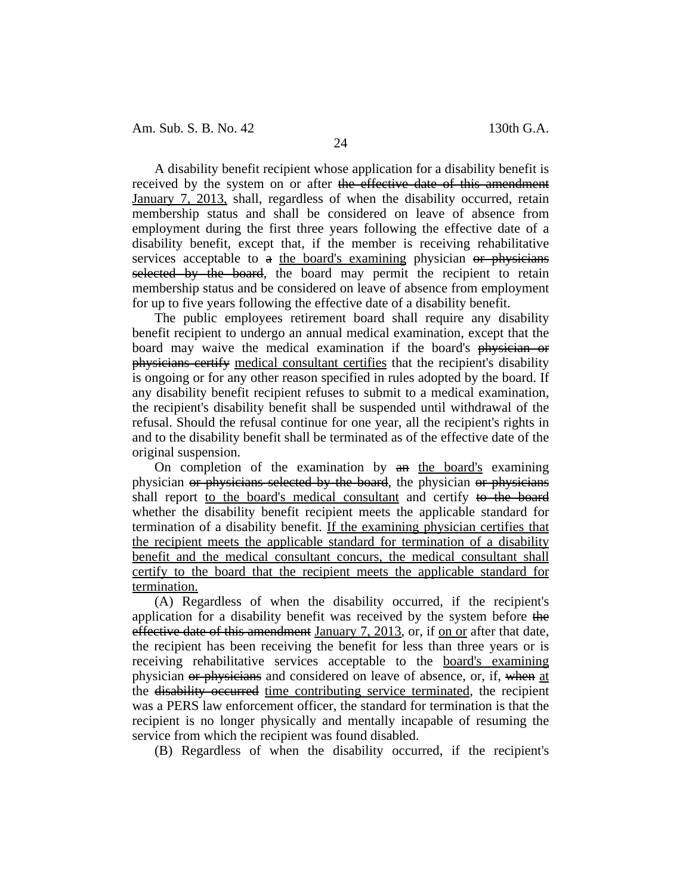A disability benefit recipient whose application for a disability benefit is received by the system on or after ~~the effective date of this amendment~~ <u>January 7, 2013,</u> shall, regardless of when the disability occurred, retain membership status and shall be considered on leave of absence from employment during the first three years following the effective date of a disability benefit, except that, if the member is receiving rehabilitative services acceptable to ~~a~~ <u>the board's examining</u> physician ~~or physicians selected by the board~~, the board may permit the recipient to retain membership status and be considered on leave of absence from employment for up to five years following the effective date of a disability benefit.

The public employees retirement board shall require any disability benefit recipient to undergo an annual medical examination, except that the board may waive the medical examination if the board's ~~physician or physicians certify~~ <u>medical consultant certifies</u> that the recipient's disability is ongoing or for any other reason specified in rules adopted by the board. If any disability benefit recipient refuses to submit to a medical examination, the recipient's disability benefit shall be suspended until withdrawal of the refusal. Should the refusal continue for one year, all the recipient's rights in and to the disability benefit shall be terminated as of the effective date of the original suspension.

On completion of the examination by ~~an~~ <u>the board's</u> examining physician ~~or physicians selected by the board~~, the physician ~~or physicians~~ shall report <u>to the board's medical consultant</u> and certify ~~to the board~~ whether the disability benefit recipient meets the applicable standard for termination of a disability benefit. <u>If the examining physician certifies that the recipient meets the applicable standard for termination of a disability benefit and the medical consultant concurs, the medical consultant shall certify to the board that the recipient meets the applicable standard for termination.</u>

(A) Regardless of when the disability occurred, if the recipient's application for a disability benefit was received by the system before ~~the effective date of this amendment~~ <u>January 7, 2013</u>, or, if <u>on or</u> after that date, the recipient has been receiving the benefit for less than three years or is receiving rehabilitative services acceptable to the <u>board's examining</u> physician ~~or physicians~~ and considered on leave of absence, or, if, ~~when~~ <u>at</u> the ~~disability occurred~~ <u>time contributing service terminated</u>, the recipient was a PERS law enforcement officer, the standard for termination is that the recipient is no longer physically and mentally incapable of resuming the service from which the recipient was found disabled.

(B) Regardless of when the disability occurred, if the recipient's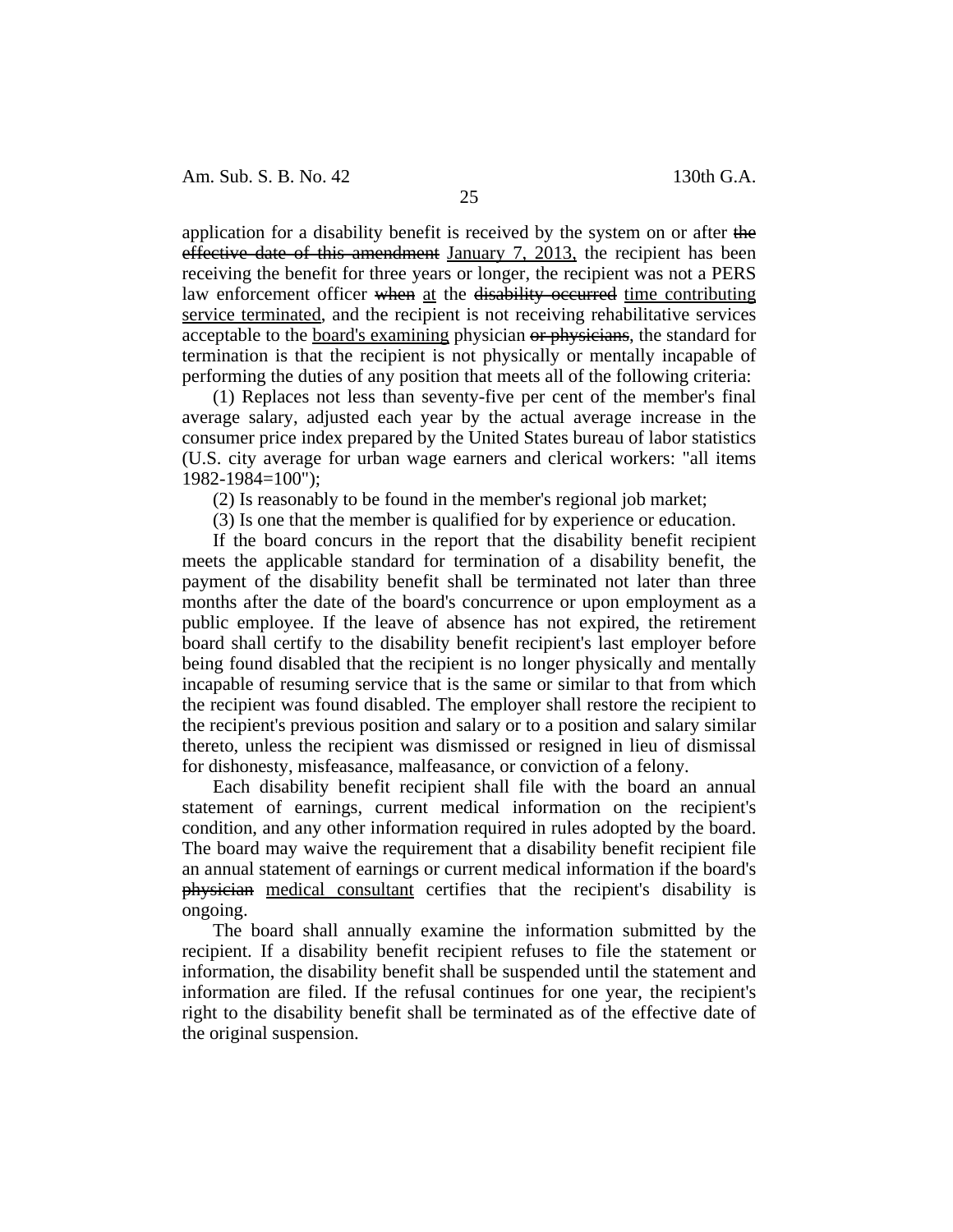application for a disability benefit is received by the system on or after ~~the effective date of this amendment~~ January 7, 2013, the recipient has been receiving the benefit for three years or longer, the recipient was not a PERS law enforcement officer ~~when~~ at the ~~disability occurred~~ time contributing service terminated, and the recipient is not receiving rehabilitative services acceptable to the board's examining physician ~~or physicians~~, the standard for termination is that the recipient is not physically or mentally incapable of performing the duties of any position that meets all of the following criteria:

(1) Replaces not less than seventy-five per cent of the member's final average salary, adjusted each year by the actual average increase in the consumer price index prepared by the United States bureau of labor statistics (U.S. city average for urban wage earners and clerical workers: "all items 1982-1984=100");

(2) Is reasonably to be found in the member's regional job market;

(3) Is one that the member is qualified for by experience or education.

If the board concurs in the report that the disability benefit recipient meets the applicable standard for termination of a disability benefit, the payment of the disability benefit shall be terminated not later than three months after the date of the board's concurrence or upon employment as a public employee. If the leave of absence has not expired, the retirement board shall certify to the disability benefit recipient's last employer before being found disabled that the recipient is no longer physically and mentally incapable of resuming service that is the same or similar to that from which the recipient was found disabled. The employer shall restore the recipient to the recipient's previous position and salary or to a position and salary similar thereto, unless the recipient was dismissed or resigned in lieu of dismissal for dishonesty, misfeasance, malfeasance, or conviction of a felony.

Each disability benefit recipient shall file with the board an annual statement of earnings, current medical information on the recipient's condition, and any other information required in rules adopted by the board. The board may waive the requirement that a disability benefit recipient file an annual statement of earnings or current medical information if the board's ~~physician~~ medical consultant certifies that the recipient's disability is ongoing.

The board shall annually examine the information submitted by the recipient. If a disability benefit recipient refuses to file the statement or information, the disability benefit shall be suspended until the statement and information are filed. If the refusal continues for one year, the recipient's right to the disability benefit shall be terminated as of the effective date of the original suspension.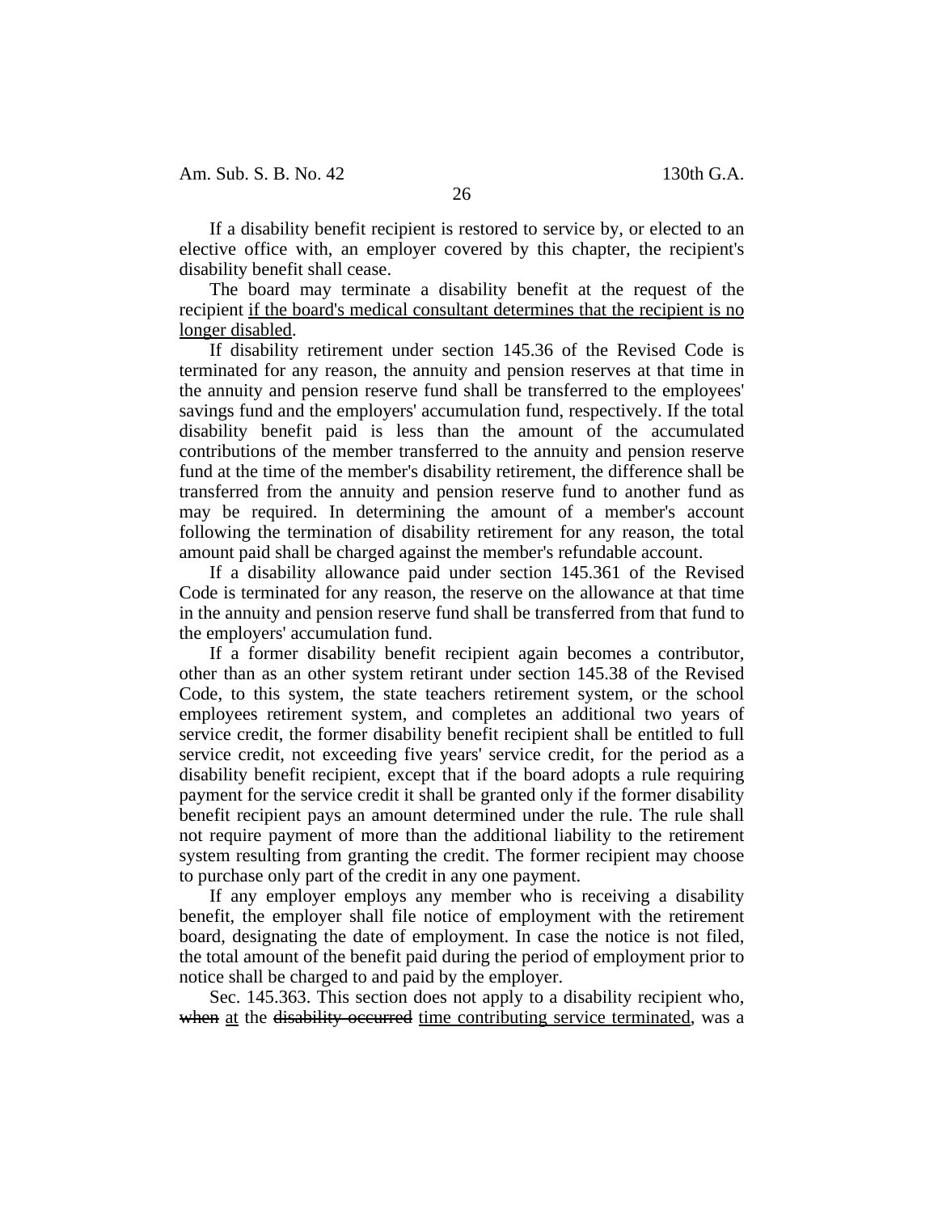If a disability benefit recipient is restored to service by, or elected to an elective office with, an employer covered by this chapter, the recipient's disability benefit shall cease.

The board may terminate a disability benefit at the request of the recipient <u>if the board's medical consultant determines that the recipient is no longer disabled</u>.

If disability retirement under section 145.36 of the Revised Code is terminated for any reason, the annuity and pension reserves at that time in the annuity and pension reserve fund shall be transferred to the employees' savings fund and the employers' accumulation fund, respectively. If the total disability benefit paid is less than the amount of the accumulated contributions of the member transferred to the annuity and pension reserve fund at the time of the member's disability retirement, the difference shall be transferred from the annuity and pension reserve fund to another fund as may be required. In determining the amount of a member's account following the termination of disability retirement for any reason, the total amount paid shall be charged against the member's refundable account.

If a disability allowance paid under section 145.361 of the Revised Code is terminated for any reason, the reserve on the allowance at that time in the annuity and pension reserve fund shall be transferred from that fund to the employers' accumulation fund.

If a former disability benefit recipient again becomes a contributor, other than as an other system retirant under section 145.38 of the Revised Code, to this system, the state teachers retirement system, or the school employees retirement system, and completes an additional two years of service credit, the former disability benefit recipient shall be entitled to full service credit, not exceeding five years' service credit, for the period as a disability benefit recipient, except that if the board adopts a rule requiring payment for the service credit it shall be granted only if the former disability benefit recipient pays an amount determined under the rule. The rule shall not require payment of more than the additional liability to the retirement system resulting from granting the credit. The former recipient may choose to purchase only part of the credit in any one payment.

If any employer employs any member who is receiving a disability benefit, the employer shall file notice of employment with the retirement board, designating the date of employment. In case the notice is not filed, the total amount of the benefit paid during the period of employment prior to notice shall be charged to and paid by the employer.

Sec. 145.363. This section does not apply to a disability recipient who, ~~when~~ <u>at</u> the ~~disability occurred~~ <u>time contributing service terminated</u>, was a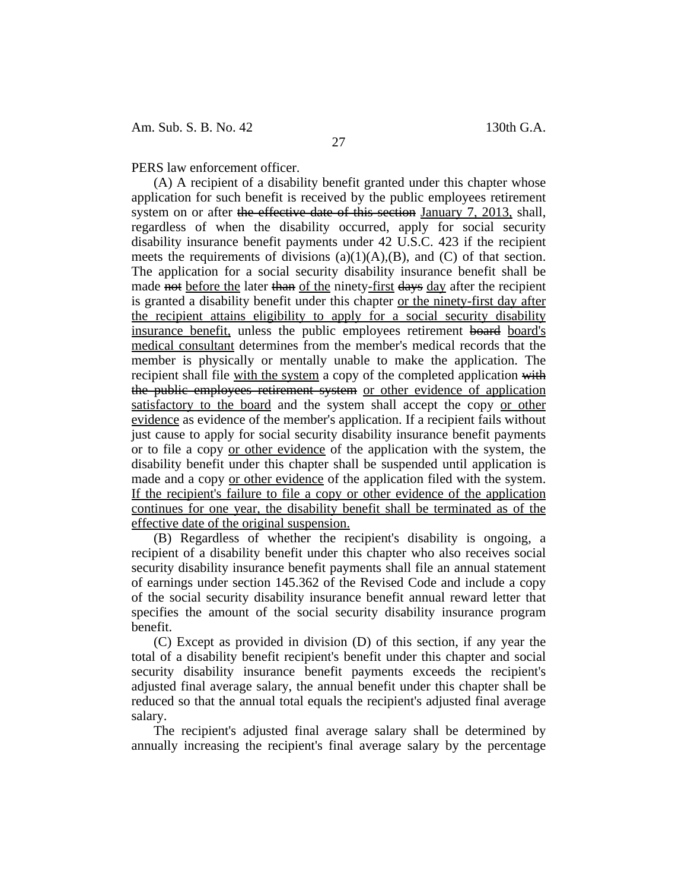PERS law enforcement officer.

(A) A recipient of a disability benefit granted under this chapter whose application for such benefit is received by the public employees retirement system on or after ~~the effective date of this section~~ <u>January 7, 2013,</u> shall, regardless of when the disability occurred, apply for social security disability insurance benefit payments under 42 U.S.C. 423 if the recipient meets the requirements of divisions (a)(1)(A),(B), and (C) of that section. The application for a social security disability insurance benefit shall be made ~~not~~ <u>before the</u> later ~~than~~ <u>of the</u> ninety<u>-first</u> ~~days~~ <u>day</u> after the recipient is granted a disability benefit under this chapter <u>or the ninety-first day after the recipient attains eligibility to apply for a social security disability insurance benefit,</u> unless the public employees retirement ~~board~~ <u>board's medical consultant</u> determines from the member's medical records that the member is physically or mentally unable to make the application. The recipient shall file <u>with the system</u> a copy of the completed application ~~with the public employees retirement system~~ <u>or other evidence of application satisfactory to the board</u> and the system shall accept the copy <u>or other evidence</u> as evidence of the member's application. If a recipient fails without just cause to apply for social security disability insurance benefit payments or to file a copy <u>or other evidence</u> of the application with the system, the disability benefit under this chapter shall be suspended until application is made and a copy <u>or other evidence</u> of the application filed with the system. <u>If the recipient's failure to file a copy or other evidence of the application continues for one year, the disability benefit shall be terminated as of the effective date of the original suspension.</u>

(B) Regardless of whether the recipient's disability is ongoing, a recipient of a disability benefit under this chapter who also receives social security disability insurance benefit payments shall file an annual statement of earnings under section 145.362 of the Revised Code and include a copy of the social security disability insurance benefit annual reward letter that specifies the amount of the social security disability insurance program benefit.

(C) Except as provided in division (D) of this section, if any year the total of a disability benefit recipient's benefit under this chapter and social security disability insurance benefit payments exceeds the recipient's adjusted final average salary, the annual benefit under this chapter shall be reduced so that the annual total equals the recipient's adjusted final average salary.

The recipient's adjusted final average salary shall be determined by annually increasing the recipient's final average salary by the percentage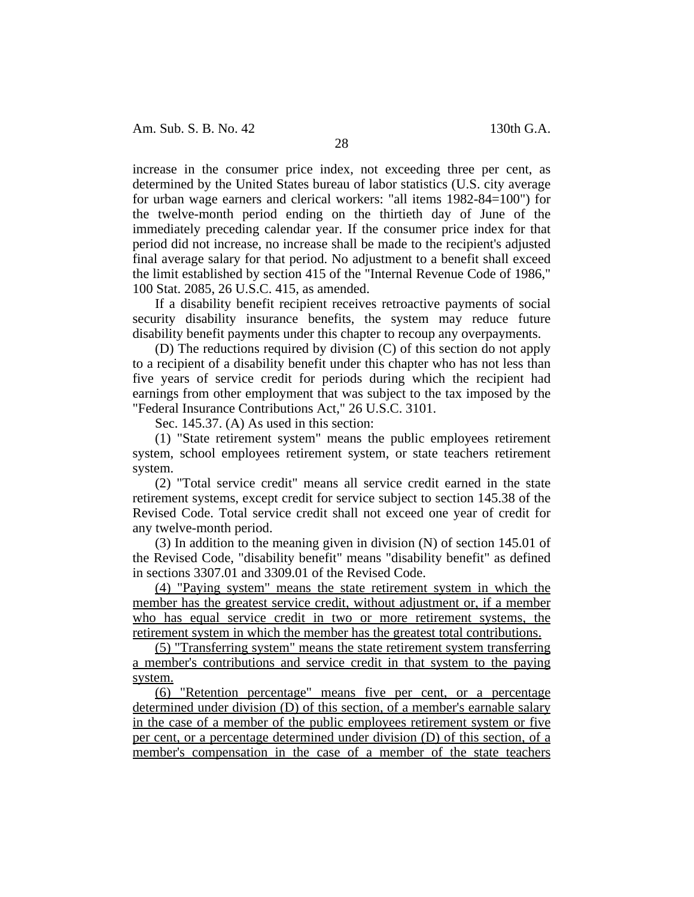increase in the consumer price index, not exceeding three per cent, as determined by the United States bureau of labor statistics (U.S. city average for urban wage earners and clerical workers: "all items 1982-84=100") for the twelve-month period ending on the thirtieth day of June of the immediately preceding calendar year. If the consumer price index for that period did not increase, no increase shall be made to the recipient's adjusted final average salary for that period. No adjustment to a benefit shall exceed the limit established by section 415 of the "Internal Revenue Code of 1986," 100 Stat. 2085, 26 U.S.C. 415, as amended.

If a disability benefit recipient receives retroactive payments of social security disability insurance benefits, the system may reduce future disability benefit payments under this chapter to recoup any overpayments.

(D) The reductions required by division (C) of this section do not apply to a recipient of a disability benefit under this chapter who has not less than five years of service credit for periods during which the recipient had earnings from other employment that was subject to the tax imposed by the "Federal Insurance Contributions Act," 26 U.S.C. 3101.

Sec. 145.37. (A) As used in this section:

(1) "State retirement system" means the public employees retirement system, school employees retirement system, or state teachers retirement system.

(2) "Total service credit" means all service credit earned in the state retirement systems, except credit for service subject to section 145.38 of the Revised Code. Total service credit shall not exceed one year of credit for any twelve-month period.

(3) In addition to the meaning given in division (N) of section 145.01 of the Revised Code, "disability benefit" means "disability benefit" as defined in sections 3307.01 and 3309.01 of the Revised Code.

<u>(4) "Paying system" means the state retirement system in which the member has the greatest service credit, without adjustment or, if a member who has equal service credit in two or more retirement systems, the retirement system in which the member has the greatest total contributions.</u>

<u>(5) "Transferring system" means the state retirement system transferring a member's contributions and service credit in that system to the paying system.</u>

<u>(6) "Retention percentage" means five per cent, or a percentage determined under division (D) of this section, of a member's earnable salary in the case of a member of the public employees retirement system or five per cent, or a percentage determined under division (D) of this section, of a member's compensation in the case of a member of the state teachers</u>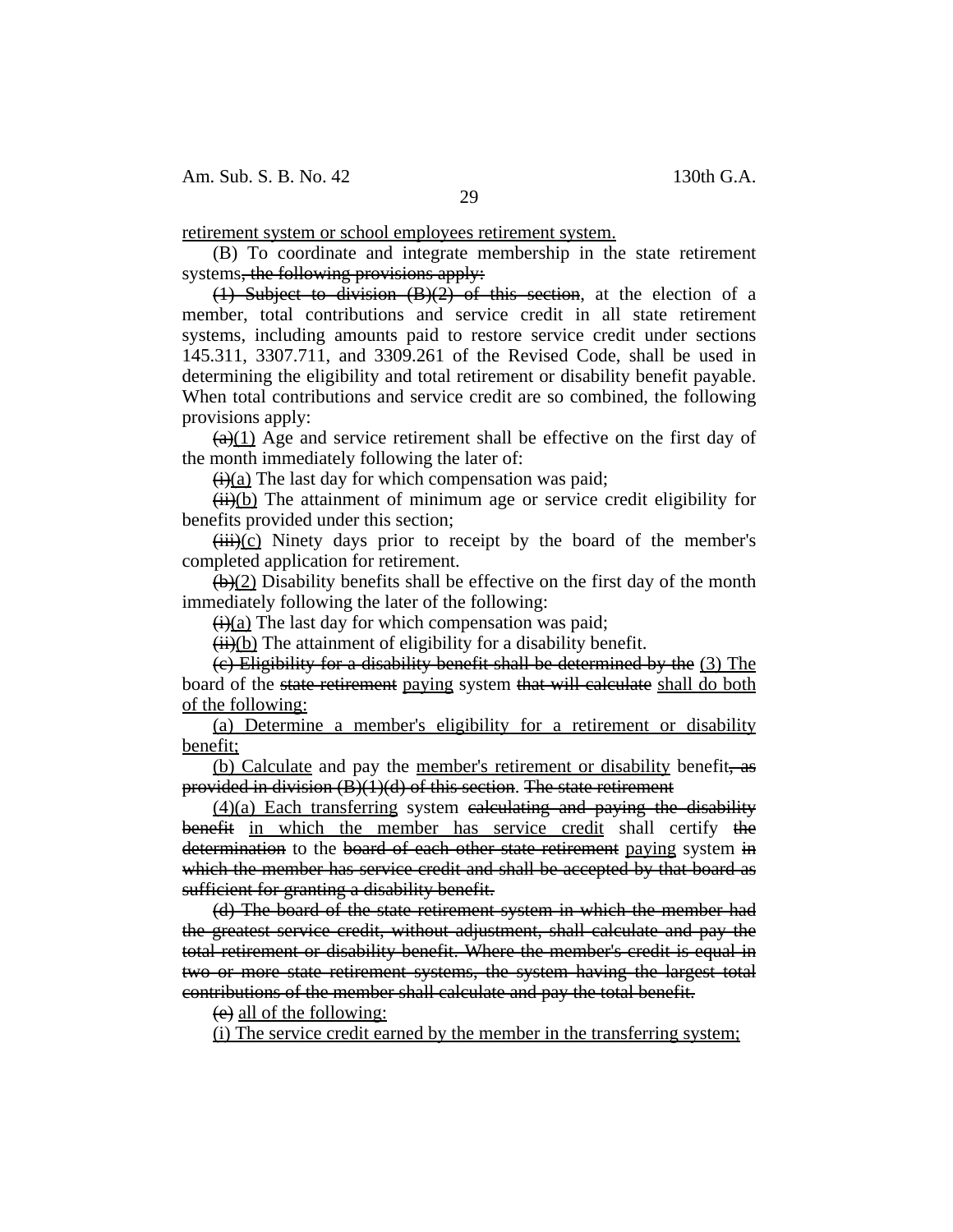<u>retirement system or school employees retirement system.</u>

(B) To coordinate and integrate membership in the state retirement systems~~, the following provisions apply:~~

~~(1) Subject to division (B)(2) of this section~~, at the election of a member, total contributions and service credit in all state retirement systems, including amounts paid to restore service credit under sections 145.311, 3307.711, and 3309.261 of the Revised Code, shall be used in determining the eligibility and total retirement or disability benefit payable. When total contributions and service credit are so combined, the following provisions apply:

~~(a)~~<u>(1)</u> Age and service retirement shall be effective on the first day of the month immediately following the later of:

~~(i)~~<u>(a)</u> The last day for which compensation was paid;

~~(ii)~~<u>(b)</u> The attainment of minimum age or service credit eligibility for benefits provided under this section;

~~(iii)~~<u>(c)</u> Ninety days prior to receipt by the board of the member's completed application for retirement.

~~(b)~~<u>(2)</u> Disability benefits shall be effective on the first day of the month immediately following the later of the following:

~~(i)~~<u>(a)</u> The last day for which compensation was paid;

~~(ii)~~<u>(b)</u> The attainment of eligibility for a disability benefit.

~~(c) Eligibility for a disability benefit shall be determined by the~~ <u>(3) The</u> board of the ~~state retirement~~ <u>paying</u> system ~~that will calculate~~ <u>shall do both of the following:</u>

<u>(a) Determine a member's eligibility for a retirement or disability benefit;</u>

<u>(b) Calculate</u> and pay the <u>member's retirement or disability</u> benefit~~, as provided in division (B)(1)(d) of this section~~. ~~The state retirement~~

<u>(4)(a) Each transferring</u> system ~~calculating and paying the disability benefit~~ <u>in which the member has service credit</u> shall certify ~~the determination~~ to the ~~board of each other state retirement~~ <u>paying</u> system ~~in which the member has service credit and shall be accepted by that board as sufficient for granting a disability benefit.~~

~~(d) The board of the state retirement system in which the member had the greatest service credit, without adjustment, shall calculate and pay the total retirement or disability benefit. Where the member's credit is equal in two or more state retirement systems, the system having the largest total contributions of the member shall calculate and pay the total benefit.~~

~~(e)~~ <u>all of the following:</u>

<u>(i) The service credit earned by the member in the transferring system;</u>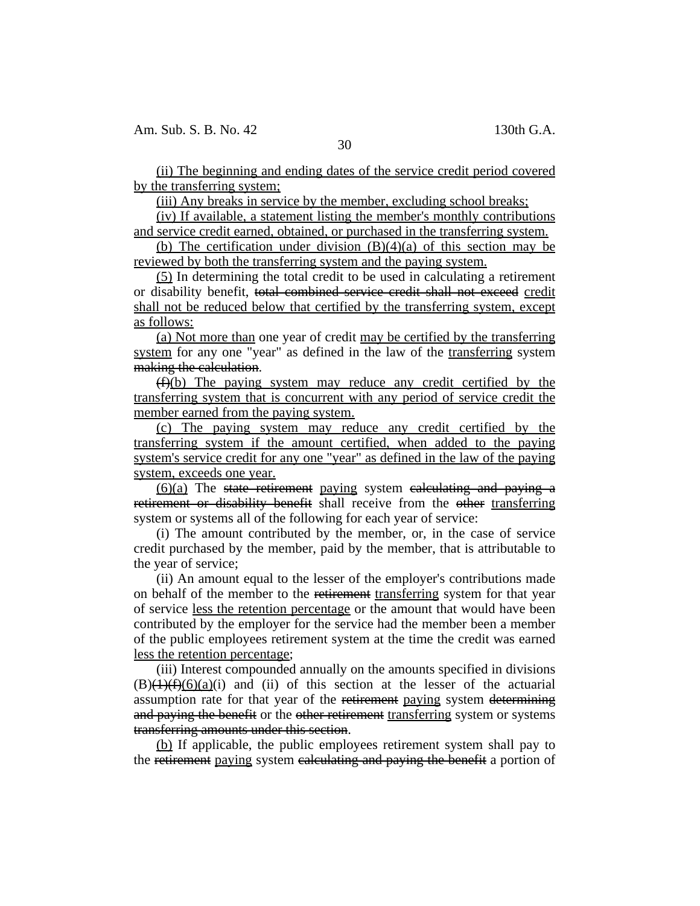(ii) The beginning and ending dates of the service credit period covered by the transferring system;

(iii) Any breaks in service by the member, excluding school breaks;

(iv) If available, a statement listing the member's monthly contributions and service credit earned, obtained, or purchased in the transferring system.

(b) The certification under division (B)(4)(a) of this section may be reviewed by both the transferring system and the paying system.

(5) In determining the total credit to be used in calculating a retirement or disability benefit, ~~total combined service credit shall not exceed~~ credit shall not be reduced below that certified by the transferring system, except as follows:

(a) Not more than one year of credit may be certified by the transferring system for any one "year" as defined in the law of the transferring system ~~making the calculation~~.

~~(f)~~(b) The paying system may reduce any credit certified by the transferring system that is concurrent with any period of service credit the member earned from the paying system.

(c) The paying system may reduce any credit certified by the transferring system if the amount certified, when added to the paying system's service credit for any one "year" as defined in the law of the paying system, exceeds one year.

(6)(a) The ~~state retirement~~ paying system ~~calculating and paying a retirement or disability benefit~~ shall receive from the ~~other~~ transferring system or systems all of the following for each year of service:

(i) The amount contributed by the member, or, in the case of service credit purchased by the member, paid by the member, that is attributable to the year of service;

(ii) An amount equal to the lesser of the employer's contributions made on behalf of the member to the ~~retirement~~ transferring system for that year of service less the retention percentage or the amount that would have been contributed by the employer for the service had the member been a member of the public employees retirement system at the time the credit was earned less the retention percentage;

(iii) Interest compounded annually on the amounts specified in divisions (B)~~(1)(f)~~(6)(a)(i) and (ii) of this section at the lesser of the actuarial assumption rate for that year of the ~~retirement~~ paying system ~~determining and paying the benefit~~ or the ~~other retirement~~ transferring system or systems ~~transferring amounts under this section~~.

(b) If applicable, the public employees retirement system shall pay to the ~~retirement~~ paying system ~~calculating and paying the benefit~~ a portion of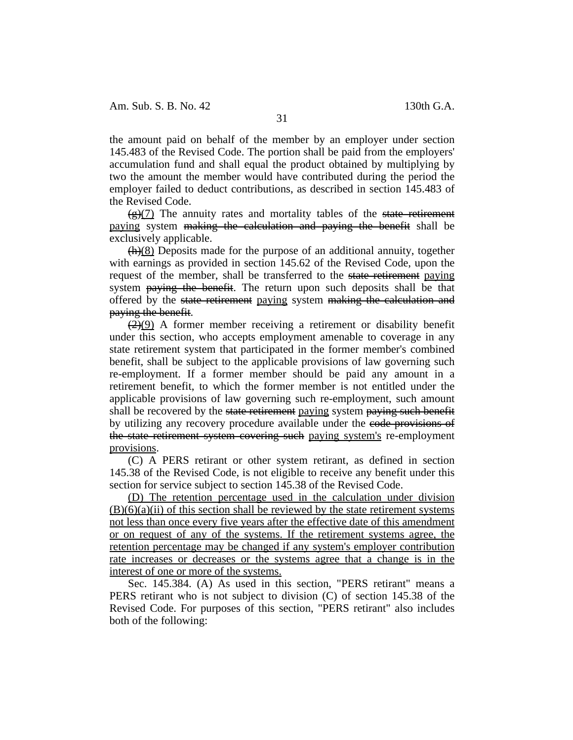the amount paid on behalf of the member by an employer under section 145.483 of the Revised Code. The portion shall be paid from the employers' accumulation fund and shall equal the product obtained by multiplying by two the amount the member would have contributed during the period the employer failed to deduct contributions, as described in section 145.483 of the Revised Code.

~~(g)~~<u>(7)</u> The annuity rates and mortality tables of the ~~state retirement~~ <u>paying</u> system ~~making the calculation and paying the benefit~~ shall be exclusively applicable.

~~(h)~~<u>(8)</u> Deposits made for the purpose of an additional annuity, together with earnings as provided in section 145.62 of the Revised Code, upon the request of the member, shall be transferred to the ~~state retirement~~ <u>paying</u> system ~~paying the benefit~~. The return upon such deposits shall be that offered by the ~~state retirement~~ <u>paying</u> system ~~making the calculation and paying the benefit~~.

~~(2)~~<u>(9)</u> A former member receiving a retirement or disability benefit under this section, who accepts employment amenable to coverage in any state retirement system that participated in the former member's combined benefit, shall be subject to the applicable provisions of law governing such re-employment. If a former member should be paid any amount in a retirement benefit, to which the former member is not entitled under the applicable provisions of law governing such re-employment, such amount shall be recovered by the ~~state retirement~~ <u>paying</u> system ~~paying such benefit~~ by utilizing any recovery procedure available under the ~~code provisions of the state retirement system covering such~~ <u>paying system's</u> re-employment <u>provisions</u>.

(C) A PERS retirant or other system retirant, as defined in section 145.38 of the Revised Code, is not eligible to receive any benefit under this section for service subject to section 145.38 of the Revised Code.

<u>(D) The retention percentage used in the calculation under division (B)(6)(a)(ii) of this section shall be reviewed by the state retirement systems not less than once every five years after the effective date of this amendment or on request of any of the systems. If the retirement systems agree, the retention percentage may be changed if any system's employer contribution rate increases or decreases or the systems agree that a change is in the interest of one or more of the systems.</u>

Sec. 145.384. (A) As used in this section, "PERS retirant" means a PERS retirant who is not subject to division (C) of section 145.38 of the Revised Code. For purposes of this section, "PERS retirant" also includes both of the following: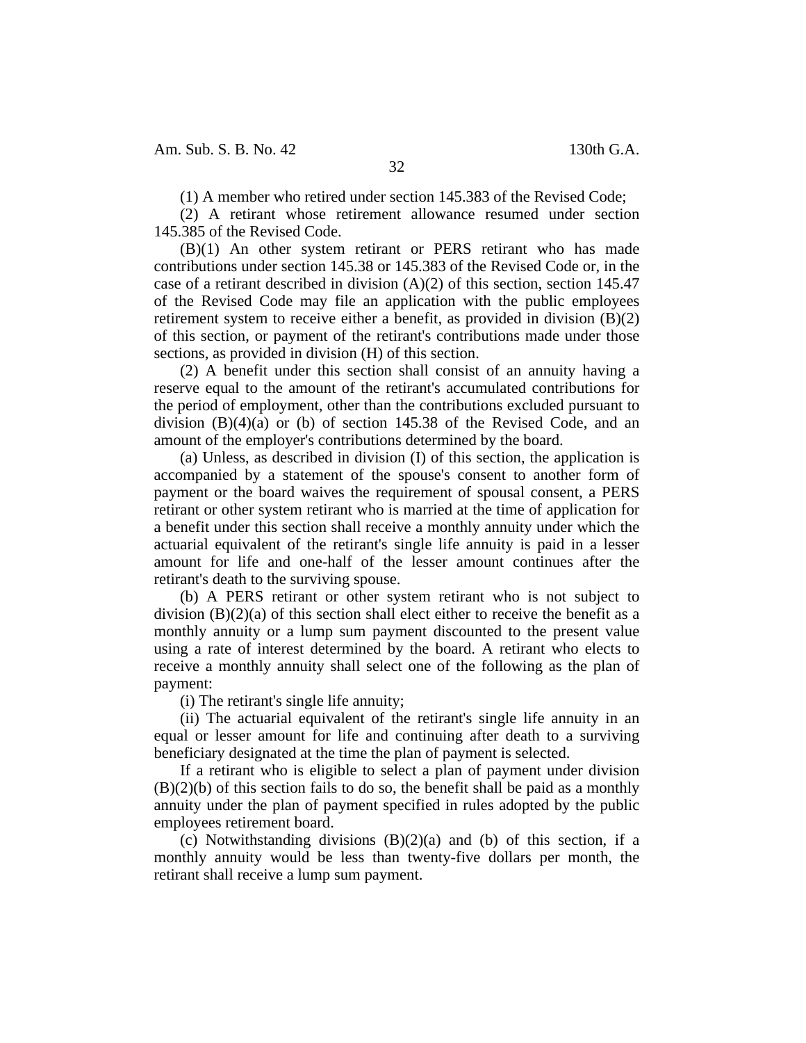(1) A member who retired under section 145.383 of the Revised Code;

(2) A retirant whose retirement allowance resumed under section 145.385 of the Revised Code.

(B)(1) An other system retirant or PERS retirant who has made contributions under section 145.38 or 145.383 of the Revised Code or, in the case of a retirant described in division (A)(2) of this section, section 145.47 of the Revised Code may file an application with the public employees retirement system to receive either a benefit, as provided in division (B)(2) of this section, or payment of the retirant's contributions made under those sections, as provided in division (H) of this section.

(2) A benefit under this section shall consist of an annuity having a reserve equal to the amount of the retirant's accumulated contributions for the period of employment, other than the contributions excluded pursuant to division (B)(4)(a) or (b) of section 145.38 of the Revised Code, and an amount of the employer's contributions determined by the board.

(a) Unless, as described in division (I) of this section, the application is accompanied by a statement of the spouse's consent to another form of payment or the board waives the requirement of spousal consent, a PERS retirant or other system retirant who is married at the time of application for a benefit under this section shall receive a monthly annuity under which the actuarial equivalent of the retirant's single life annuity is paid in a lesser amount for life and one-half of the lesser amount continues after the retirant's death to the surviving spouse.

(b) A PERS retirant or other system retirant who is not subject to division (B)(2)(a) of this section shall elect either to receive the benefit as a monthly annuity or a lump sum payment discounted to the present value using a rate of interest determined by the board. A retirant who elects to receive a monthly annuity shall select one of the following as the plan of payment:

(i) The retirant's single life annuity;

(ii) The actuarial equivalent of the retirant's single life annuity in an equal or lesser amount for life and continuing after death to a surviving beneficiary designated at the time the plan of payment is selected.

If a retirant who is eligible to select a plan of payment under division (B)(2)(b) of this section fails to do so, the benefit shall be paid as a monthly annuity under the plan of payment specified in rules adopted by the public employees retirement board.

(c) Notwithstanding divisions (B)(2)(a) and (b) of this section, if a monthly annuity would be less than twenty-five dollars per month, the retirant shall receive a lump sum payment.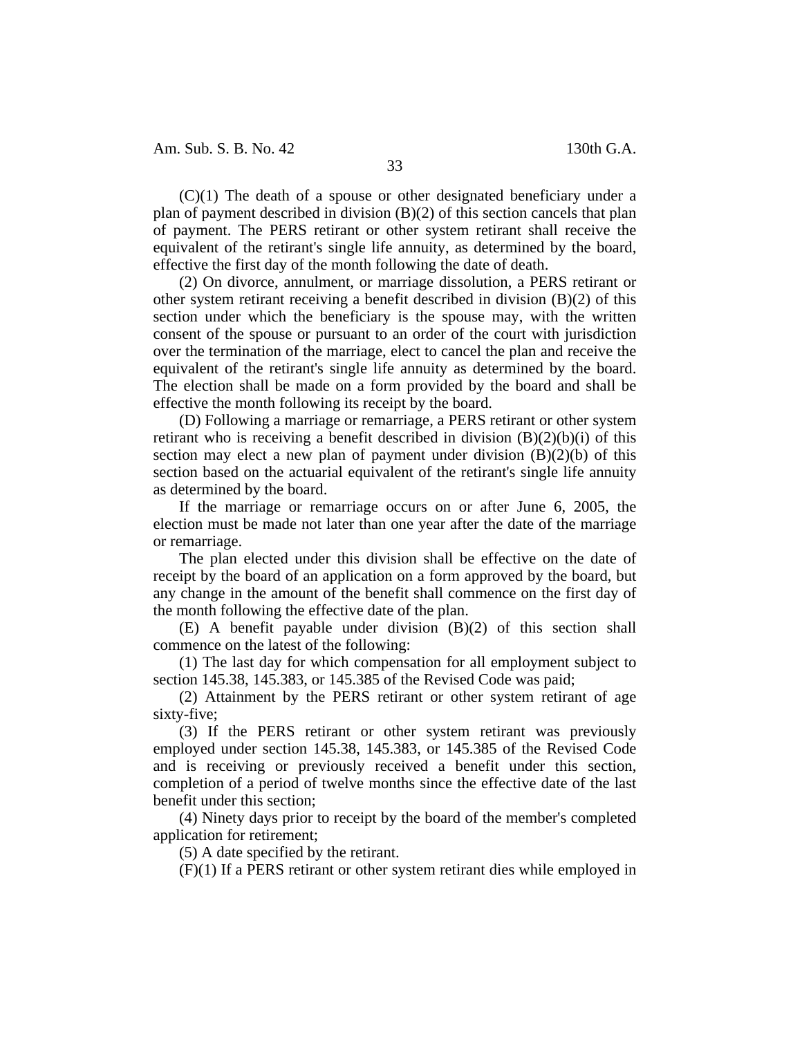(C)(1) The death of a spouse or other designated beneficiary under a plan of payment described in division (B)(2) of this section cancels that plan of payment. The PERS retirant or other system retirant shall receive the equivalent of the retirant's single life annuity, as determined by the board, effective the first day of the month following the date of death.

(2) On divorce, annulment, or marriage dissolution, a PERS retirant or other system retirant receiving a benefit described in division (B)(2) of this section under which the beneficiary is the spouse may, with the written consent of the spouse or pursuant to an order of the court with jurisdiction over the termination of the marriage, elect to cancel the plan and receive the equivalent of the retirant's single life annuity as determined by the board. The election shall be made on a form provided by the board and shall be effective the month following its receipt by the board.

(D) Following a marriage or remarriage, a PERS retirant or other system retirant who is receiving a benefit described in division (B)(2)(b)(i) of this section may elect a new plan of payment under division (B)(2)(b) of this section based on the actuarial equivalent of the retirant's single life annuity as determined by the board.

If the marriage or remarriage occurs on or after June 6, 2005, the election must be made not later than one year after the date of the marriage or remarriage.

The plan elected under this division shall be effective on the date of receipt by the board of an application on a form approved by the board, but any change in the amount of the benefit shall commence on the first day of the month following the effective date of the plan.

(E) A benefit payable under division (B)(2) of this section shall commence on the latest of the following:

(1) The last day for which compensation for all employment subject to section 145.38, 145.383, or 145.385 of the Revised Code was paid;

(2) Attainment by the PERS retirant or other system retirant of age sixty-five;

(3) If the PERS retirant or other system retirant was previously employed under section 145.38, 145.383, or 145.385 of the Revised Code and is receiving or previously received a benefit under this section, completion of a period of twelve months since the effective date of the last benefit under this section;

(4) Ninety days prior to receipt by the board of the member's completed application for retirement;

(5) A date specified by the retirant.

(F)(1) If a PERS retirant or other system retirant dies while employed in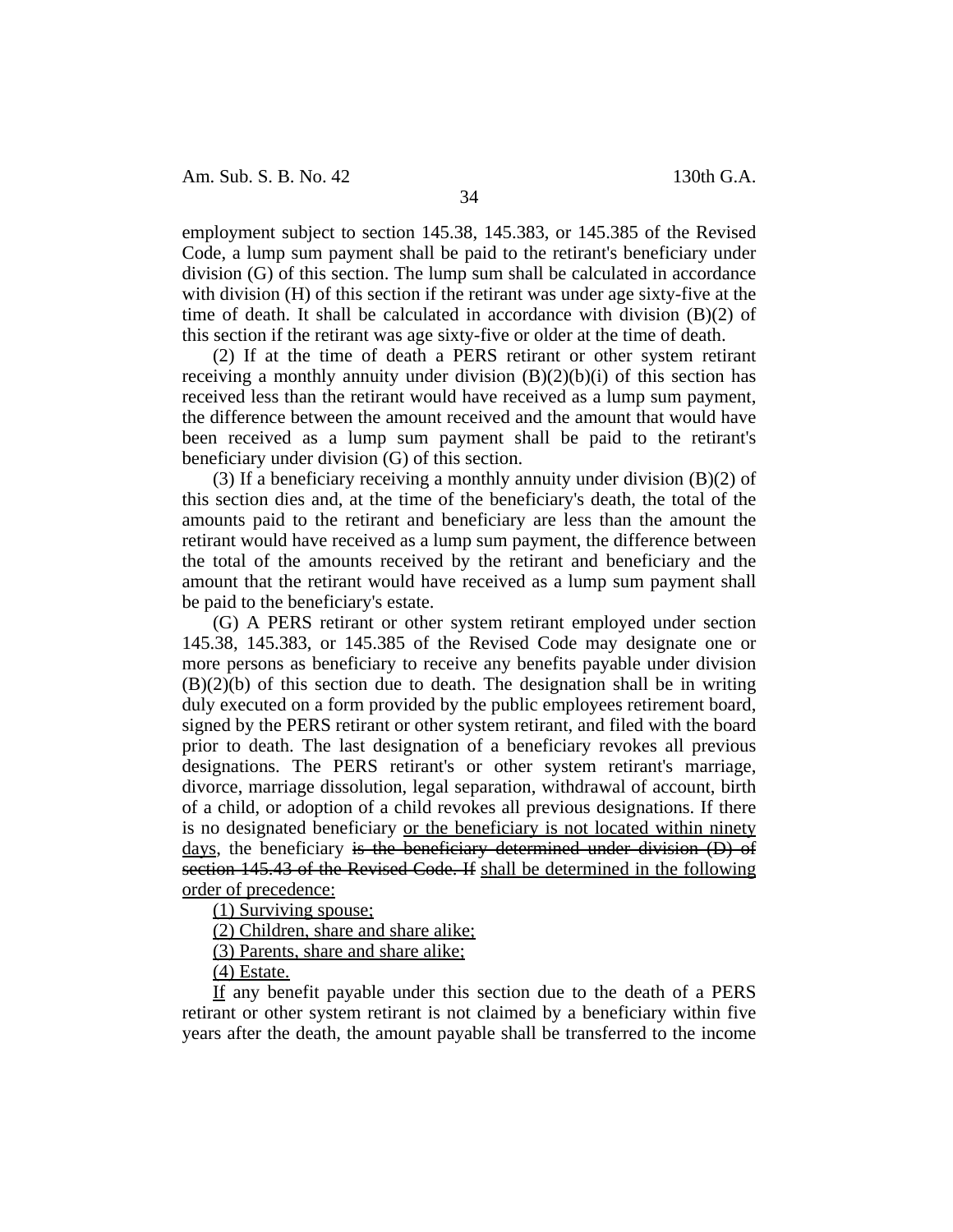employment subject to section 145.38, 145.383, or 145.385 of the Revised Code, a lump sum payment shall be paid to the retirant's beneficiary under division (G) of this section. The lump sum shall be calculated in accordance with division (H) of this section if the retirant was under age sixty-five at the time of death. It shall be calculated in accordance with division (B)(2) of this section if the retirant was age sixty-five or older at the time of death.

(2) If at the time of death a PERS retirant or other system retirant receiving a monthly annuity under division (B)(2)(b)(i) of this section has received less than the retirant would have received as a lump sum payment, the difference between the amount received and the amount that would have been received as a lump sum payment shall be paid to the retirant's beneficiary under division (G) of this section.

(3) If a beneficiary receiving a monthly annuity under division (B)(2) of this section dies and, at the time of the beneficiary's death, the total of the amounts paid to the retirant and beneficiary are less than the amount the retirant would have received as a lump sum payment, the difference between the total of the amounts received by the retirant and beneficiary and the amount that the retirant would have received as a lump sum payment shall be paid to the beneficiary's estate.

(G) A PERS retirant or other system retirant employed under section 145.38, 145.383, or 145.385 of the Revised Code may designate one or more persons as beneficiary to receive any benefits payable under division (B)(2)(b) of this section due to death. The designation shall be in writing duly executed on a form provided by the public employees retirement board, signed by the PERS retirant or other system retirant, and filed with the board prior to death. The last designation of a beneficiary revokes all previous designations. The PERS retirant's or other system retirant's marriage, divorce, marriage dissolution, legal separation, withdrawal of account, birth of a child, or adoption of a child revokes all previous designations. If there is no designated beneficiary <u>or the beneficiary is not located within ninety days</u>, the beneficiary ~~is the beneficiary determined under division (D) of section 145.43 of the Revised Code. If~~ <u>shall be determined in the following order of precedence:</u>

<u>(1) Surviving spouse;</u>

<u>(2) Children, share and share alike;</u>

<u>(3) Parents, share and share alike;</u>

<u>(4) Estate.</u>

<u>If</u> any benefit payable under this section due to the death of a PERS retirant or other system retirant is not claimed by a beneficiary within five years after the death, the amount payable shall be transferred to the income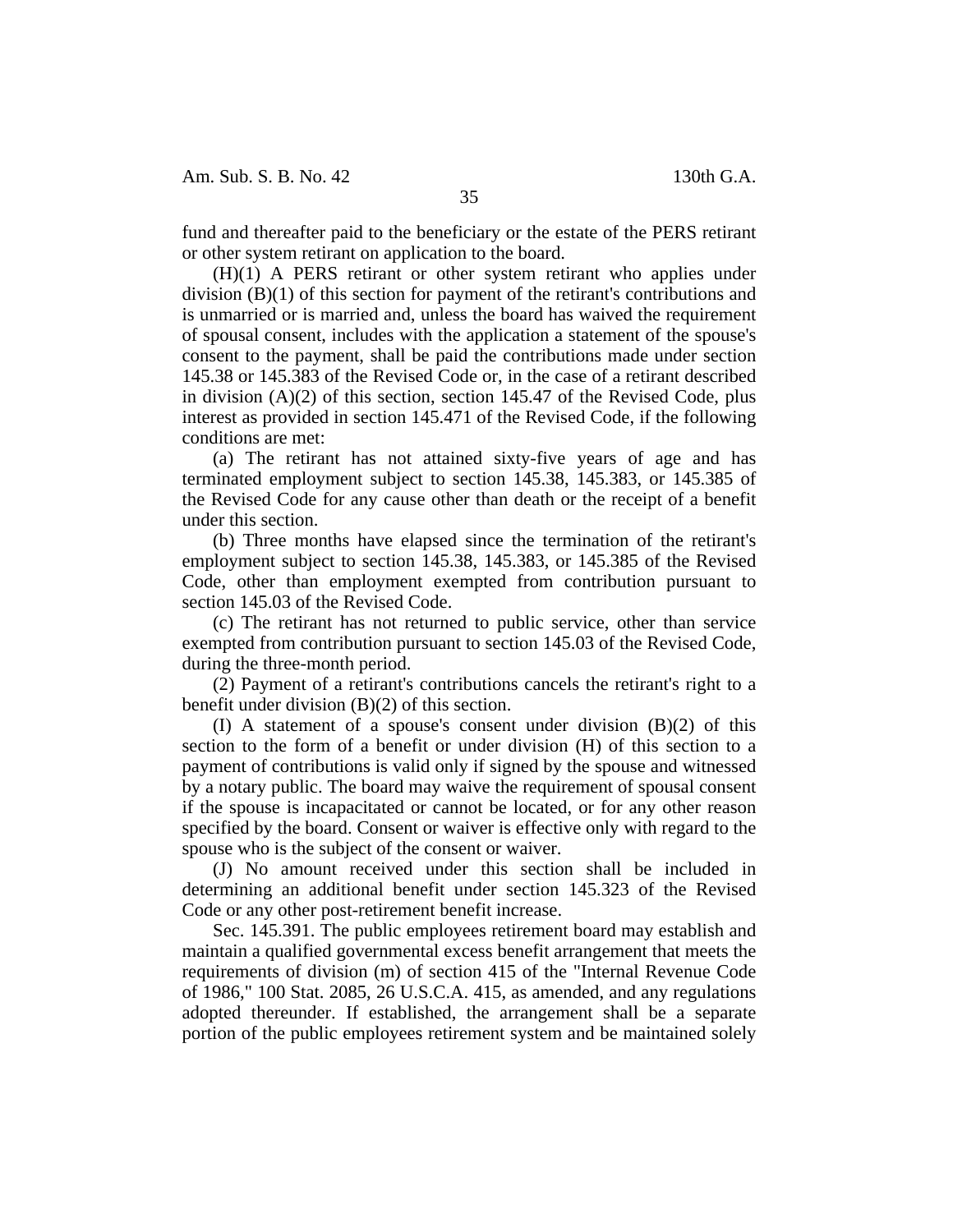fund and thereafter paid to the beneficiary or the estate of the PERS retirant or other system retirant on application to the board.

(H)(1) A PERS retirant or other system retirant who applies under division (B)(1) of this section for payment of the retirant's contributions and is unmarried or is married and, unless the board has waived the requirement of spousal consent, includes with the application a statement of the spouse's consent to the payment, shall be paid the contributions made under section 145.38 or 145.383 of the Revised Code or, in the case of a retirant described in division (A)(2) of this section, section 145.47 of the Revised Code, plus interest as provided in section 145.471 of the Revised Code, if the following conditions are met:

(a) The retirant has not attained sixty-five years of age and has terminated employment subject to section 145.38, 145.383, or 145.385 of the Revised Code for any cause other than death or the receipt of a benefit under this section.

(b) Three months have elapsed since the termination of the retirant's employment subject to section 145.38, 145.383, or 145.385 of the Revised Code, other than employment exempted from contribution pursuant to section 145.03 of the Revised Code.

(c) The retirant has not returned to public service, other than service exempted from contribution pursuant to section 145.03 of the Revised Code, during the three-month period.

(2) Payment of a retirant's contributions cancels the retirant's right to a benefit under division (B)(2) of this section.

(I) A statement of a spouse's consent under division (B)(2) of this section to the form of a benefit or under division (H) of this section to a payment of contributions is valid only if signed by the spouse and witnessed by a notary public. The board may waive the requirement of spousal consent if the spouse is incapacitated or cannot be located, or for any other reason specified by the board. Consent or waiver is effective only with regard to the spouse who is the subject of the consent or waiver.

(J) No amount received under this section shall be included in determining an additional benefit under section 145.323 of the Revised Code or any other post-retirement benefit increase.

Sec. 145.391. The public employees retirement board may establish and maintain a qualified governmental excess benefit arrangement that meets the requirements of division (m) of section 415 of the "Internal Revenue Code of 1986," 100 Stat. 2085, 26 U.S.C.A. 415, as amended, and any regulations adopted thereunder. If established, the arrangement shall be a separate portion of the public employees retirement system and be maintained solely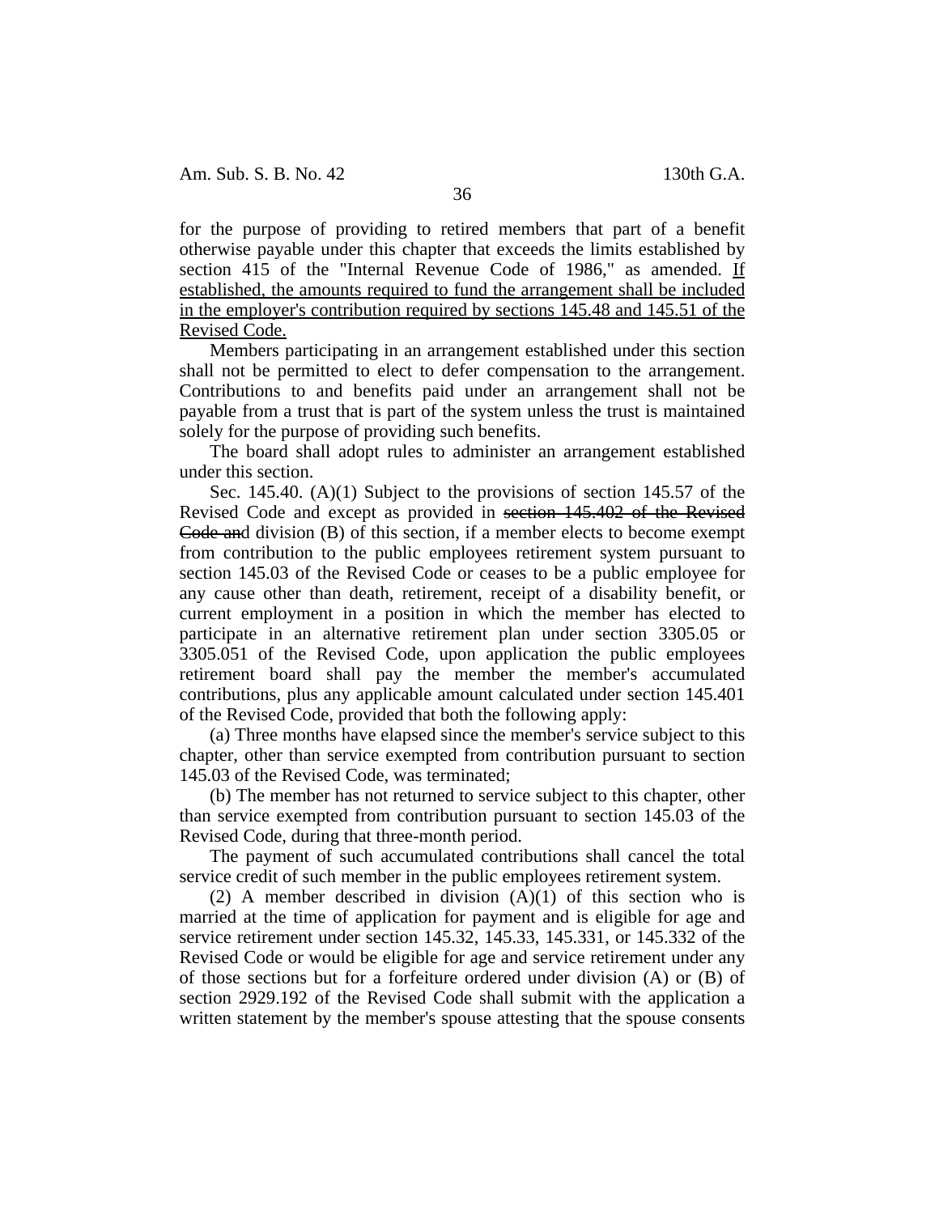for the purpose of providing to retired members that part of a benefit otherwise payable under this chapter that exceeds the limits established by section 415 of the "Internal Revenue Code of 1986," as amended. <u>If established, the amounts required to fund the arrangement shall be included in the employer's contribution required by sections 145.48 and 145.51 of the Revised Code.</u>

Members participating in an arrangement established under this section shall not be permitted to elect to defer compensation to the arrangement. Contributions to and benefits paid under an arrangement shall not be payable from a trust that is part of the system unless the trust is maintained solely for the purpose of providing such benefits.

The board shall adopt rules to administer an arrangement established under this section.

Sec. 145.40. (A)(1) Subject to the provisions of section 145.57 of the Revised Code and except as provided in ~~section 145.402 of the Revised Code and~~ division (B) of this section, if a member elects to become exempt from contribution to the public employees retirement system pursuant to section 145.03 of the Revised Code or ceases to be a public employee for any cause other than death, retirement, receipt of a disability benefit, or current employment in a position in which the member has elected to participate in an alternative retirement plan under section 3305.05 or 3305.051 of the Revised Code, upon application the public employees retirement board shall pay the member the member's accumulated contributions, plus any applicable amount calculated under section 145.401 of the Revised Code, provided that both the following apply:

(a) Three months have elapsed since the member's service subject to this chapter, other than service exempted from contribution pursuant to section 145.03 of the Revised Code, was terminated;

(b) The member has not returned to service subject to this chapter, other than service exempted from contribution pursuant to section 145.03 of the Revised Code, during that three-month period.

The payment of such accumulated contributions shall cancel the total service credit of such member in the public employees retirement system.

(2) A member described in division (A)(1) of this section who is married at the time of application for payment and is eligible for age and service retirement under section 145.32, 145.33, 145.331, or 145.332 of the Revised Code or would be eligible for age and service retirement under any of those sections but for a forfeiture ordered under division (A) or (B) of section 2929.192 of the Revised Code shall submit with the application a written statement by the member's spouse attesting that the spouse consents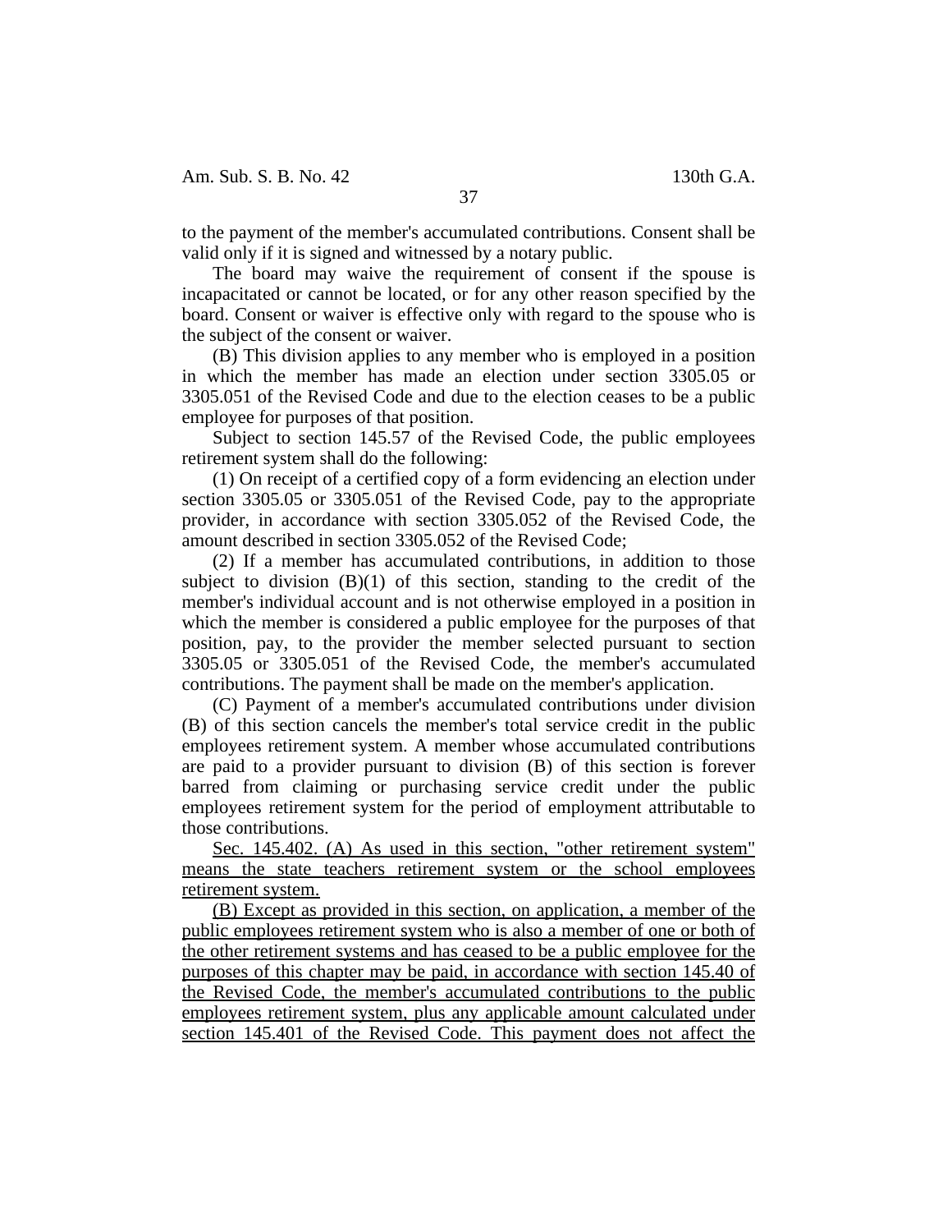to the payment of the member's accumulated contributions. Consent shall be valid only if it is signed and witnessed by a notary public.

The board may waive the requirement of consent if the spouse is incapacitated or cannot be located, or for any other reason specified by the board. Consent or waiver is effective only with regard to the spouse who is the subject of the consent or waiver.

(B) This division applies to any member who is employed in a position in which the member has made an election under section 3305.05 or 3305.051 of the Revised Code and due to the election ceases to be a public employee for purposes of that position.

Subject to section 145.57 of the Revised Code, the public employees retirement system shall do the following:

(1) On receipt of a certified copy of a form evidencing an election under section 3305.05 or 3305.051 of the Revised Code, pay to the appropriate provider, in accordance with section 3305.052 of the Revised Code, the amount described in section 3305.052 of the Revised Code;

(2) If a member has accumulated contributions, in addition to those subject to division (B)(1) of this section, standing to the credit of the member's individual account and is not otherwise employed in a position in which the member is considered a public employee for the purposes of that position, pay, to the provider the member selected pursuant to section 3305.05 or 3305.051 of the Revised Code, the member's accumulated contributions. The payment shall be made on the member's application.

(C) Payment of a member's accumulated contributions under division (B) of this section cancels the member's total service credit in the public employees retirement system. A member whose accumulated contributions are paid to a provider pursuant to division (B) of this section is forever barred from claiming or purchasing service credit under the public employees retirement system for the period of employment attributable to those contributions.

<u>Sec. 145.402. (A) As used in this section, "other retirement system" means the state teachers retirement system or the school employees retirement system.</u>

<u>(B) Except as provided in this section, on application, a member of the public employees retirement system who is also a member of one or both of the other retirement systems and has ceased to be a public employee for the purposes of this chapter may be paid, in accordance with section 145.40 of the Revised Code, the member's accumulated contributions to the public employees retirement system, plus any applicable amount calculated under section 145.401 of the Revised Code. This payment does not affect the</u>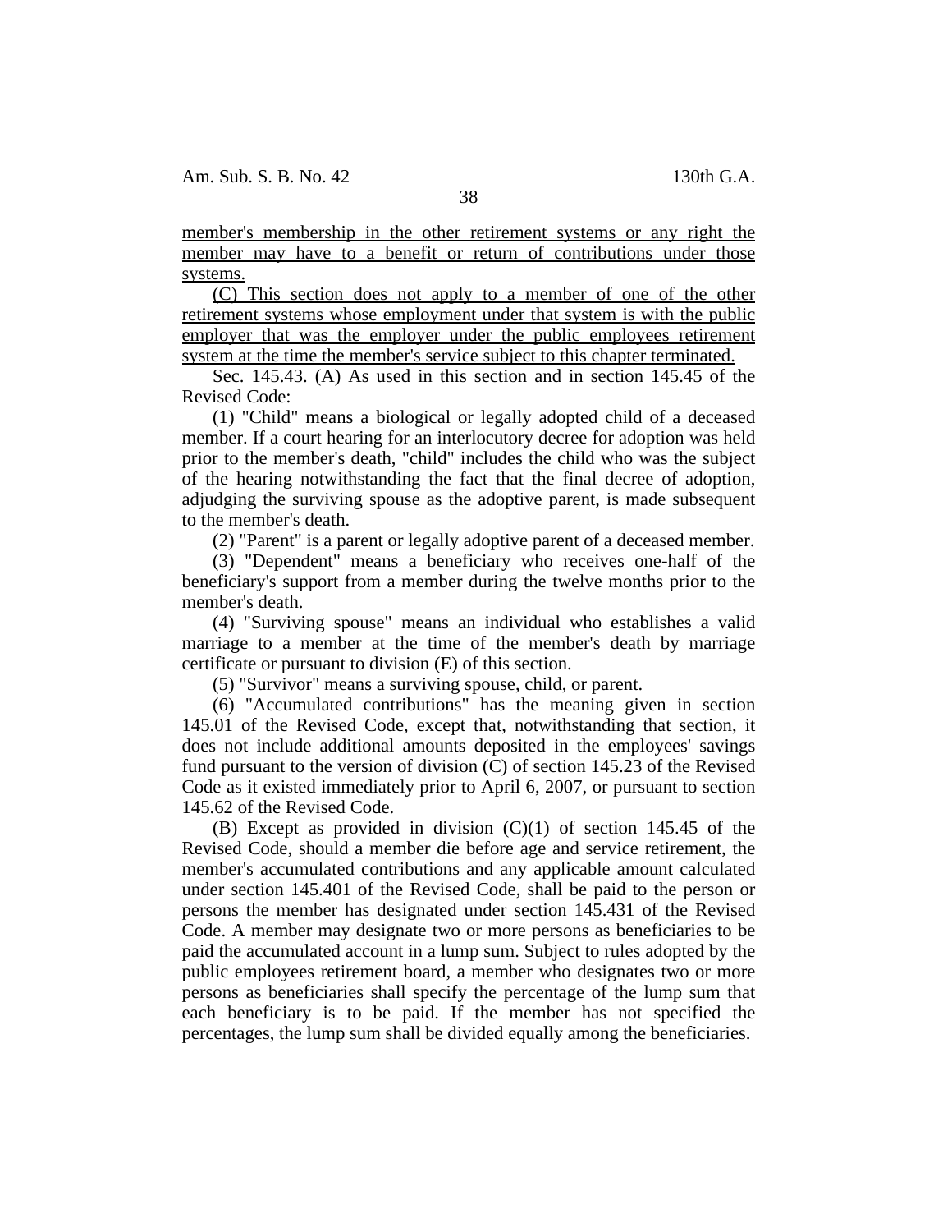member's membership in the other retirement systems or any right the member may have to a benefit or return of contributions under those systems.

(C) This section does not apply to a member of one of the other retirement systems whose employment under that system is with the public employer that was the employer under the public employees retirement system at the time the member's service subject to this chapter terminated.

Sec. 145.43. (A) As used in this section and in section 145.45 of the Revised Code:

(1) "Child" means a biological or legally adopted child of a deceased member. If a court hearing for an interlocutory decree for adoption was held prior to the member's death, "child" includes the child who was the subject of the hearing notwithstanding the fact that the final decree of adoption, adjudging the surviving spouse as the adoptive parent, is made subsequent to the member's death.

(2) "Parent" is a parent or legally adoptive parent of a deceased member.

(3) "Dependent" means a beneficiary who receives one-half of the beneficiary's support from a member during the twelve months prior to the member's death.

(4) "Surviving spouse" means an individual who establishes a valid marriage to a member at the time of the member's death by marriage certificate or pursuant to division (E) of this section.

(5) "Survivor" means a surviving spouse, child, or parent.

(6) "Accumulated contributions" has the meaning given in section 145.01 of the Revised Code, except that, notwithstanding that section, it does not include additional amounts deposited in the employees' savings fund pursuant to the version of division (C) of section 145.23 of the Revised Code as it existed immediately prior to April 6, 2007, or pursuant to section 145.62 of the Revised Code.

(B) Except as provided in division (C)(1) of section 145.45 of the Revised Code, should a member die before age and service retirement, the member's accumulated contributions and any applicable amount calculated under section 145.401 of the Revised Code, shall be paid to the person or persons the member has designated under section 145.431 of the Revised Code. A member may designate two or more persons as beneficiaries to be paid the accumulated account in a lump sum. Subject to rules adopted by the public employees retirement board, a member who designates two or more persons as beneficiaries shall specify the percentage of the lump sum that each beneficiary is to be paid. If the member has not specified the percentages, the lump sum shall be divided equally among the beneficiaries.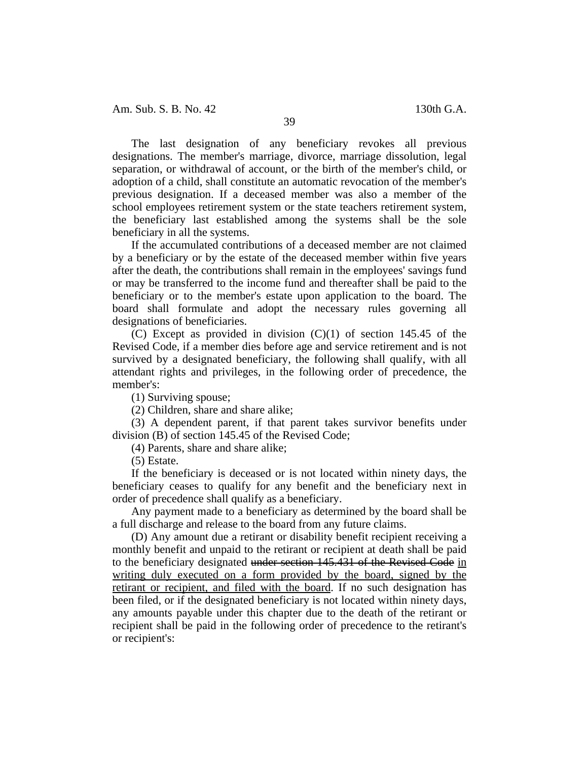The last designation of any beneficiary revokes all previous designations. The member's marriage, divorce, marriage dissolution, legal separation, or withdrawal of account, or the birth of the member's child, or adoption of a child, shall constitute an automatic revocation of the member's previous designation. If a deceased member was also a member of the school employees retirement system or the state teachers retirement system, the beneficiary last established among the systems shall be the sole beneficiary in all the systems.

If the accumulated contributions of a deceased member are not claimed by a beneficiary or by the estate of the deceased member within five years after the death, the contributions shall remain in the employees' savings fund or may be transferred to the income fund and thereafter shall be paid to the beneficiary or to the member's estate upon application to the board. The board shall formulate and adopt the necessary rules governing all designations of beneficiaries.

(C) Except as provided in division (C)(1) of section 145.45 of the Revised Code, if a member dies before age and service retirement and is not survived by a designated beneficiary, the following shall qualify, with all attendant rights and privileges, in the following order of precedence, the member's:

(1) Surviving spouse;

(2) Children, share and share alike;

(3) A dependent parent, if that parent takes survivor benefits under division (B) of section 145.45 of the Revised Code;

(4) Parents, share and share alike;

(5) Estate.

If the beneficiary is deceased or is not located within ninety days, the beneficiary ceases to qualify for any benefit and the beneficiary next in order of precedence shall qualify as a beneficiary.

Any payment made to a beneficiary as determined by the board shall be a full discharge and release to the board from any future claims.

(D) Any amount due a retirant or disability benefit recipient receiving a monthly benefit and unpaid to the retirant or recipient at death shall be paid to the beneficiary designated ~~under section 145.431 of the Revised Code~~ <u>in writing duly executed on a form provided by the board, signed by the retirant or recipient, and filed with the board</u>. If no such designation has been filed, or if the designated beneficiary is not located within ninety days, any amounts payable under this chapter due to the death of the retirant or recipient shall be paid in the following order of precedence to the retirant's or recipient's: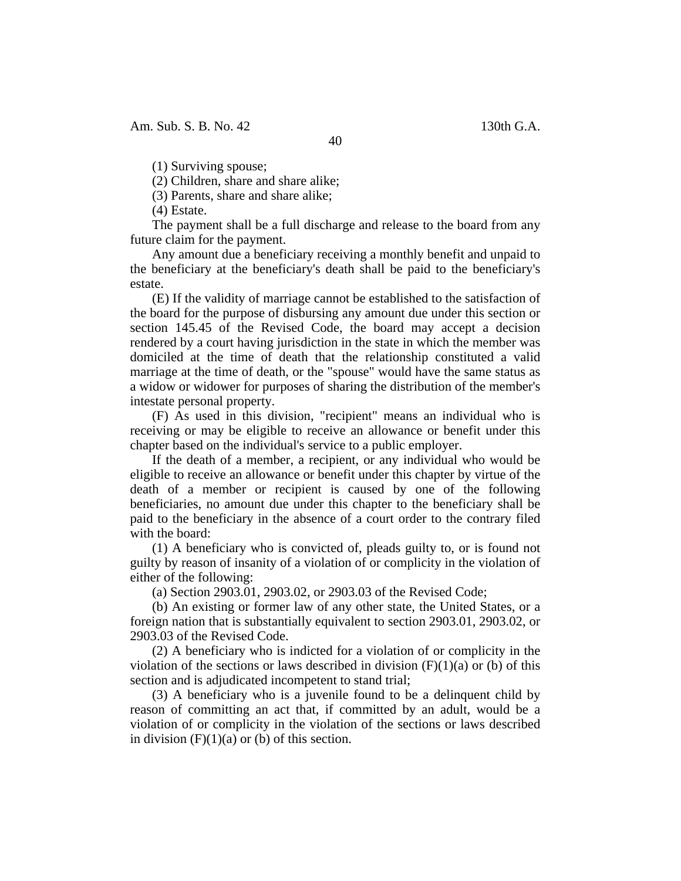(1) Surviving spouse;

(2) Children, share and share alike;

(3) Parents, share and share alike;

(4) Estate.

The payment shall be a full discharge and release to the board from any future claim for the payment.

Any amount due a beneficiary receiving a monthly benefit and unpaid to the beneficiary at the beneficiary's death shall be paid to the beneficiary's estate.

(E) If the validity of marriage cannot be established to the satisfaction of the board for the purpose of disbursing any amount due under this section or section 145.45 of the Revised Code, the board may accept a decision rendered by a court having jurisdiction in the state in which the member was domiciled at the time of death that the relationship constituted a valid marriage at the time of death, or the "spouse" would have the same status as a widow or widower for purposes of sharing the distribution of the member's intestate personal property.

(F) As used in this division, "recipient" means an individual who is receiving or may be eligible to receive an allowance or benefit under this chapter based on the individual's service to a public employer.

If the death of a member, a recipient, or any individual who would be eligible to receive an allowance or benefit under this chapter by virtue of the death of a member or recipient is caused by one of the following beneficiaries, no amount due under this chapter to the beneficiary shall be paid to the beneficiary in the absence of a court order to the contrary filed with the board:

(1) A beneficiary who is convicted of, pleads guilty to, or is found not guilty by reason of insanity of a violation of or complicity in the violation of either of the following:

(a) Section 2903.01, 2903.02, or 2903.03 of the Revised Code;

(b) An existing or former law of any other state, the United States, or a foreign nation that is substantially equivalent to section 2903.01, 2903.02, or 2903.03 of the Revised Code.

(2) A beneficiary who is indicted for a violation of or complicity in the violation of the sections or laws described in division (F)(1)(a) or (b) of this section and is adjudicated incompetent to stand trial;

(3) A beneficiary who is a juvenile found to be a delinquent child by reason of committing an act that, if committed by an adult, would be a violation of or complicity in the violation of the sections or laws described in division (F)(1)(a) or (b) of this section.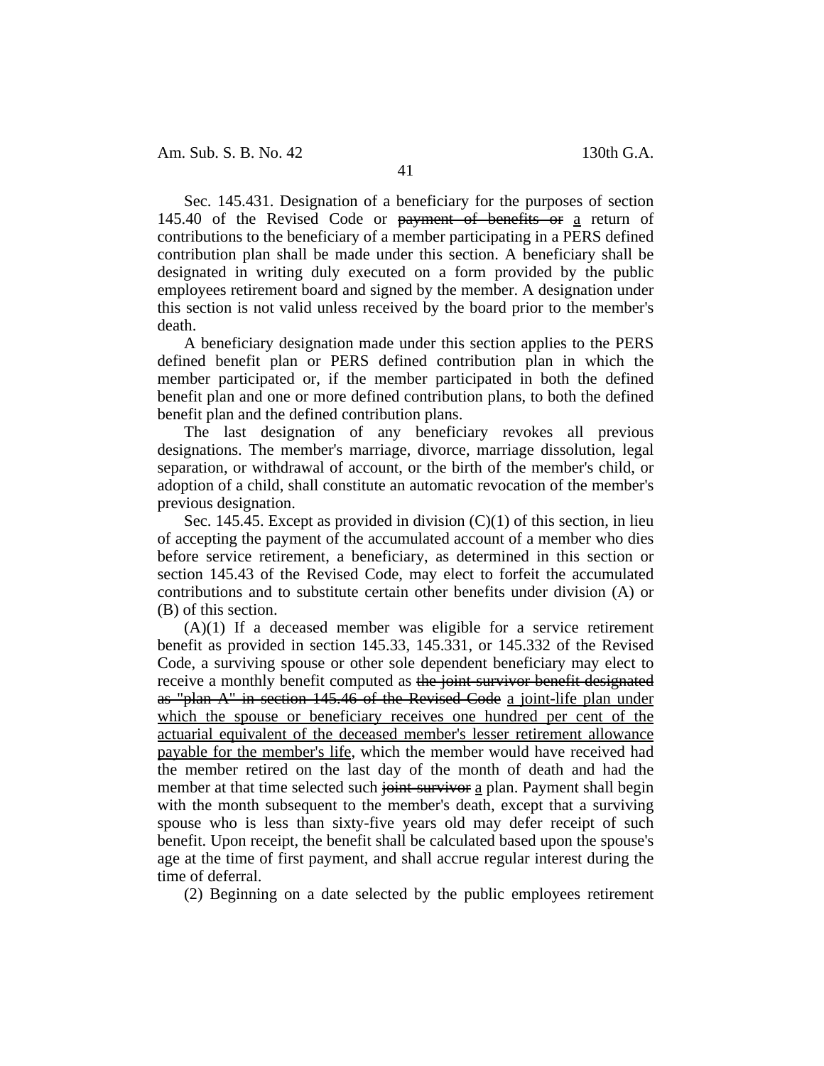Sec. 145.431. Designation of a beneficiary for the purposes of section 145.40 of the Revised Code or ~~payment of benefits or~~ a return of contributions to the beneficiary of a member participating in a PERS defined contribution plan shall be made under this section. A beneficiary shall be designated in writing duly executed on a form provided by the public employees retirement board and signed by the member. A designation under this section is not valid unless received by the board prior to the member's death.

A beneficiary designation made under this section applies to the PERS defined benefit plan or PERS defined contribution plan in which the member participated or, if the member participated in both the defined benefit plan and one or more defined contribution plans, to both the defined benefit plan and the defined contribution plans.

The last designation of any beneficiary revokes all previous designations. The member's marriage, divorce, marriage dissolution, legal separation, or withdrawal of account, or the birth of the member's child, or adoption of a child, shall constitute an automatic revocation of the member's previous designation.

Sec. 145.45. Except as provided in division (C)(1) of this section, in lieu of accepting the payment of the accumulated account of a member who dies before service retirement, a beneficiary, as determined in this section or section 145.43 of the Revised Code, may elect to forfeit the accumulated contributions and to substitute certain other benefits under division (A) or (B) of this section.

(A)(1) If a deceased member was eligible for a service retirement benefit as provided in section 145.33, 145.331, or 145.332 of the Revised Code, a surviving spouse or other sole dependent beneficiary may elect to receive a monthly benefit computed as ~~the joint-survivor benefit designated as "plan A" in section 145.46 of the Revised Code~~ a joint-life plan under which the spouse or beneficiary receives one hundred per cent of the actuarial equivalent of the deceased member's lesser retirement allowance payable for the member's life, which the member would have received had the member retired on the last day of the month of death and had the member at that time selected such ~~joint-survivor~~ a plan. Payment shall begin with the month subsequent to the member's death, except that a surviving spouse who is less than sixty-five years old may defer receipt of such benefit. Upon receipt, the benefit shall be calculated based upon the spouse's age at the time of first payment, and shall accrue regular interest during the time of deferral.

(2) Beginning on a date selected by the public employees retirement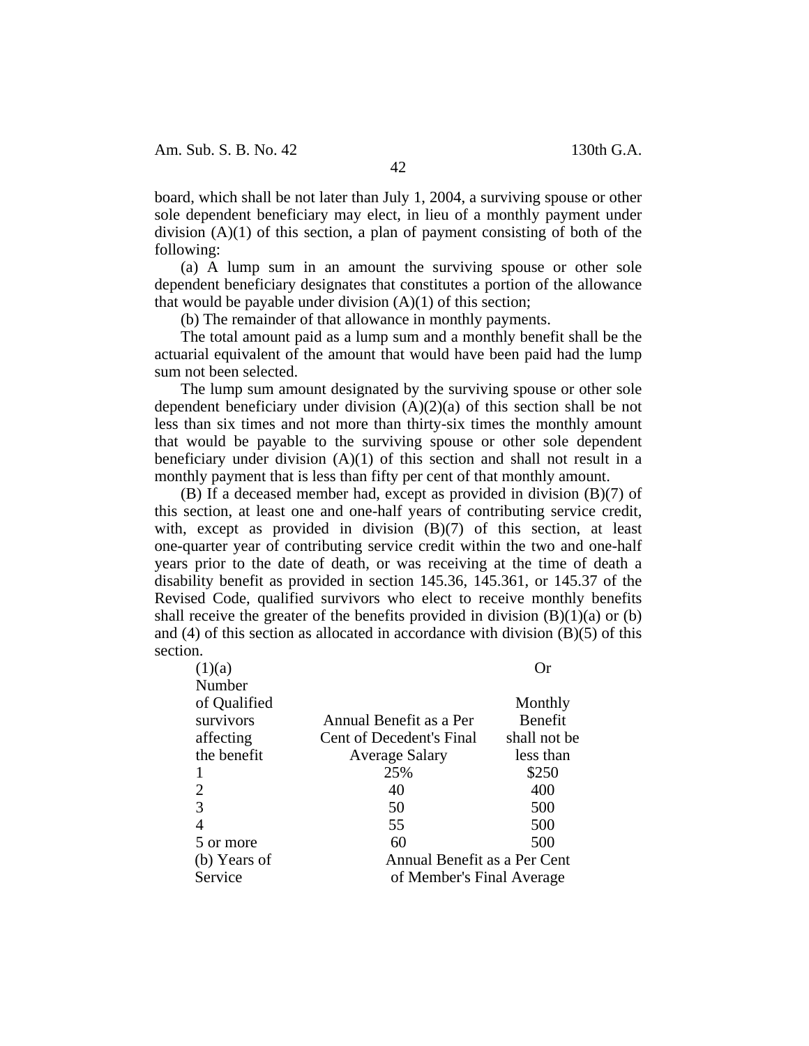board, which shall be not later than July 1, 2004, a surviving spouse or other sole dependent beneficiary may elect, in lieu of a monthly payment under division (A)(1) of this section, a plan of payment consisting of both of the following:

(a) A lump sum in an amount the surviving spouse or other sole dependent beneficiary designates that constitutes a portion of the allowance that would be payable under division (A)(1) of this section;

(b) The remainder of that allowance in monthly payments.

The total amount paid as a lump sum and a monthly benefit shall be the actuarial equivalent of the amount that would have been paid had the lump sum not been selected.

The lump sum amount designated by the surviving spouse or other sole dependent beneficiary under division (A)(2)(a) of this section shall be not less than six times and not more than thirty-six times the monthly amount that would be payable to the surviving spouse or other sole dependent beneficiary under division (A)(1) of this section and shall not result in a monthly payment that is less than fifty per cent of that monthly amount.

(B) If a deceased member had, except as provided in division (B)(7) of this section, at least one and one-half years of contributing service credit, with, except as provided in division (B)(7) of this section, at least one-quarter year of contributing service credit within the two and one-half years prior to the date of death, or was receiving at the time of death a disability benefit as provided in section 145.36, 145.361, or 145.37 of the Revised Code, qualified survivors who elect to receive monthly benefits shall receive the greater of the benefits provided in division (B)(1)(a) or (b) and (4) of this section as allocated in accordance with division (B)(5) of this section.

(1)(a)

| Number of Qualified survivors affecting the benefit | Annual Benefit as a Per Cent of Decedent's Final Average Salary | Or Monthly Benefit shall not be less than |
|---|---|---|
| 1 | 25% | $250 |
| 2 | 40 | 400 |
| 3 | 50 | 500 |
| 4 | 55 | 500 |
| 5 or more | 60 | 500 |

| (b) Years of Service | Annual Benefit as a Per Cent of Member's Final Average |
|---|---|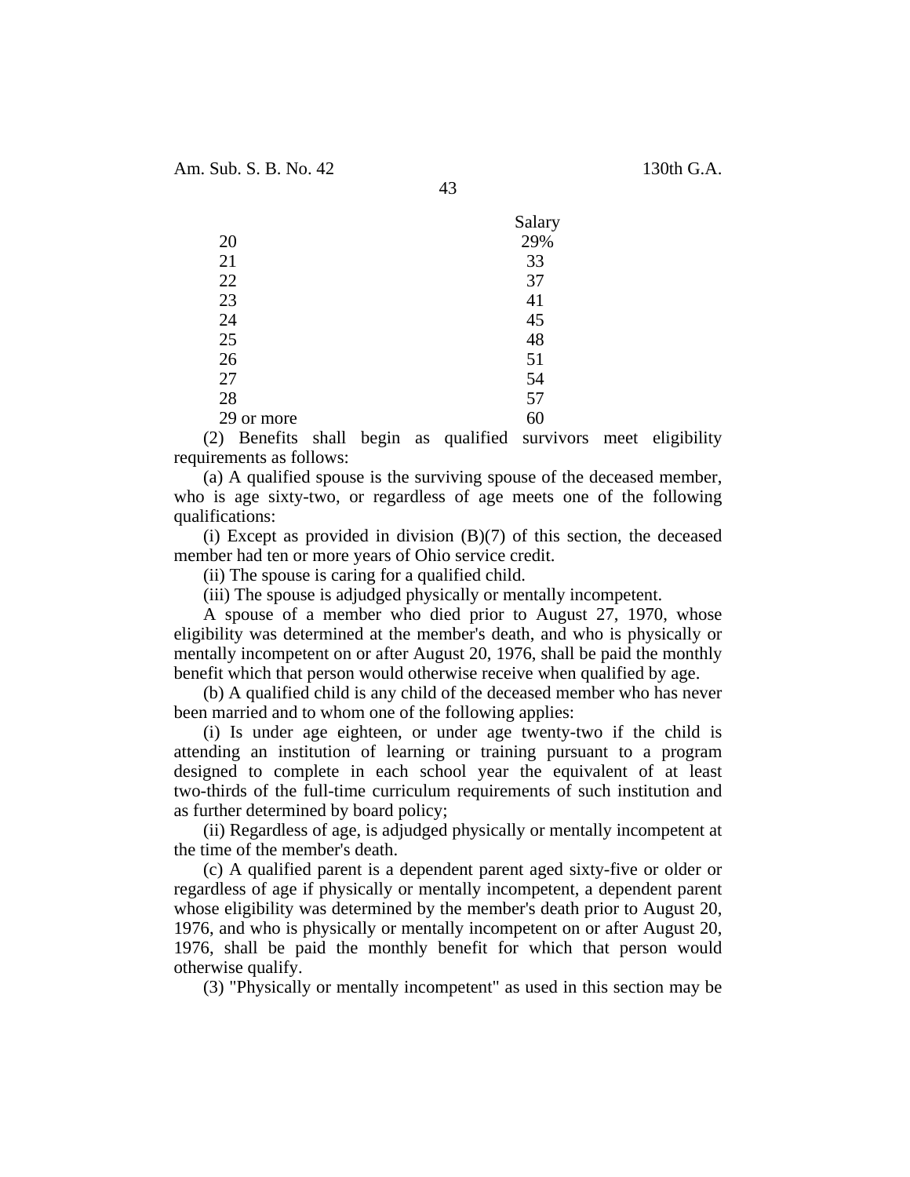| | Salary |
|---|---|
| 20 | 29% |
| 21 | 33 |
| 22 | 37 |
| 23 | 41 |
| 24 | 45 |
| 25 | 48 |
| 26 | 51 |
| 27 | 54 |
| 28 | 57 |
| 29 or more | 60 |

(2) Benefits shall begin as qualified survivors meet eligibility requirements as follows:

(a) A qualified spouse is the surviving spouse of the deceased member, who is age sixty-two, or regardless of age meets one of the following qualifications:

(i) Except as provided in division (B)(7) of this section, the deceased member had ten or more years of Ohio service credit.

(ii) The spouse is caring for a qualified child.

(iii) The spouse is adjudged physically or mentally incompetent.

A spouse of a member who died prior to August 27, 1970, whose eligibility was determined at the member's death, and who is physically or mentally incompetent on or after August 20, 1976, shall be paid the monthly benefit which that person would otherwise receive when qualified by age.

(b) A qualified child is any child of the deceased member who has never been married and to whom one of the following applies:

(i) Is under age eighteen, or under age twenty-two if the child is attending an institution of learning or training pursuant to a program designed to complete in each school year the equivalent of at least two-thirds of the full-time curriculum requirements of such institution and as further determined by board policy;

(ii) Regardless of age, is adjudged physically or mentally incompetent at the time of the member's death.

(c) A qualified parent is a dependent parent aged sixty-five or older or regardless of age if physically or mentally incompetent, a dependent parent whose eligibility was determined by the member's death prior to August 20, 1976, and who is physically or mentally incompetent on or after August 20, 1976, shall be paid the monthly benefit for which that person would otherwise qualify.

(3) "Physically or mentally incompetent" as used in this section may be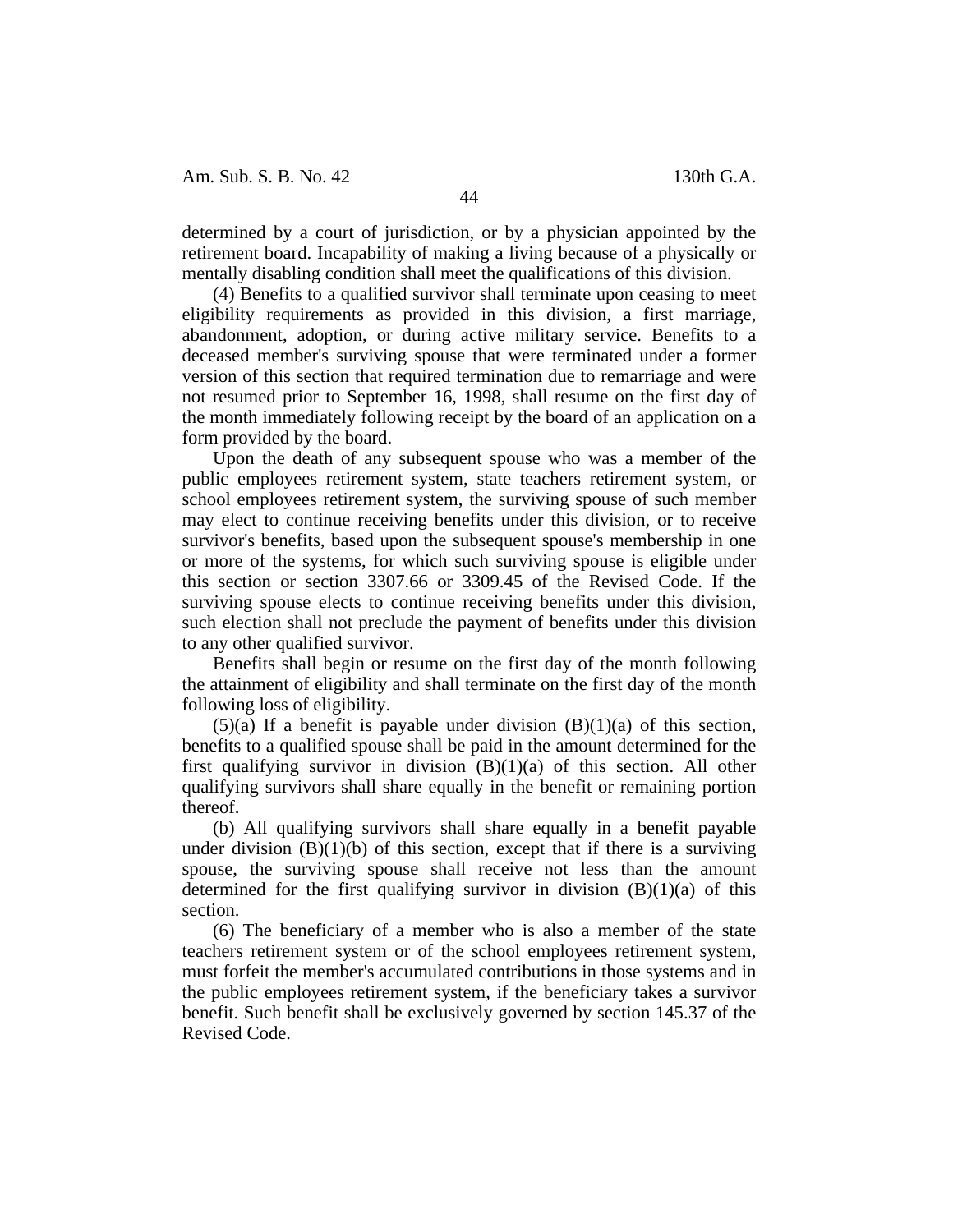determined by a court of jurisdiction, or by a physician appointed by the retirement board. Incapability of making a living because of a physically or mentally disabling condition shall meet the qualifications of this division.

(4) Benefits to a qualified survivor shall terminate upon ceasing to meet eligibility requirements as provided in this division, a first marriage, abandonment, adoption, or during active military service. Benefits to a deceased member's surviving spouse that were terminated under a former version of this section that required termination due to remarriage and were not resumed prior to September 16, 1998, shall resume on the first day of the month immediately following receipt by the board of an application on a form provided by the board.

Upon the death of any subsequent spouse who was a member of the public employees retirement system, state teachers retirement system, or school employees retirement system, the surviving spouse of such member may elect to continue receiving benefits under this division, or to receive survivor's benefits, based upon the subsequent spouse's membership in one or more of the systems, for which such surviving spouse is eligible under this section or section 3307.66 or 3309.45 of the Revised Code. If the surviving spouse elects to continue receiving benefits under this division, such election shall not preclude the payment of benefits under this division to any other qualified survivor.

Benefits shall begin or resume on the first day of the month following the attainment of eligibility and shall terminate on the first day of the month following loss of eligibility.

(5)(a) If a benefit is payable under division (B)(1)(a) of this section, benefits to a qualified spouse shall be paid in the amount determined for the first qualifying survivor in division (B)(1)(a) of this section. All other qualifying survivors shall share equally in the benefit or remaining portion thereof.

(b) All qualifying survivors shall share equally in a benefit payable under division (B)(1)(b) of this section, except that if there is a surviving spouse, the surviving spouse shall receive not less than the amount determined for the first qualifying survivor in division (B)(1)(a) of this section.

(6) The beneficiary of a member who is also a member of the state teachers retirement system or of the school employees retirement system, must forfeit the member's accumulated contributions in those systems and in the public employees retirement system, if the beneficiary takes a survivor benefit. Such benefit shall be exclusively governed by section 145.37 of the Revised Code.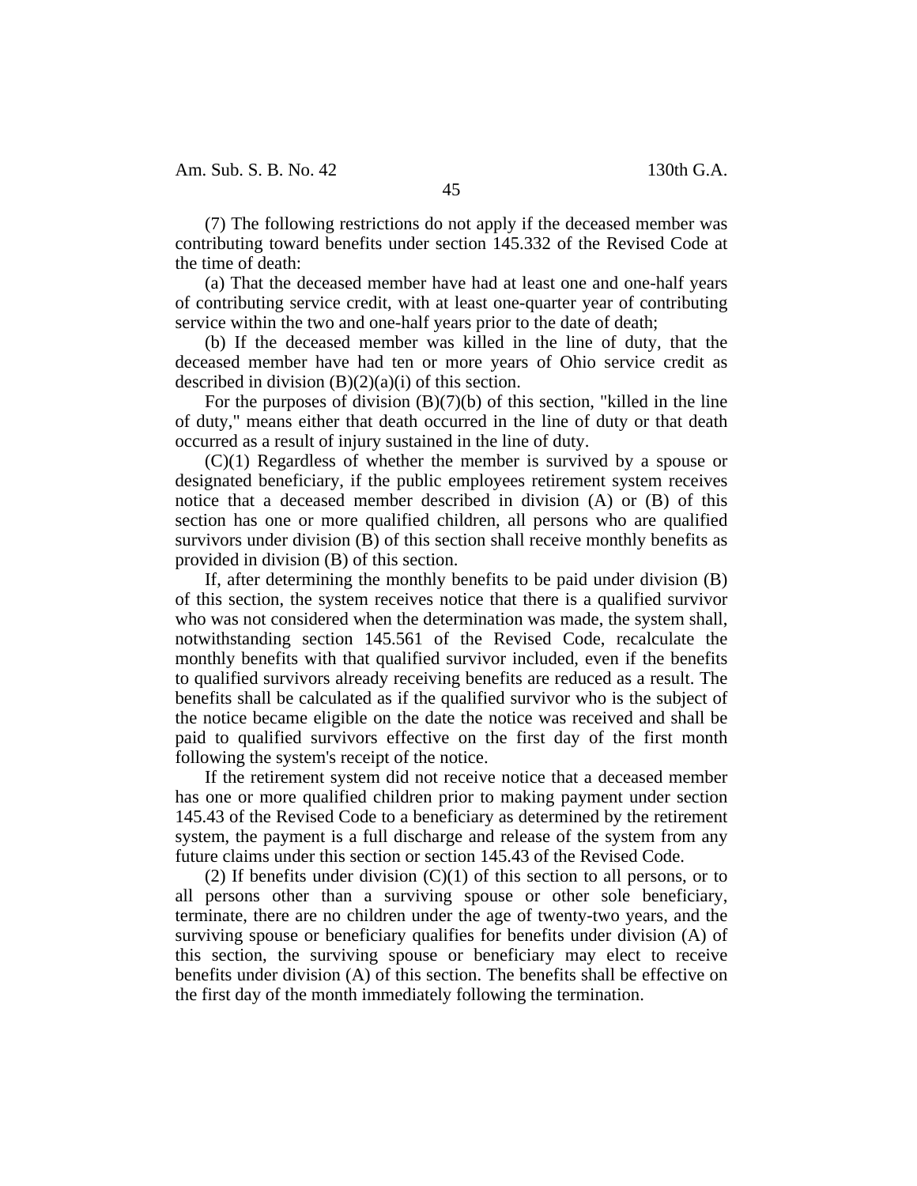(7) The following restrictions do not apply if the deceased member was contributing toward benefits under section 145.332 of the Revised Code at the time of death:

(a) That the deceased member have had at least one and one-half years of contributing service credit, with at least one-quarter year of contributing service within the two and one-half years prior to the date of death;

(b) If the deceased member was killed in the line of duty, that the deceased member have had ten or more years of Ohio service credit as described in division (B)(2)(a)(i) of this section.

For the purposes of division (B)(7)(b) of this section, "killed in the line of duty," means either that death occurred in the line of duty or that death occurred as a result of injury sustained in the line of duty.

(C)(1) Regardless of whether the member is survived by a spouse or designated beneficiary, if the public employees retirement system receives notice that a deceased member described in division (A) or (B) of this section has one or more qualified children, all persons who are qualified survivors under division (B) of this section shall receive monthly benefits as provided in division (B) of this section.

If, after determining the monthly benefits to be paid under division (B) of this section, the system receives notice that there is a qualified survivor who was not considered when the determination was made, the system shall, notwithstanding section 145.561 of the Revised Code, recalculate the monthly benefits with that qualified survivor included, even if the benefits to qualified survivors already receiving benefits are reduced as a result. The benefits shall be calculated as if the qualified survivor who is the subject of the notice became eligible on the date the notice was received and shall be paid to qualified survivors effective on the first day of the first month following the system's receipt of the notice.

If the retirement system did not receive notice that a deceased member has one or more qualified children prior to making payment under section 145.43 of the Revised Code to a beneficiary as determined by the retirement system, the payment is a full discharge and release of the system from any future claims under this section or section 145.43 of the Revised Code.

(2) If benefits under division (C)(1) of this section to all persons, or to all persons other than a surviving spouse or other sole beneficiary, terminate, there are no children under the age of twenty-two years, and the surviving spouse or beneficiary qualifies for benefits under division (A) of this section, the surviving spouse or beneficiary may elect to receive benefits under division (A) of this section. The benefits shall be effective on the first day of the month immediately following the termination.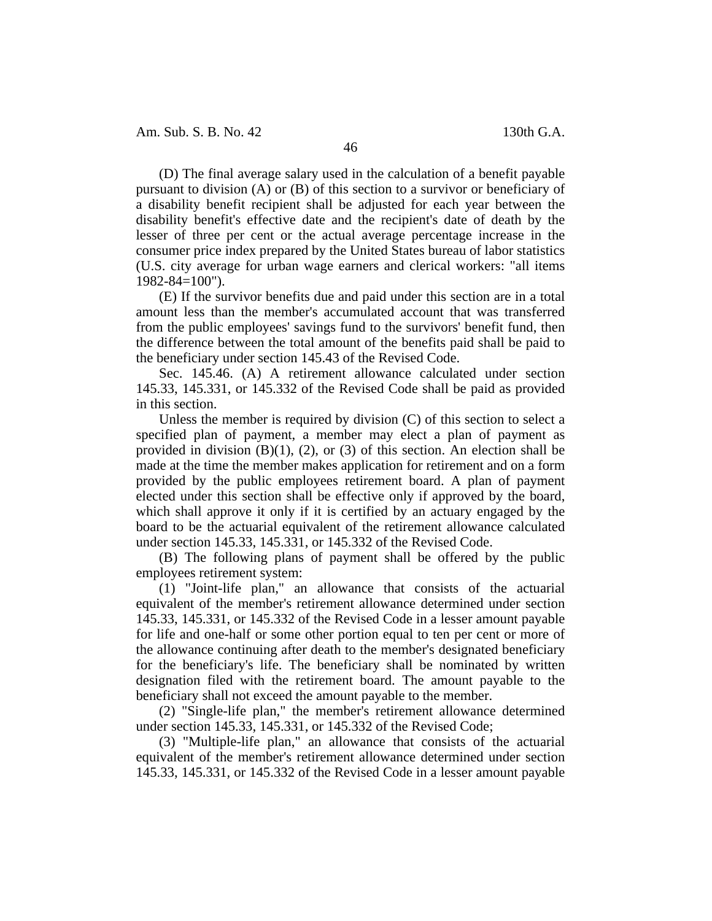(D) The final average salary used in the calculation of a benefit payable pursuant to division (A) or (B) of this section to a survivor or beneficiary of a disability benefit recipient shall be adjusted for each year between the disability benefit's effective date and the recipient's date of death by the lesser of three per cent or the actual average percentage increase in the consumer price index prepared by the United States bureau of labor statistics (U.S. city average for urban wage earners and clerical workers: "all items 1982-84=100").

(E) If the survivor benefits due and paid under this section are in a total amount less than the member's accumulated account that was transferred from the public employees' savings fund to the survivors' benefit fund, then the difference between the total amount of the benefits paid shall be paid to the beneficiary under section 145.43 of the Revised Code.

Sec. 145.46. (A) A retirement allowance calculated under section 145.33, 145.331, or 145.332 of the Revised Code shall be paid as provided in this section.

Unless the member is required by division (C) of this section to select a specified plan of payment, a member may elect a plan of payment as provided in division (B)(1), (2), or (3) of this section. An election shall be made at the time the member makes application for retirement and on a form provided by the public employees retirement board. A plan of payment elected under this section shall be effective only if approved by the board, which shall approve it only if it is certified by an actuary engaged by the board to be the actuarial equivalent of the retirement allowance calculated under section 145.33, 145.331, or 145.332 of the Revised Code.

(B) The following plans of payment shall be offered by the public employees retirement system:

(1) "Joint-life plan," an allowance that consists of the actuarial equivalent of the member's retirement allowance determined under section 145.33, 145.331, or 145.332 of the Revised Code in a lesser amount payable for life and one-half or some other portion equal to ten per cent or more of the allowance continuing after death to the member's designated beneficiary for the beneficiary's life. The beneficiary shall be nominated by written designation filed with the retirement board. The amount payable to the beneficiary shall not exceed the amount payable to the member.

(2) "Single-life plan," the member's retirement allowance determined under section 145.33, 145.331, or 145.332 of the Revised Code;

(3) "Multiple-life plan," an allowance that consists of the actuarial equivalent of the member's retirement allowance determined under section 145.33, 145.331, or 145.332 of the Revised Code in a lesser amount payable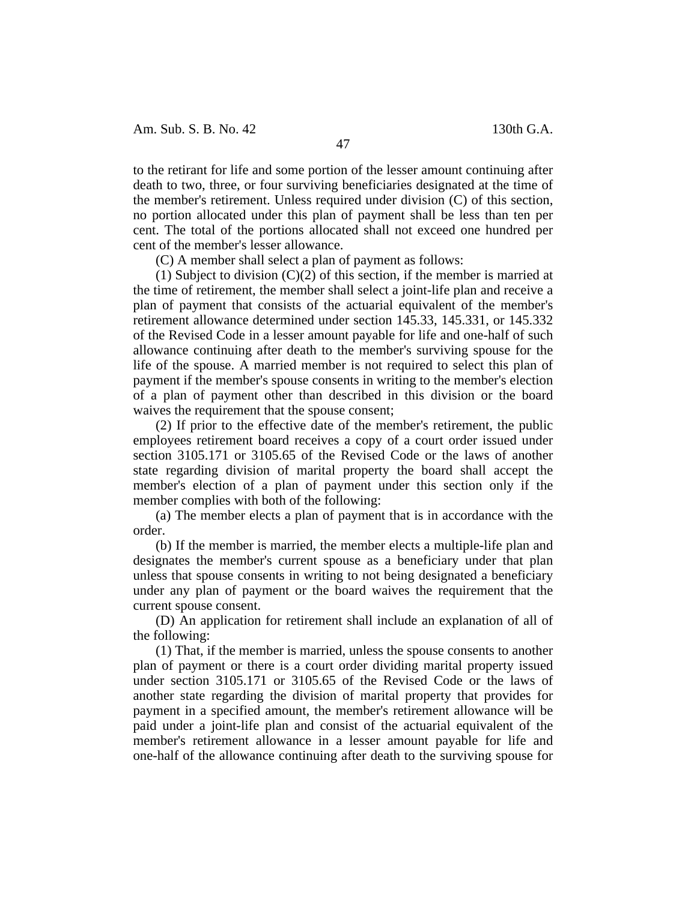to the retirant for life and some portion of the lesser amount continuing after death to two, three, or four surviving beneficiaries designated at the time of the member's retirement. Unless required under division (C) of this section, no portion allocated under this plan of payment shall be less than ten per cent. The total of the portions allocated shall not exceed one hundred per cent of the member's lesser allowance.

(C) A member shall select a plan of payment as follows:

(1) Subject to division (C)(2) of this section, if the member is married at the time of retirement, the member shall select a joint-life plan and receive a plan of payment that consists of the actuarial equivalent of the member's retirement allowance determined under section 145.33, 145.331, or 145.332 of the Revised Code in a lesser amount payable for life and one-half of such allowance continuing after death to the member's surviving spouse for the life of the spouse. A married member is not required to select this plan of payment if the member's spouse consents in writing to the member's election of a plan of payment other than described in this division or the board waives the requirement that the spouse consent;

(2) If prior to the effective date of the member's retirement, the public employees retirement board receives a copy of a court order issued under section 3105.171 or 3105.65 of the Revised Code or the laws of another state regarding division of marital property the board shall accept the member's election of a plan of payment under this section only if the member complies with both of the following:

(a) The member elects a plan of payment that is in accordance with the order.

(b) If the member is married, the member elects a multiple-life plan and designates the member's current spouse as a beneficiary under that plan unless that spouse consents in writing to not being designated a beneficiary under any plan of payment or the board waives the requirement that the current spouse consent.

(D) An application for retirement shall include an explanation of all of the following:

(1) That, if the member is married, unless the spouse consents to another plan of payment or there is a court order dividing marital property issued under section 3105.171 or 3105.65 of the Revised Code or the laws of another state regarding the division of marital property that provides for payment in a specified amount, the member's retirement allowance will be paid under a joint-life plan and consist of the actuarial equivalent of the member's retirement allowance in a lesser amount payable for life and one-half of the allowance continuing after death to the surviving spouse for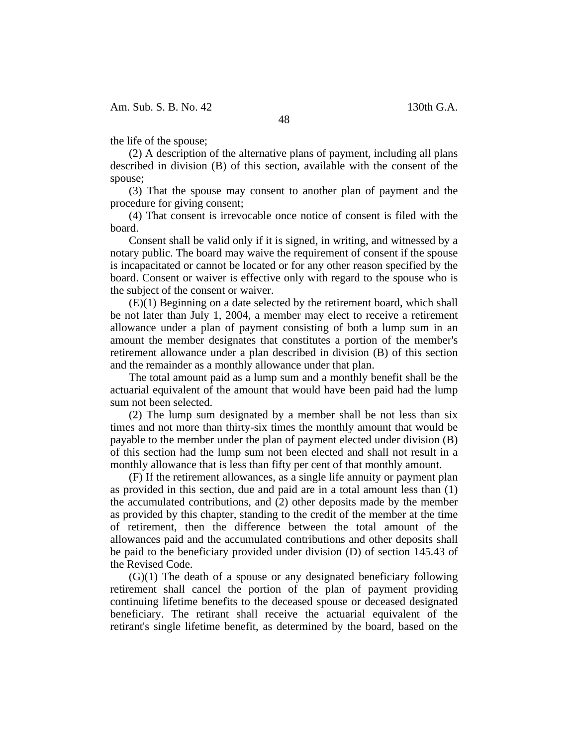the life of the spouse;

(2) A description of the alternative plans of payment, including all plans described in division (B) of this section, available with the consent of the spouse;

(3) That the spouse may consent to another plan of payment and the procedure for giving consent;

(4) That consent is irrevocable once notice of consent is filed with the board.

Consent shall be valid only if it is signed, in writing, and witnessed by a notary public. The board may waive the requirement of consent if the spouse is incapacitated or cannot be located or for any other reason specified by the board. Consent or waiver is effective only with regard to the spouse who is the subject of the consent or waiver.

(E)(1) Beginning on a date selected by the retirement board, which shall be not later than July 1, 2004, a member may elect to receive a retirement allowance under a plan of payment consisting of both a lump sum in an amount the member designates that constitutes a portion of the member's retirement allowance under a plan described in division (B) of this section and the remainder as a monthly allowance under that plan.

The total amount paid as a lump sum and a monthly benefit shall be the actuarial equivalent of the amount that would have been paid had the lump sum not been selected.

(2) The lump sum designated by a member shall be not less than six times and not more than thirty-six times the monthly amount that would be payable to the member under the plan of payment elected under division (B) of this section had the lump sum not been elected and shall not result in a monthly allowance that is less than fifty per cent of that monthly amount.

(F) If the retirement allowances, as a single life annuity or payment plan as provided in this section, due and paid are in a total amount less than (1) the accumulated contributions, and (2) other deposits made by the member as provided by this chapter, standing to the credit of the member at the time of retirement, then the difference between the total amount of the allowances paid and the accumulated contributions and other deposits shall be paid to the beneficiary provided under division (D) of section 145.43 of the Revised Code.

(G)(1) The death of a spouse or any designated beneficiary following retirement shall cancel the portion of the plan of payment providing continuing lifetime benefits to the deceased spouse or deceased designated beneficiary. The retirant shall receive the actuarial equivalent of the retirant's single lifetime benefit, as determined by the board, based on the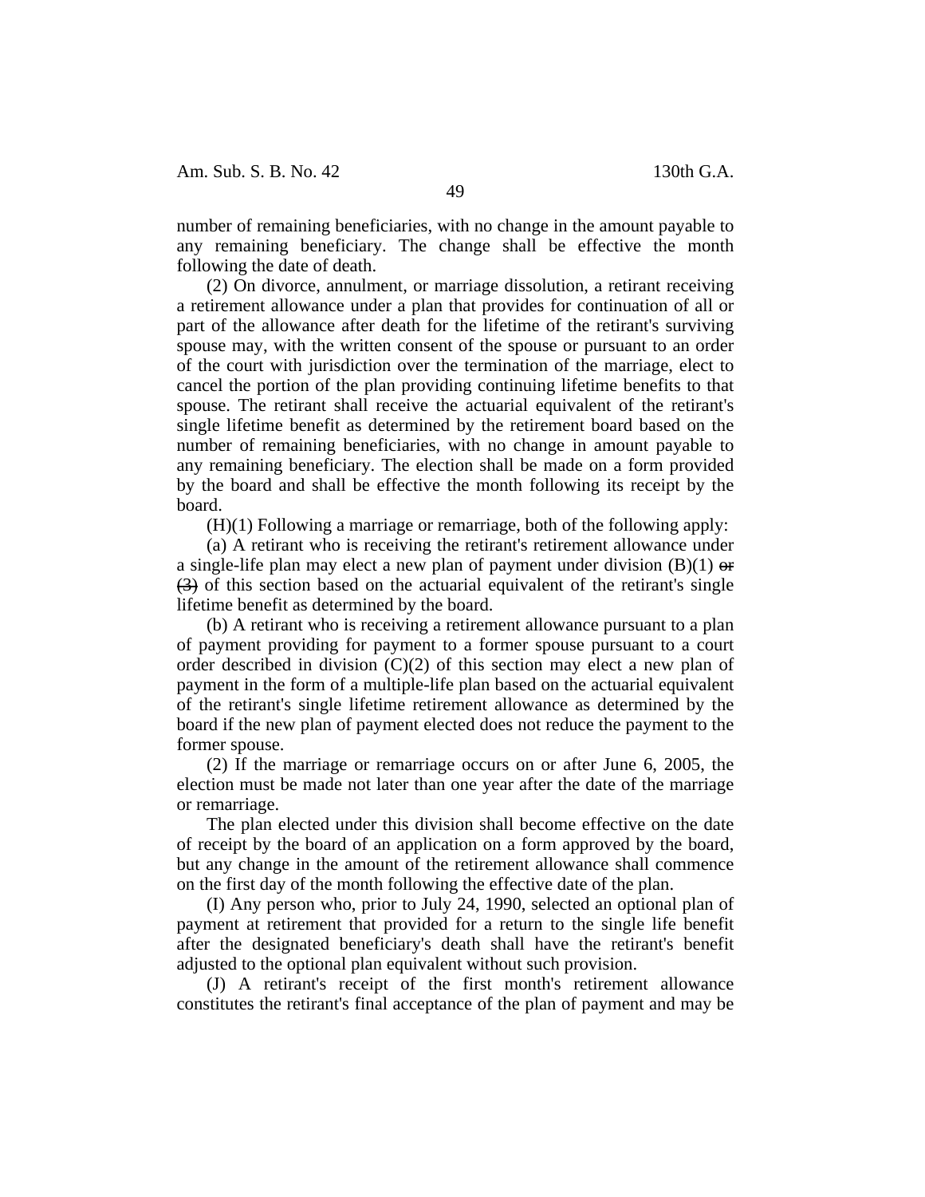number of remaining beneficiaries, with no change in the amount payable to any remaining beneficiary. The change shall be effective the month following the date of death.

(2) On divorce, annulment, or marriage dissolution, a retirant receiving a retirement allowance under a plan that provides for continuation of all or part of the allowance after death for the lifetime of the retirant's surviving spouse may, with the written consent of the spouse or pursuant to an order of the court with jurisdiction over the termination of the marriage, elect to cancel the portion of the plan providing continuing lifetime benefits to that spouse. The retirant shall receive the actuarial equivalent of the retirant's single lifetime benefit as determined by the retirement board based on the number of remaining beneficiaries, with no change in amount payable to any remaining beneficiary. The election shall be made on a form provided by the board and shall be effective the month following its receipt by the board.

(H)(1) Following a marriage or remarriage, both of the following apply:

(a) A retirant who is receiving the retirant's retirement allowance under a single-life plan may elect a new plan of payment under division (B)(1) ~~or (3)~~ of this section based on the actuarial equivalent of the retirant's single lifetime benefit as determined by the board.

(b) A retirant who is receiving a retirement allowance pursuant to a plan of payment providing for payment to a former spouse pursuant to a court order described in division (C)(2) of this section may elect a new plan of payment in the form of a multiple-life plan based on the actuarial equivalent of the retirant's single lifetime retirement allowance as determined by the board if the new plan of payment elected does not reduce the payment to the former spouse.

(2) If the marriage or remarriage occurs on or after June 6, 2005, the election must be made not later than one year after the date of the marriage or remarriage.

The plan elected under this division shall become effective on the date of receipt by the board of an application on a form approved by the board, but any change in the amount of the retirement allowance shall commence on the first day of the month following the effective date of the plan.

(I) Any person who, prior to July 24, 1990, selected an optional plan of payment at retirement that provided for a return to the single life benefit after the designated beneficiary's death shall have the retirant's benefit adjusted to the optional plan equivalent without such provision.

(J) A retirant's receipt of the first month's retirement allowance constitutes the retirant's final acceptance of the plan of payment and may be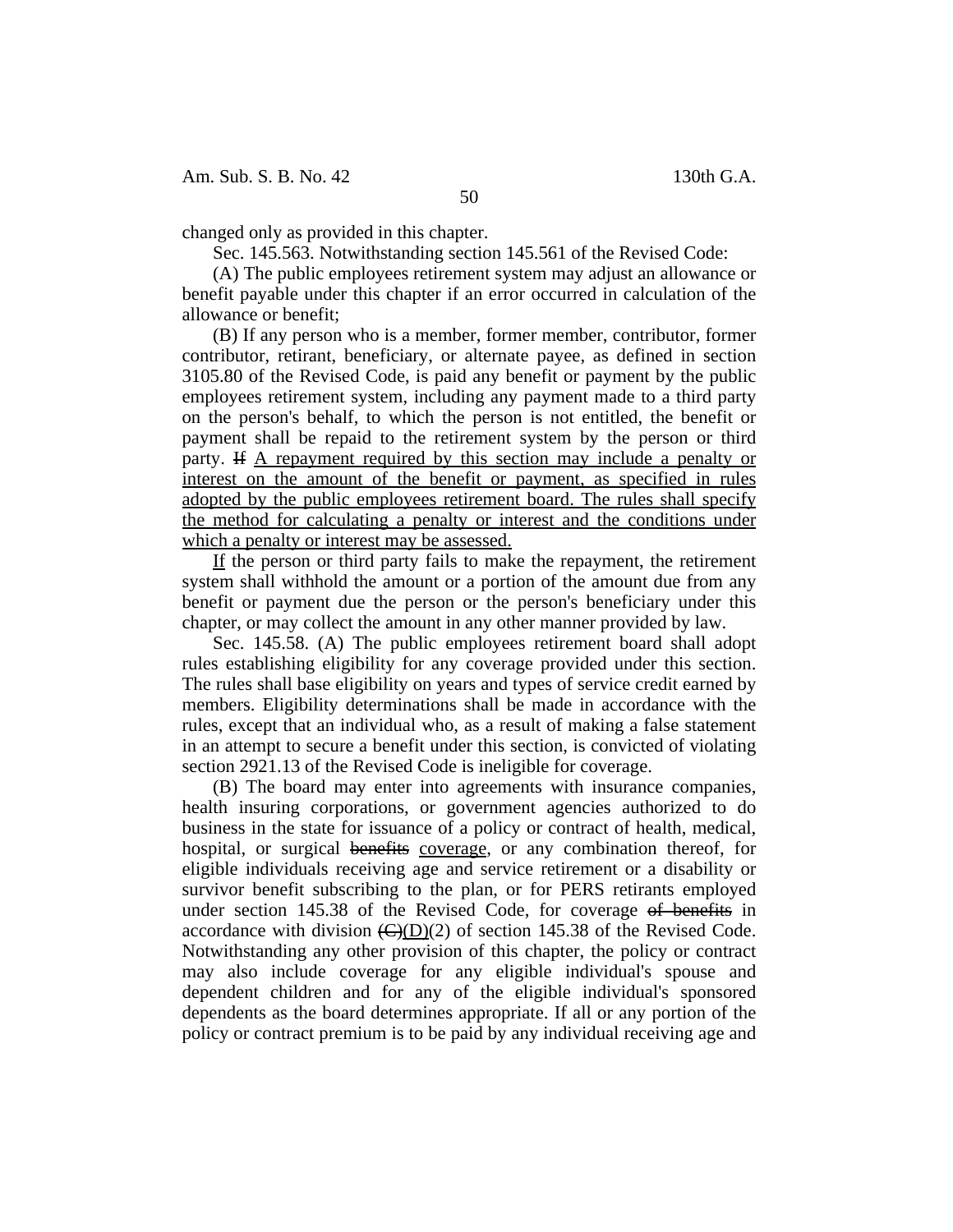changed only as provided in this chapter.

Sec. 145.563. Notwithstanding section 145.561 of the Revised Code:

(A) The public employees retirement system may adjust an allowance or benefit payable under this chapter if an error occurred in calculation of the allowance or benefit;

(B) If any person who is a member, former member, contributor, former contributor, retirant, beneficiary, or alternate payee, as defined in section 3105.80 of the Revised Code, is paid any benefit or payment by the public employees retirement system, including any payment made to a third party on the person's behalf, to which the person is not entitled, the benefit or payment shall be repaid to the retirement system by the person or third party. ~~If~~ <u>A repayment required by this section may include a penalty or interest on the amount of the benefit or payment, as specified in rules adopted by the public employees retirement board. The rules shall specify the method for calculating a penalty or interest and the conditions under which a penalty or interest may be assessed.</u>

<u>If</u> the person or third party fails to make the repayment, the retirement system shall withhold the amount or a portion of the amount due from any benefit or payment due the person or the person's beneficiary under this chapter, or may collect the amount in any other manner provided by law.

Sec. 145.58. (A) The public employees retirement board shall adopt rules establishing eligibility for any coverage provided under this section. The rules shall base eligibility on years and types of service credit earned by members. Eligibility determinations shall be made in accordance with the rules, except that an individual who, as a result of making a false statement in an attempt to secure a benefit under this section, is convicted of violating section 2921.13 of the Revised Code is ineligible for coverage.

(B) The board may enter into agreements with insurance companies, health insuring corporations, or government agencies authorized to do business in the state for issuance of a policy or contract of health, medical, hospital, or surgical ~~benefits~~ <u>coverage</u>, or any combination thereof, for eligible individuals receiving age and service retirement or a disability or survivor benefit subscribing to the plan, or for PERS retirants employed under section 145.38 of the Revised Code, for coverage ~~of benefits~~ in accordance with division ~~(C)~~<u>(D)</u>(2) of section 145.38 of the Revised Code. Notwithstanding any other provision of this chapter, the policy or contract may also include coverage for any eligible individual's spouse and dependent children and for any of the eligible individual's sponsored dependents as the board determines appropriate. If all or any portion of the policy or contract premium is to be paid by any individual receiving age and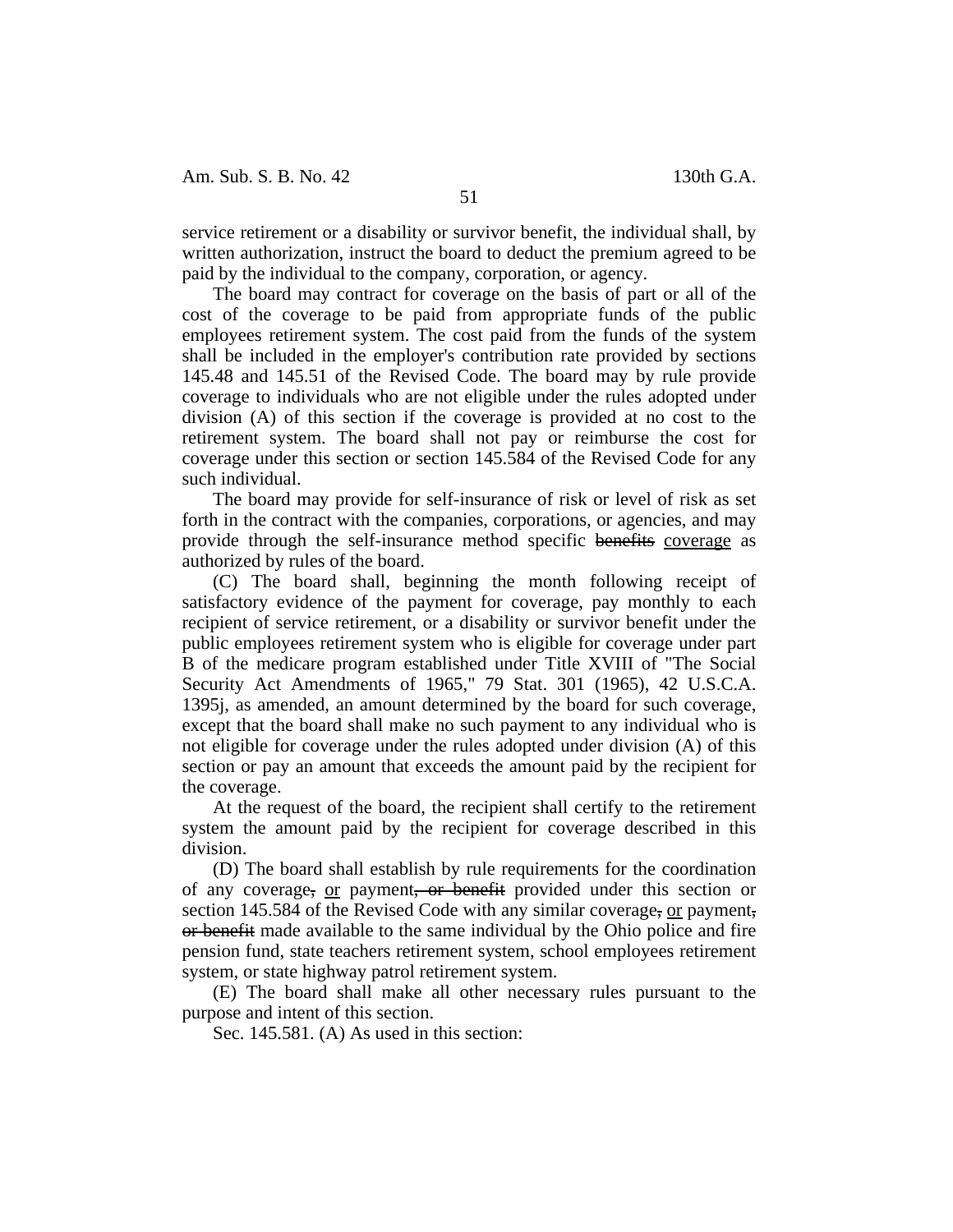service retirement or a disability or survivor benefit, the individual shall, by written authorization, instruct the board to deduct the premium agreed to be paid by the individual to the company, corporation, or agency.

The board may contract for coverage on the basis of part or all of the cost of the coverage to be paid from appropriate funds of the public employees retirement system. The cost paid from the funds of the system shall be included in the employer's contribution rate provided by sections 145.48 and 145.51 of the Revised Code. The board may by rule provide coverage to individuals who are not eligible under the rules adopted under division (A) of this section if the coverage is provided at no cost to the retirement system. The board shall not pay or reimburse the cost for coverage under this section or section 145.584 of the Revised Code for any such individual.

The board may provide for self-insurance of risk or level of risk as set forth in the contract with the companies, corporations, or agencies, and may provide through the self-insurance method specific ~~benefits~~ <u>coverage</u> as authorized by rules of the board.

(C) The board shall, beginning the month following receipt of satisfactory evidence of the payment for coverage, pay monthly to each recipient of service retirement, or a disability or survivor benefit under the public employees retirement system who is eligible for coverage under part B of the medicare program established under Title XVIII of "The Social Security Act Amendments of 1965," 79 Stat. 301 (1965), 42 U.S.C.A. 1395j, as amended, an amount determined by the board for such coverage, except that the board shall make no such payment to any individual who is not eligible for coverage under the rules adopted under division (A) of this section or pay an amount that exceeds the amount paid by the recipient for the coverage.

At the request of the board, the recipient shall certify to the retirement system the amount paid by the recipient for coverage described in this division.

(D) The board shall establish by rule requirements for the coordination of any coverage~~,~~ <u>or</u> payment~~, or benefit~~ provided under this section or section 145.584 of the Revised Code with any similar coverage~~,~~ <u>or</u> payment~~, or benefit~~ made available to the same individual by the Ohio police and fire pension fund, state teachers retirement system, school employees retirement system, or state highway patrol retirement system.

(E) The board shall make all other necessary rules pursuant to the purpose and intent of this section.

Sec. 145.581. (A) As used in this section: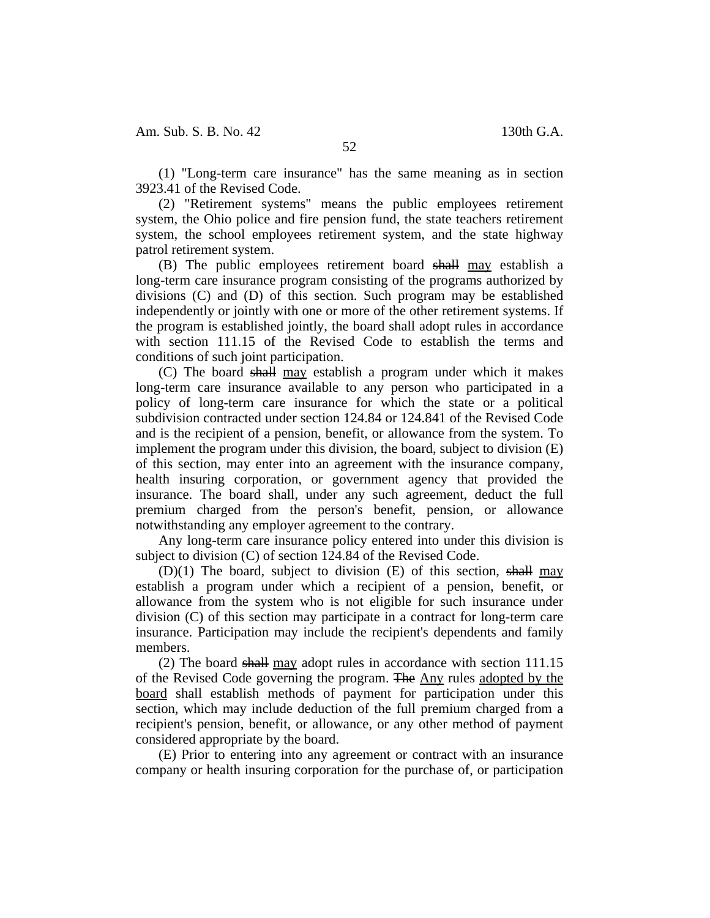(1) "Long-term care insurance" has the same meaning as in section 3923.41 of the Revised Code.

(2) "Retirement systems" means the public employees retirement system, the Ohio police and fire pension fund, the state teachers retirement system, the school employees retirement system, and the state highway patrol retirement system.

(B) The public employees retirement board ~~shall~~ <u>may</u> establish a long-term care insurance program consisting of the programs authorized by divisions (C) and (D) of this section. Such program may be established independently or jointly with one or more of the other retirement systems. If the program is established jointly, the board shall adopt rules in accordance with section 111.15 of the Revised Code to establish the terms and conditions of such joint participation.

(C) The board ~~shall~~ <u>may</u> establish a program under which it makes long-term care insurance available to any person who participated in a policy of long-term care insurance for which the state or a political subdivision contracted under section 124.84 or 124.841 of the Revised Code and is the recipient of a pension, benefit, or allowance from the system. To implement the program under this division, the board, subject to division (E) of this section, may enter into an agreement with the insurance company, health insuring corporation, or government agency that provided the insurance. The board shall, under any such agreement, deduct the full premium charged from the person's benefit, pension, or allowance notwithstanding any employer agreement to the contrary.

Any long-term care insurance policy entered into under this division is subject to division (C) of section 124.84 of the Revised Code.

(D)(1) The board, subject to division (E) of this section, ~~shall~~ <u>may</u> establish a program under which a recipient of a pension, benefit, or allowance from the system who is not eligible for such insurance under division (C) of this section may participate in a contract for long-term care insurance. Participation may include the recipient's dependents and family members.

(2) The board ~~shall~~ <u>may</u> adopt rules in accordance with section 111.15 of the Revised Code governing the program. ~~The~~ <u>Any</u> rules <u>adopted by the board</u> shall establish methods of payment for participation under this section, which may include deduction of the full premium charged from a recipient's pension, benefit, or allowance, or any other method of payment considered appropriate by the board.

(E) Prior to entering into any agreement or contract with an insurance company or health insuring corporation for the purchase of, or participation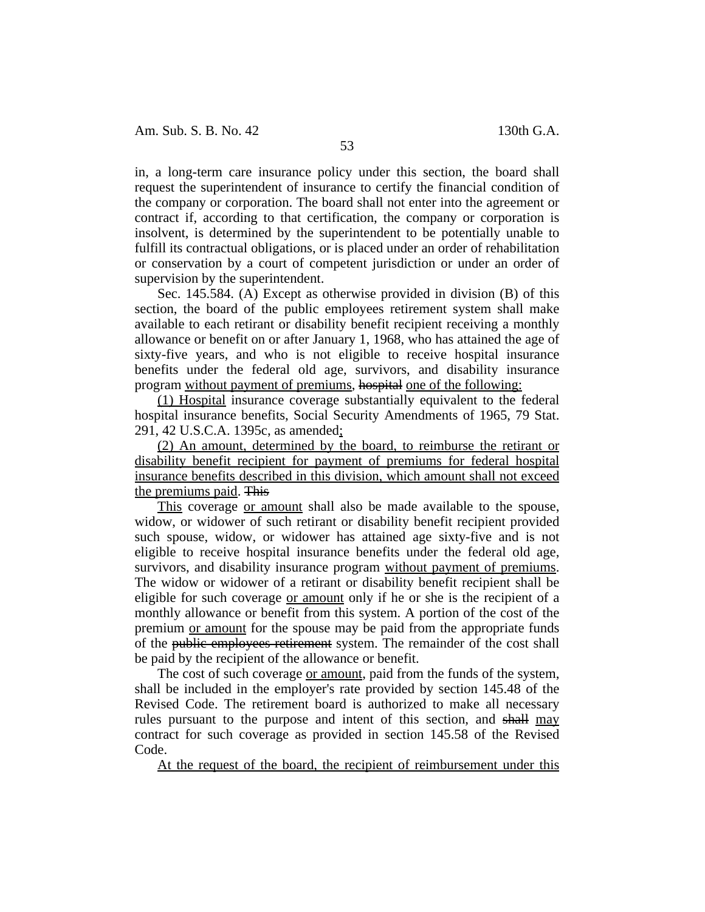in, a long-term care insurance policy under this section, the board shall request the superintendent of insurance to certify the financial condition of the company or corporation. The board shall not enter into the agreement or contract if, according to that certification, the company or corporation is insolvent, is determined by the superintendent to be potentially unable to fulfill its contractual obligations, or is placed under an order of rehabilitation or conservation by a court of competent jurisdiction or under an order of supervision by the superintendent.

Sec. 145.584. (A) Except as otherwise provided in division (B) of this section, the board of the public employees retirement system shall make available to each retirant or disability benefit recipient receiving a monthly allowance or benefit on or after January 1, 1968, who has attained the age of sixty-five years, and who is not eligible to receive hospital insurance benefits under the federal old age, survivors, and disability insurance program without payment of premiums, ~~hospital~~ one of the following:

(1) Hospital insurance coverage substantially equivalent to the federal hospital insurance benefits, Social Security Amendments of 1965, 79 Stat. 291, 42 U.S.C.A. 1395c, as amended;

(2) An amount, determined by the board, to reimburse the retirant or disability benefit recipient for payment of premiums for federal hospital insurance benefits described in this division, which amount shall not exceed the premiums paid. ~~This~~

This coverage or amount shall also be made available to the spouse, widow, or widower of such retirant or disability benefit recipient provided such spouse, widow, or widower has attained age sixty-five and is not eligible to receive hospital insurance benefits under the federal old age, survivors, and disability insurance program without payment of premiums. The widow or widower of a retirant or disability benefit recipient shall be eligible for such coverage or amount only if he or she is the recipient of a monthly allowance or benefit from this system. A portion of the cost of the premium or amount for the spouse may be paid from the appropriate funds of the ~~public employees retirement~~ system. The remainder of the cost shall be paid by the recipient of the allowance or benefit.

The cost of such coverage or amount, paid from the funds of the system, shall be included in the employer's rate provided by section 145.48 of the Revised Code. The retirement board is authorized to make all necessary rules pursuant to the purpose and intent of this section, and ~~shall~~ may contract for such coverage as provided in section 145.58 of the Revised Code.

At the request of the board, the recipient of reimbursement under this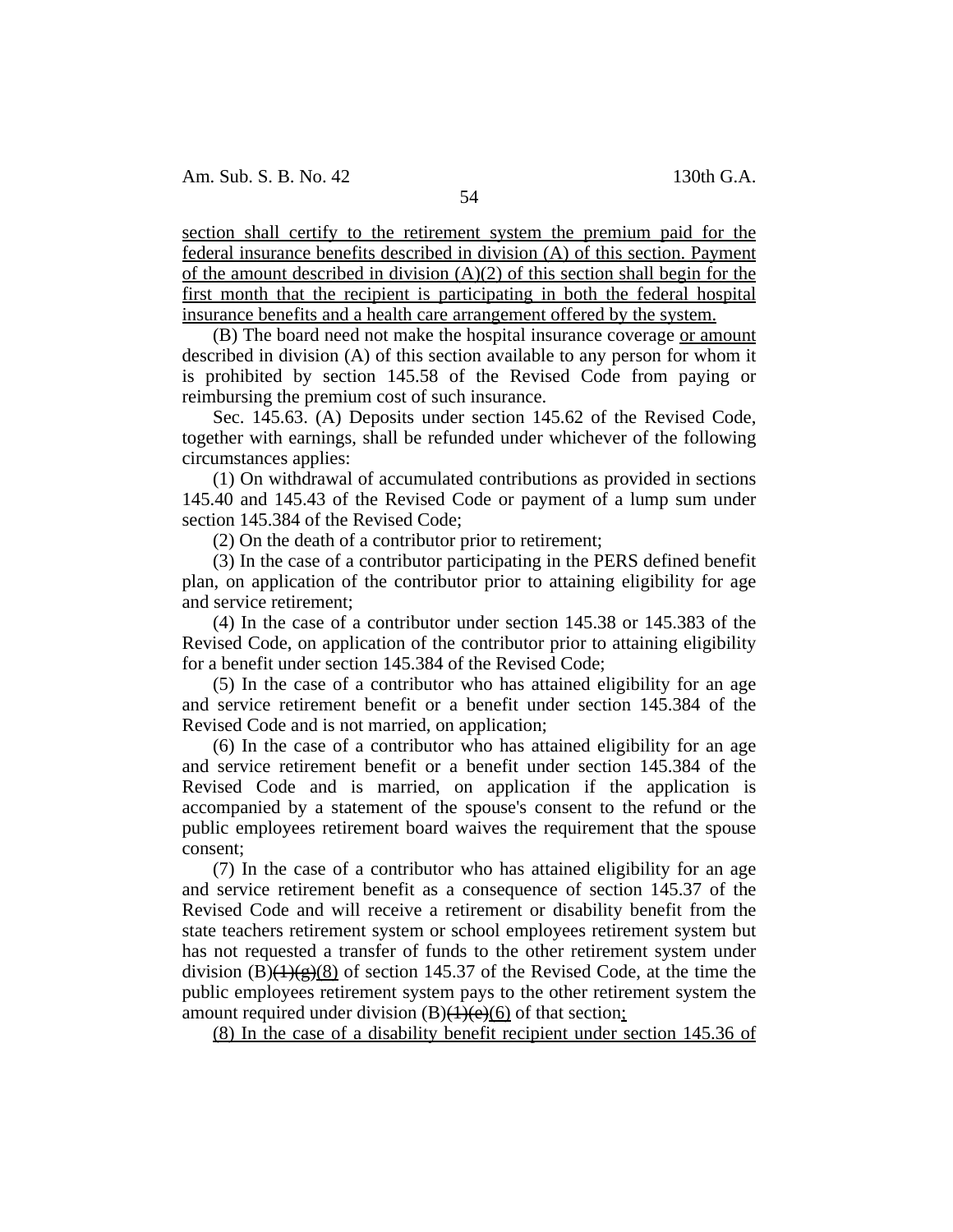section shall certify to the retirement system the premium paid for the federal insurance benefits described in division (A) of this section. Payment of the amount described in division (A)(2) of this section shall begin for the first month that the recipient is participating in both the federal hospital insurance benefits and a health care arrangement offered by the system.

(B) The board need not make the hospital insurance coverage or amount described in division (A) of this section available to any person for whom it is prohibited by section 145.58 of the Revised Code from paying or reimbursing the premium cost of such insurance.

Sec. 145.63. (A) Deposits under section 145.62 of the Revised Code, together with earnings, shall be refunded under whichever of the following circumstances applies:

(1) On withdrawal of accumulated contributions as provided in sections 145.40 and 145.43 of the Revised Code or payment of a lump sum under section 145.384 of the Revised Code;

(2) On the death of a contributor prior to retirement;

(3) In the case of a contributor participating in the PERS defined benefit plan, on application of the contributor prior to attaining eligibility for age and service retirement;

(4) In the case of a contributor under section 145.38 or 145.383 of the Revised Code, on application of the contributor prior to attaining eligibility for a benefit under section 145.384 of the Revised Code;

(5) In the case of a contributor who has attained eligibility for an age and service retirement benefit or a benefit under section 145.384 of the Revised Code and is not married, on application;

(6) In the case of a contributor who has attained eligibility for an age and service retirement benefit or a benefit under section 145.384 of the Revised Code and is married, on application if the application is accompanied by a statement of the spouse's consent to the refund or the public employees retirement board waives the requirement that the spouse consent;

(7) In the case of a contributor who has attained eligibility for an age and service retirement benefit as a consequence of section 145.37 of the Revised Code and will receive a retirement or disability benefit from the state teachers retirement system or school employees retirement system but has not requested a transfer of funds to the other retirement system under division (B)~~(1)(g)~~(8) of section 145.37 of the Revised Code, at the time the public employees retirement system pays to the other retirement system the amount required under division (B)~~(1)(e)~~(6) of that section;

(8) In the case of a disability benefit recipient under section 145.36 of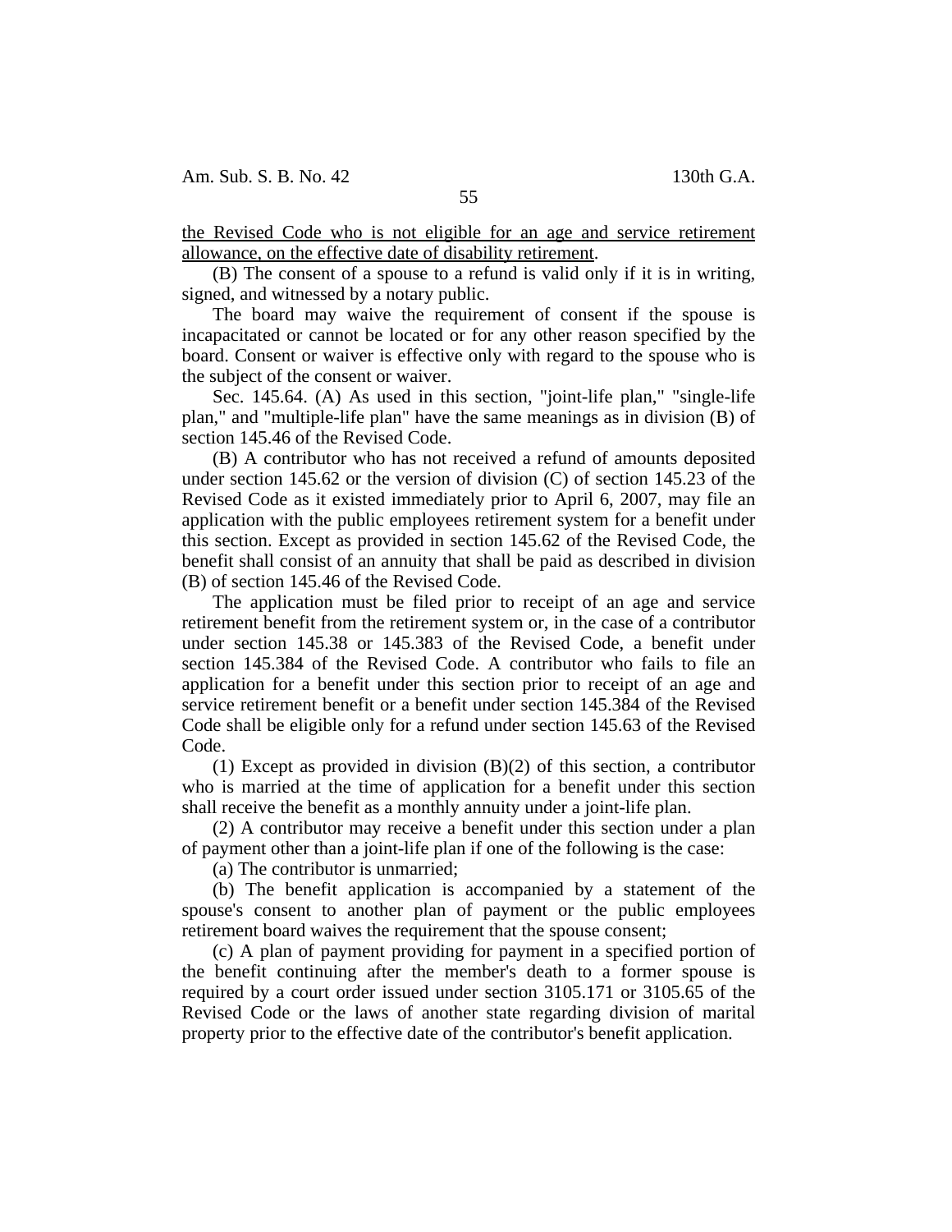the Revised Code who is not eligible for an age and service retirement allowance, on the effective date of disability retirement.

(B) The consent of a spouse to a refund is valid only if it is in writing, signed, and witnessed by a notary public.

The board may waive the requirement of consent if the spouse is incapacitated or cannot be located or for any other reason specified by the board. Consent or waiver is effective only with regard to the spouse who is the subject of the consent or waiver.

Sec. 145.64. (A) As used in this section, "joint-life plan," "single-life plan," and "multiple-life plan" have the same meanings as in division (B) of section 145.46 of the Revised Code.

(B) A contributor who has not received a refund of amounts deposited under section 145.62 or the version of division (C) of section 145.23 of the Revised Code as it existed immediately prior to April 6, 2007, may file an application with the public employees retirement system for a benefit under this section. Except as provided in section 145.62 of the Revised Code, the benefit shall consist of an annuity that shall be paid as described in division (B) of section 145.46 of the Revised Code.

The application must be filed prior to receipt of an age and service retirement benefit from the retirement system or, in the case of a contributor under section 145.38 or 145.383 of the Revised Code, a benefit under section 145.384 of the Revised Code. A contributor who fails to file an application for a benefit under this section prior to receipt of an age and service retirement benefit or a benefit under section 145.384 of the Revised Code shall be eligible only for a refund under section 145.63 of the Revised Code.

(1) Except as provided in division (B)(2) of this section, a contributor who is married at the time of application for a benefit under this section shall receive the benefit as a monthly annuity under a joint-life plan.

(2) A contributor may receive a benefit under this section under a plan of payment other than a joint-life plan if one of the following is the case:

(a) The contributor is unmarried;

(b) The benefit application is accompanied by a statement of the spouse's consent to another plan of payment or the public employees retirement board waives the requirement that the spouse consent;

(c) A plan of payment providing for payment in a specified portion of the benefit continuing after the member's death to a former spouse is required by a court order issued under section 3105.171 or 3105.65 of the Revised Code or the laws of another state regarding division of marital property prior to the effective date of the contributor's benefit application.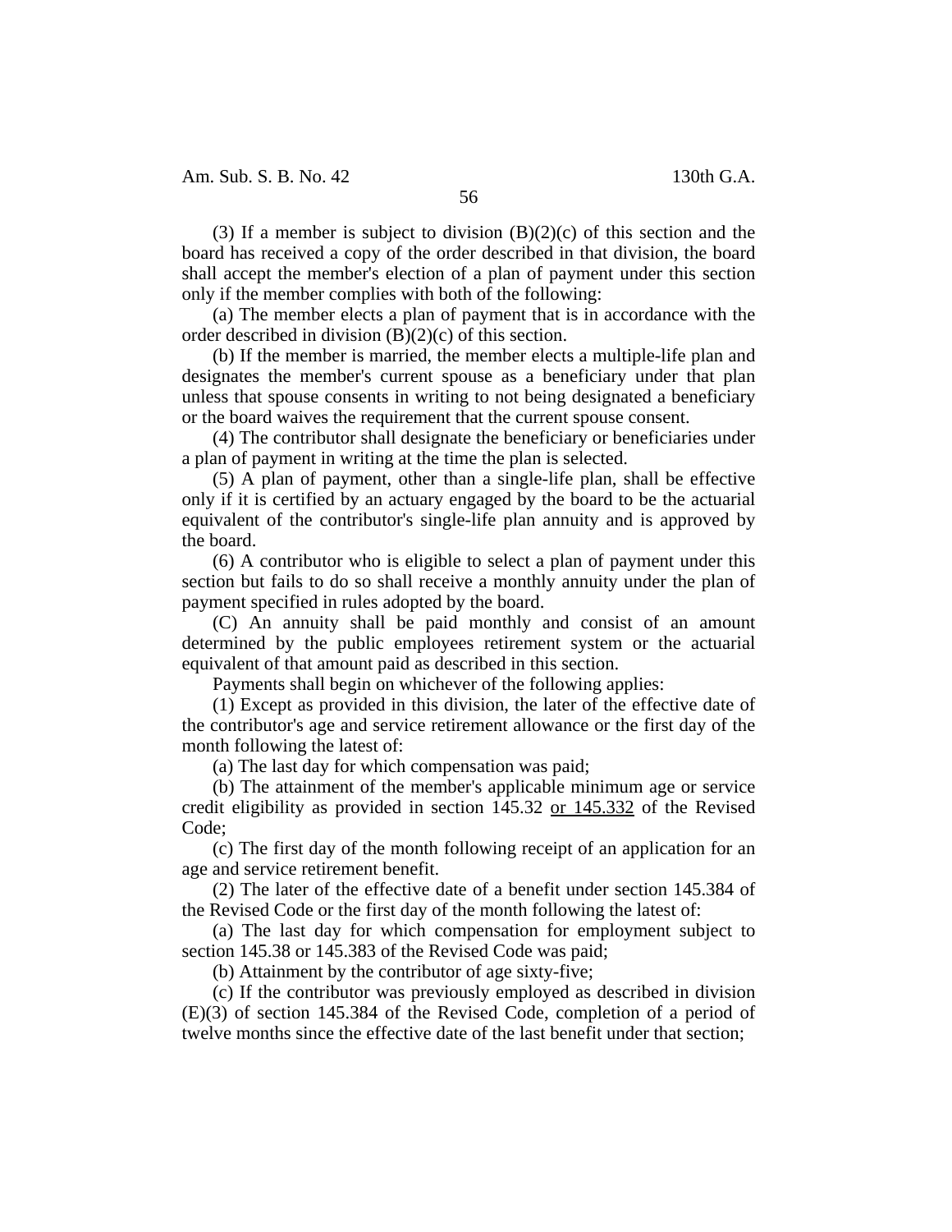(3) If a member is subject to division (B)(2)(c) of this section and the board has received a copy of the order described in that division, the board shall accept the member's election of a plan of payment under this section only if the member complies with both of the following:

(a) The member elects a plan of payment that is in accordance with the order described in division (B)(2)(c) of this section.

(b) If the member is married, the member elects a multiple-life plan and designates the member's current spouse as a beneficiary under that plan unless that spouse consents in writing to not being designated a beneficiary or the board waives the requirement that the current spouse consent.

(4) The contributor shall designate the beneficiary or beneficiaries under a plan of payment in writing at the time the plan is selected.

(5) A plan of payment, other than a single-life plan, shall be effective only if it is certified by an actuary engaged by the board to be the actuarial equivalent of the contributor's single-life plan annuity and is approved by the board.

(6) A contributor who is eligible to select a plan of payment under this section but fails to do so shall receive a monthly annuity under the plan of payment specified in rules adopted by the board.

(C) An annuity shall be paid monthly and consist of an amount determined by the public employees retirement system or the actuarial equivalent of that amount paid as described in this section.

Payments shall begin on whichever of the following applies:

(1) Except as provided in this division, the later of the effective date of the contributor's age and service retirement allowance or the first day of the month following the latest of:

(a) The last day for which compensation was paid;

(b) The attainment of the member's applicable minimum age or service credit eligibility as provided in section 145.32 <u>or 145.332</u> of the Revised Code;

(c) The first day of the month following receipt of an application for an age and service retirement benefit.

(2) The later of the effective date of a benefit under section 145.384 of the Revised Code or the first day of the month following the latest of:

(a) The last day for which compensation for employment subject to section 145.38 or 145.383 of the Revised Code was paid;

(b) Attainment by the contributor of age sixty-five;

(c) If the contributor was previously employed as described in division (E)(3) of section 145.384 of the Revised Code, completion of a period of twelve months since the effective date of the last benefit under that section;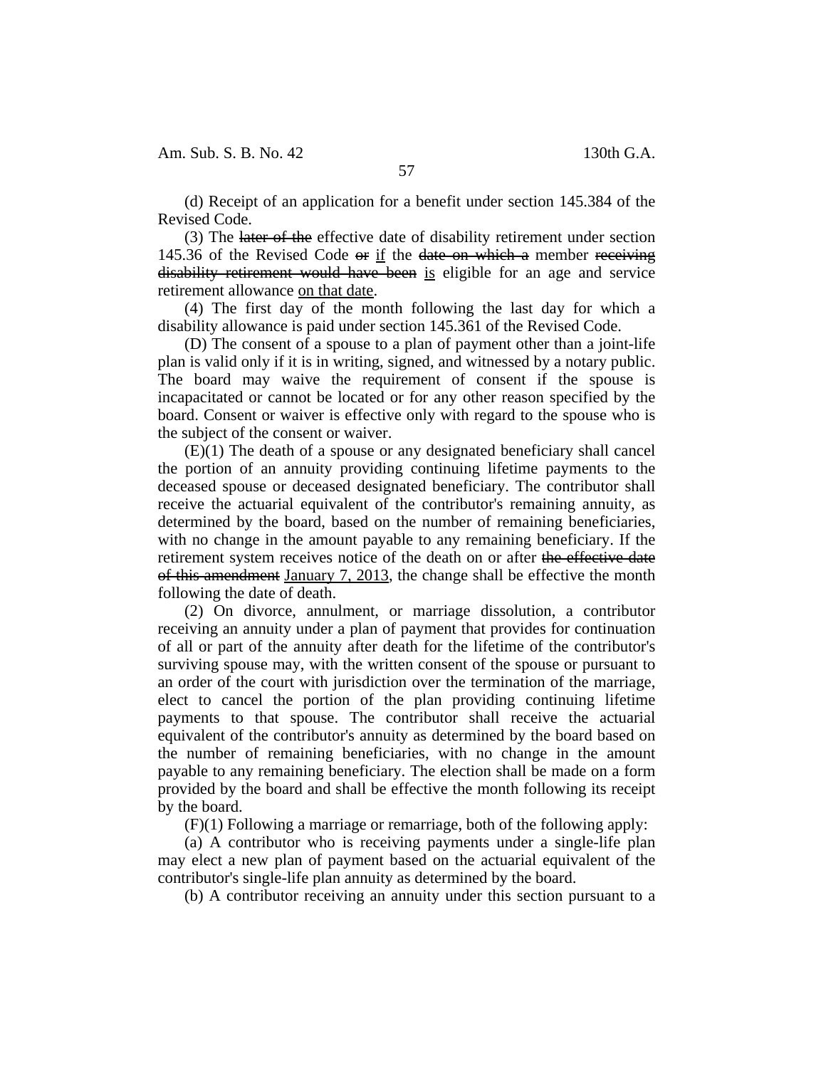(d) Receipt of an application for a benefit under section 145.384 of the Revised Code.

(3) The ~~later of the~~ effective date of disability retirement under section 145.36 of the Revised Code ~~or~~ if the ~~date on which a~~ member ~~receiving disability retirement would have been~~ is eligible for an age and service retirement allowance on that date.

(4) The first day of the month following the last day for which a disability allowance is paid under section 145.361 of the Revised Code.

(D) The consent of a spouse to a plan of payment other than a joint-life plan is valid only if it is in writing, signed, and witnessed by a notary public. The board may waive the requirement of consent if the spouse is incapacitated or cannot be located or for any other reason specified by the board. Consent or waiver is effective only with regard to the spouse who is the subject of the consent or waiver.

(E)(1) The death of a spouse or any designated beneficiary shall cancel the portion of an annuity providing continuing lifetime payments to the deceased spouse or deceased designated beneficiary. The contributor shall receive the actuarial equivalent of the contributor's remaining annuity, as determined by the board, based on the number of remaining beneficiaries, with no change in the amount payable to any remaining beneficiary. If the retirement system receives notice of the death on or after ~~the effective date of this amendment~~ January 7, 2013, the change shall be effective the month following the date of death.

(2) On divorce, annulment, or marriage dissolution, a contributor receiving an annuity under a plan of payment that provides for continuation of all or part of the annuity after death for the lifetime of the contributor's surviving spouse may, with the written consent of the spouse or pursuant to an order of the court with jurisdiction over the termination of the marriage, elect to cancel the portion of the plan providing continuing lifetime payments to that spouse. The contributor shall receive the actuarial equivalent of the contributor's annuity as determined by the board based on the number of remaining beneficiaries, with no change in the amount payable to any remaining beneficiary. The election shall be made on a form provided by the board and shall be effective the month following its receipt by the board.

(F)(1) Following a marriage or remarriage, both of the following apply:

(a) A contributor who is receiving payments under a single-life plan may elect a new plan of payment based on the actuarial equivalent of the contributor's single-life plan annuity as determined by the board.

(b) A contributor receiving an annuity under this section pursuant to a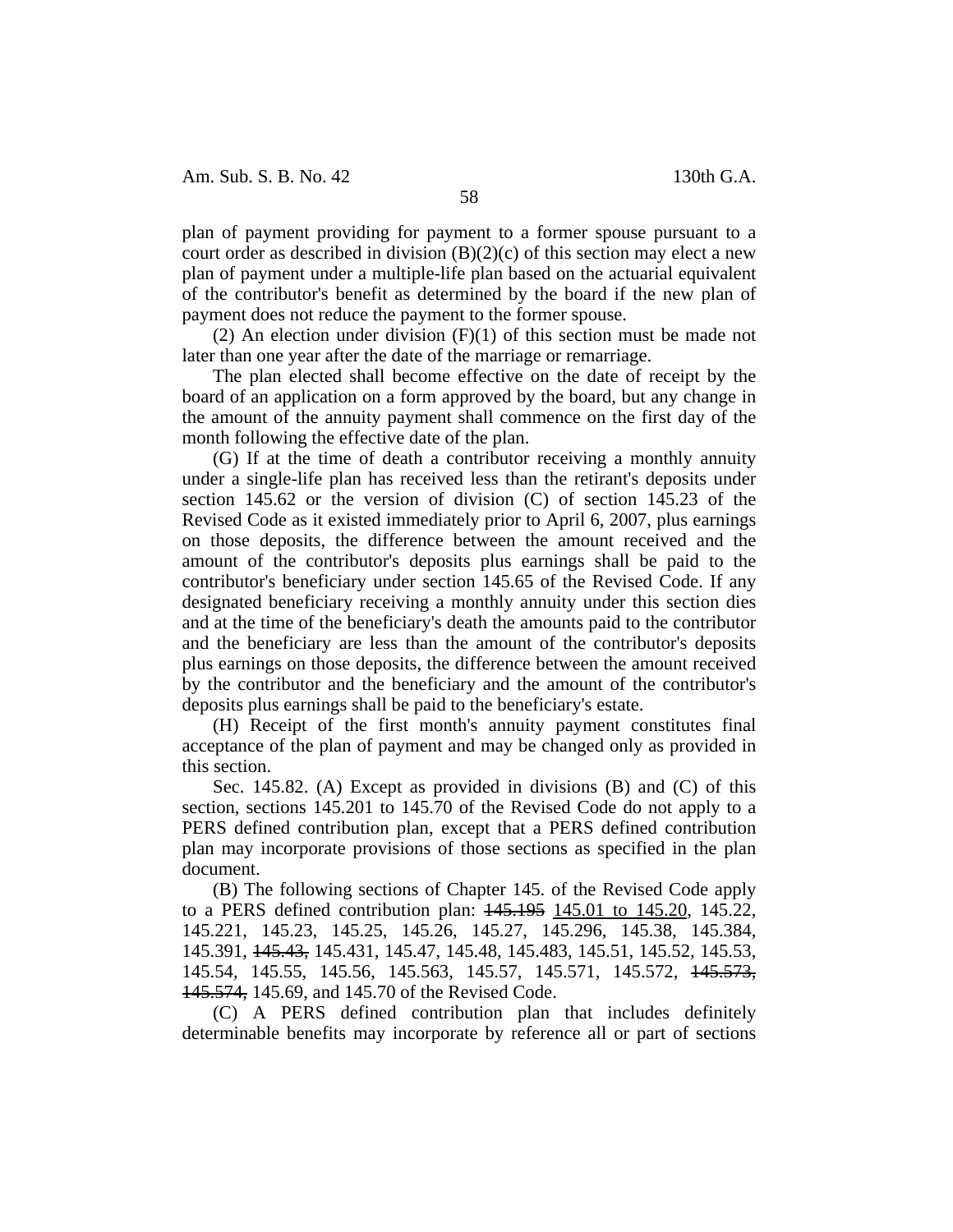plan of payment providing for payment to a former spouse pursuant to a court order as described in division (B)(2)(c) of this section may elect a new plan of payment under a multiple-life plan based on the actuarial equivalent of the contributor's benefit as determined by the board if the new plan of payment does not reduce the payment to the former spouse.

(2) An election under division (F)(1) of this section must be made not later than one year after the date of the marriage or remarriage.

The plan elected shall become effective on the date of receipt by the board of an application on a form approved by the board, but any change in the amount of the annuity payment shall commence on the first day of the month following the effective date of the plan.

(G) If at the time of death a contributor receiving a monthly annuity under a single-life plan has received less than the retirant's deposits under section 145.62 or the version of division (C) of section 145.23 of the Revised Code as it existed immediately prior to April 6, 2007, plus earnings on those deposits, the difference between the amount received and the amount of the contributor's deposits plus earnings shall be paid to the contributor's beneficiary under section 145.65 of the Revised Code. If any designated beneficiary receiving a monthly annuity under this section dies and at the time of the beneficiary's death the amounts paid to the contributor and the beneficiary are less than the amount of the contributor's deposits plus earnings on those deposits, the difference between the amount received by the contributor and the beneficiary and the amount of the contributor's deposits plus earnings shall be paid to the beneficiary's estate.

(H) Receipt of the first month's annuity payment constitutes final acceptance of the plan of payment and may be changed only as provided in this section.

Sec. 145.82. (A) Except as provided in divisions (B) and (C) of this section, sections 145.201 to 145.70 of the Revised Code do not apply to a PERS defined contribution plan, except that a PERS defined contribution plan may incorporate provisions of those sections as specified in the plan document.

(B) The following sections of Chapter 145. of the Revised Code apply to a PERS defined contribution plan: ~~145.195~~ <u>145.01 to 145.20</u>, 145.22, 145.221, 145.23, 145.25, 145.26, 145.27, 145.296, 145.38, 145.384, 145.391, ~~145.43,~~ 145.431, 145.47, 145.48, 145.483, 145.51, 145.52, 145.53, 145.54, 145.55, 145.56, 145.563, 145.57, 145.571, 145.572, ~~145.573, 145.574,~~ 145.69, and 145.70 of the Revised Code.

(C) A PERS defined contribution plan that includes definitely determinable benefits may incorporate by reference all or part of sections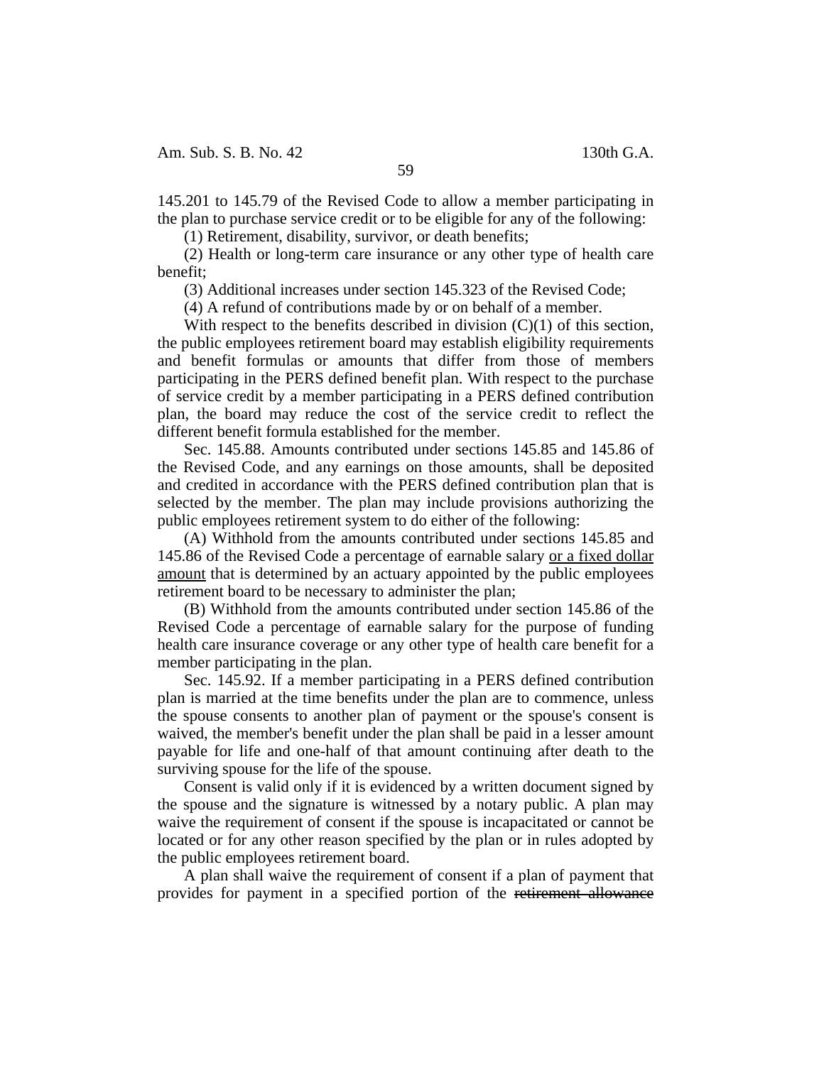145.201 to 145.79 of the Revised Code to allow a member participating in the plan to purchase service credit or to be eligible for any of the following:

(1) Retirement, disability, survivor, or death benefits;

(2) Health or long-term care insurance or any other type of health care benefit;

(3) Additional increases under section 145.323 of the Revised Code;

(4) A refund of contributions made by or on behalf of a member.

With respect to the benefits described in division (C)(1) of this section, the public employees retirement board may establish eligibility requirements and benefit formulas or amounts that differ from those of members participating in the PERS defined benefit plan. With respect to the purchase of service credit by a member participating in a PERS defined contribution plan, the board may reduce the cost of the service credit to reflect the different benefit formula established for the member.

Sec. 145.88. Amounts contributed under sections 145.85 and 145.86 of the Revised Code, and any earnings on those amounts, shall be deposited and credited in accordance with the PERS defined contribution plan that is selected by the member. The plan may include provisions authorizing the public employees retirement system to do either of the following:

(A) Withhold from the amounts contributed under sections 145.85 and 145.86 of the Revised Code a percentage of earnable salary <u>or a fixed dollar amount</u> that is determined by an actuary appointed by the public employees retirement board to be necessary to administer the plan;

(B) Withhold from the amounts contributed under section 145.86 of the Revised Code a percentage of earnable salary for the purpose of funding health care insurance coverage or any other type of health care benefit for a member participating in the plan.

Sec. 145.92. If a member participating in a PERS defined contribution plan is married at the time benefits under the plan are to commence, unless the spouse consents to another plan of payment or the spouse's consent is waived, the member's benefit under the plan shall be paid in a lesser amount payable for life and one-half of that amount continuing after death to the surviving spouse for the life of the spouse.

Consent is valid only if it is evidenced by a written document signed by the spouse and the signature is witnessed by a notary public. A plan may waive the requirement of consent if the spouse is incapacitated or cannot be located or for any other reason specified by the plan or in rules adopted by the public employees retirement board.

A plan shall waive the requirement of consent if a plan of payment that provides for payment in a specified portion of the ~~retirement allowance~~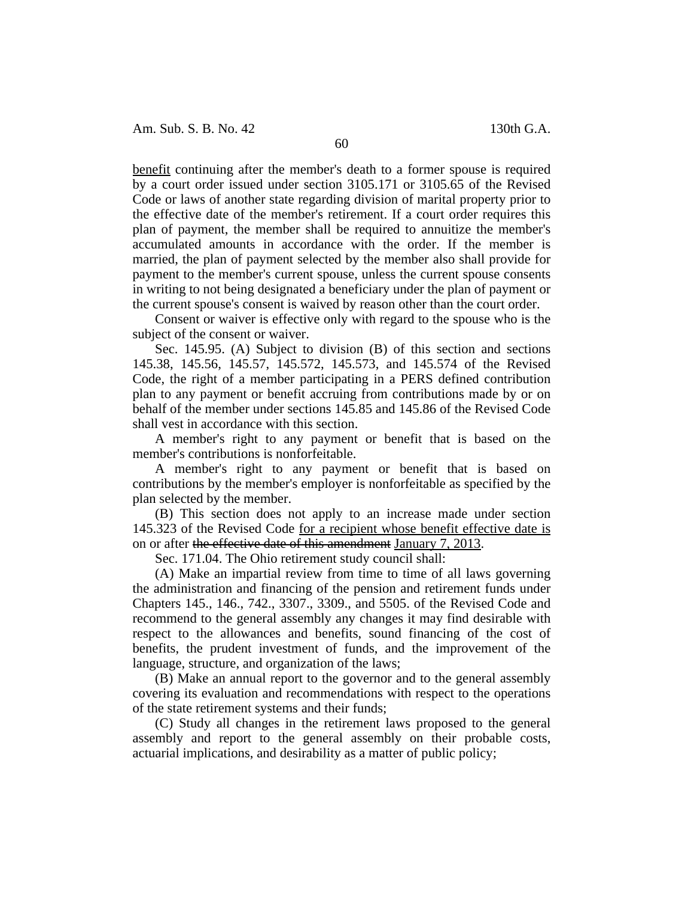benefit continuing after the member's death to a former spouse is required by a court order issued under section 3105.171 or 3105.65 of the Revised Code or laws of another state regarding division of marital property prior to the effective date of the member's retirement. If a court order requires this plan of payment, the member shall be required to annuitize the member's accumulated amounts in accordance with the order. If the member is married, the plan of payment selected by the member also shall provide for payment to the member's current spouse, unless the current spouse consents in writing to not being designated a beneficiary under the plan of payment or the current spouse's consent is waived by reason other than the court order.

Consent or waiver is effective only with regard to the spouse who is the subject of the consent or waiver.

Sec. 145.95. (A) Subject to division (B) of this section and sections 145.38, 145.56, 145.57, 145.572, 145.573, and 145.574 of the Revised Code, the right of a member participating in a PERS defined contribution plan to any payment or benefit accruing from contributions made by or on behalf of the member under sections 145.85 and 145.86 of the Revised Code shall vest in accordance with this section.

A member's right to any payment or benefit that is based on the member's contributions is nonforfeitable.

A member's right to any payment or benefit that is based on contributions by the member's employer is nonforfeitable as specified by the plan selected by the member.

(B) This section does not apply to an increase made under section 145.323 of the Revised Code for a recipient whose benefit effective date is on or after ~~the effective date of this amendment~~ January 7, 2013.

Sec. 171.04. The Ohio retirement study council shall:

(A) Make an impartial review from time to time of all laws governing the administration and financing of the pension and retirement funds under Chapters 145., 146., 742., 3307., 3309., and 5505. of the Revised Code and recommend to the general assembly any changes it may find desirable with respect to the allowances and benefits, sound financing of the cost of benefits, the prudent investment of funds, and the improvement of the language, structure, and organization of the laws;

(B) Make an annual report to the governor and to the general assembly covering its evaluation and recommendations with respect to the operations of the state retirement systems and their funds;

(C) Study all changes in the retirement laws proposed to the general assembly and report to the general assembly on their probable costs, actuarial implications, and desirability as a matter of public policy;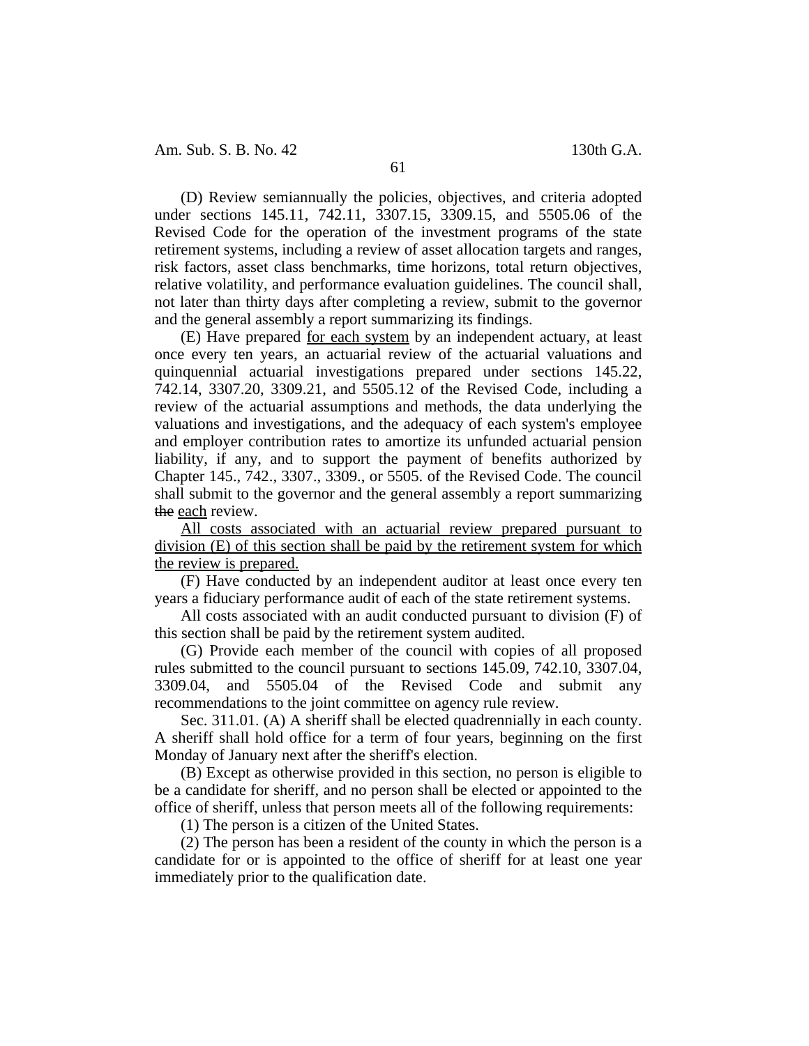(D) Review semiannually the policies, objectives, and criteria adopted under sections 145.11, 742.11, 3307.15, 3309.15, and 5505.06 of the Revised Code for the operation of the investment programs of the state retirement systems, including a review of asset allocation targets and ranges, risk factors, asset class benchmarks, time horizons, total return objectives, relative volatility, and performance evaluation guidelines. The council shall, not later than thirty days after completing a review, submit to the governor and the general assembly a report summarizing its findings.

(E) Have prepared for each system by an independent actuary, at least once every ten years, an actuarial review of the actuarial valuations and quinquennial actuarial investigations prepared under sections 145.22, 742.14, 3307.20, 3309.21, and 5505.12 of the Revised Code, including a review of the actuarial assumptions and methods, the data underlying the valuations and investigations, and the adequacy of each system's employee and employer contribution rates to amortize its unfunded actuarial pension liability, if any, and to support the payment of benefits authorized by Chapter 145., 742., 3307., 3309., or 5505. of the Revised Code. The council shall submit to the governor and the general assembly a report summarizing ~~the~~ each review.

All costs associated with an actuarial review prepared pursuant to division (E) of this section shall be paid by the retirement system for which the review is prepared.

(F) Have conducted by an independent auditor at least once every ten years a fiduciary performance audit of each of the state retirement systems.

All costs associated with an audit conducted pursuant to division (F) of this section shall be paid by the retirement system audited.

(G) Provide each member of the council with copies of all proposed rules submitted to the council pursuant to sections 145.09, 742.10, 3307.04, 3309.04, and 5505.04 of the Revised Code and submit any recommendations to the joint committee on agency rule review.

Sec. 311.01. (A) A sheriff shall be elected quadrennially in each county. A sheriff shall hold office for a term of four years, beginning on the first Monday of January next after the sheriff's election.

(B) Except as otherwise provided in this section, no person is eligible to be a candidate for sheriff, and no person shall be elected or appointed to the office of sheriff, unless that person meets all of the following requirements:

(1) The person is a citizen of the United States.

(2) The person has been a resident of the county in which the person is a candidate for or is appointed to the office of sheriff for at least one year immediately prior to the qualification date.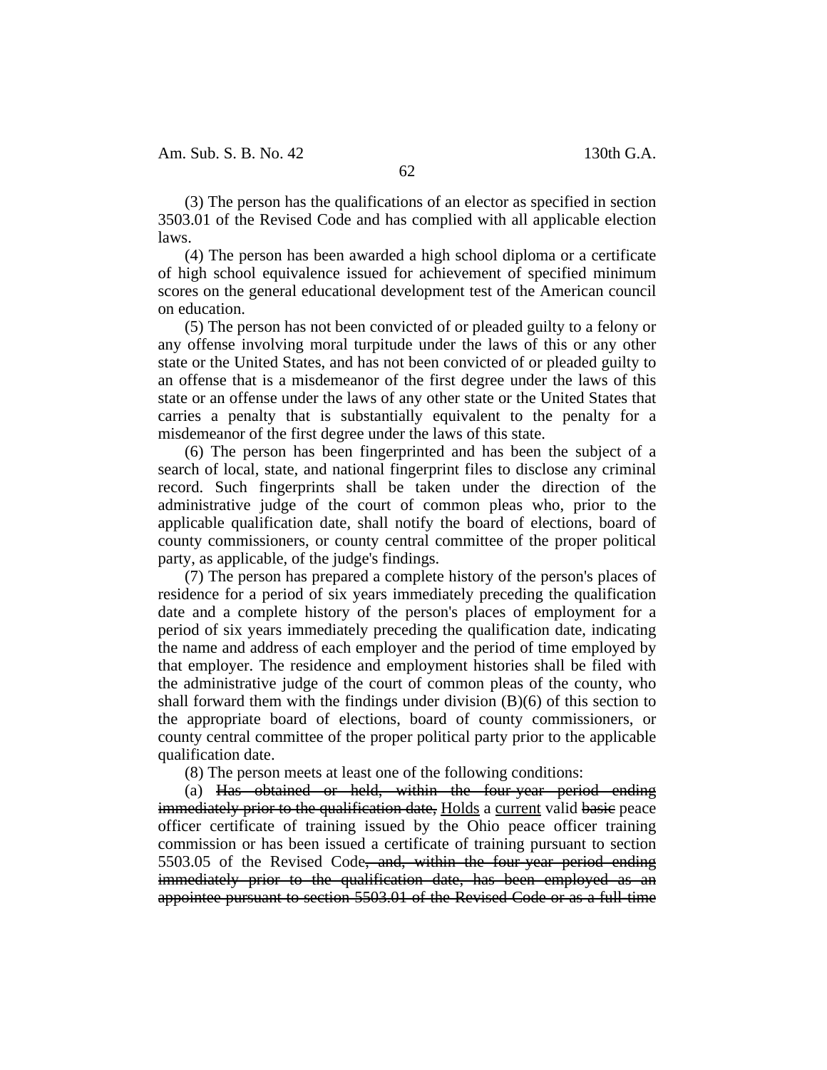(3) The person has the qualifications of an elector as specified in section 3503.01 of the Revised Code and has complied with all applicable election laws.

(4) The person has been awarded a high school diploma or a certificate of high school equivalence issued for achievement of specified minimum scores on the general educational development test of the American council on education.

(5) The person has not been convicted of or pleaded guilty to a felony or any offense involving moral turpitude under the laws of this or any other state or the United States, and has not been convicted of or pleaded guilty to an offense that is a misdemeanor of the first degree under the laws of this state or an offense under the laws of any other state or the United States that carries a penalty that is substantially equivalent to the penalty for a misdemeanor of the first degree under the laws of this state.

(6) The person has been fingerprinted and has been the subject of a search of local, state, and national fingerprint files to disclose any criminal record. Such fingerprints shall be taken under the direction of the administrative judge of the court of common pleas who, prior to the applicable qualification date, shall notify the board of elections, board of county commissioners, or county central committee of the proper political party, as applicable, of the judge's findings.

(7) The person has prepared a complete history of the person's places of residence for a period of six years immediately preceding the qualification date and a complete history of the person's places of employment for a period of six years immediately preceding the qualification date, indicating the name and address of each employer and the period of time employed by that employer. The residence and employment histories shall be filed with the administrative judge of the court of common pleas of the county, who shall forward them with the findings under division (B)(6) of this section to the appropriate board of elections, board of county commissioners, or county central committee of the proper political party prior to the applicable qualification date.

(8) The person meets at least one of the following conditions:

(a) ~~Has obtained or held, within the four-year period ending immediately prior to the qualification date,~~ <u>Holds</u> a <u>current</u> valid ~~basic~~ peace officer certificate of training issued by the Ohio peace officer training commission or has been issued a certificate of training pursuant to section 5503.05 of the Revised Code~~, and, within the four-year period ending immediately prior to the qualification date, has been employed as an appointee pursuant to section 5503.01 of the Revised Code or as a full-time~~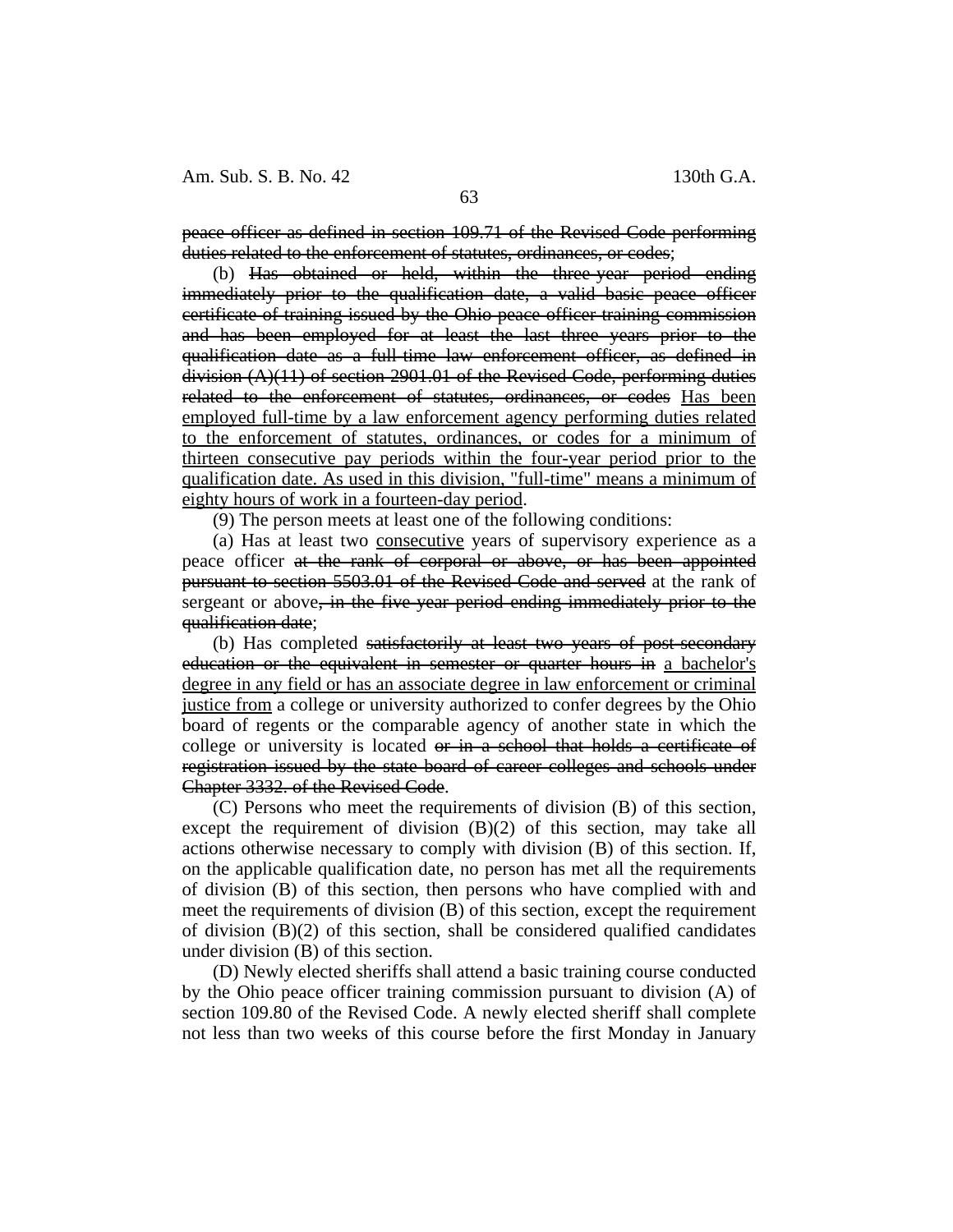~~peace officer as defined in section 109.71 of the Revised Code performing duties related to the enforcement of statutes, ordinances, or codes~~;

(b) ~~Has obtained or held, within the three-year period ending immediately prior to the qualification date, a valid basic peace officer certificate of training issued by the Ohio peace officer training commission and has been employed for at least the last three years prior to the qualification date as a full-time law enforcement officer, as defined in division (A)(11) of section 2901.01 of the Revised Code, performing duties related to the enforcement of statutes, ordinances, or codes~~ <u>Has been employed full-time by a law enforcement agency performing duties related to the enforcement of statutes, ordinances, or codes for a minimum of thirteen consecutive pay periods within the four-year period prior to the qualification date. As used in this division, "full-time" means a minimum of eighty hours of work in a fourteen-day period</u>.

(9) The person meets at least one of the following conditions:

(a) Has at least two <u>consecutive</u> years of supervisory experience as a peace officer ~~at the rank of corporal or above, or has been appointed pursuant to section 5503.01 of the Revised Code and served~~ at the rank of sergeant or above~~, in the five-year period ending immediately prior to the qualification date~~;

(b) Has completed ~~satisfactorily at least two years of post-secondary education or the equivalent in semester or quarter hours in~~ <u>a bachelor's degree in any field or has an associate degree in law enforcement or criminal justice from</u> a college or university authorized to confer degrees by the Ohio board of regents or the comparable agency of another state in which the college or university is located ~~or in a school that holds a certificate of registration issued by the state board of career colleges and schools under Chapter 3332. of the Revised Code~~.

(C) Persons who meet the requirements of division (B) of this section, except the requirement of division (B)(2) of this section, may take all actions otherwise necessary to comply with division (B) of this section. If, on the applicable qualification date, no person has met all the requirements of division (B) of this section, then persons who have complied with and meet the requirements of division (B) of this section, except the requirement of division (B)(2) of this section, shall be considered qualified candidates under division (B) of this section.

(D) Newly elected sheriffs shall attend a basic training course conducted by the Ohio peace officer training commission pursuant to division (A) of section 109.80 of the Revised Code. A newly elected sheriff shall complete not less than two weeks of this course before the first Monday in January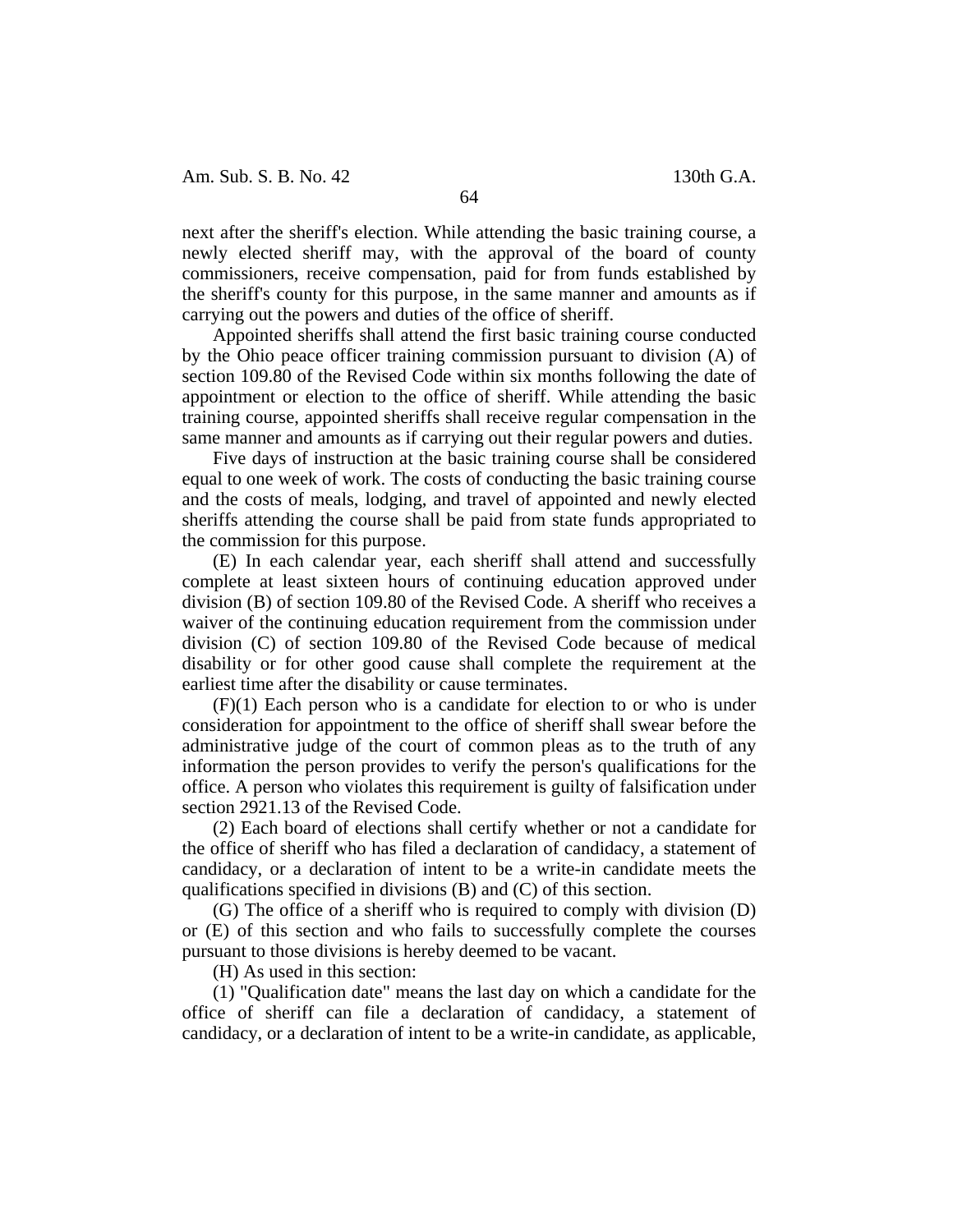next after the sheriff's election. While attending the basic training course, a newly elected sheriff may, with the approval of the board of county commissioners, receive compensation, paid for from funds established by the sheriff's county for this purpose, in the same manner and amounts as if carrying out the powers and duties of the office of sheriff.

Appointed sheriffs shall attend the first basic training course conducted by the Ohio peace officer training commission pursuant to division (A) of section 109.80 of the Revised Code within six months following the date of appointment or election to the office of sheriff. While attending the basic training course, appointed sheriffs shall receive regular compensation in the same manner and amounts as if carrying out their regular powers and duties.

Five days of instruction at the basic training course shall be considered equal to one week of work. The costs of conducting the basic training course and the costs of meals, lodging, and travel of appointed and newly elected sheriffs attending the course shall be paid from state funds appropriated to the commission for this purpose.

(E) In each calendar year, each sheriff shall attend and successfully complete at least sixteen hours of continuing education approved under division (B) of section 109.80 of the Revised Code. A sheriff who receives a waiver of the continuing education requirement from the commission under division (C) of section 109.80 of the Revised Code because of medical disability or for other good cause shall complete the requirement at the earliest time after the disability or cause terminates.

(F)(1) Each person who is a candidate for election to or who is under consideration for appointment to the office of sheriff shall swear before the administrative judge of the court of common pleas as to the truth of any information the person provides to verify the person's qualifications for the office. A person who violates this requirement is guilty of falsification under section 2921.13 of the Revised Code.

(2) Each board of elections shall certify whether or not a candidate for the office of sheriff who has filed a declaration of candidacy, a statement of candidacy, or a declaration of intent to be a write-in candidate meets the qualifications specified in divisions (B) and (C) of this section.

(G) The office of a sheriff who is required to comply with division (D) or (E) of this section and who fails to successfully complete the courses pursuant to those divisions is hereby deemed to be vacant.

(H) As used in this section:

(1) "Qualification date" means the last day on which a candidate for the office of sheriff can file a declaration of candidacy, a statement of candidacy, or a declaration of intent to be a write-in candidate, as applicable,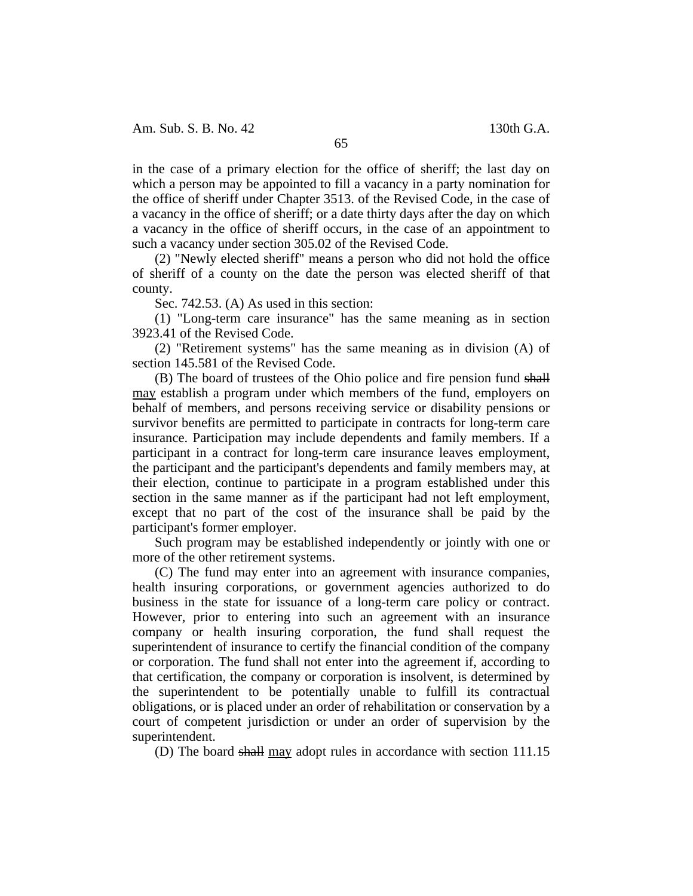in the case of a primary election for the office of sheriff; the last day on which a person may be appointed to fill a vacancy in a party nomination for the office of sheriff under Chapter 3513. of the Revised Code, in the case of a vacancy in the office of sheriff; or a date thirty days after the day on which a vacancy in the office of sheriff occurs, in the case of an appointment to such a vacancy under section 305.02 of the Revised Code.

(2) "Newly elected sheriff" means a person who did not hold the office of sheriff of a county on the date the person was elected sheriff of that county.

Sec. 742.53. (A) As used in this section:

(1) "Long-term care insurance" has the same meaning as in section 3923.41 of the Revised Code.

(2) "Retirement systems" has the same meaning as in division (A) of section 145.581 of the Revised Code.

(B) The board of trustees of the Ohio police and fire pension fund ~~shall~~ <u>may</u> establish a program under which members of the fund, employers on behalf of members, and persons receiving service or disability pensions or survivor benefits are permitted to participate in contracts for long-term care insurance. Participation may include dependents and family members. If a participant in a contract for long-term care insurance leaves employment, the participant and the participant's dependents and family members may, at their election, continue to participate in a program established under this section in the same manner as if the participant had not left employment, except that no part of the cost of the insurance shall be paid by the participant's former employer.

Such program may be established independently or jointly with one or more of the other retirement systems.

(C) The fund may enter into an agreement with insurance companies, health insuring corporations, or government agencies authorized to do business in the state for issuance of a long-term care policy or contract. However, prior to entering into such an agreement with an insurance company or health insuring corporation, the fund shall request the superintendent of insurance to certify the financial condition of the company or corporation. The fund shall not enter into the agreement if, according to that certification, the company or corporation is insolvent, is determined by the superintendent to be potentially unable to fulfill its contractual obligations, or is placed under an order of rehabilitation or conservation by a court of competent jurisdiction or under an order of supervision by the superintendent.

(D) The board ~~shall~~ <u>may</u> adopt rules in accordance with section 111.15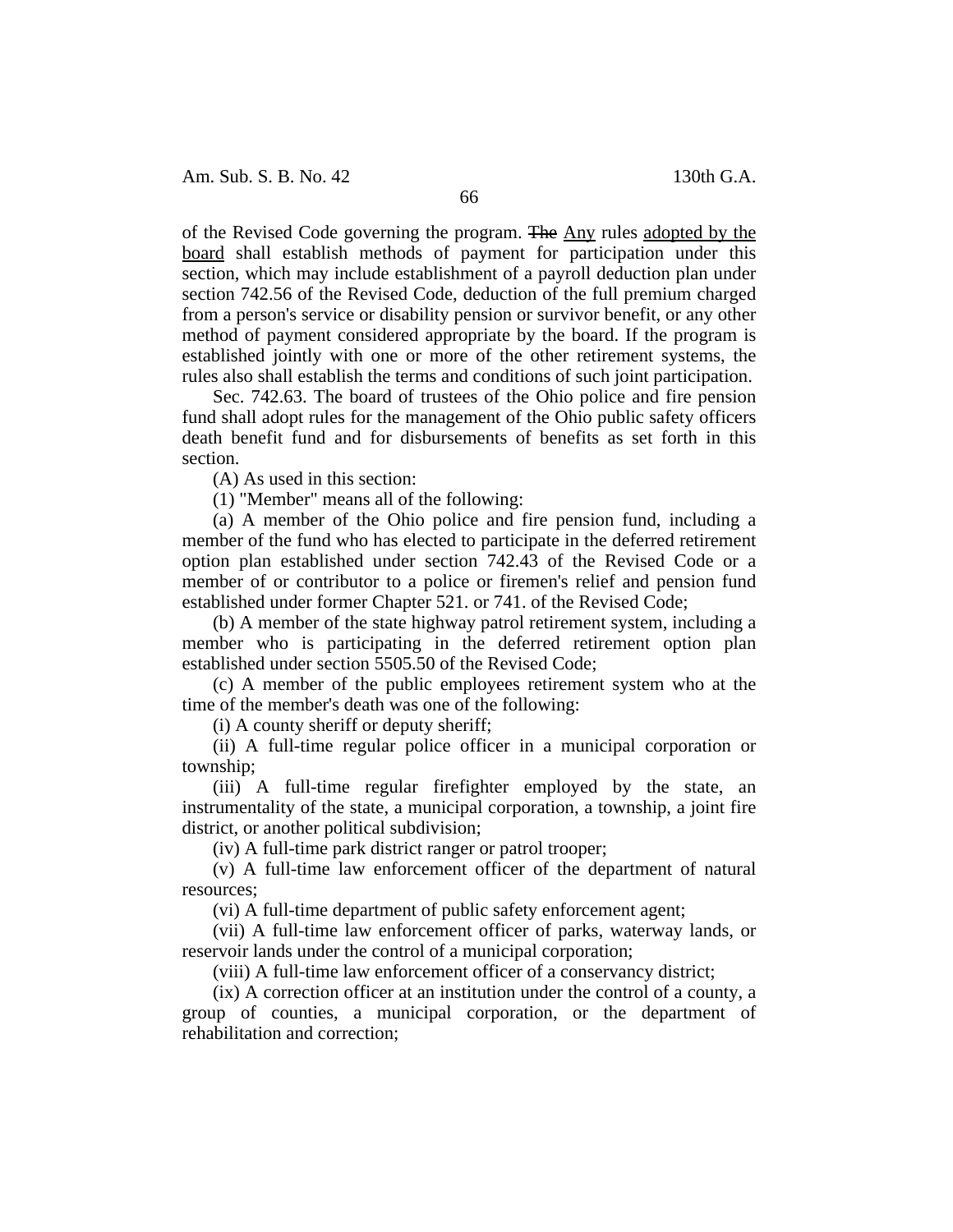of the Revised Code governing the program. ~~The~~ Any rules adopted by the board shall establish methods of payment for participation under this section, which may include establishment of a payroll deduction plan under section 742.56 of the Revised Code, deduction of the full premium charged from a person's service or disability pension or survivor benefit, or any other method of payment considered appropriate by the board. If the program is established jointly with one or more of the other retirement systems, the rules also shall establish the terms and conditions of such joint participation.

Sec. 742.63. The board of trustees of the Ohio police and fire pension fund shall adopt rules for the management of the Ohio public safety officers death benefit fund and for disbursements of benefits as set forth in this section.

(A) As used in this section:

(1) "Member" means all of the following:

(a) A member of the Ohio police and fire pension fund, including a member of the fund who has elected to participate in the deferred retirement option plan established under section 742.43 of the Revised Code or a member of or contributor to a police or firemen's relief and pension fund established under former Chapter 521. or 741. of the Revised Code;

(b) A member of the state highway patrol retirement system, including a member who is participating in the deferred retirement option plan established under section 5505.50 of the Revised Code;

(c) A member of the public employees retirement system who at the time of the member's death was one of the following:

(i) A county sheriff or deputy sheriff;

(ii) A full-time regular police officer in a municipal corporation or township;

(iii) A full-time regular firefighter employed by the state, an instrumentality of the state, a municipal corporation, a township, a joint fire district, or another political subdivision;

(iv) A full-time park district ranger or patrol trooper;

(v) A full-time law enforcement officer of the department of natural resources;

(vi) A full-time department of public safety enforcement agent;

(vii) A full-time law enforcement officer of parks, waterway lands, or reservoir lands under the control of a municipal corporation;

(viii) A full-time law enforcement officer of a conservancy district;

(ix) A correction officer at an institution under the control of a county, a group of counties, a municipal corporation, or the department of rehabilitation and correction;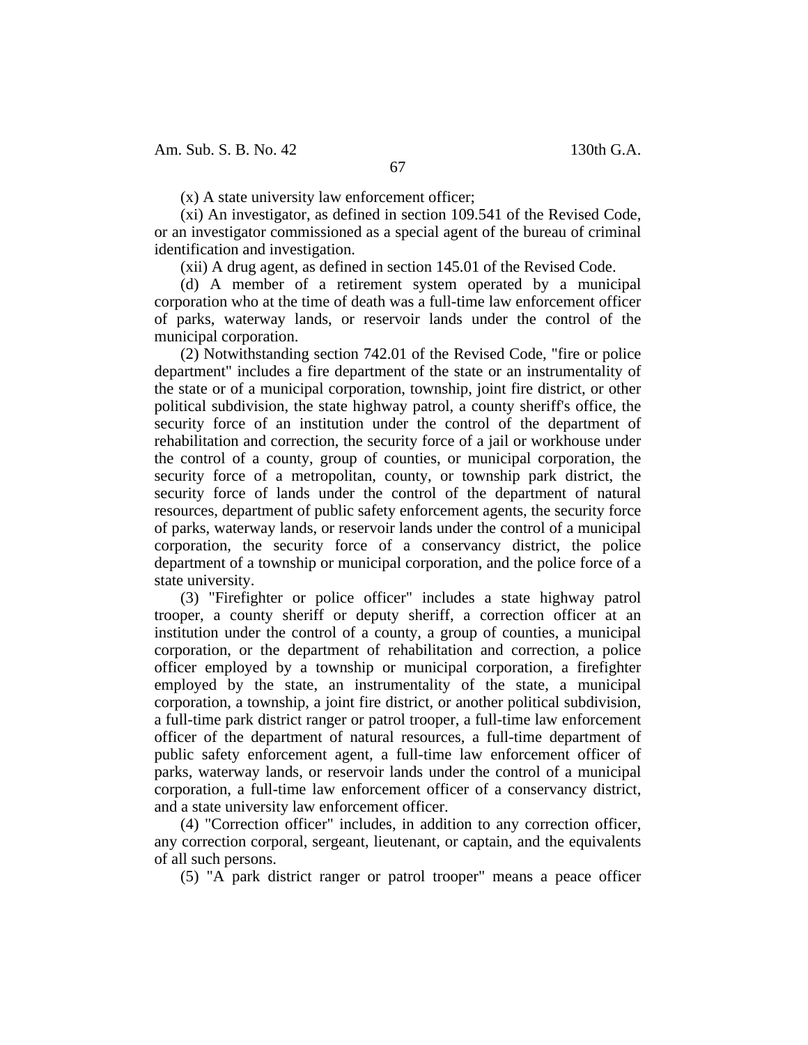(x) A state university law enforcement officer;

(xi) An investigator, as defined in section 109.541 of the Revised Code, or an investigator commissioned as a special agent of the bureau of criminal identification and investigation.

(xii) A drug agent, as defined in section 145.01 of the Revised Code.

(d) A member of a retirement system operated by a municipal corporation who at the time of death was a full-time law enforcement officer of parks, waterway lands, or reservoir lands under the control of the municipal corporation.

(2) Notwithstanding section 742.01 of the Revised Code, "fire or police department" includes a fire department of the state or an instrumentality of the state or of a municipal corporation, township, joint fire district, or other political subdivision, the state highway patrol, a county sheriff's office, the security force of an institution under the control of the department of rehabilitation and correction, the security force of a jail or workhouse under the control of a county, group of counties, or municipal corporation, the security force of a metropolitan, county, or township park district, the security force of lands under the control of the department of natural resources, department of public safety enforcement agents, the security force of parks, waterway lands, or reservoir lands under the control of a municipal corporation, the security force of a conservancy district, the police department of a township or municipal corporation, and the police force of a state university.

(3) "Firefighter or police officer" includes a state highway patrol trooper, a county sheriff or deputy sheriff, a correction officer at an institution under the control of a county, a group of counties, a municipal corporation, or the department of rehabilitation and correction, a police officer employed by a township or municipal corporation, a firefighter employed by the state, an instrumentality of the state, a municipal corporation, a township, a joint fire district, or another political subdivision, a full-time park district ranger or patrol trooper, a full-time law enforcement officer of the department of natural resources, a full-time department of public safety enforcement agent, a full-time law enforcement officer of parks, waterway lands, or reservoir lands under the control of a municipal corporation, a full-time law enforcement officer of a conservancy district, and a state university law enforcement officer.

(4) "Correction officer" includes, in addition to any correction officer, any correction corporal, sergeant, lieutenant, or captain, and the equivalents of all such persons.

(5) "A park district ranger or patrol trooper" means a peace officer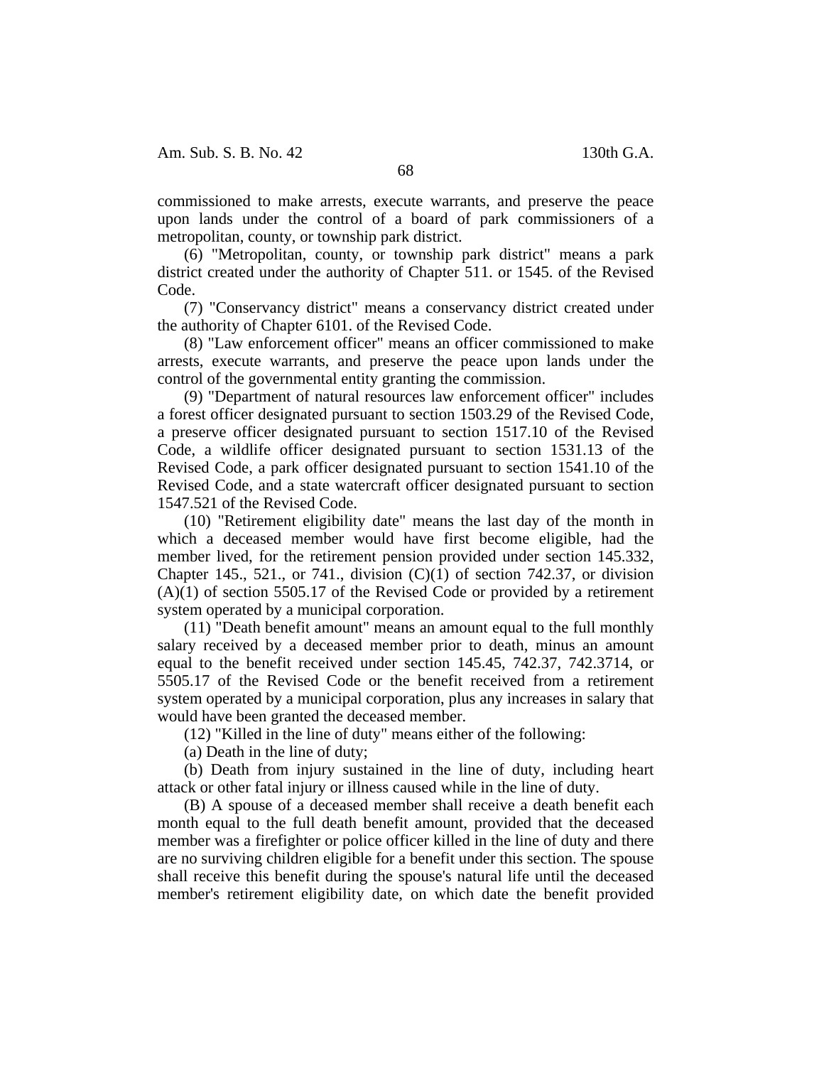commissioned to make arrests, execute warrants, and preserve the peace upon lands under the control of a board of park commissioners of a metropolitan, county, or township park district.

(6) "Metropolitan, county, or township park district" means a park district created under the authority of Chapter 511. or 1545. of the Revised Code.

(7) "Conservancy district" means a conservancy district created under the authority of Chapter 6101. of the Revised Code.

(8) "Law enforcement officer" means an officer commissioned to make arrests, execute warrants, and preserve the peace upon lands under the control of the governmental entity granting the commission.

(9) "Department of natural resources law enforcement officer" includes a forest officer designated pursuant to section 1503.29 of the Revised Code, a preserve officer designated pursuant to section 1517.10 of the Revised Code, a wildlife officer designated pursuant to section 1531.13 of the Revised Code, a park officer designated pursuant to section 1541.10 of the Revised Code, and a state watercraft officer designated pursuant to section 1547.521 of the Revised Code.

(10) "Retirement eligibility date" means the last day of the month in which a deceased member would have first become eligible, had the member lived, for the retirement pension provided under section 145.332, Chapter 145., 521., or 741., division (C)(1) of section 742.37, or division (A)(1) of section 5505.17 of the Revised Code or provided by a retirement system operated by a municipal corporation.

(11) "Death benefit amount" means an amount equal to the full monthly salary received by a deceased member prior to death, minus an amount equal to the benefit received under section 145.45, 742.37, 742.3714, or 5505.17 of the Revised Code or the benefit received from a retirement system operated by a municipal corporation, plus any increases in salary that would have been granted the deceased member.

(12) "Killed in the line of duty" means either of the following:

(a) Death in the line of duty;

(b) Death from injury sustained in the line of duty, including heart attack or other fatal injury or illness caused while in the line of duty.

(B) A spouse of a deceased member shall receive a death benefit each month equal to the full death benefit amount, provided that the deceased member was a firefighter or police officer killed in the line of duty and there are no surviving children eligible for a benefit under this section. The spouse shall receive this benefit during the spouse's natural life until the deceased member's retirement eligibility date, on which date the benefit provided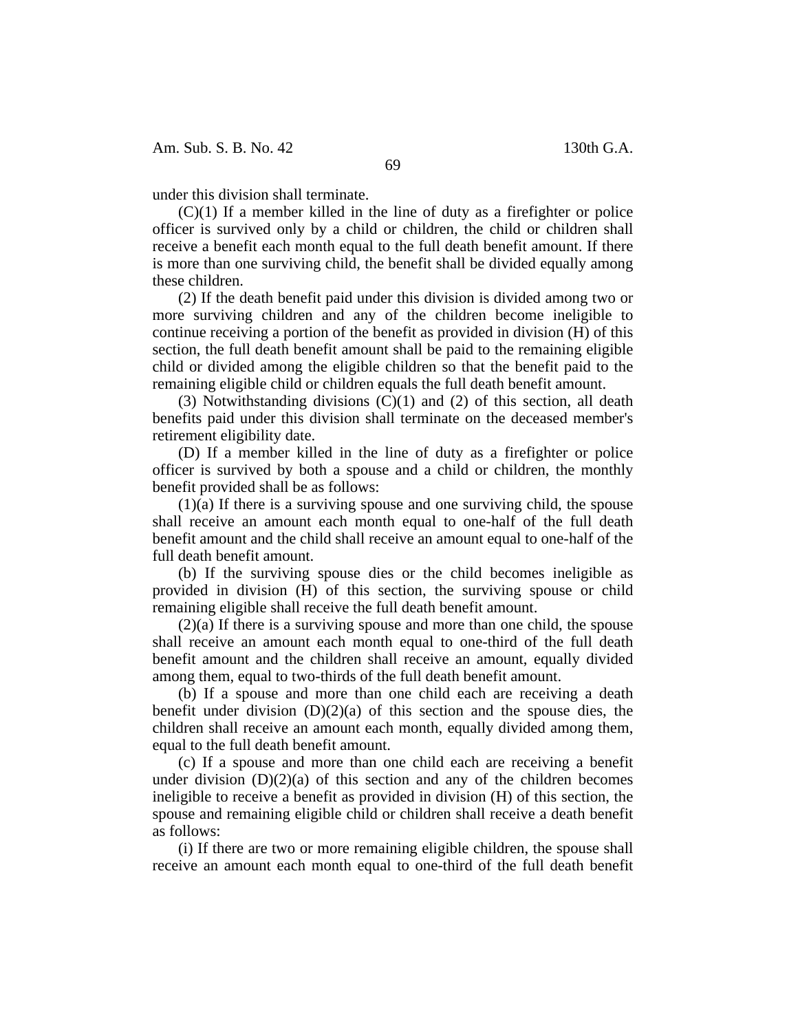under this division shall terminate.

(C)(1) If a member killed in the line of duty as a firefighter or police officer is survived only by a child or children, the child or children shall receive a benefit each month equal to the full death benefit amount. If there is more than one surviving child, the benefit shall be divided equally among these children.

(2) If the death benefit paid under this division is divided among two or more surviving children and any of the children become ineligible to continue receiving a portion of the benefit as provided in division (H) of this section, the full death benefit amount shall be paid to the remaining eligible child or divided among the eligible children so that the benefit paid to the remaining eligible child or children equals the full death benefit amount.

(3) Notwithstanding divisions (C)(1) and (2) of this section, all death benefits paid under this division shall terminate on the deceased member's retirement eligibility date.

(D) If a member killed in the line of duty as a firefighter or police officer is survived by both a spouse and a child or children, the monthly benefit provided shall be as follows:

(1)(a) If there is a surviving spouse and one surviving child, the spouse shall receive an amount each month equal to one-half of the full death benefit amount and the child shall receive an amount equal to one-half of the full death benefit amount.

(b) If the surviving spouse dies or the child becomes ineligible as provided in division (H) of this section, the surviving spouse or child remaining eligible shall receive the full death benefit amount.

(2)(a) If there is a surviving spouse and more than one child, the spouse shall receive an amount each month equal to one-third of the full death benefit amount and the children shall receive an amount, equally divided among them, equal to two-thirds of the full death benefit amount.

(b) If a spouse and more than one child each are receiving a death benefit under division (D)(2)(a) of this section and the spouse dies, the children shall receive an amount each month, equally divided among them, equal to the full death benefit amount.

(c) If a spouse and more than one child each are receiving a benefit under division (D)(2)(a) of this section and any of the children becomes ineligible to receive a benefit as provided in division (H) of this section, the spouse and remaining eligible child or children shall receive a death benefit as follows:

(i) If there are two or more remaining eligible children, the spouse shall receive an amount each month equal to one-third of the full death benefit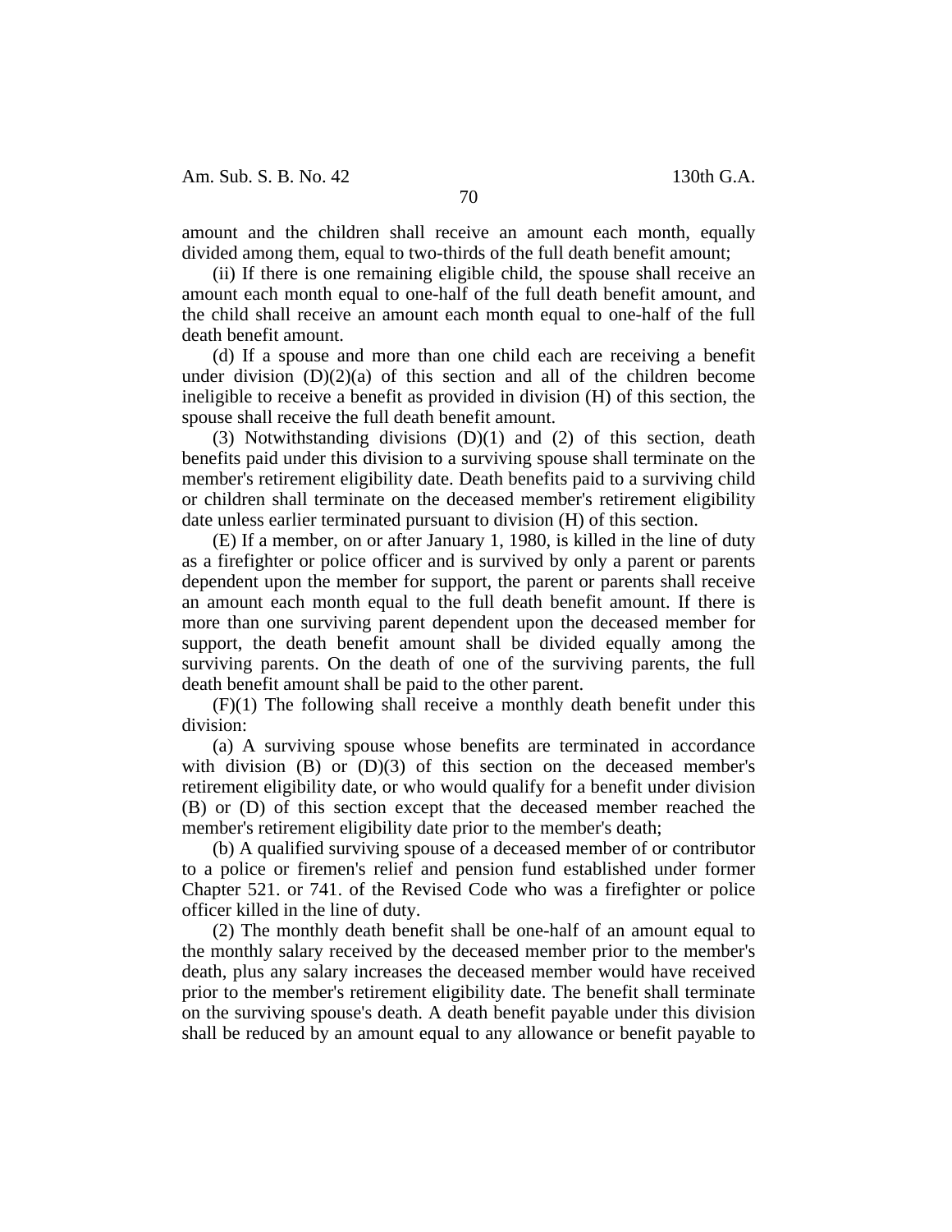amount and the children shall receive an amount each month, equally divided among them, equal to two-thirds of the full death benefit amount;

(ii) If there is one remaining eligible child, the spouse shall receive an amount each month equal to one-half of the full death benefit amount, and the child shall receive an amount each month equal to one-half of the full death benefit amount.

(d) If a spouse and more than one child each are receiving a benefit under division (D)(2)(a) of this section and all of the children become ineligible to receive a benefit as provided in division (H) of this section, the spouse shall receive the full death benefit amount.

(3) Notwithstanding divisions (D)(1) and (2) of this section, death benefits paid under this division to a surviving spouse shall terminate on the member's retirement eligibility date. Death benefits paid to a surviving child or children shall terminate on the deceased member's retirement eligibility date unless earlier terminated pursuant to division (H) of this section.

(E) If a member, on or after January 1, 1980, is killed in the line of duty as a firefighter or police officer and is survived by only a parent or parents dependent upon the member for support, the parent or parents shall receive an amount each month equal to the full death benefit amount. If there is more than one surviving parent dependent upon the deceased member for support, the death benefit amount shall be divided equally among the surviving parents. On the death of one of the surviving parents, the full death benefit amount shall be paid to the other parent.

(F)(1) The following shall receive a monthly death benefit under this division:

(a) A surviving spouse whose benefits are terminated in accordance with division (B) or (D)(3) of this section on the deceased member's retirement eligibility date, or who would qualify for a benefit under division (B) or (D) of this section except that the deceased member reached the member's retirement eligibility date prior to the member's death;

(b) A qualified surviving spouse of a deceased member of or contributor to a police or firemen's relief and pension fund established under former Chapter 521. or 741. of the Revised Code who was a firefighter or police officer killed in the line of duty.

(2) The monthly death benefit shall be one-half of an amount equal to the monthly salary received by the deceased member prior to the member's death, plus any salary increases the deceased member would have received prior to the member's retirement eligibility date. The benefit shall terminate on the surviving spouse's death. A death benefit payable under this division shall be reduced by an amount equal to any allowance or benefit payable to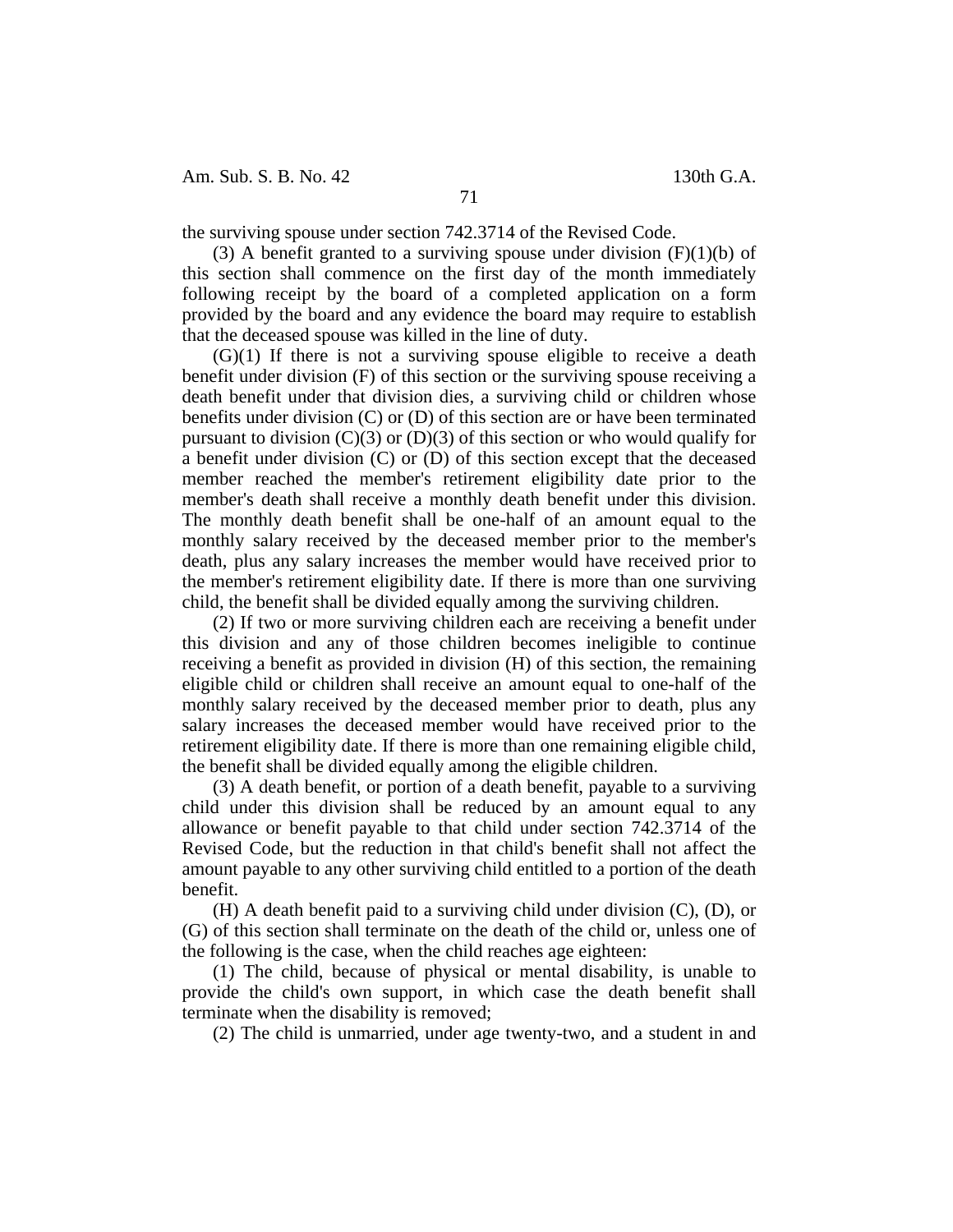the surviving spouse under section 742.3714 of the Revised Code.

(3) A benefit granted to a surviving spouse under division (F)(1)(b) of this section shall commence on the first day of the month immediately following receipt by the board of a completed application on a form provided by the board and any evidence the board may require to establish that the deceased spouse was killed in the line of duty.

(G)(1) If there is not a surviving spouse eligible to receive a death benefit under division (F) of this section or the surviving spouse receiving a death benefit under that division dies, a surviving child or children whose benefits under division (C) or (D) of this section are or have been terminated pursuant to division (C)(3) or (D)(3) of this section or who would qualify for a benefit under division (C) or (D) of this section except that the deceased member reached the member's retirement eligibility date prior to the member's death shall receive a monthly death benefit under this division. The monthly death benefit shall be one-half of an amount equal to the monthly salary received by the deceased member prior to the member's death, plus any salary increases the member would have received prior to the member's retirement eligibility date. If there is more than one surviving child, the benefit shall be divided equally among the surviving children.

(2) If two or more surviving children each are receiving a benefit under this division and any of those children becomes ineligible to continue receiving a benefit as provided in division (H) of this section, the remaining eligible child or children shall receive an amount equal to one-half of the monthly salary received by the deceased member prior to death, plus any salary increases the deceased member would have received prior to the retirement eligibility date. If there is more than one remaining eligible child, the benefit shall be divided equally among the eligible children.

(3) A death benefit, or portion of a death benefit, payable to a surviving child under this division shall be reduced by an amount equal to any allowance or benefit payable to that child under section 742.3714 of the Revised Code, but the reduction in that child's benefit shall not affect the amount payable to any other surviving child entitled to a portion of the death benefit.

(H) A death benefit paid to a surviving child under division (C), (D), or (G) of this section shall terminate on the death of the child or, unless one of the following is the case, when the child reaches age eighteen:

(1) The child, because of physical or mental disability, is unable to provide the child's own support, in which case the death benefit shall terminate when the disability is removed;

(2) The child is unmarried, under age twenty-two, and a student in and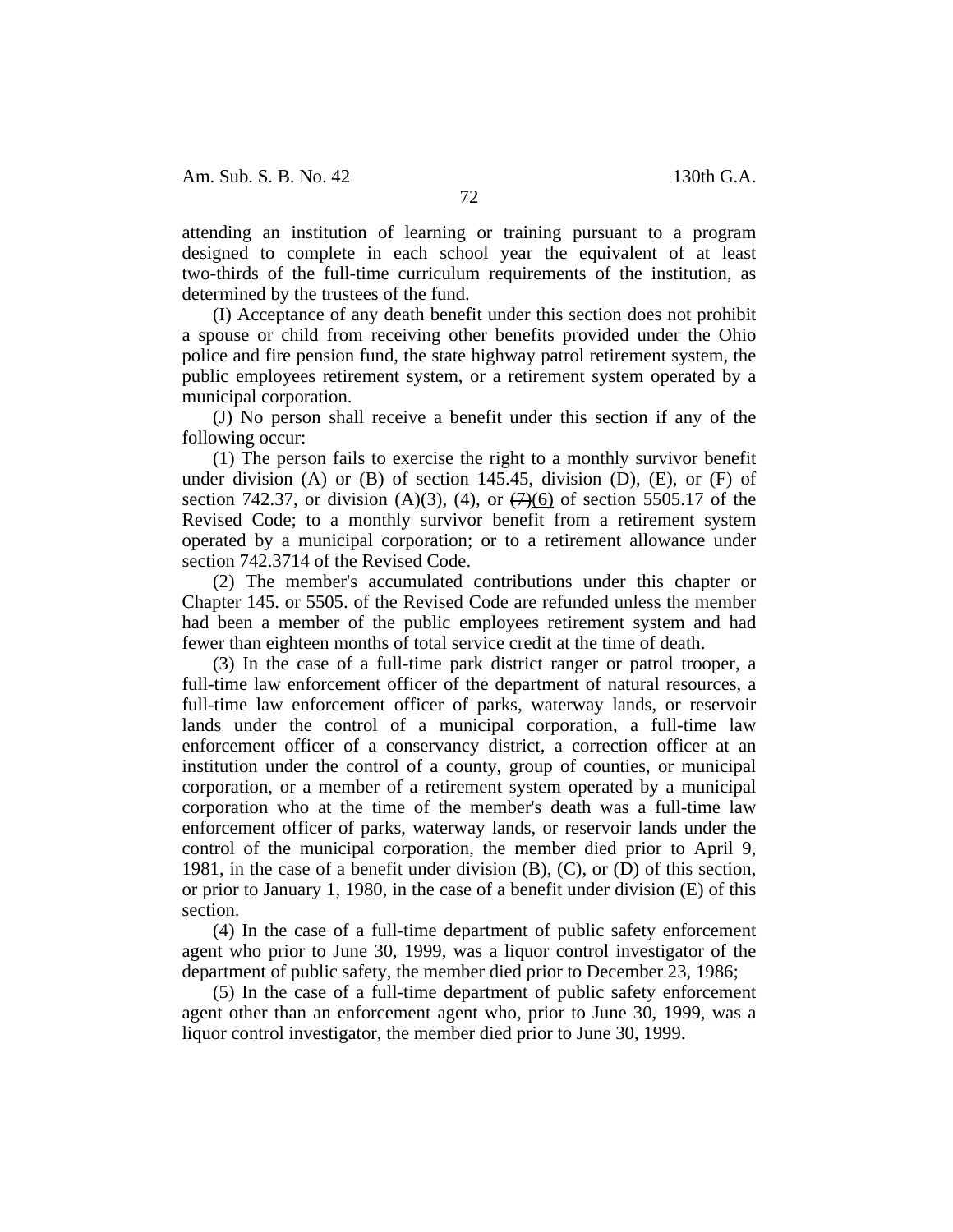attending an institution of learning or training pursuant to a program designed to complete in each school year the equivalent of at least two-thirds of the full-time curriculum requirements of the institution, as determined by the trustees of the fund.

(I) Acceptance of any death benefit under this section does not prohibit a spouse or child from receiving other benefits provided under the Ohio police and fire pension fund, the state highway patrol retirement system, the public employees retirement system, or a retirement system operated by a municipal corporation.

(J) No person shall receive a benefit under this section if any of the following occur:

(1) The person fails to exercise the right to a monthly survivor benefit under division (A) or (B) of section 145.45, division (D), (E), or (F) of section 742.37, or division (A)(3), (4), or ~~(7)~~(6) of section 5505.17 of the Revised Code; to a monthly survivor benefit from a retirement system operated by a municipal corporation; or to a retirement allowance under section 742.3714 of the Revised Code.

(2) The member's accumulated contributions under this chapter or Chapter 145. or 5505. of the Revised Code are refunded unless the member had been a member of the public employees retirement system and had fewer than eighteen months of total service credit at the time of death.

(3) In the case of a full-time park district ranger or patrol trooper, a full-time law enforcement officer of the department of natural resources, a full-time law enforcement officer of parks, waterway lands, or reservoir lands under the control of a municipal corporation, a full-time law enforcement officer of a conservancy district, a correction officer at an institution under the control of a county, group of counties, or municipal corporation, or a member of a retirement system operated by a municipal corporation who at the time of the member's death was a full-time law enforcement officer of parks, waterway lands, or reservoir lands under the control of the municipal corporation, the member died prior to April 9, 1981, in the case of a benefit under division (B), (C), or (D) of this section, or prior to January 1, 1980, in the case of a benefit under division (E) of this section.

(4) In the case of a full-time department of public safety enforcement agent who prior to June 30, 1999, was a liquor control investigator of the department of public safety, the member died prior to December 23, 1986;

(5) In the case of a full-time department of public safety enforcement agent other than an enforcement agent who, prior to June 30, 1999, was a liquor control investigator, the member died prior to June 30, 1999.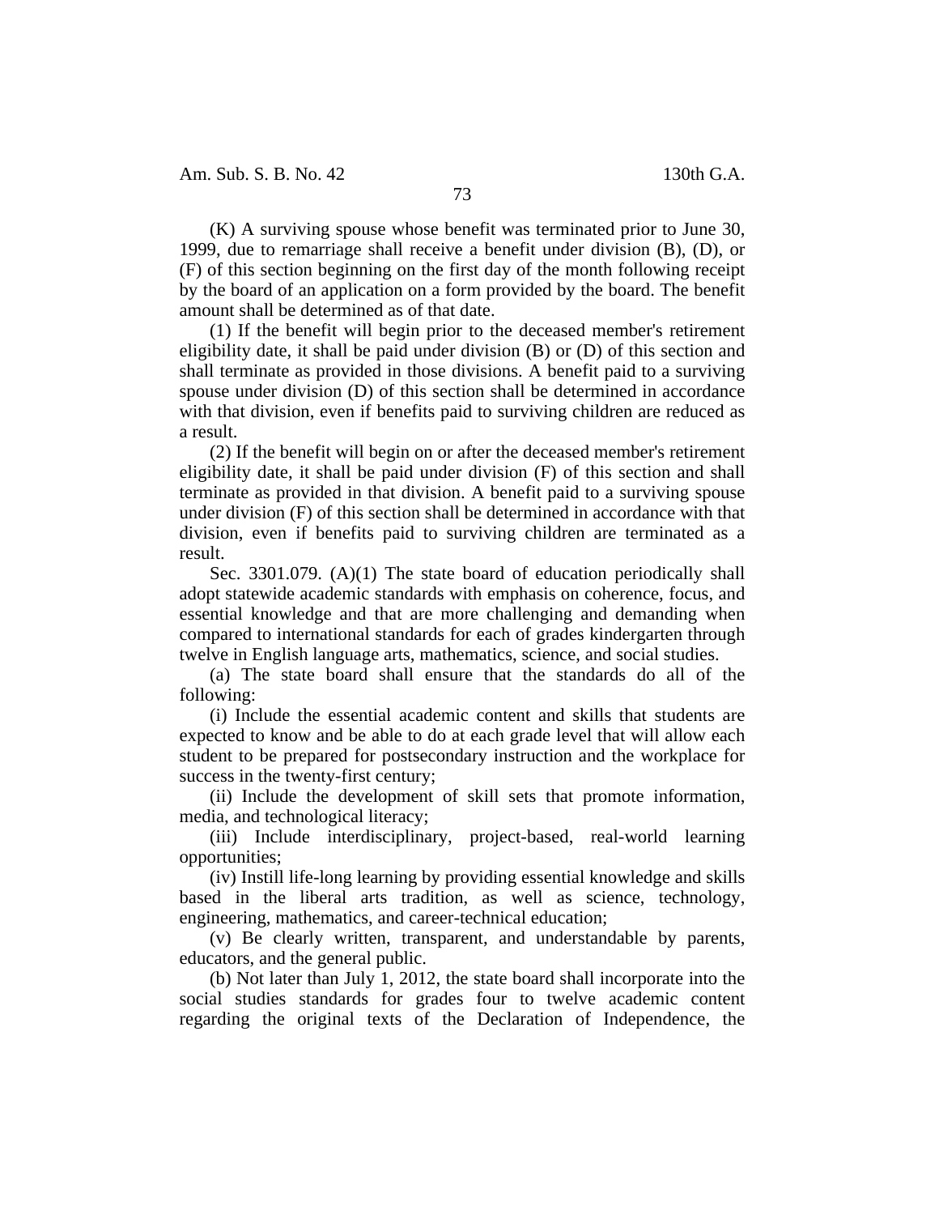(K) A surviving spouse whose benefit was terminated prior to June 30, 1999, due to remarriage shall receive a benefit under division (B), (D), or (F) of this section beginning on the first day of the month following receipt by the board of an application on a form provided by the board. The benefit amount shall be determined as of that date.

(1) If the benefit will begin prior to the deceased member's retirement eligibility date, it shall be paid under division (B) or (D) of this section and shall terminate as provided in those divisions. A benefit paid to a surviving spouse under division (D) of this section shall be determined in accordance with that division, even if benefits paid to surviving children are reduced as a result.

(2) If the benefit will begin on or after the deceased member's retirement eligibility date, it shall be paid under division (F) of this section and shall terminate as provided in that division. A benefit paid to a surviving spouse under division (F) of this section shall be determined in accordance with that division, even if benefits paid to surviving children are terminated as a result.

Sec. 3301.079. (A)(1) The state board of education periodically shall adopt statewide academic standards with emphasis on coherence, focus, and essential knowledge and that are more challenging and demanding when compared to international standards for each of grades kindergarten through twelve in English language arts, mathematics, science, and social studies.

(a) The state board shall ensure that the standards do all of the following:

(i) Include the essential academic content and skills that students are expected to know and be able to do at each grade level that will allow each student to be prepared for postsecondary instruction and the workplace for success in the twenty-first century;

(ii) Include the development of skill sets that promote information, media, and technological literacy;

(iii) Include interdisciplinary, project-based, real-world learning opportunities;

(iv) Instill life-long learning by providing essential knowledge and skills based in the liberal arts tradition, as well as science, technology, engineering, mathematics, and career-technical education;

(v) Be clearly written, transparent, and understandable by parents, educators, and the general public.

(b) Not later than July 1, 2012, the state board shall incorporate into the social studies standards for grades four to twelve academic content regarding the original texts of the Declaration of Independence, the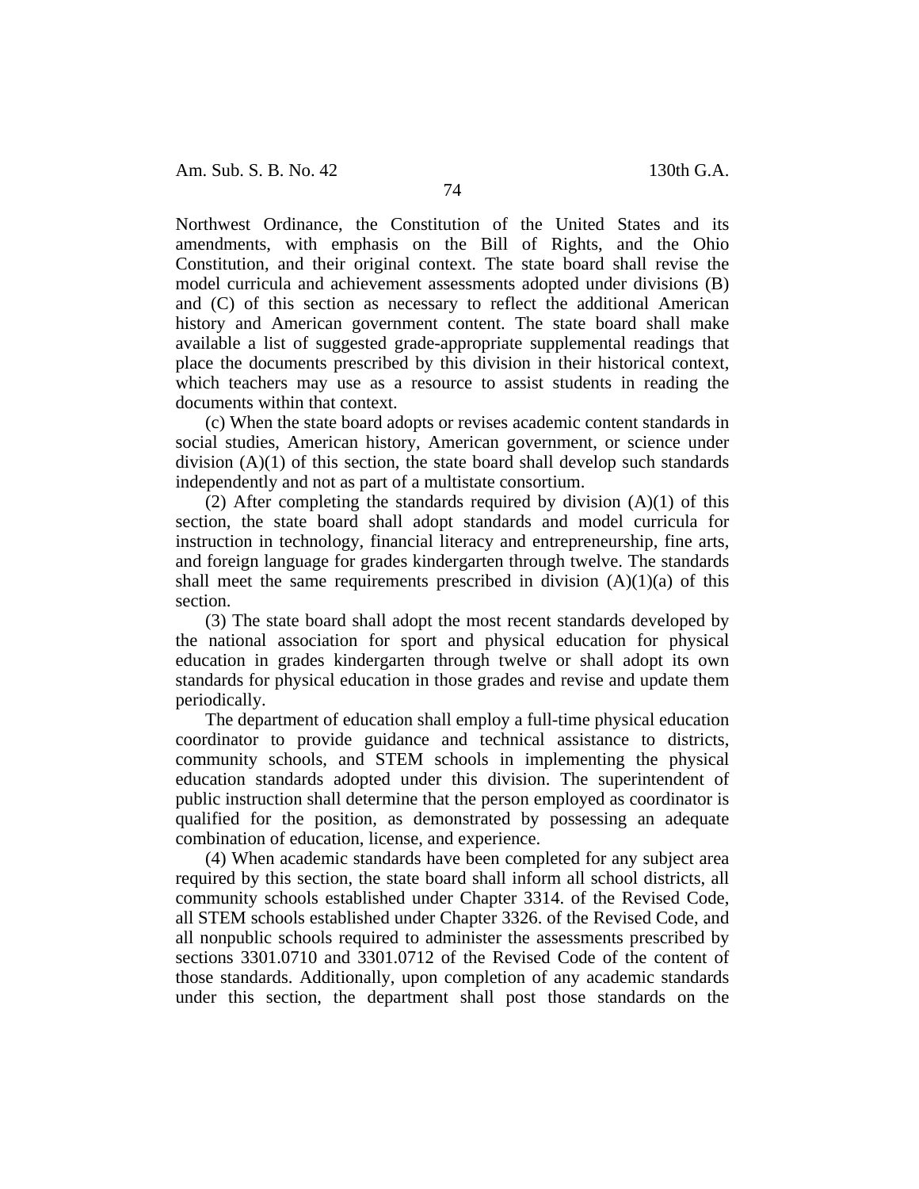Northwest Ordinance, the Constitution of the United States and its amendments, with emphasis on the Bill of Rights, and the Ohio Constitution, and their original context. The state board shall revise the model curricula and achievement assessments adopted under divisions (B) and (C) of this section as necessary to reflect the additional American history and American government content. The state board shall make available a list of suggested grade-appropriate supplemental readings that place the documents prescribed by this division in their historical context, which teachers may use as a resource to assist students in reading the documents within that context.

(c) When the state board adopts or revises academic content standards in social studies, American history, American government, or science under division (A)(1) of this section, the state board shall develop such standards independently and not as part of a multistate consortium.

(2) After completing the standards required by division (A)(1) of this section, the state board shall adopt standards and model curricula for instruction in technology, financial literacy and entrepreneurship, fine arts, and foreign language for grades kindergarten through twelve. The standards shall meet the same requirements prescribed in division (A)(1)(a) of this section.

(3) The state board shall adopt the most recent standards developed by the national association for sport and physical education for physical education in grades kindergarten through twelve or shall adopt its own standards for physical education in those grades and revise and update them periodically.

The department of education shall employ a full-time physical education coordinator to provide guidance and technical assistance to districts, community schools, and STEM schools in implementing the physical education standards adopted under this division. The superintendent of public instruction shall determine that the person employed as coordinator is qualified for the position, as demonstrated by possessing an adequate combination of education, license, and experience.

(4) When academic standards have been completed for any subject area required by this section, the state board shall inform all school districts, all community schools established under Chapter 3314. of the Revised Code, all STEM schools established under Chapter 3326. of the Revised Code, and all nonpublic schools required to administer the assessments prescribed by sections 3301.0710 and 3301.0712 of the Revised Code of the content of those standards. Additionally, upon completion of any academic standards under this section, the department shall post those standards on the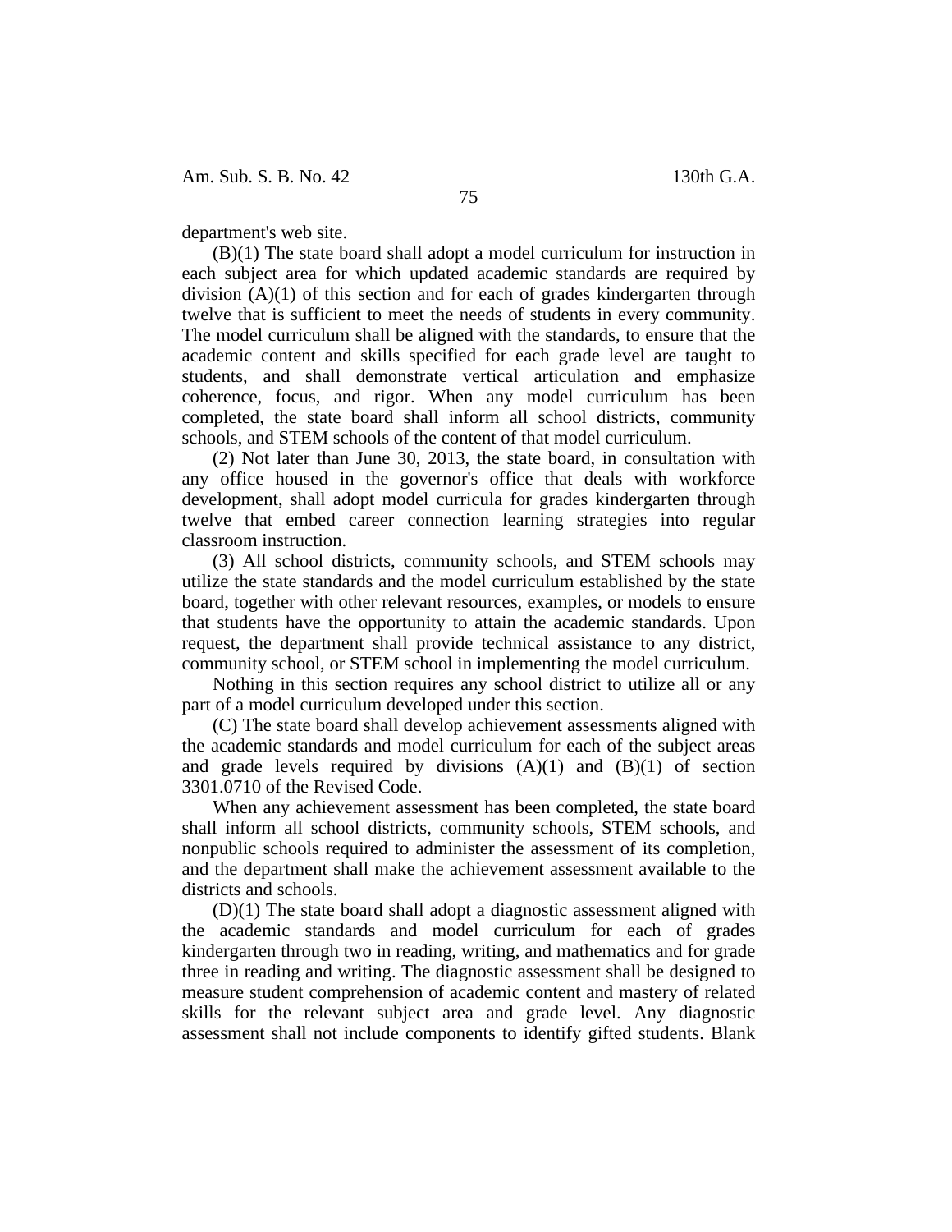department's web site.

(B)(1) The state board shall adopt a model curriculum for instruction in each subject area for which updated academic standards are required by division (A)(1) of this section and for each of grades kindergarten through twelve that is sufficient to meet the needs of students in every community. The model curriculum shall be aligned with the standards, to ensure that the academic content and skills specified for each grade level are taught to students, and shall demonstrate vertical articulation and emphasize coherence, focus, and rigor. When any model curriculum has been completed, the state board shall inform all school districts, community schools, and STEM schools of the content of that model curriculum.

(2) Not later than June 30, 2013, the state board, in consultation with any office housed in the governor's office that deals with workforce development, shall adopt model curricula for grades kindergarten through twelve that embed career connection learning strategies into regular classroom instruction.

(3) All school districts, community schools, and STEM schools may utilize the state standards and the model curriculum established by the state board, together with other relevant resources, examples, or models to ensure that students have the opportunity to attain the academic standards. Upon request, the department shall provide technical assistance to any district, community school, or STEM school in implementing the model curriculum.

Nothing in this section requires any school district to utilize all or any part of a model curriculum developed under this section.

(C) The state board shall develop achievement assessments aligned with the academic standards and model curriculum for each of the subject areas and grade levels required by divisions (A)(1) and (B)(1) of section 3301.0710 of the Revised Code.

When any achievement assessment has been completed, the state board shall inform all school districts, community schools, STEM schools, and nonpublic schools required to administer the assessment of its completion, and the department shall make the achievement assessment available to the districts and schools.

(D)(1) The state board shall adopt a diagnostic assessment aligned with the academic standards and model curriculum for each of grades kindergarten through two in reading, writing, and mathematics and for grade three in reading and writing. The diagnostic assessment shall be designed to measure student comprehension of academic content and mastery of related skills for the relevant subject area and grade level. Any diagnostic assessment shall not include components to identify gifted students. Blank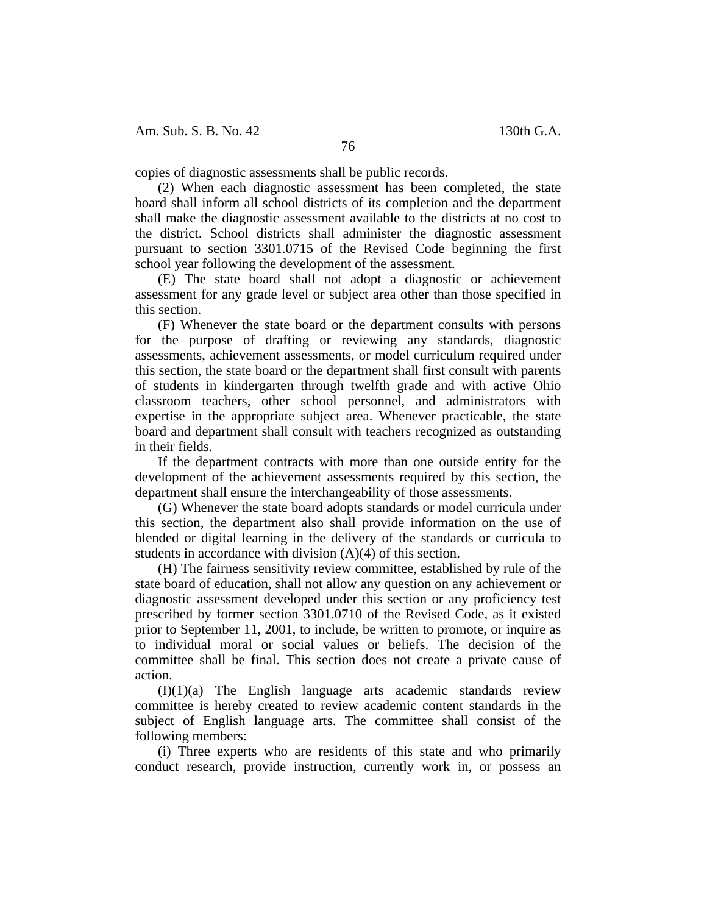copies of diagnostic assessments shall be public records.

(2) When each diagnostic assessment has been completed, the state board shall inform all school districts of its completion and the department shall make the diagnostic assessment available to the districts at no cost to the district. School districts shall administer the diagnostic assessment pursuant to section 3301.0715 of the Revised Code beginning the first school year following the development of the assessment.

(E) The state board shall not adopt a diagnostic or achievement assessment for any grade level or subject area other than those specified in this section.

(F) Whenever the state board or the department consults with persons for the purpose of drafting or reviewing any standards, diagnostic assessments, achievement assessments, or model curriculum required under this section, the state board or the department shall first consult with parents of students in kindergarten through twelfth grade and with active Ohio classroom teachers, other school personnel, and administrators with expertise in the appropriate subject area. Whenever practicable, the state board and department shall consult with teachers recognized as outstanding in their fields.

If the department contracts with more than one outside entity for the development of the achievement assessments required by this section, the department shall ensure the interchangeability of those assessments.

(G) Whenever the state board adopts standards or model curricula under this section, the department also shall provide information on the use of blended or digital learning in the delivery of the standards or curricula to students in accordance with division (A)(4) of this section.

(H) The fairness sensitivity review committee, established by rule of the state board of education, shall not allow any question on any achievement or diagnostic assessment developed under this section or any proficiency test prescribed by former section 3301.0710 of the Revised Code, as it existed prior to September 11, 2001, to include, be written to promote, or inquire as to individual moral or social values or beliefs. The decision of the committee shall be final. This section does not create a private cause of action.

(I)(1)(a) The English language arts academic standards review committee is hereby created to review academic content standards in the subject of English language arts. The committee shall consist of the following members:

(i) Three experts who are residents of this state and who primarily conduct research, provide instruction, currently work in, or possess an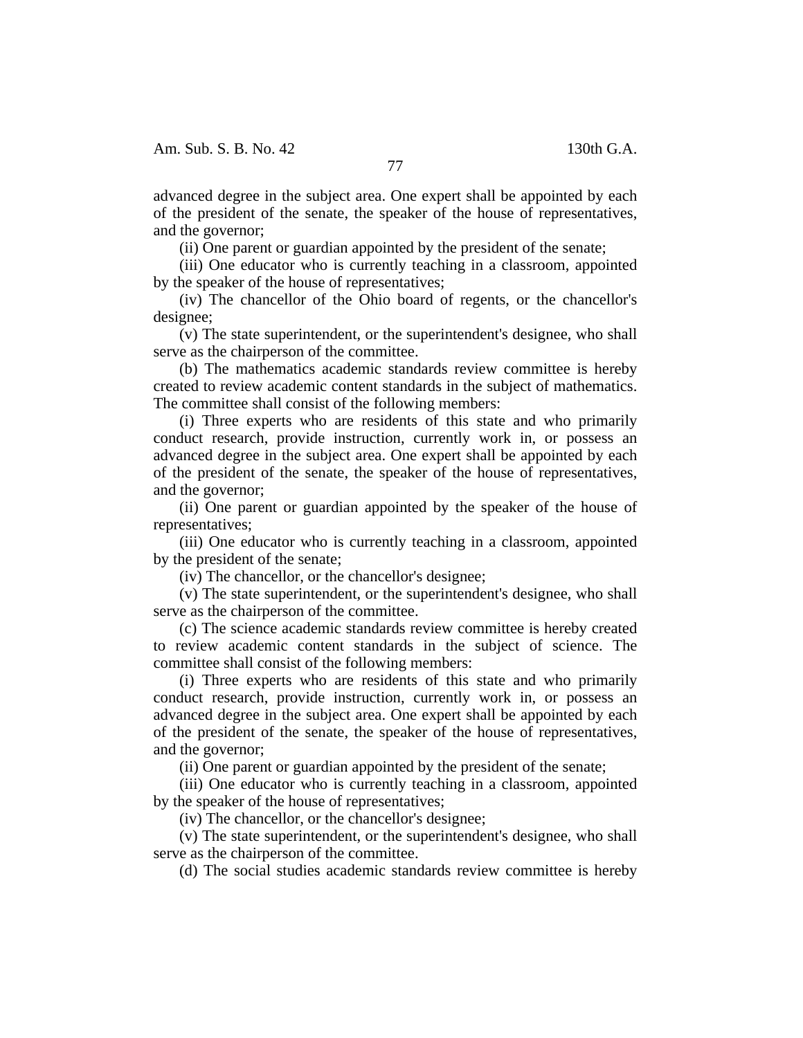advanced degree in the subject area. One expert shall be appointed by each of the president of the senate, the speaker of the house of representatives, and the governor;

(ii) One parent or guardian appointed by the president of the senate;

(iii) One educator who is currently teaching in a classroom, appointed by the speaker of the house of representatives;

(iv) The chancellor of the Ohio board of regents, or the chancellor's designee;

(v) The state superintendent, or the superintendent's designee, who shall serve as the chairperson of the committee.

(b) The mathematics academic standards review committee is hereby created to review academic content standards in the subject of mathematics. The committee shall consist of the following members:

(i) Three experts who are residents of this state and who primarily conduct research, provide instruction, currently work in, or possess an advanced degree in the subject area. One expert shall be appointed by each of the president of the senate, the speaker of the house of representatives, and the governor;

(ii) One parent or guardian appointed by the speaker of the house of representatives;

(iii) One educator who is currently teaching in a classroom, appointed by the president of the senate;

(iv) The chancellor, or the chancellor's designee;

(v) The state superintendent, or the superintendent's designee, who shall serve as the chairperson of the committee.

(c) The science academic standards review committee is hereby created to review academic content standards in the subject of science. The committee shall consist of the following members:

(i) Three experts who are residents of this state and who primarily conduct research, provide instruction, currently work in, or possess an advanced degree in the subject area. One expert shall be appointed by each of the president of the senate, the speaker of the house of representatives, and the governor;

(ii) One parent or guardian appointed by the president of the senate;

(iii) One educator who is currently teaching in a classroom, appointed by the speaker of the house of representatives;

(iv) The chancellor, or the chancellor's designee;

(v) The state superintendent, or the superintendent's designee, who shall serve as the chairperson of the committee.

(d) The social studies academic standards review committee is hereby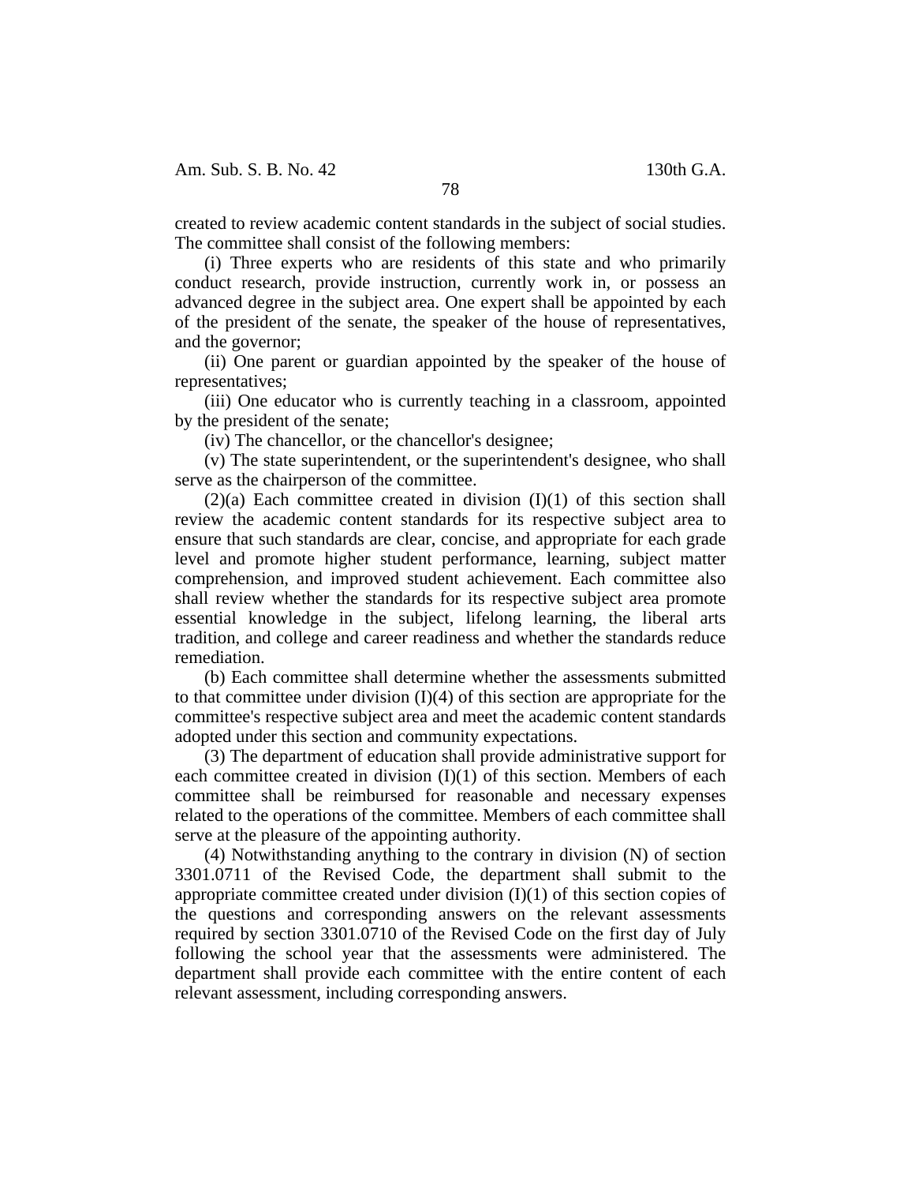created to review academic content standards in the subject of social studies. The committee shall consist of the following members:

(i) Three experts who are residents of this state and who primarily conduct research, provide instruction, currently work in, or possess an advanced degree in the subject area. One expert shall be appointed by each of the president of the senate, the speaker of the house of representatives, and the governor;

(ii) One parent or guardian appointed by the speaker of the house of representatives;

(iii) One educator who is currently teaching in a classroom, appointed by the president of the senate;

(iv) The chancellor, or the chancellor's designee;

(v) The state superintendent, or the superintendent's designee, who shall serve as the chairperson of the committee.

(2)(a) Each committee created in division (I)(1) of this section shall review the academic content standards for its respective subject area to ensure that such standards are clear, concise, and appropriate for each grade level and promote higher student performance, learning, subject matter comprehension, and improved student achievement. Each committee also shall review whether the standards for its respective subject area promote essential knowledge in the subject, lifelong learning, the liberal arts tradition, and college and career readiness and whether the standards reduce remediation.

(b) Each committee shall determine whether the assessments submitted to that committee under division (I)(4) of this section are appropriate for the committee's respective subject area and meet the academic content standards adopted under this section and community expectations.

(3) The department of education shall provide administrative support for each committee created in division (I)(1) of this section. Members of each committee shall be reimbursed for reasonable and necessary expenses related to the operations of the committee. Members of each committee shall serve at the pleasure of the appointing authority.

(4) Notwithstanding anything to the contrary in division (N) of section 3301.0711 of the Revised Code, the department shall submit to the appropriate committee created under division (I)(1) of this section copies of the questions and corresponding answers on the relevant assessments required by section 3301.0710 of the Revised Code on the first day of July following the school year that the assessments were administered. The department shall provide each committee with the entire content of each relevant assessment, including corresponding answers.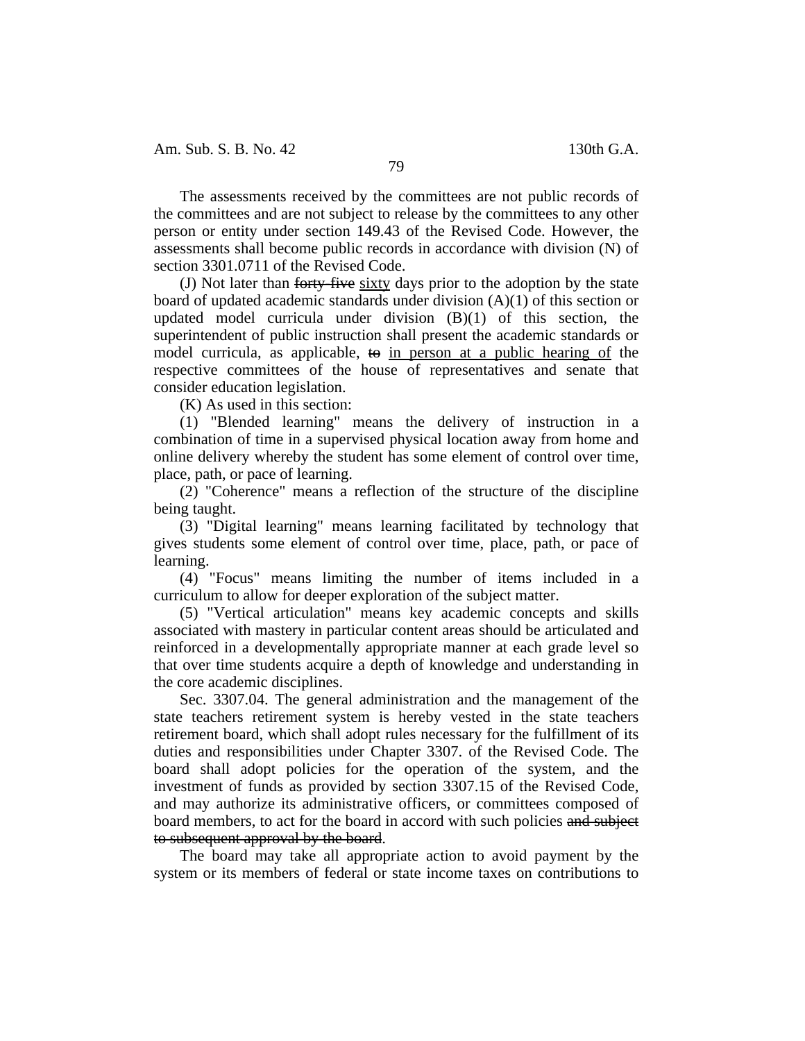The assessments received by the committees are not public records of the committees and are not subject to release by the committees to any other person or entity under section 149.43 of the Revised Code. However, the assessments shall become public records in accordance with division (N) of section 3301.0711 of the Revised Code.

(J) Not later than ~~forty-five~~ <u>sixty</u> days prior to the adoption by the state board of updated academic standards under division (A)(1) of this section or updated model curricula under division (B)(1) of this section, the superintendent of public instruction shall present the academic standards or model curricula, as applicable, ~~to~~ <u>in person at a public hearing of</u> the respective committees of the house of representatives and senate that consider education legislation.

(K) As used in this section:

(1) "Blended learning" means the delivery of instruction in a combination of time in a supervised physical location away from home and online delivery whereby the student has some element of control over time, place, path, or pace of learning.

(2) "Coherence" means a reflection of the structure of the discipline being taught.

(3) "Digital learning" means learning facilitated by technology that gives students some element of control over time, place, path, or pace of learning.

(4) "Focus" means limiting the number of items included in a curriculum to allow for deeper exploration of the subject matter.

(5) "Vertical articulation" means key academic concepts and skills associated with mastery in particular content areas should be articulated and reinforced in a developmentally appropriate manner at each grade level so that over time students acquire a depth of knowledge and understanding in the core academic disciplines.

Sec. 3307.04. The general administration and the management of the state teachers retirement system is hereby vested in the state teachers retirement board, which shall adopt rules necessary for the fulfillment of its duties and responsibilities under Chapter 3307. of the Revised Code. The board shall adopt policies for the operation of the system, and the investment of funds as provided by section 3307.15 of the Revised Code, and may authorize its administrative officers, or committees composed of board members, to act for the board in accord with such policies ~~and subject to subsequent approval by the board~~.

The board may take all appropriate action to avoid payment by the system or its members of federal or state income taxes on contributions to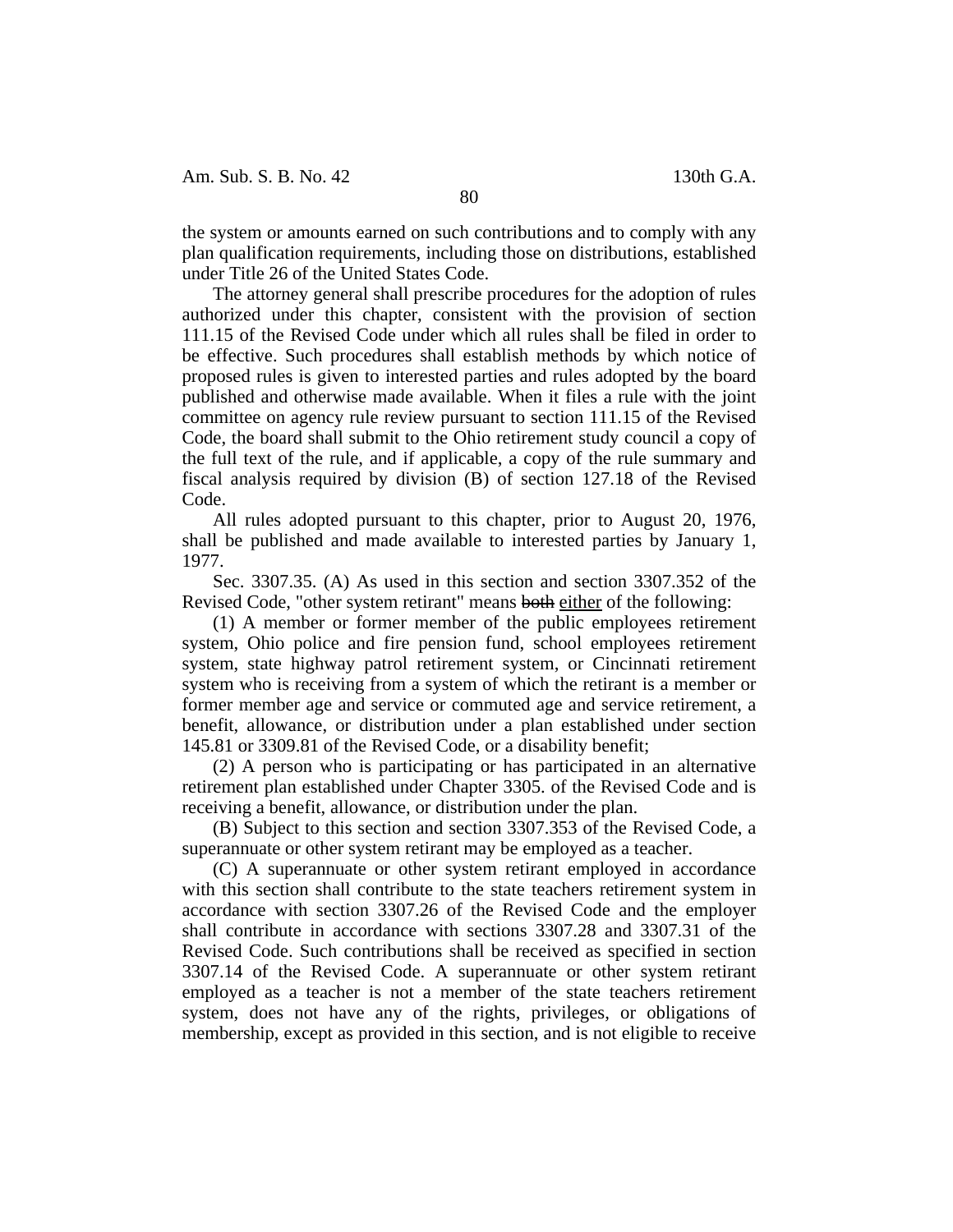the system or amounts earned on such contributions and to comply with any plan qualification requirements, including those on distributions, established under Title 26 of the United States Code.

The attorney general shall prescribe procedures for the adoption of rules authorized under this chapter, consistent with the provision of section 111.15 of the Revised Code under which all rules shall be filed in order to be effective. Such procedures shall establish methods by which notice of proposed rules is given to interested parties and rules adopted by the board published and otherwise made available. When it files a rule with the joint committee on agency rule review pursuant to section 111.15 of the Revised Code, the board shall submit to the Ohio retirement study council a copy of the full text of the rule, and if applicable, a copy of the rule summary and fiscal analysis required by division (B) of section 127.18 of the Revised Code.

All rules adopted pursuant to this chapter, prior to August 20, 1976, shall be published and made available to interested parties by January 1, 1977.

Sec. 3307.35. (A) As used in this section and section 3307.352 of the Revised Code, "other system retirant" means ~~both~~ <u>either</u> of the following:

(1) A member or former member of the public employees retirement system, Ohio police and fire pension fund, school employees retirement system, state highway patrol retirement system, or Cincinnati retirement system who is receiving from a system of which the retirant is a member or former member age and service or commuted age and service retirement, a benefit, allowance, or distribution under a plan established under section 145.81 or 3309.81 of the Revised Code, or a disability benefit;

(2) A person who is participating or has participated in an alternative retirement plan established under Chapter 3305. of the Revised Code and is receiving a benefit, allowance, or distribution under the plan.

(B) Subject to this section and section 3307.353 of the Revised Code, a superannuate or other system retirant may be employed as a teacher.

(C) A superannuate or other system retirant employed in accordance with this section shall contribute to the state teachers retirement system in accordance with section 3307.26 of the Revised Code and the employer shall contribute in accordance with sections 3307.28 and 3307.31 of the Revised Code. Such contributions shall be received as specified in section 3307.14 of the Revised Code. A superannuate or other system retirant employed as a teacher is not a member of the state teachers retirement system, does not have any of the rights, privileges, or obligations of membership, except as provided in this section, and is not eligible to receive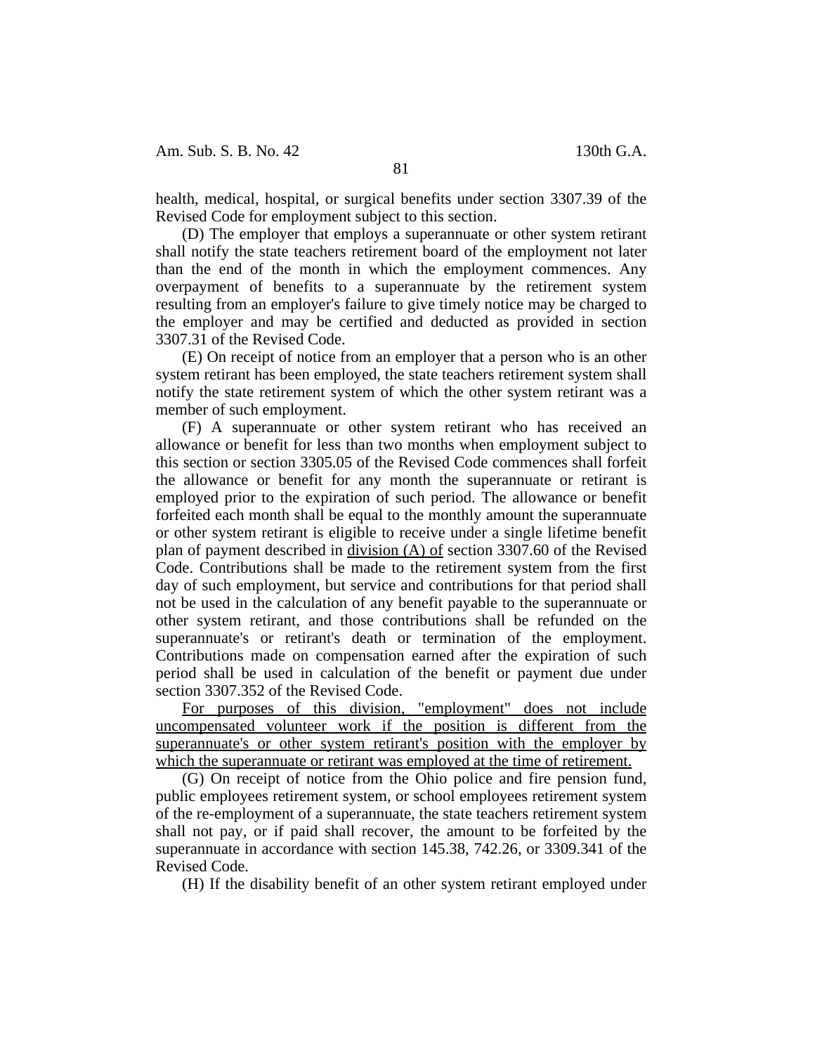health, medical, hospital, or surgical benefits under section 3307.39 of the Revised Code for employment subject to this section.

(D) The employer that employs a superannuate or other system retirant shall notify the state teachers retirement board of the employment not later than the end of the month in which the employment commences. Any overpayment of benefits to a superannuate by the retirement system resulting from an employer's failure to give timely notice may be charged to the employer and may be certified and deducted as provided in section 3307.31 of the Revised Code.

(E) On receipt of notice from an employer that a person who is an other system retirant has been employed, the state teachers retirement system shall notify the state retirement system of which the other system retirant was a member of such employment.

(F) A superannuate or other system retirant who has received an allowance or benefit for less than two months when employment subject to this section or section 3305.05 of the Revised Code commences shall forfeit the allowance or benefit for any month the superannuate or retirant is employed prior to the expiration of such period. The allowance or benefit forfeited each month shall be equal to the monthly amount the superannuate or other system retirant is eligible to receive under a single lifetime benefit plan of payment described in <u>division (A) of</u> section 3307.60 of the Revised Code. Contributions shall be made to the retirement system from the first day of such employment, but service and contributions for that period shall not be used in the calculation of any benefit payable to the superannuate or other system retirant, and those contributions shall be refunded on the superannuate's or retirant's death or termination of the employment. Contributions made on compensation earned after the expiration of such period shall be used in calculation of the benefit or payment due under section 3307.352 of the Revised Code.

<u>For purposes of this division, "employment" does not include uncompensated volunteer work if the position is different from the superannuate's or other system retirant's position with the employer by which the superannuate or retirant was employed at the time of retirement.</u>

(G) On receipt of notice from the Ohio police and fire pension fund, public employees retirement system, or school employees retirement system of the re-employment of a superannuate, the state teachers retirement system shall not pay, or if paid shall recover, the amount to be forfeited by the superannuate in accordance with section 145.38, 742.26, or 3309.341 of the Revised Code.

(H) If the disability benefit of an other system retirant employed under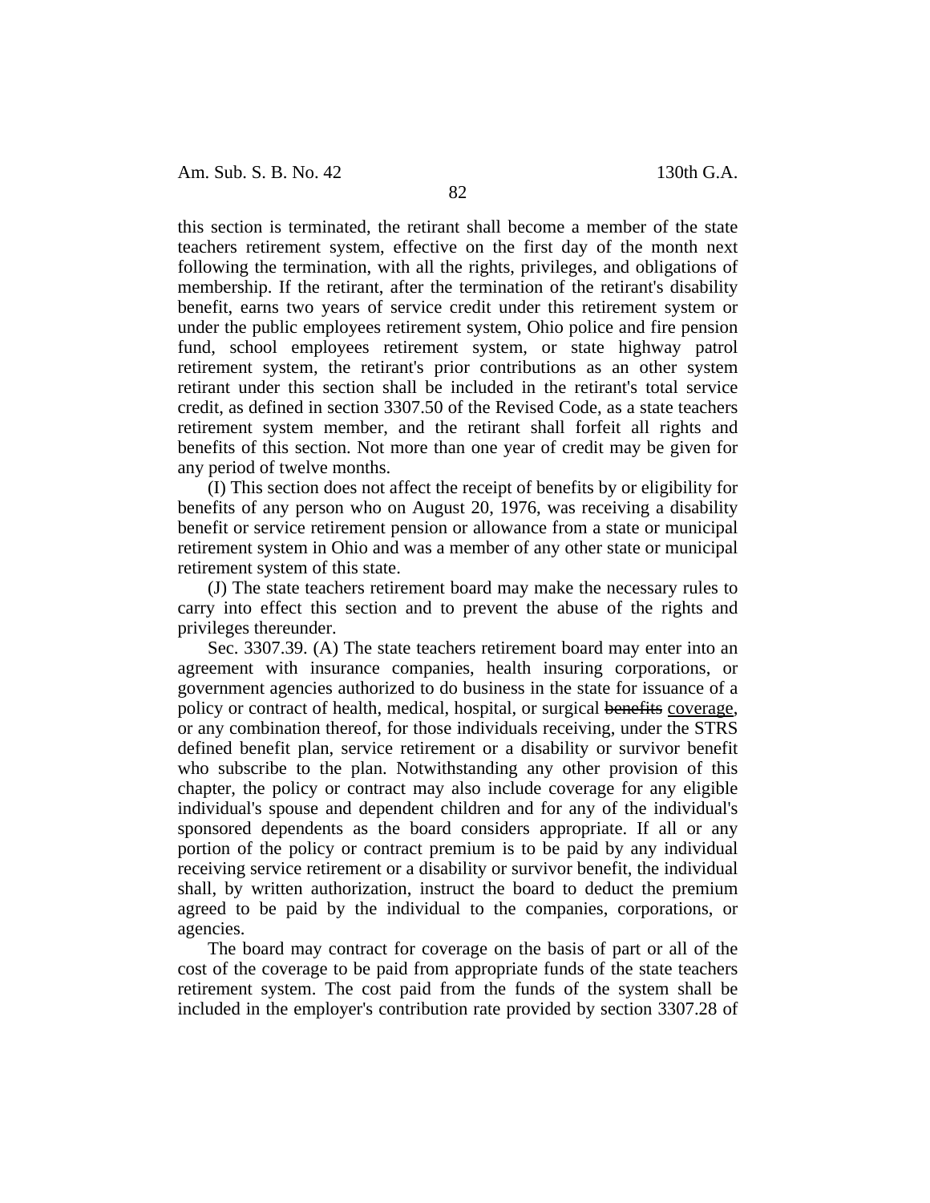this section is terminated, the retirant shall become a member of the state teachers retirement system, effective on the first day of the month next following the termination, with all the rights, privileges, and obligations of membership. If the retirant, after the termination of the retirant's disability benefit, earns two years of service credit under this retirement system or under the public employees retirement system, Ohio police and fire pension fund, school employees retirement system, or state highway patrol retirement system, the retirant's prior contributions as an other system retirant under this section shall be included in the retirant's total service credit, as defined in section 3307.50 of the Revised Code, as a state teachers retirement system member, and the retirant shall forfeit all rights and benefits of this section. Not more than one year of credit may be given for any period of twelve months.

(I) This section does not affect the receipt of benefits by or eligibility for benefits of any person who on August 20, 1976, was receiving a disability benefit or service retirement pension or allowance from a state or municipal retirement system in Ohio and was a member of any other state or municipal retirement system of this state.

(J) The state teachers retirement board may make the necessary rules to carry into effect this section and to prevent the abuse of the rights and privileges thereunder.

Sec. 3307.39. (A) The state teachers retirement board may enter into an agreement with insurance companies, health insuring corporations, or government agencies authorized to do business in the state for issuance of a policy or contract of health, medical, hospital, or surgical ~~benefits~~ coverage, or any combination thereof, for those individuals receiving, under the STRS defined benefit plan, service retirement or a disability or survivor benefit who subscribe to the plan. Notwithstanding any other provision of this chapter, the policy or contract may also include coverage for any eligible individual's spouse and dependent children and for any of the individual's sponsored dependents as the board considers appropriate. If all or any portion of the policy or contract premium is to be paid by any individual receiving service retirement or a disability or survivor benefit, the individual shall, by written authorization, instruct the board to deduct the premium agreed to be paid by the individual to the companies, corporations, or agencies.

The board may contract for coverage on the basis of part or all of the cost of the coverage to be paid from appropriate funds of the state teachers retirement system. The cost paid from the funds of the system shall be included in the employer's contribution rate provided by section 3307.28 of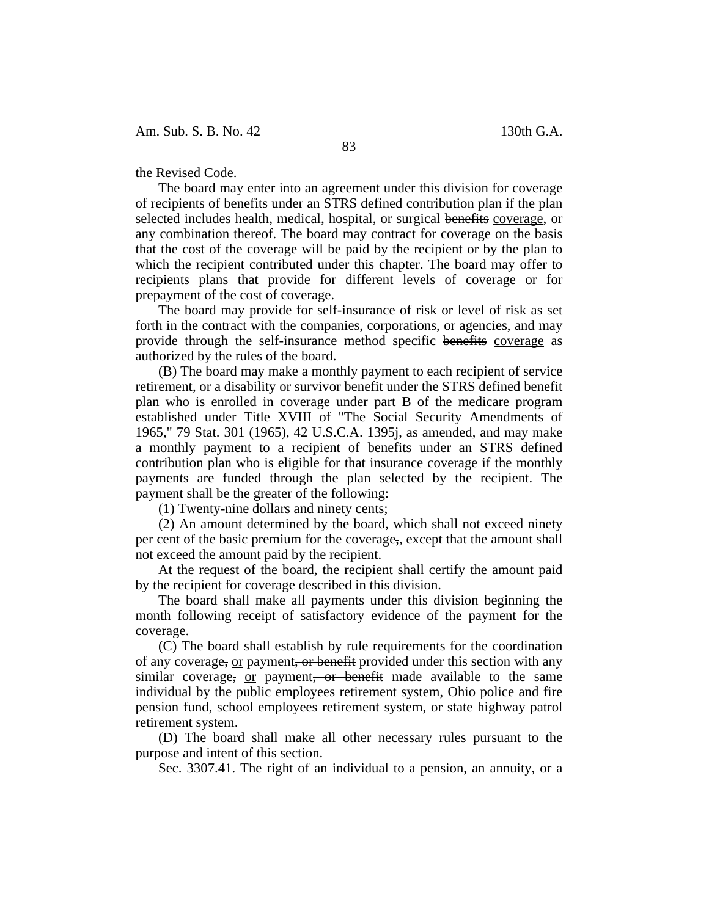the Revised Code.

The board may enter into an agreement under this division for coverage of recipients of benefits under an STRS defined contribution plan if the plan selected includes health, medical, hospital, or surgical ~~benefits~~ <u>coverage</u>, or any combination thereof. The board may contract for coverage on the basis that the cost of the coverage will be paid by the recipient or by the plan to which the recipient contributed under this chapter. The board may offer to recipients plans that provide for different levels of coverage or for prepayment of the cost of coverage.

The board may provide for self-insurance of risk or level of risk as set forth in the contract with the companies, corporations, or agencies, and may provide through the self-insurance method specific ~~benefits~~ <u>coverage</u> as authorized by the rules of the board.

(B) The board may make a monthly payment to each recipient of service retirement, or a disability or survivor benefit under the STRS defined benefit plan who is enrolled in coverage under part B of the medicare program established under Title XVIII of "The Social Security Amendments of 1965," 79 Stat. 301 (1965), 42 U.S.C.A. 1395j, as amended, and may make a monthly payment to a recipient of benefits under an STRS defined contribution plan who is eligible for that insurance coverage if the monthly payments are funded through the plan selected by the recipient. The payment shall be the greater of the following:

(1) Twenty-nine dollars and ninety cents;

(2) An amount determined by the board, which shall not exceed ninety per cent of the basic premium for the coverage~~,~~, except that the amount shall not exceed the amount paid by the recipient.

At the request of the board, the recipient shall certify the amount paid by the recipient for coverage described in this division.

The board shall make all payments under this division beginning the month following receipt of satisfactory evidence of the payment for the coverage.

(C) The board shall establish by rule requirements for the coordination of any coverage~~,~~ <u>or</u> payment~~, or benefit~~ provided under this section with any similar coverage~~,~~ <u>or</u> payment~~, or benefit~~ made available to the same individual by the public employees retirement system, Ohio police and fire pension fund, school employees retirement system, or state highway patrol retirement system.

(D) The board shall make all other necessary rules pursuant to the purpose and intent of this section.

Sec. 3307.41. The right of an individual to a pension, an annuity, or a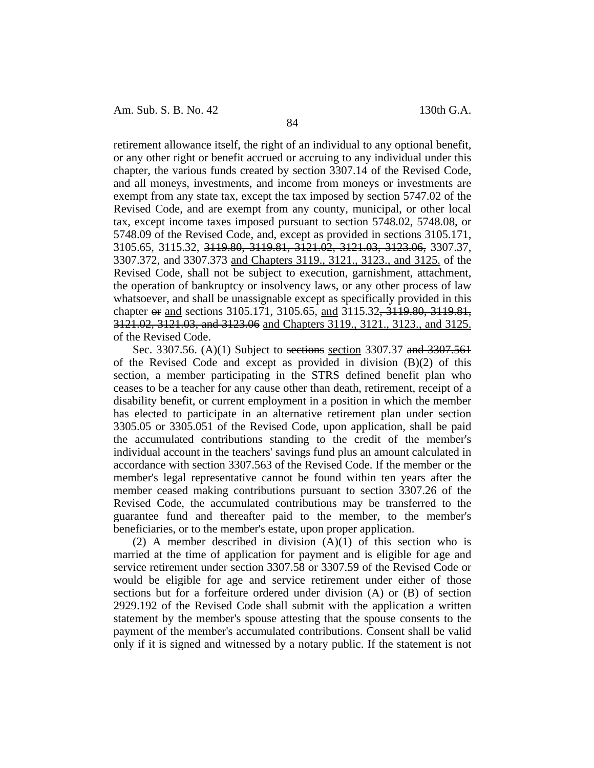retirement allowance itself, the right of an individual to any optional benefit, or any other right or benefit accrued or accruing to any individual under this chapter, the various funds created by section 3307.14 of the Revised Code, and all moneys, investments, and income from moneys or investments are exempt from any state tax, except the tax imposed by section 5747.02 of the Revised Code, and are exempt from any county, municipal, or other local tax, except income taxes imposed pursuant to section 5748.02, 5748.08, or 5748.09 of the Revised Code, and, except as provided in sections 3105.171, 3105.65, 3115.32, ~~3119.80, 3119.81, 3121.02, 3121.03, 3123.06,~~ 3307.37, 3307.372, and 3307.373 <u>and Chapters 3119., 3121., 3123., and 3125.</u> of the Revised Code, shall not be subject to execution, garnishment, attachment, the operation of bankruptcy or insolvency laws, or any other process of law whatsoever, and shall be unassignable except as specifically provided in this chapter ~~or~~ <u>and</u> sections 3105.171, 3105.65, <u>and</u> 3115.32~~, 3119.80, 3119.81, 3121.02, 3121.03, and 3123.06~~ <u>and Chapters 3119., 3121., 3123., and 3125.</u> of the Revised Code.

Sec. 3307.56. (A)(1) Subject to ~~sections~~ <u>section</u> 3307.37 ~~and 3307.561~~ of the Revised Code and except as provided in division (B)(2) of this section, a member participating in the STRS defined benefit plan who ceases to be a teacher for any cause other than death, retirement, receipt of a disability benefit, or current employment in a position in which the member has elected to participate in an alternative retirement plan under section 3305.05 or 3305.051 of the Revised Code, upon application, shall be paid the accumulated contributions standing to the credit of the member's individual account in the teachers' savings fund plus an amount calculated in accordance with section 3307.563 of the Revised Code. If the member or the member's legal representative cannot be found within ten years after the member ceased making contributions pursuant to section 3307.26 of the Revised Code, the accumulated contributions may be transferred to the guarantee fund and thereafter paid to the member, to the member's beneficiaries, or to the member's estate, upon proper application.

(2) A member described in division (A)(1) of this section who is married at the time of application for payment and is eligible for age and service retirement under section 3307.58 or 3307.59 of the Revised Code or would be eligible for age and service retirement under either of those sections but for a forfeiture ordered under division (A) or (B) of section 2929.192 of the Revised Code shall submit with the application a written statement by the member's spouse attesting that the spouse consents to the payment of the member's accumulated contributions. Consent shall be valid only if it is signed and witnessed by a notary public. If the statement is not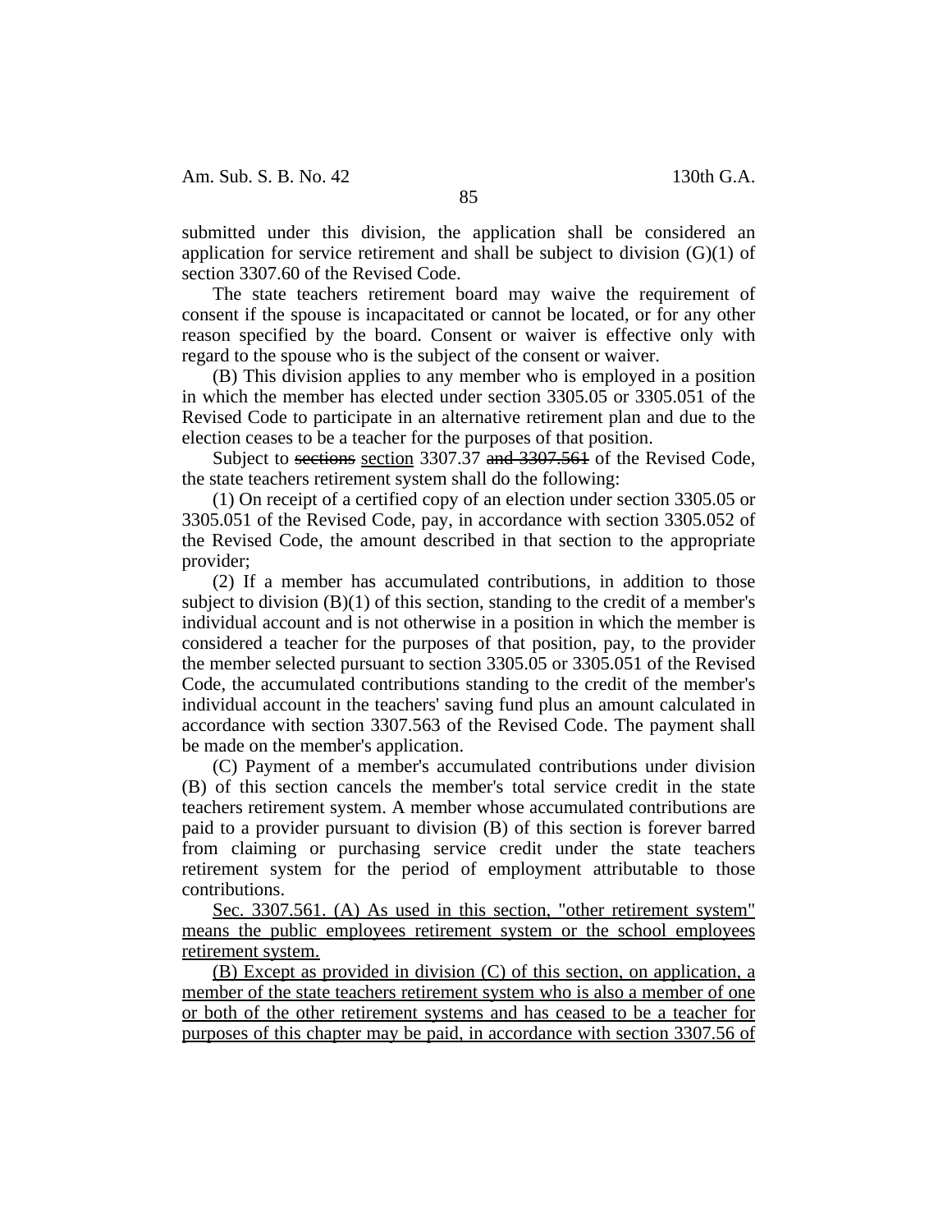submitted under this division, the application shall be considered an application for service retirement and shall be subject to division (G)(1) of section 3307.60 of the Revised Code.

The state teachers retirement board may waive the requirement of consent if the spouse is incapacitated or cannot be located, or for any other reason specified by the board. Consent or waiver is effective only with regard to the spouse who is the subject of the consent or waiver.

(B) This division applies to any member who is employed in a position in which the member has elected under section 3305.05 or 3305.051 of the Revised Code to participate in an alternative retirement plan and due to the election ceases to be a teacher for the purposes of that position.

Subject to ~~sections~~ section 3307.37 ~~and 3307.561~~ of the Revised Code, the state teachers retirement system shall do the following:

(1) On receipt of a certified copy of an election under section 3305.05 or 3305.051 of the Revised Code, pay, in accordance with section 3305.052 of the Revised Code, the amount described in that section to the appropriate provider;

(2) If a member has accumulated contributions, in addition to those subject to division (B)(1) of this section, standing to the credit of a member's individual account and is not otherwise in a position in which the member is considered a teacher for the purposes of that position, pay, to the provider the member selected pursuant to section 3305.05 or 3305.051 of the Revised Code, the accumulated contributions standing to the credit of the member's individual account in the teachers' saving fund plus an amount calculated in accordance with section 3307.563 of the Revised Code. The payment shall be made on the member's application.

(C) Payment of a member's accumulated contributions under division (B) of this section cancels the member's total service credit in the state teachers retirement system. A member whose accumulated contributions are paid to a provider pursuant to division (B) of this section is forever barred from claiming or purchasing service credit under the state teachers retirement system for the period of employment attributable to those contributions.

<u>Sec. 3307.561. (A) As used in this section, "other retirement system" means the public employees retirement system or the school employees retirement system.</u>

<u>(B) Except as provided in division (C) of this section, on application, a member of the state teachers retirement system who is also a member of one or both of the other retirement systems and has ceased to be a teacher for purposes of this chapter may be paid, in accordance with section 3307.56 of</u>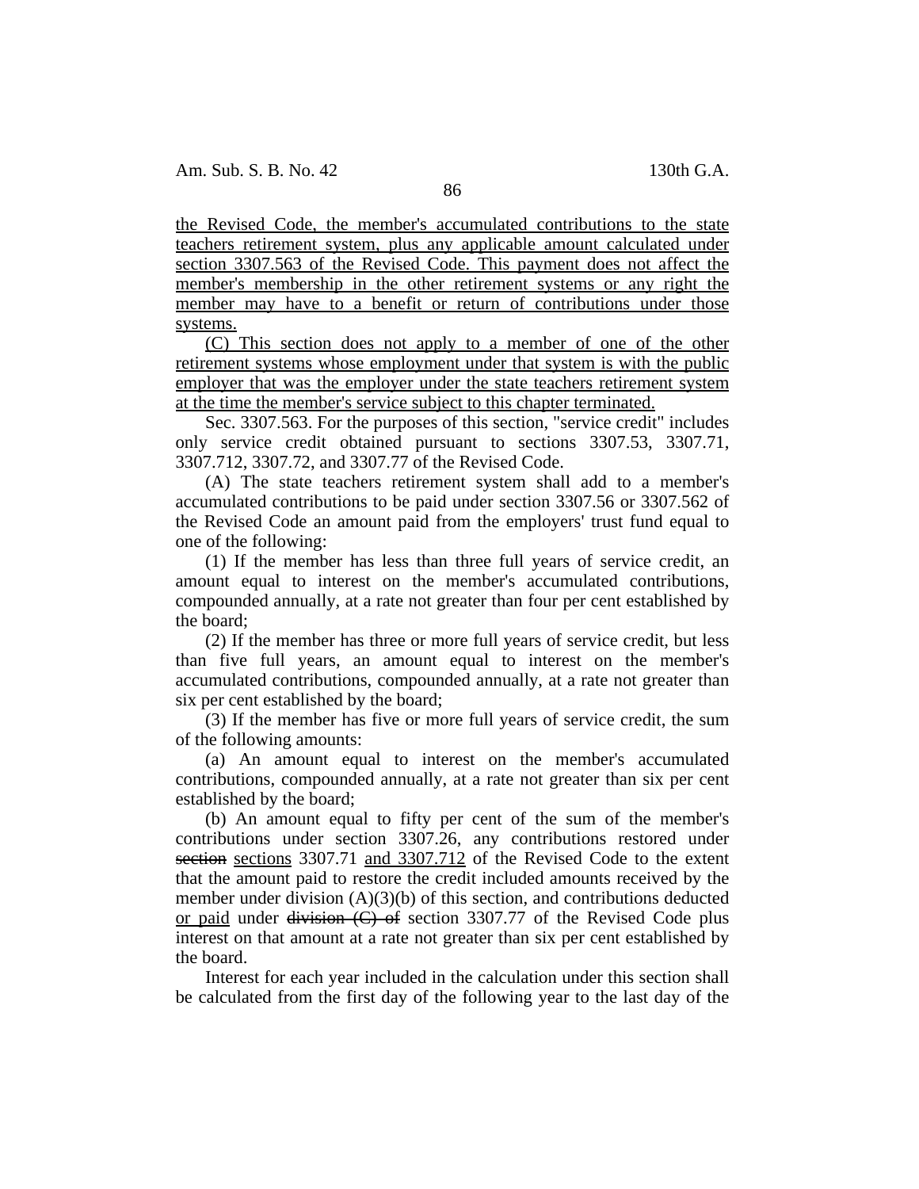the Revised Code, the member's accumulated contributions to the state teachers retirement system, plus any applicable amount calculated under section 3307.563 of the Revised Code. This payment does not affect the member's membership in the other retirement systems or any right the member may have to a benefit or return of contributions under those systems.

(C) This section does not apply to a member of one of the other retirement systems whose employment under that system is with the public employer that was the employer under the state teachers retirement system at the time the member's service subject to this chapter terminated.

Sec. 3307.563. For the purposes of this section, "service credit" includes only service credit obtained pursuant to sections 3307.53, 3307.71, 3307.712, 3307.72, and 3307.77 of the Revised Code.

(A) The state teachers retirement system shall add to a member's accumulated contributions to be paid under section 3307.56 or 3307.562 of the Revised Code an amount paid from the employers' trust fund equal to one of the following:

(1) If the member has less than three full years of service credit, an amount equal to interest on the member's accumulated contributions, compounded annually, at a rate not greater than four per cent established by the board;

(2) If the member has three or more full years of service credit, but less than five full years, an amount equal to interest on the member's accumulated contributions, compounded annually, at a rate not greater than six per cent established by the board;

(3) If the member has five or more full years of service credit, the sum of the following amounts:

(a) An amount equal to interest on the member's accumulated contributions, compounded annually, at a rate not greater than six per cent established by the board;

(b) An amount equal to fifty per cent of the sum of the member's contributions under section 3307.26, any contributions restored under ~~section~~ sections 3307.71 and 3307.712 of the Revised Code to the extent that the amount paid to restore the credit included amounts received by the member under division (A)(3)(b) of this section, and contributions deducted or paid under ~~division (C) of~~ section 3307.77 of the Revised Code plus interest on that amount at a rate not greater than six per cent established by the board.

Interest for each year included in the calculation under this section shall be calculated from the first day of the following year to the last day of the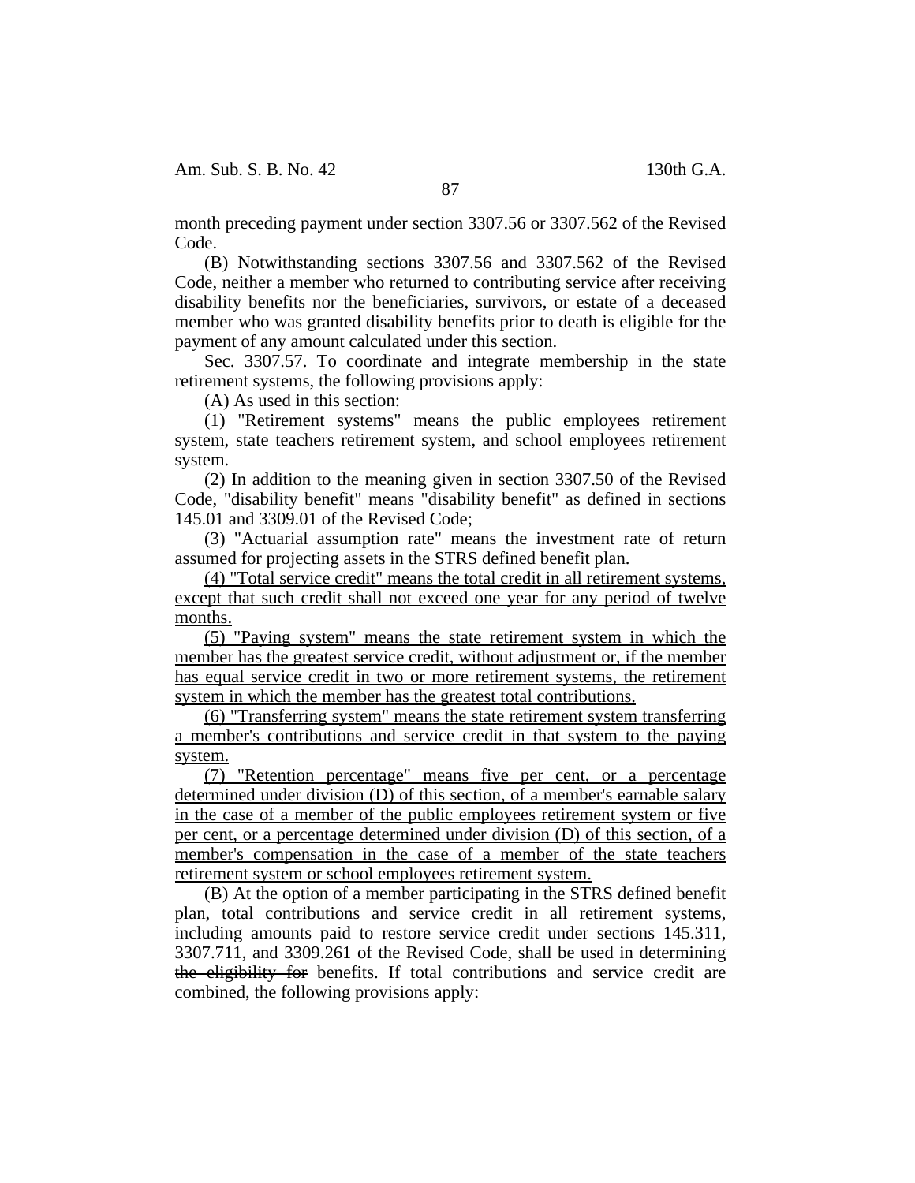month preceding payment under section 3307.56 or 3307.562 of the Revised Code.

(B) Notwithstanding sections 3307.56 and 3307.562 of the Revised Code, neither a member who returned to contributing service after receiving disability benefits nor the beneficiaries, survivors, or estate of a deceased member who was granted disability benefits prior to death is eligible for the payment of any amount calculated under this section.

Sec. 3307.57. To coordinate and integrate membership in the state retirement systems, the following provisions apply:

(A) As used in this section:

(1) "Retirement systems" means the public employees retirement system, state teachers retirement system, and school employees retirement system.

(2) In addition to the meaning given in section 3307.50 of the Revised Code, "disability benefit" means "disability benefit" as defined in sections 145.01 and 3309.01 of the Revised Code;

(3) "Actuarial assumption rate" means the investment rate of return assumed for projecting assets in the STRS defined benefit plan.

<u>(4) "Total service credit" means the total credit in all retirement systems, except that such credit shall not exceed one year for any period of twelve months.</u>

<u>(5) "Paying system" means the state retirement system in which the member has the greatest service credit, without adjustment or, if the member has equal service credit in two or more retirement systems, the retirement system in which the member has the greatest total contributions.</u>

<u>(6) "Transferring system" means the state retirement system transferring a member's contributions and service credit in that system to the paying system.</u>

<u>(7) "Retention percentage" means five per cent, or a percentage determined under division (D) of this section, of a member's earnable salary in the case of a member of the public employees retirement system or five per cent, or a percentage determined under division (D) of this section, of a member's compensation in the case of a member of the state teachers retirement system or school employees retirement system.</u>

(B) At the option of a member participating in the STRS defined benefit plan, total contributions and service credit in all retirement systems, including amounts paid to restore service credit under sections 145.311, 3307.711, and 3309.261 of the Revised Code, shall be used in determining ~~the eligibility for~~ benefits. If total contributions and service credit are combined, the following provisions apply: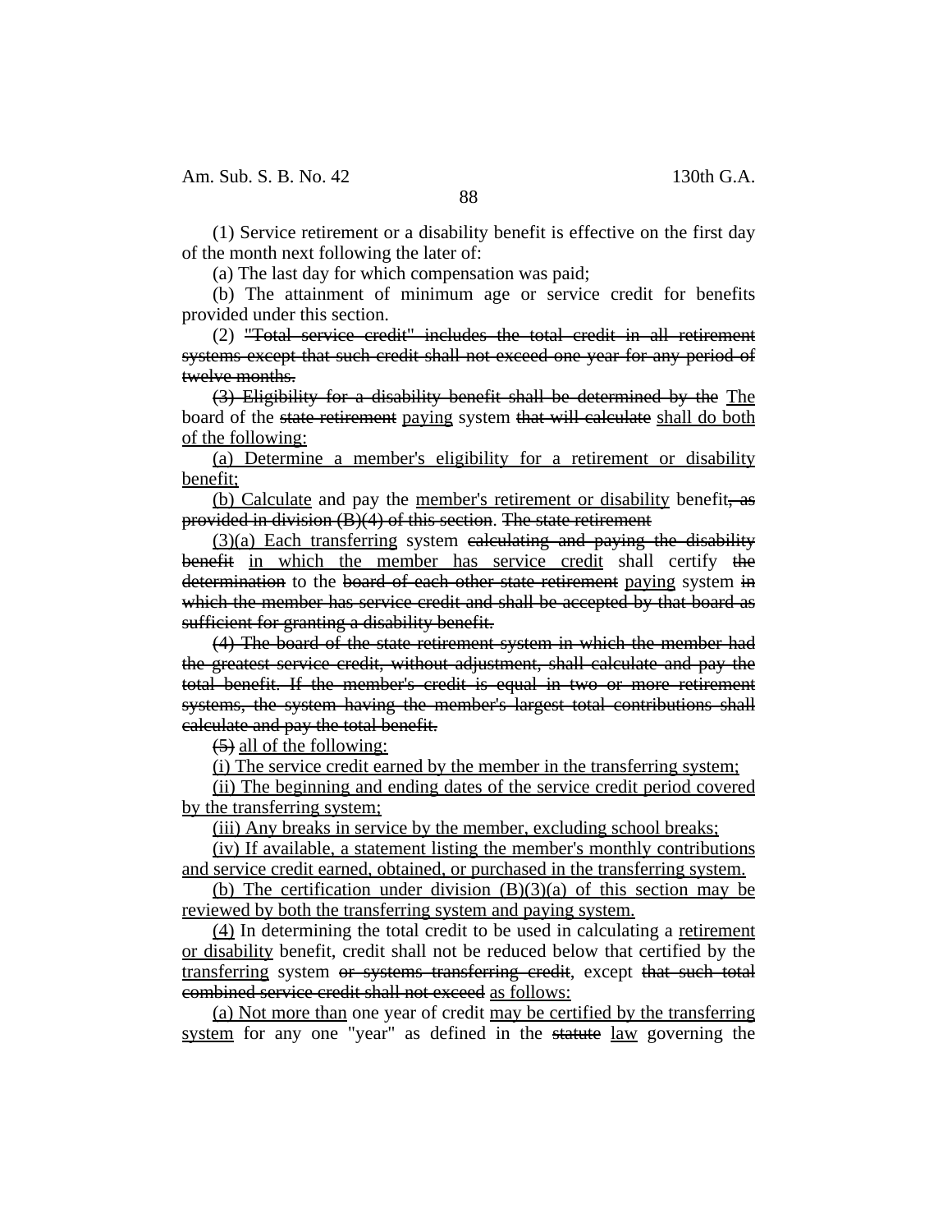(1) Service retirement or a disability benefit is effective on the first day of the month next following the later of:

(a) The last day for which compensation was paid;

(b) The attainment of minimum age or service credit for benefits provided under this section.

(2) ~~"Total service credit" includes the total credit in all retirement systems except that such credit shall not exceed one year for any period of twelve months.~~

~~(3) Eligibility for a disability benefit shall be determined by the~~ <u>The</u> board of the ~~state retirement~~ <u>paying</u> system ~~that will calculate~~ <u>shall do both of the following:</u>

<u>(a) Determine a member's eligibility for a retirement or disability benefit;</u>

<u>(b) Calculate</u> and pay the <u>member's retirement or disability</u> benefit~~, as provided in division (B)(4) of this section~~. ~~The state retirement~~

<u>(3)(a) Each transferring</u> system ~~calculating and paying the disability benefit~~ <u>in which the member has service credit</u> shall certify ~~the determination~~ to the ~~board of each other state retirement~~ <u>paying</u> system ~~in which the member has service credit and shall be accepted by that board as sufficient for granting a disability benefit.~~

~~(4) The board of the state retirement system in which the member had the greatest service credit, without adjustment, shall calculate and pay the total benefit. If the member's credit is equal in two or more retirement systems, the system having the member's largest total contributions shall calculate and pay the total benefit.~~

~~(5)~~ <u>all of the following:</u>

<u>(i) The service credit earned by the member in the transferring system;</u>

<u>(ii) The beginning and ending dates of the service credit period covered by the transferring system;</u>

<u>(iii) Any breaks in service by the member, excluding school breaks;</u>

<u>(iv) If available, a statement listing the member's monthly contributions and service credit earned, obtained, or purchased in the transferring system.</u>

<u>(b) The certification under division (B)(3)(a) of this section may be reviewed by both the transferring system and paying system.</u>

<u>(4)</u> In determining the total credit to be used in calculating a <u>retirement or disability</u> benefit, credit shall not be reduced below that certified by the <u>transferring</u> system ~~or systems transferring credit~~, except ~~that such total combined service credit shall not exceed~~ <u>as follows:</u>

<u>(a) Not more than</u> one year of credit <u>may be certified by the transferring system</u> for any one "year" as defined in the ~~statute~~ <u>law</u> governing the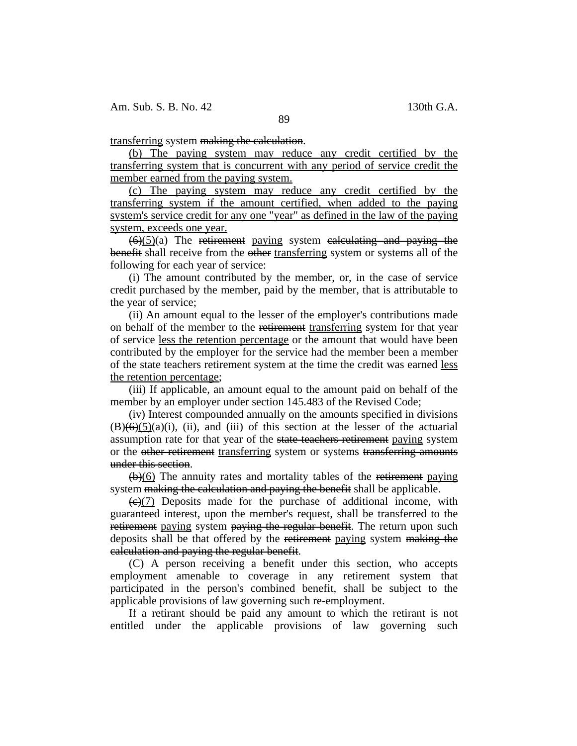transferring system making the calculation.

(b) The paying system may reduce any credit certified by the transferring system that is concurrent with any period of service credit the member earned from the paying system.

(c) The paying system may reduce any credit certified by the transferring system if the amount certified, when added to the paying system's service credit for any one "year" as defined in the law of the paying system, exceeds one year.

(6)(5)(a) The retirement paying system calculating and paying the benefit shall receive from the other transferring system or systems all of the following for each year of service:

(i) The amount contributed by the member, or, in the case of service credit purchased by the member, paid by the member, that is attributable to the year of service;

(ii) An amount equal to the lesser of the employer's contributions made on behalf of the member to the retirement transferring system for that year of service less the retention percentage or the amount that would have been contributed by the employer for the service had the member been a member of the state teachers retirement system at the time the credit was earned less the retention percentage;

(iii) If applicable, an amount equal to the amount paid on behalf of the member by an employer under section 145.483 of the Revised Code;

(iv) Interest compounded annually on the amounts specified in divisions (B)(6)(5)(a)(i), (ii), and (iii) of this section at the lesser of the actuarial assumption rate for that year of the state teachers retirement paying system or the other retirement transferring system or systems transferring amounts under this section.

(b)(6) The annuity rates and mortality tables of the retirement paying system making the calculation and paying the benefit shall be applicable.

(c)(7) Deposits made for the purchase of additional income, with guaranteed interest, upon the member's request, shall be transferred to the retirement paying system paying the regular benefit. The return upon such deposits shall be that offered by the retirement paying system making the calculation and paying the regular benefit.

(C) A person receiving a benefit under this section, who accepts employment amenable to coverage in any retirement system that participated in the person's combined benefit, shall be subject to the applicable provisions of law governing such re-employment.

If a retirant should be paid any amount to which the retirant is not entitled under the applicable provisions of law governing such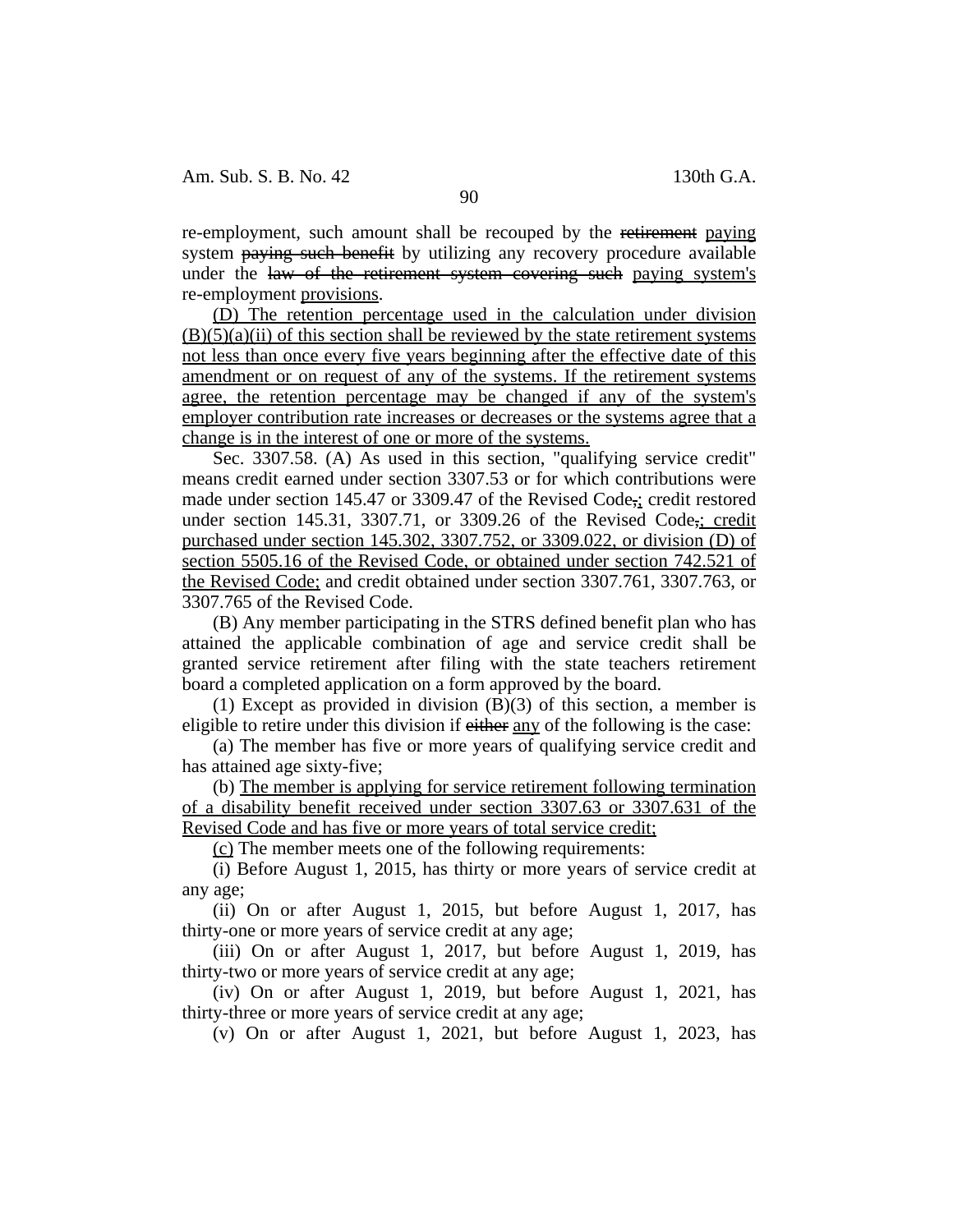re-employment, such amount shall be recouped by the ~~retirement~~ paying system ~~paying such benefit~~ by utilizing any recovery procedure available under the ~~law of the retirement system covering such~~ paying system's re-employment provisions.

(D) The retention percentage used in the calculation under division (B)(5)(a)(ii) of this section shall be reviewed by the state retirement systems not less than once every five years beginning after the effective date of this amendment or on request of any of the systems. If the retirement systems agree, the retention percentage may be changed if any of the system's employer contribution rate increases or decreases or the systems agree that a change is in the interest of one or more of the systems.

Sec. 3307.58. (A) As used in this section, "qualifying service credit" means credit earned under section 3307.53 or for which contributions were made under section 145.47 or 3309.47 of the Revised Code~~,~~; credit restored under section 145.31, 3307.71, or 3309.26 of the Revised Code~~,~~; credit purchased under section 145.302, 3307.752, or 3309.022, or division (D) of section 5505.16 of the Revised Code, or obtained under section 742.521 of the Revised Code; and credit obtained under section 3307.761, 3307.763, or 3307.765 of the Revised Code.

(B) Any member participating in the STRS defined benefit plan who has attained the applicable combination of age and service credit shall be granted service retirement after filing with the state teachers retirement board a completed application on a form approved by the board.

(1) Except as provided in division (B)(3) of this section, a member is eligible to retire under this division if ~~either~~ any of the following is the case:

(a) The member has five or more years of qualifying service credit and has attained age sixty-five;

(b) The member is applying for service retirement following termination of a disability benefit received under section 3307.63 or 3307.631 of the Revised Code and has five or more years of total service credit;

(c) The member meets one of the following requirements:

(i) Before August 1, 2015, has thirty or more years of service credit at any age;

(ii) On or after August 1, 2015, but before August 1, 2017, has thirty-one or more years of service credit at any age;

(iii) On or after August 1, 2017, but before August 1, 2019, has thirty-two or more years of service credit at any age;

(iv) On or after August 1, 2019, but before August 1, 2021, has thirty-three or more years of service credit at any age;

(v) On or after August 1, 2021, but before August 1, 2023, has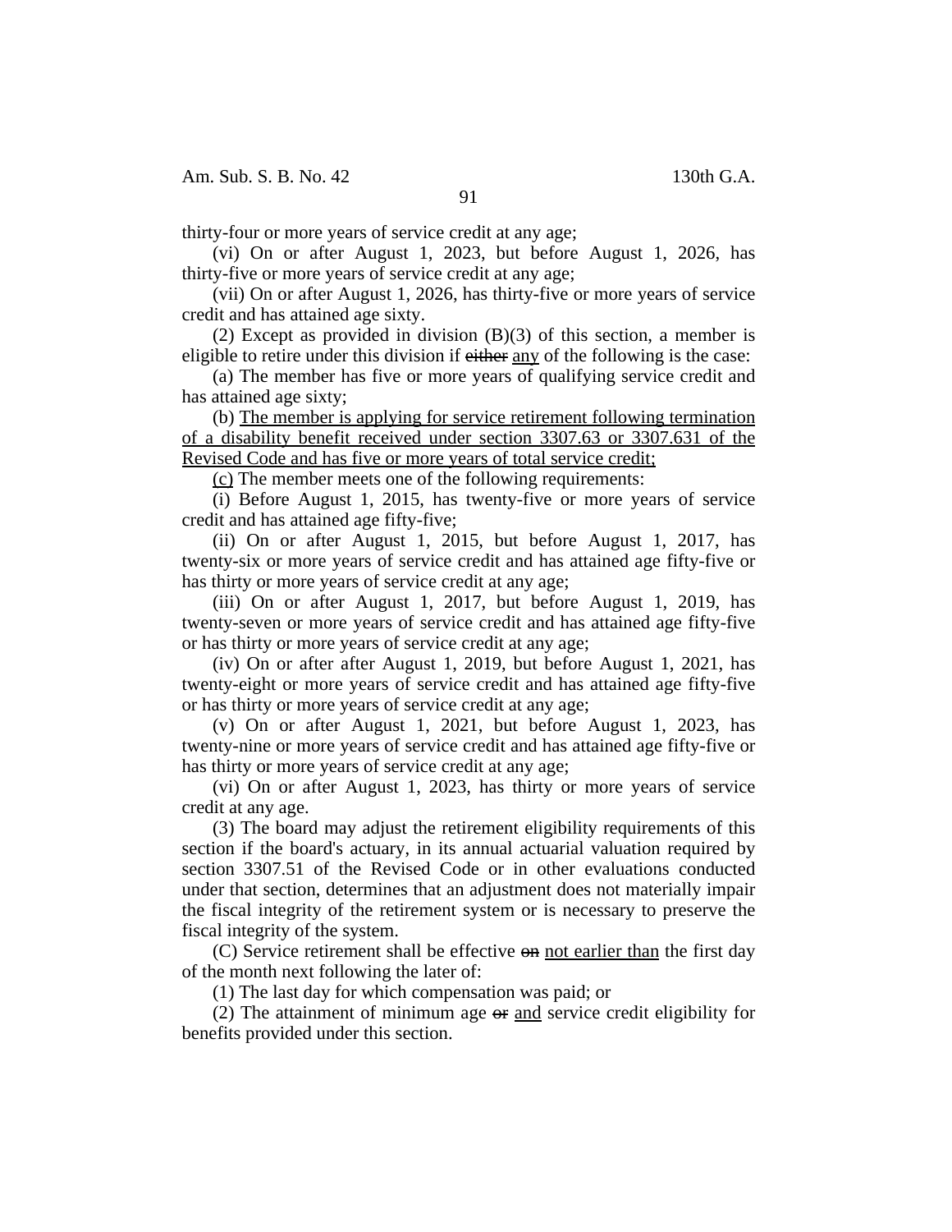thirty-four or more years of service credit at any age;

(vi) On or after August 1, 2023, but before August 1, 2026, has thirty-five or more years of service credit at any age;

(vii) On or after August 1, 2026, has thirty-five or more years of service credit and has attained age sixty.

(2) Except as provided in division (B)(3) of this section, a member is eligible to retire under this division if ~~either~~ <u>any</u> of the following is the case:

(a) The member has five or more years of qualifying service credit and has attained age sixty;

(b) <u>The member is applying for service retirement following termination of a disability benefit received under section 3307.63 or 3307.631 of the Revised Code and has five or more years of total service credit;</u>

<u>(c)</u> The member meets one of the following requirements:

(i) Before August 1, 2015, has twenty-five or more years of service credit and has attained age fifty-five;

(ii) On or after August 1, 2015, but before August 1, 2017, has twenty-six or more years of service credit and has attained age fifty-five or has thirty or more years of service credit at any age;

(iii) On or after August 1, 2017, but before August 1, 2019, has twenty-seven or more years of service credit and has attained age fifty-five or has thirty or more years of service credit at any age;

(iv) On or after after August 1, 2019, but before August 1, 2021, has twenty-eight or more years of service credit and has attained age fifty-five or has thirty or more years of service credit at any age;

(v) On or after August 1, 2021, but before August 1, 2023, has twenty-nine or more years of service credit and has attained age fifty-five or has thirty or more years of service credit at any age;

(vi) On or after August 1, 2023, has thirty or more years of service credit at any age.

(3) The board may adjust the retirement eligibility requirements of this section if the board's actuary, in its annual actuarial valuation required by section 3307.51 of the Revised Code or in other evaluations conducted under that section, determines that an adjustment does not materially impair the fiscal integrity of the retirement system or is necessary to preserve the fiscal integrity of the system.

(C) Service retirement shall be effective ~~on~~ <u>not earlier than</u> the first day of the month next following the later of:

(1) The last day for which compensation was paid; or

(2) The attainment of minimum age ~~or~~ <u>and</u> service credit eligibility for benefits provided under this section.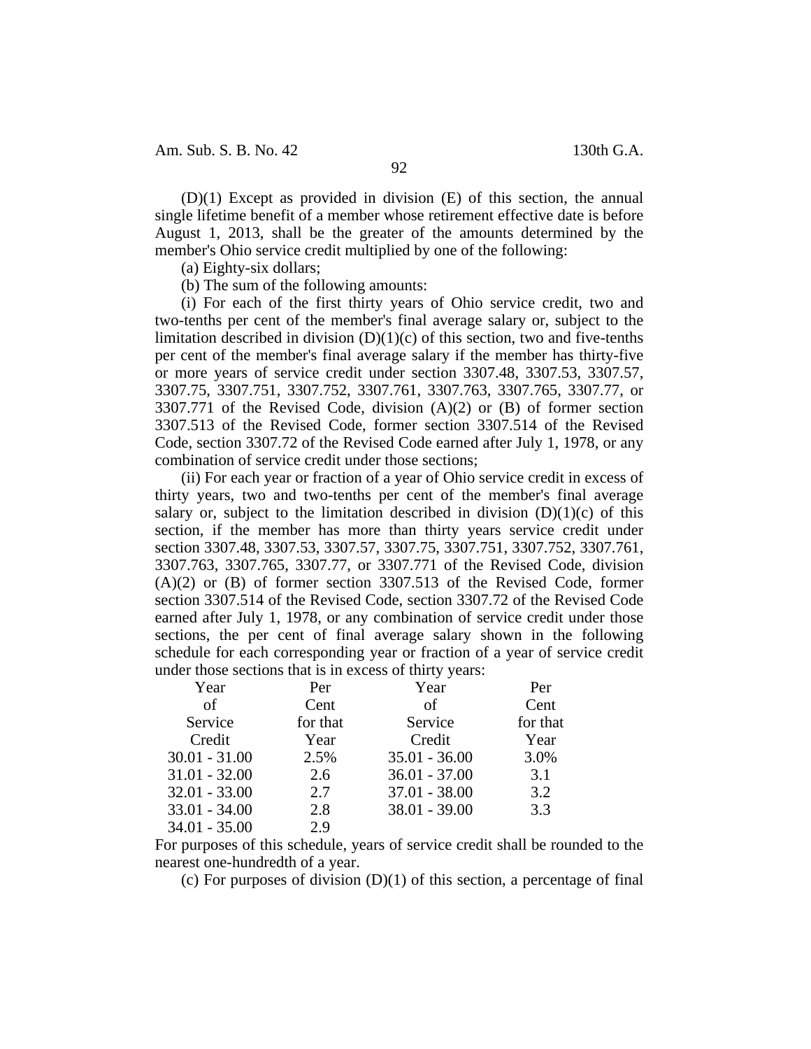(D)(1) Except as provided in division (E) of this section, the annual single lifetime benefit of a member whose retirement effective date is before August 1, 2013, shall be the greater of the amounts determined by the member's Ohio service credit multiplied by one of the following:

(a) Eighty-six dollars;

(b) The sum of the following amounts:

(i) For each of the first thirty years of Ohio service credit, two and two-tenths per cent of the member's final average salary or, subject to the limitation described in division (D)(1)(c) of this section, two and five-tenths per cent of the member's final average salary if the member has thirty-five or more years of service credit under section 3307.48, 3307.53, 3307.57, 3307.75, 3307.751, 3307.752, 3307.761, 3307.763, 3307.765, 3307.77, or 3307.771 of the Revised Code, division (A)(2) or (B) of former section 3307.513 of the Revised Code, former section 3307.514 of the Revised Code, section 3307.72 of the Revised Code earned after July 1, 1978, or any combination of service credit under those sections;

(ii) For each year or fraction of a year of Ohio service credit in excess of thirty years, two and two-tenths per cent of the member's final average salary or, subject to the limitation described in division (D)(1)(c) of this section, if the member has more than thirty years service credit under section 3307.48, 3307.53, 3307.57, 3307.75, 3307.751, 3307.752, 3307.761, 3307.763, 3307.765, 3307.77, or 3307.771 of the Revised Code, division (A)(2) or (B) of former section 3307.513 of the Revised Code, former section 3307.514 of the Revised Code, section 3307.72 of the Revised Code earned after July 1, 1978, or any combination of service credit under those sections, the per cent of final average salary shown in the following schedule for each corresponding year or fraction of a year of service credit under those sections that is in excess of thirty years:

| Year of Service Credit | Per Cent for that Year | Year of Service Credit | Per Cent for that Year |
|---|---|---|---|
| 30.01 - 31.00 | 2.5% | 35.01 - 36.00 | 3.0% |
| 31.01 - 32.00 | 2.6 | 36.01 - 37.00 | 3.1 |
| 32.01 - 33.00 | 2.7 | 37.01 - 38.00 | 3.2 |
| 33.01 - 34.00 | 2.8 | 38.01 - 39.00 | 3.3 |
| 34.01 - 35.00 | 2.9 | | |

For purposes of this schedule, years of service credit shall be rounded to the nearest one-hundredth of a year.

(c) For purposes of division (D)(1) of this section, a percentage of final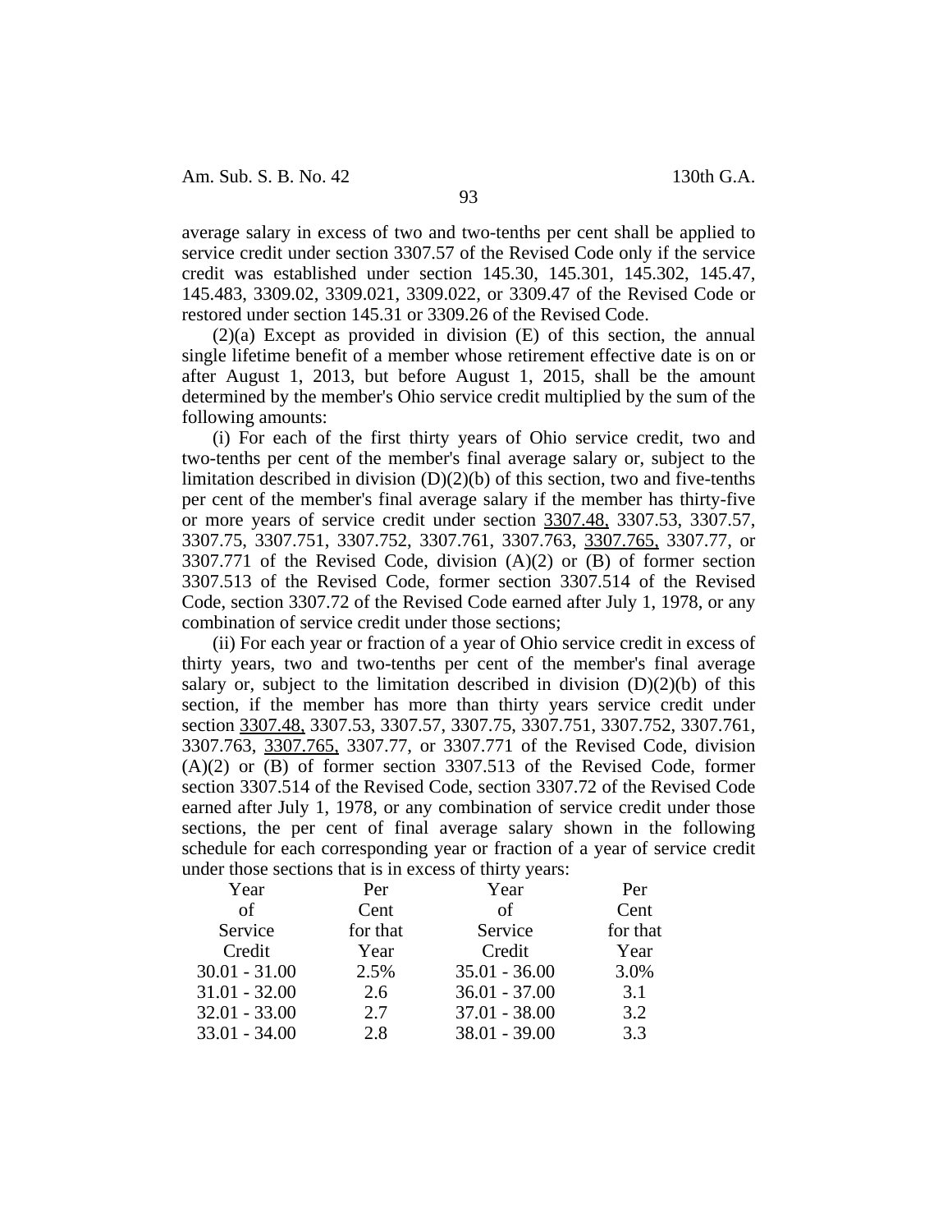average salary in excess of two and two-tenths per cent shall be applied to service credit under section 3307.57 of the Revised Code only if the service credit was established under section 145.30, 145.301, 145.302, 145.47, 145.483, 3309.02, 3309.021, 3309.022, or 3309.47 of the Revised Code or restored under section 145.31 or 3309.26 of the Revised Code.

(2)(a) Except as provided in division (E) of this section, the annual single lifetime benefit of a member whose retirement effective date is on or after August 1, 2013, but before August 1, 2015, shall be the amount determined by the member's Ohio service credit multiplied by the sum of the following amounts:

(i) For each of the first thirty years of Ohio service credit, two and two-tenths per cent of the member's final average salary or, subject to the limitation described in division (D)(2)(b) of this section, two and five-tenths per cent of the member's final average salary if the member has thirty-five or more years of service credit under section 3307.48, 3307.53, 3307.57, 3307.75, 3307.751, 3307.752, 3307.761, 3307.763, 3307.765, 3307.77, or 3307.771 of the Revised Code, division (A)(2) or (B) of former section 3307.513 of the Revised Code, former section 3307.514 of the Revised Code, section 3307.72 of the Revised Code earned after July 1, 1978, or any combination of service credit under those sections;

(ii) For each year or fraction of a year of Ohio service credit in excess of thirty years, two and two-tenths per cent of the member's final average salary or, subject to the limitation described in division (D)(2)(b) of this section, if the member has more than thirty years service credit under section 3307.48, 3307.53, 3307.57, 3307.75, 3307.751, 3307.752, 3307.761, 3307.763, 3307.765, 3307.77, or 3307.771 of the Revised Code, division (A)(2) or (B) of former section 3307.513 of the Revised Code, former section 3307.514 of the Revised Code, section 3307.72 of the Revised Code earned after July 1, 1978, or any combination of service credit under those sections, the per cent of final average salary shown in the following schedule for each corresponding year or fraction of a year of service credit under those sections that is in excess of thirty years:

| Year of Service Credit | Per Cent for that Year | Year of Service Credit | Per Cent for that Year |
|---|---|---|---|
| 30.01 - 31.00 | 2.5% | 35.01 - 36.00 | 3.0% |
| 31.01 - 32.00 | 2.6 | 36.01 - 37.00 | 3.1 |
| 32.01 - 33.00 | 2.7 | 37.01 - 38.00 | 3.2 |
| 33.01 - 34.00 | 2.8 | 38.01 - 39.00 | 3.3 |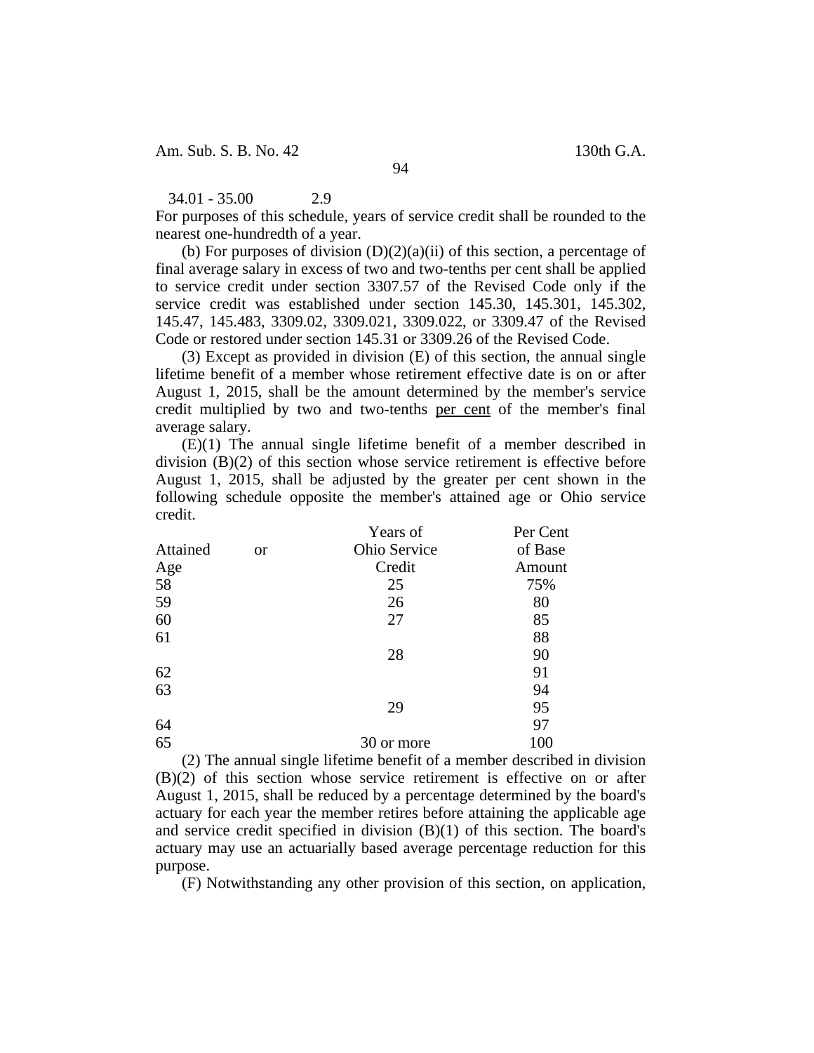| | |
|---|---|
| 34.01 - 35.00 | 2.9 |

For purposes of this schedule, years of service credit shall be rounded to the nearest one-hundredth of a year.

(b) For purposes of division (D)(2)(a)(ii) of this section, a percentage of final average salary in excess of two and two-tenths per cent shall be applied to service credit under section 3307.57 of the Revised Code only if the service credit was established under section 145.30, 145.301, 145.302, 145.47, 145.483, 3309.02, 3309.021, 3309.022, or 3309.47 of the Revised Code or restored under section 145.31 or 3309.26 of the Revised Code.

(3) Except as provided in division (E) of this section, the annual single lifetime benefit of a member whose retirement effective date is on or after August 1, 2015, shall be the amount determined by the member's service credit multiplied by two and two-tenths <u>per cent</u> of the member's final average salary.

(E)(1) The annual single lifetime benefit of a member described in division (B)(2) of this section whose service retirement is effective before August 1, 2015, shall be adjusted by the greater per cent shown in the following schedule opposite the member's attained age or Ohio service credit.

| Attained Age | or | Years of Ohio Service Credit | Per Cent of Base Amount |
|---|---|---|---|
| 58 | | 25 | 75% |
| 59 | | 26 | 80 |
| 60 | | 27 | 85 |
| 61 | | | 88 |
| | | 28 | 90 |
| 62 | | | 91 |
| 63 | | | 94 |
| | | 29 | 95 |
| 64 | | | 97 |
| 65 | | 30 or more | 100 |

(2) The annual single lifetime benefit of a member described in division (B)(2) of this section whose service retirement is effective on or after August 1, 2015, shall be reduced by a percentage determined by the board's actuary for each year the member retires before attaining the applicable age and service credit specified in division (B)(1) of this section. The board's actuary may use an actuarially based average percentage reduction for this purpose.

(F) Notwithstanding any other provision of this section, on application,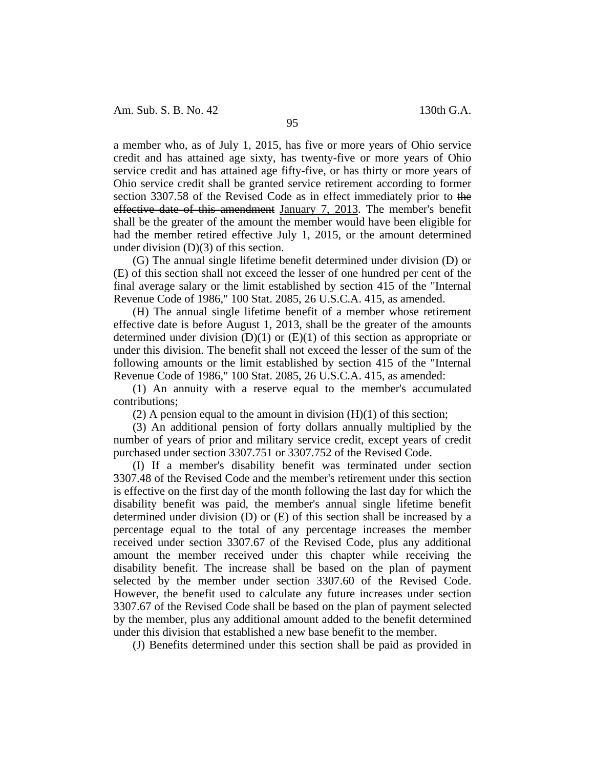a member who, as of July 1, 2015, has five or more years of Ohio service credit and has attained age sixty, has twenty-five or more years of Ohio service credit and has attained age fifty-five, or has thirty or more years of Ohio service credit shall be granted service retirement according to former section 3307.58 of the Revised Code as in effect immediately prior to ~~the effective date of this amendment~~ January 7, 2013. The member's benefit shall be the greater of the amount the member would have been eligible for had the member retired effective July 1, 2015, or the amount determined under division (D)(3) of this section.

(G) The annual single lifetime benefit determined under division (D) or (E) of this section shall not exceed the lesser of one hundred per cent of the final average salary or the limit established by section 415 of the "Internal Revenue Code of 1986," 100 Stat. 2085, 26 U.S.C.A. 415, as amended.

(H) The annual single lifetime benefit of a member whose retirement effective date is before August 1, 2013, shall be the greater of the amounts determined under division (D)(1) or (E)(1) of this section as appropriate or under this division. The benefit shall not exceed the lesser of the sum of the following amounts or the limit established by section 415 of the "Internal Revenue Code of 1986," 100 Stat. 2085, 26 U.S.C.A. 415, as amended:

(1) An annuity with a reserve equal to the member's accumulated contributions;

(2) A pension equal to the amount in division (H)(1) of this section;

(3) An additional pension of forty dollars annually multiplied by the number of years of prior and military service credit, except years of credit purchased under section 3307.751 or 3307.752 of the Revised Code.

(I) If a member's disability benefit was terminated under section 3307.48 of the Revised Code and the member's retirement under this section is effective on the first day of the month following the last day for which the disability benefit was paid, the member's annual single lifetime benefit determined under division (D) or (E) of this section shall be increased by a percentage equal to the total of any percentage increases the member received under section 3307.67 of the Revised Code, plus any additional amount the member received under this chapter while receiving the disability benefit. The increase shall be based on the plan of payment selected by the member under section 3307.60 of the Revised Code. However, the benefit used to calculate any future increases under section 3307.67 of the Revised Code shall be based on the plan of payment selected by the member, plus any additional amount added to the benefit determined under this division that established a new base benefit to the member.

(J) Benefits determined under this section shall be paid as provided in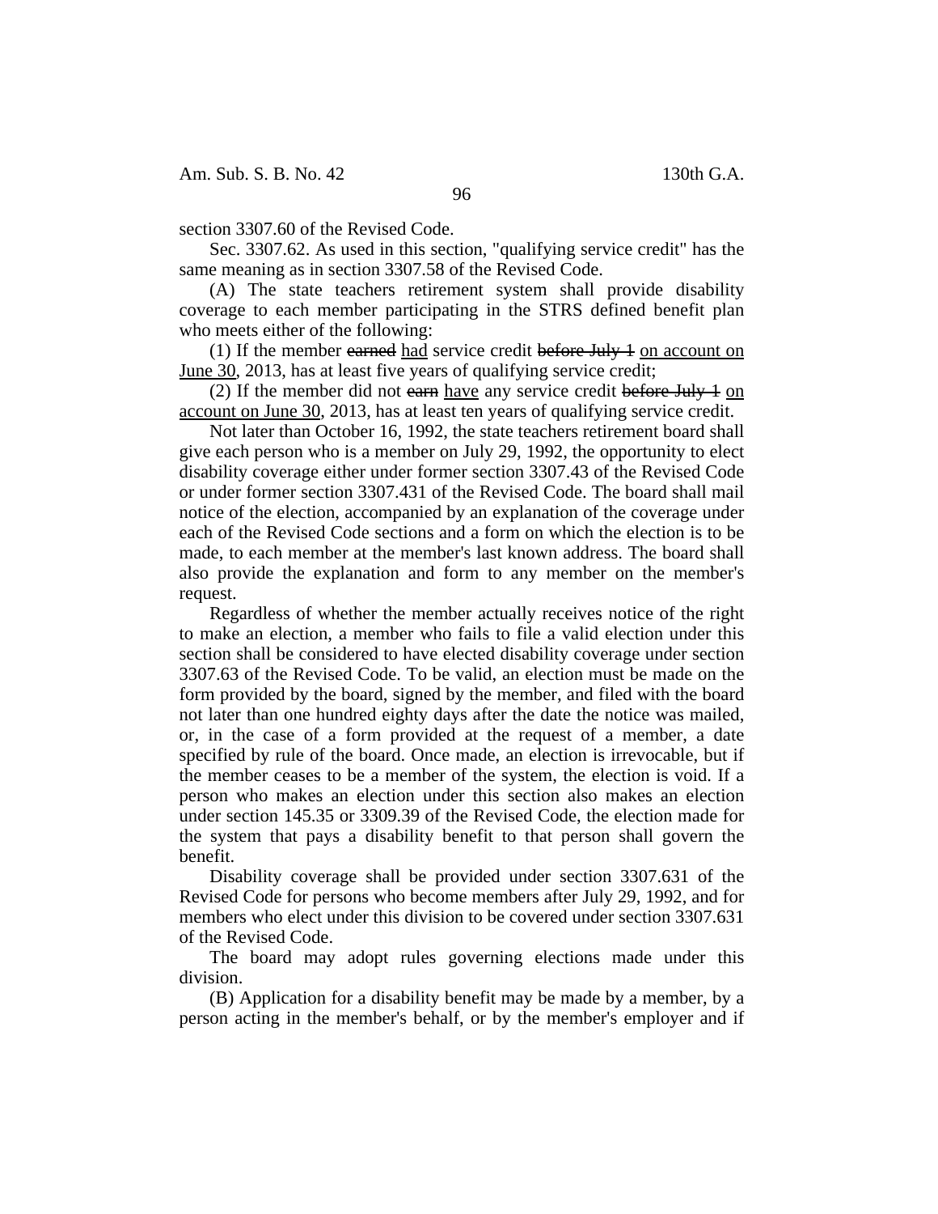section 3307.60 of the Revised Code.

Sec. 3307.62. As used in this section, "qualifying service credit" has the same meaning as in section 3307.58 of the Revised Code.

(A) The state teachers retirement system shall provide disability coverage to each member participating in the STRS defined benefit plan who meets either of the following:

(1) If the member ~~earned~~ <u>had</u> service credit ~~before July 1~~ <u>on account on June 30</u>, 2013, has at least five years of qualifying service credit;

(2) If the member did not ~~earn~~ <u>have</u> any service credit ~~before July 1~~ <u>on account on June 30</u>, 2013, has at least ten years of qualifying service credit.

Not later than October 16, 1992, the state teachers retirement board shall give each person who is a member on July 29, 1992, the opportunity to elect disability coverage either under former section 3307.43 of the Revised Code or under former section 3307.431 of the Revised Code. The board shall mail notice of the election, accompanied by an explanation of the coverage under each of the Revised Code sections and a form on which the election is to be made, to each member at the member's last known address. The board shall also provide the explanation and form to any member on the member's request.

Regardless of whether the member actually receives notice of the right to make an election, a member who fails to file a valid election under this section shall be considered to have elected disability coverage under section 3307.63 of the Revised Code. To be valid, an election must be made on the form provided by the board, signed by the member, and filed with the board not later than one hundred eighty days after the date the notice was mailed, or, in the case of a form provided at the request of a member, a date specified by rule of the board. Once made, an election is irrevocable, but if the member ceases to be a member of the system, the election is void. If a person who makes an election under this section also makes an election under section 145.35 or 3309.39 of the Revised Code, the election made for the system that pays a disability benefit to that person shall govern the benefit.

Disability coverage shall be provided under section 3307.631 of the Revised Code for persons who become members after July 29, 1992, and for members who elect under this division to be covered under section 3307.631 of the Revised Code.

The board may adopt rules governing elections made under this division.

(B) Application for a disability benefit may be made by a member, by a person acting in the member's behalf, or by the member's employer and if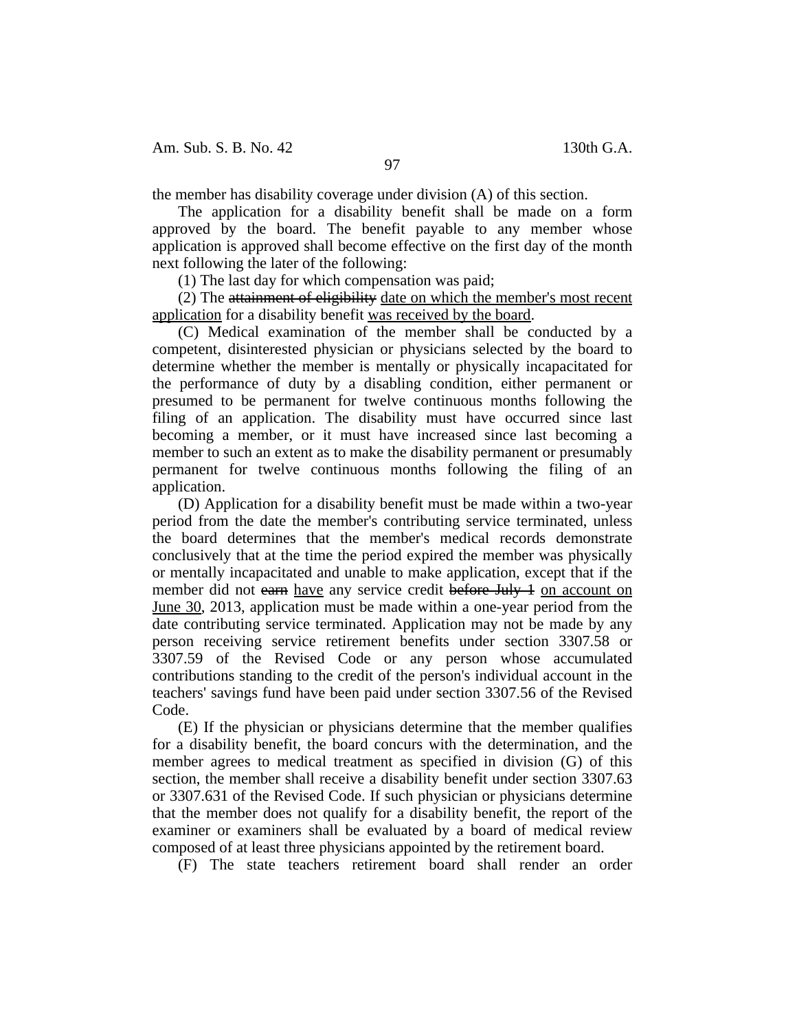the member has disability coverage under division (A) of this section.

The application for a disability benefit shall be made on a form approved by the board. The benefit payable to any member whose application is approved shall become effective on the first day of the month next following the later of the following:

(1) The last day for which compensation was paid;

(2) The ~~attainment of eligibility~~ date on which the member's most recent application for a disability benefit was received by the board.

(C) Medical examination of the member shall be conducted by a competent, disinterested physician or physicians selected by the board to determine whether the member is mentally or physically incapacitated for the performance of duty by a disabling condition, either permanent or presumed to be permanent for twelve continuous months following the filing of an application. The disability must have occurred since last becoming a member, or it must have increased since last becoming a member to such an extent as to make the disability permanent or presumably permanent for twelve continuous months following the filing of an application.

(D) Application for a disability benefit must be made within a two-year period from the date the member's contributing service terminated, unless the board determines that the member's medical records demonstrate conclusively that at the time the period expired the member was physically or mentally incapacitated and unable to make application, except that if the member did not ~~earn~~ have any service credit ~~before July 1~~ on account on June 30, 2013, application must be made within a one-year period from the date contributing service terminated. Application may not be made by any person receiving service retirement benefits under section 3307.58 or 3307.59 of the Revised Code or any person whose accumulated contributions standing to the credit of the person's individual account in the teachers' savings fund have been paid under section 3307.56 of the Revised Code.

(E) If the physician or physicians determine that the member qualifies for a disability benefit, the board concurs with the determination, and the member agrees to medical treatment as specified in division (G) of this section, the member shall receive a disability benefit under section 3307.63 or 3307.631 of the Revised Code. If such physician or physicians determine that the member does not qualify for a disability benefit, the report of the examiner or examiners shall be evaluated by a board of medical review composed of at least three physicians appointed by the retirement board.

(F) The state teachers retirement board shall render an order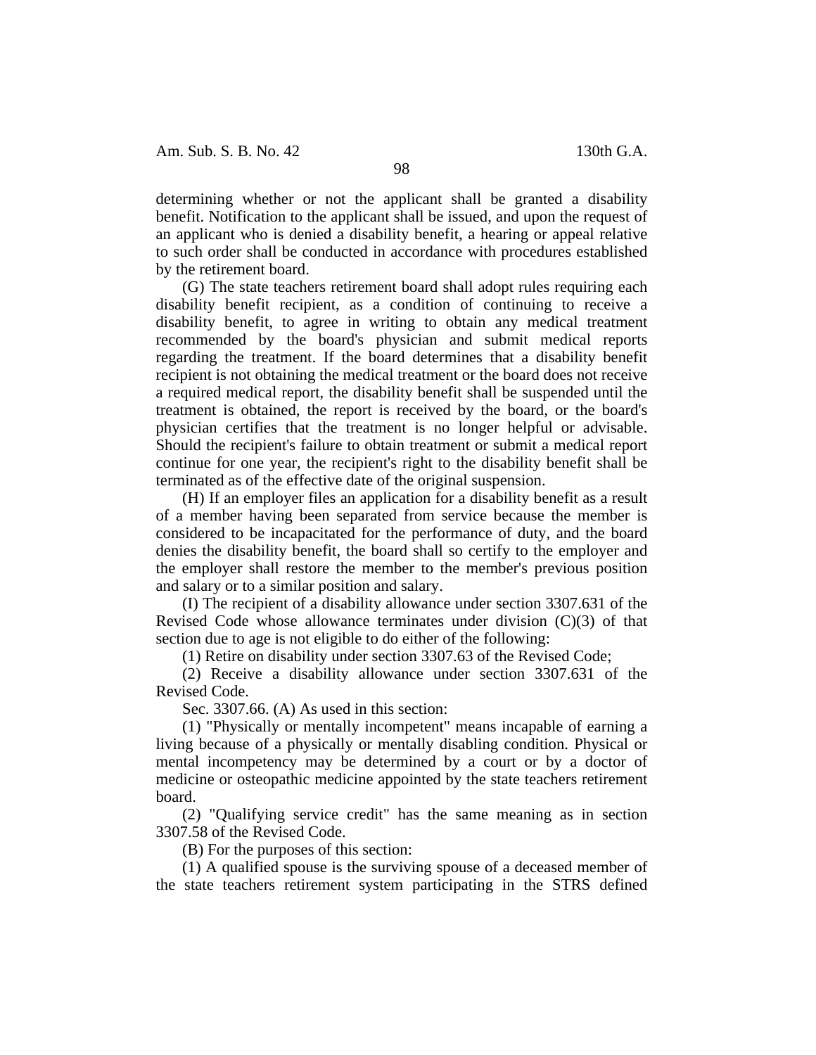determining whether or not the applicant shall be granted a disability benefit. Notification to the applicant shall be issued, and upon the request of an applicant who is denied a disability benefit, a hearing or appeal relative to such order shall be conducted in accordance with procedures established by the retirement board.

(G) The state teachers retirement board shall adopt rules requiring each disability benefit recipient, as a condition of continuing to receive a disability benefit, to agree in writing to obtain any medical treatment recommended by the board's physician and submit medical reports regarding the treatment. If the board determines that a disability benefit recipient is not obtaining the medical treatment or the board does not receive a required medical report, the disability benefit shall be suspended until the treatment is obtained, the report is received by the board, or the board's physician certifies that the treatment is no longer helpful or advisable. Should the recipient's failure to obtain treatment or submit a medical report continue for one year, the recipient's right to the disability benefit shall be terminated as of the effective date of the original suspension.

(H) If an employer files an application for a disability benefit as a result of a member having been separated from service because the member is considered to be incapacitated for the performance of duty, and the board denies the disability benefit, the board shall so certify to the employer and the employer shall restore the member to the member's previous position and salary or to a similar position and salary.

(I) The recipient of a disability allowance under section 3307.631 of the Revised Code whose allowance terminates under division (C)(3) of that section due to age is not eligible to do either of the following:

(1) Retire on disability under section 3307.63 of the Revised Code;

(2) Receive a disability allowance under section 3307.631 of the Revised Code.

Sec. 3307.66. (A) As used in this section:

(1) "Physically or mentally incompetent" means incapable of earning a living because of a physically or mentally disabling condition. Physical or mental incompetency may be determined by a court or by a doctor of medicine or osteopathic medicine appointed by the state teachers retirement board.

(2) "Qualifying service credit" has the same meaning as in section 3307.58 of the Revised Code.

(B) For the purposes of this section:

(1) A qualified spouse is the surviving spouse of a deceased member of the state teachers retirement system participating in the STRS defined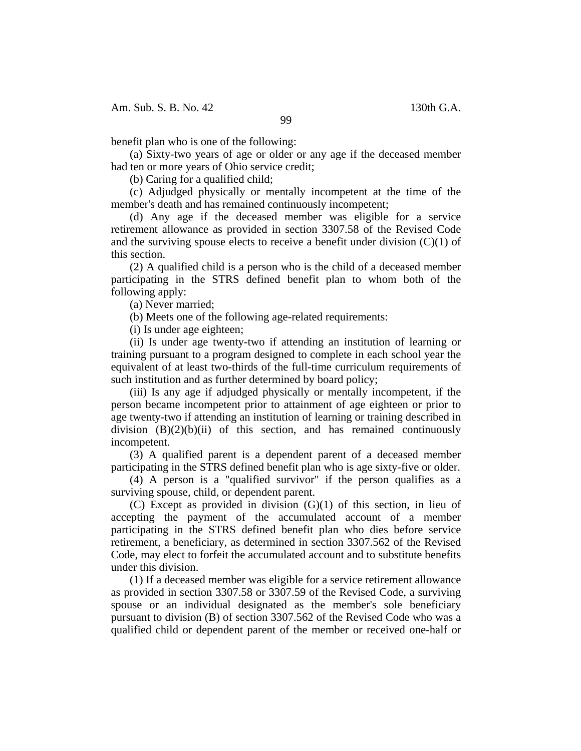benefit plan who is one of the following:

(a) Sixty-two years of age or older or any age if the deceased member had ten or more years of Ohio service credit;

(b) Caring for a qualified child;

(c) Adjudged physically or mentally incompetent at the time of the member's death and has remained continuously incompetent;

(d) Any age if the deceased member was eligible for a service retirement allowance as provided in section 3307.58 of the Revised Code and the surviving spouse elects to receive a benefit under division (C)(1) of this section.

(2) A qualified child is a person who is the child of a deceased member participating in the STRS defined benefit plan to whom both of the following apply:

(a) Never married;

(b) Meets one of the following age-related requirements:

(i) Is under age eighteen;

(ii) Is under age twenty-two if attending an institution of learning or training pursuant to a program designed to complete in each school year the equivalent of at least two-thirds of the full-time curriculum requirements of such institution and as further determined by board policy;

(iii) Is any age if adjudged physically or mentally incompetent, if the person became incompetent prior to attainment of age eighteen or prior to age twenty-two if attending an institution of learning or training described in division (B)(2)(b)(ii) of this section, and has remained continuously incompetent.

(3) A qualified parent is a dependent parent of a deceased member participating in the STRS defined benefit plan who is age sixty-five or older.

(4) A person is a "qualified survivor" if the person qualifies as a surviving spouse, child, or dependent parent.

(C) Except as provided in division (G)(1) of this section, in lieu of accepting the payment of the accumulated account of a member participating in the STRS defined benefit plan who dies before service retirement, a beneficiary, as determined in section 3307.562 of the Revised Code, may elect to forfeit the accumulated account and to substitute benefits under this division.

(1) If a deceased member was eligible for a service retirement allowance as provided in section 3307.58 or 3307.59 of the Revised Code, a surviving spouse or an individual designated as the member's sole beneficiary pursuant to division (B) of section 3307.562 of the Revised Code who was a qualified child or dependent parent of the member or received one-half or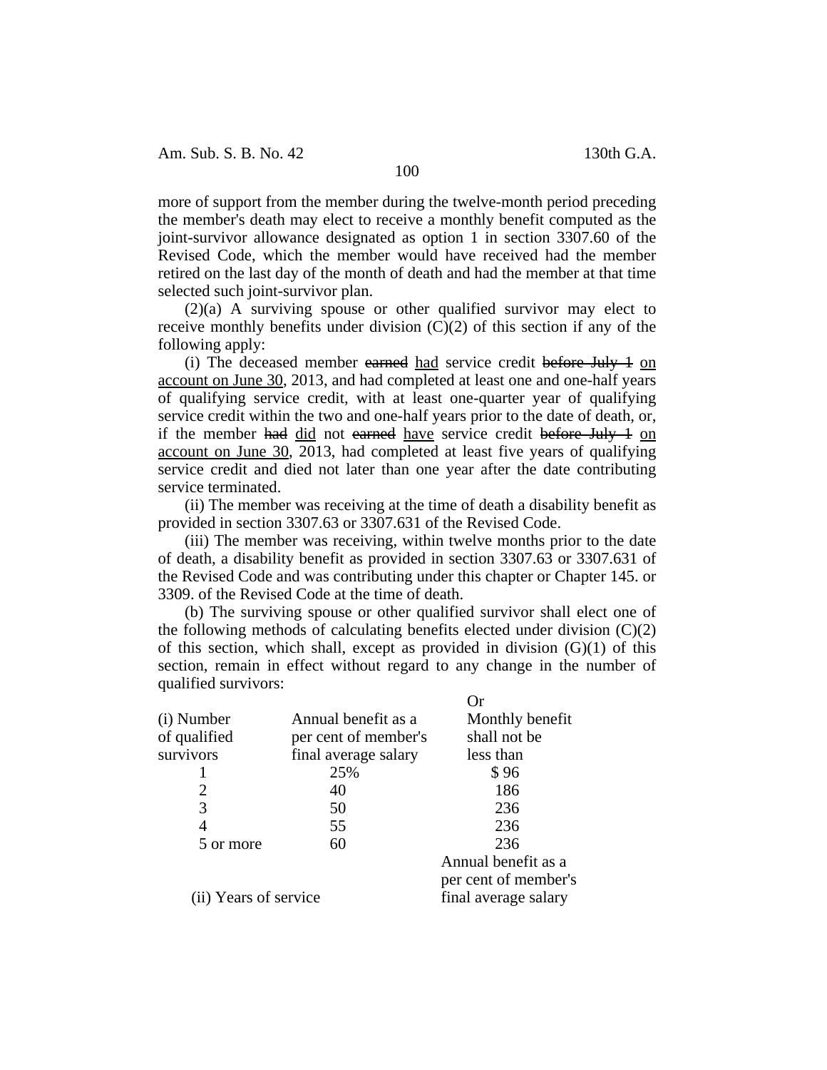more of support from the member during the twelve-month period preceding the member's death may elect to receive a monthly benefit computed as the joint-survivor allowance designated as option 1 in section 3307.60 of the Revised Code, which the member would have received had the member retired on the last day of the month of death and had the member at that time selected such joint-survivor plan.

(2)(a) A surviving spouse or other qualified survivor may elect to receive monthly benefits under division (C)(2) of this section if any of the following apply:

(i) The deceased member ~~earned~~ <u>had</u> service credit ~~before July 1~~ <u>on account on June 30</u>, 2013, and had completed at least one and one-half years of qualifying service credit, with at least one-quarter year of qualifying service credit within the two and one-half years prior to the date of death, or, if the member ~~had~~ <u>did</u> not ~~earned~~ <u>have</u> service credit ~~before July 1~~ <u>on account on June 30</u>, 2013, had completed at least five years of qualifying service credit and died not later than one year after the date contributing service terminated.

(ii) The member was receiving at the time of death a disability benefit as provided in section 3307.63 or 3307.631 of the Revised Code.

(iii) The member was receiving, within twelve months prior to the date of death, a disability benefit as provided in section 3307.63 or 3307.631 of the Revised Code and was contributing under this chapter or Chapter 145. or 3309. of the Revised Code at the time of death.

(b) The surviving spouse or other qualified survivor shall elect one of the following methods of calculating benefits elected under division (C)(2) of this section, which shall, except as provided in division (G)(1) of this section, remain in effect without regard to any change in the number of qualified survivors:

| (i) Number of qualified survivors | Annual benefit as a per cent of member's final average salary | Or Monthly benefit shall not be less than |
|---|---|---|
| 1 | 25% | $ 96 |
| 2 | 40 | 186 |
| 3 | 50 | 236 |
| 4 | 55 | 236 |
| 5 or more | 60 | 236 |

| (ii) Years of service | Annual benefit as a per cent of member's final average salary |
|---|---|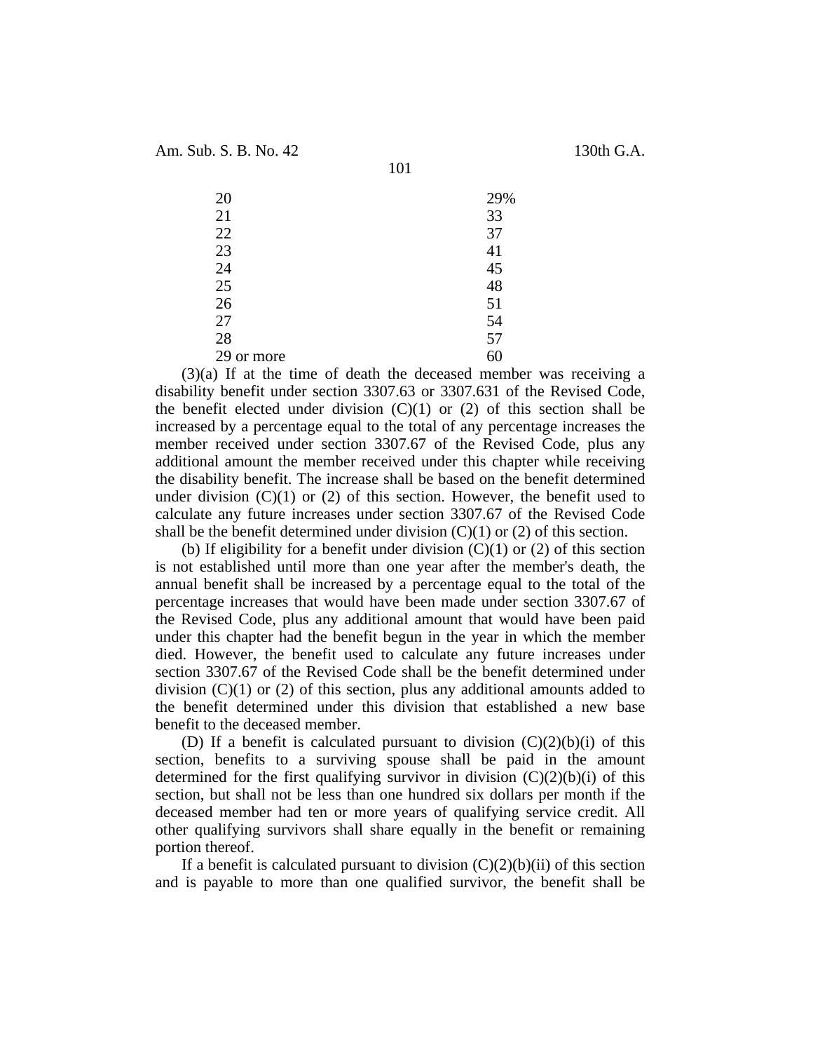| | |
|---|---|
| 20 | 29% |
| 21 | 33 |
| 22 | 37 |
| 23 | 41 |
| 24 | 45 |
| 25 | 48 |
| 26 | 51 |
| 27 | 54 |
| 28 | 57 |
| 29 or more | 60 |

(3)(a) If at the time of death the deceased member was receiving a disability benefit under section 3307.63 or 3307.631 of the Revised Code, the benefit elected under division (C)(1) or (2) of this section shall be increased by a percentage equal to the total of any percentage increases the member received under section 3307.67 of the Revised Code, plus any additional amount the member received under this chapter while receiving the disability benefit. The increase shall be based on the benefit determined under division (C)(1) or (2) of this section. However, the benefit used to calculate any future increases under section 3307.67 of the Revised Code shall be the benefit determined under division (C)(1) or (2) of this section.

(b) If eligibility for a benefit under division (C)(1) or (2) of this section is not established until more than one year after the member's death, the annual benefit shall be increased by a percentage equal to the total of the percentage increases that would have been made under section 3307.67 of the Revised Code, plus any additional amount that would have been paid under this chapter had the benefit begun in the year in which the member died. However, the benefit used to calculate any future increases under section 3307.67 of the Revised Code shall be the benefit determined under division (C)(1) or (2) of this section, plus any additional amounts added to the benefit determined under this division that established a new base benefit to the deceased member.

(D) If a benefit is calculated pursuant to division (C)(2)(b)(i) of this section, benefits to a surviving spouse shall be paid in the amount determined for the first qualifying survivor in division (C)(2)(b)(i) of this section, but shall not be less than one hundred six dollars per month if the deceased member had ten or more years of qualifying service credit. All other qualifying survivors shall share equally in the benefit or remaining portion thereof.

If a benefit is calculated pursuant to division (C)(2)(b)(ii) of this section and is payable to more than one qualified survivor, the benefit shall be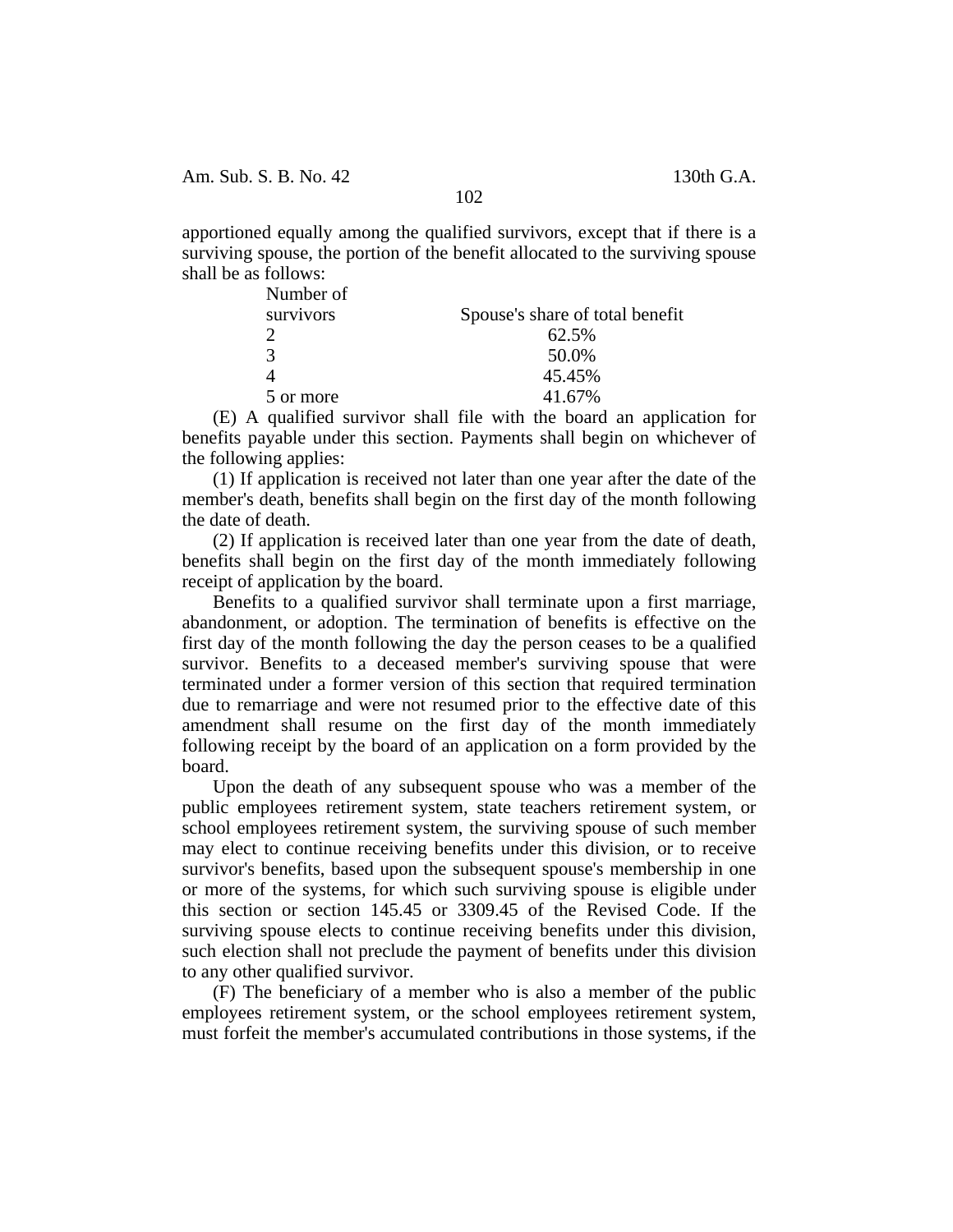apportioned equally among the qualified survivors, except that if there is a surviving spouse, the portion of the benefit allocated to the surviving spouse shall be as follows:

| Number of survivors | Spouse's share of total benefit |
|---|---|
| 2 | 62.5% |
| 3 | 50.0% |
| 4 | 45.45% |
| 5 or more | 41.67% |

(E) A qualified survivor shall file with the board an application for benefits payable under this section. Payments shall begin on whichever of the following applies:

(1) If application is received not later than one year after the date of the member's death, benefits shall begin on the first day of the month following the date of death.

(2) If application is received later than one year from the date of death, benefits shall begin on the first day of the month immediately following receipt of application by the board.

Benefits to a qualified survivor shall terminate upon a first marriage, abandonment, or adoption. The termination of benefits is effective on the first day of the month following the day the person ceases to be a qualified survivor. Benefits to a deceased member's surviving spouse that were terminated under a former version of this section that required termination due to remarriage and were not resumed prior to the effective date of this amendment shall resume on the first day of the month immediately following receipt by the board of an application on a form provided by the board.

Upon the death of any subsequent spouse who was a member of the public employees retirement system, state teachers retirement system, or school employees retirement system, the surviving spouse of such member may elect to continue receiving benefits under this division, or to receive survivor's benefits, based upon the subsequent spouse's membership in one or more of the systems, for which such surviving spouse is eligible under this section or section 145.45 or 3309.45 of the Revised Code. If the surviving spouse elects to continue receiving benefits under this division, such election shall not preclude the payment of benefits under this division to any other qualified survivor.

(F) The beneficiary of a member who is also a member of the public employees retirement system, or the school employees retirement system, must forfeit the member's accumulated contributions in those systems, if the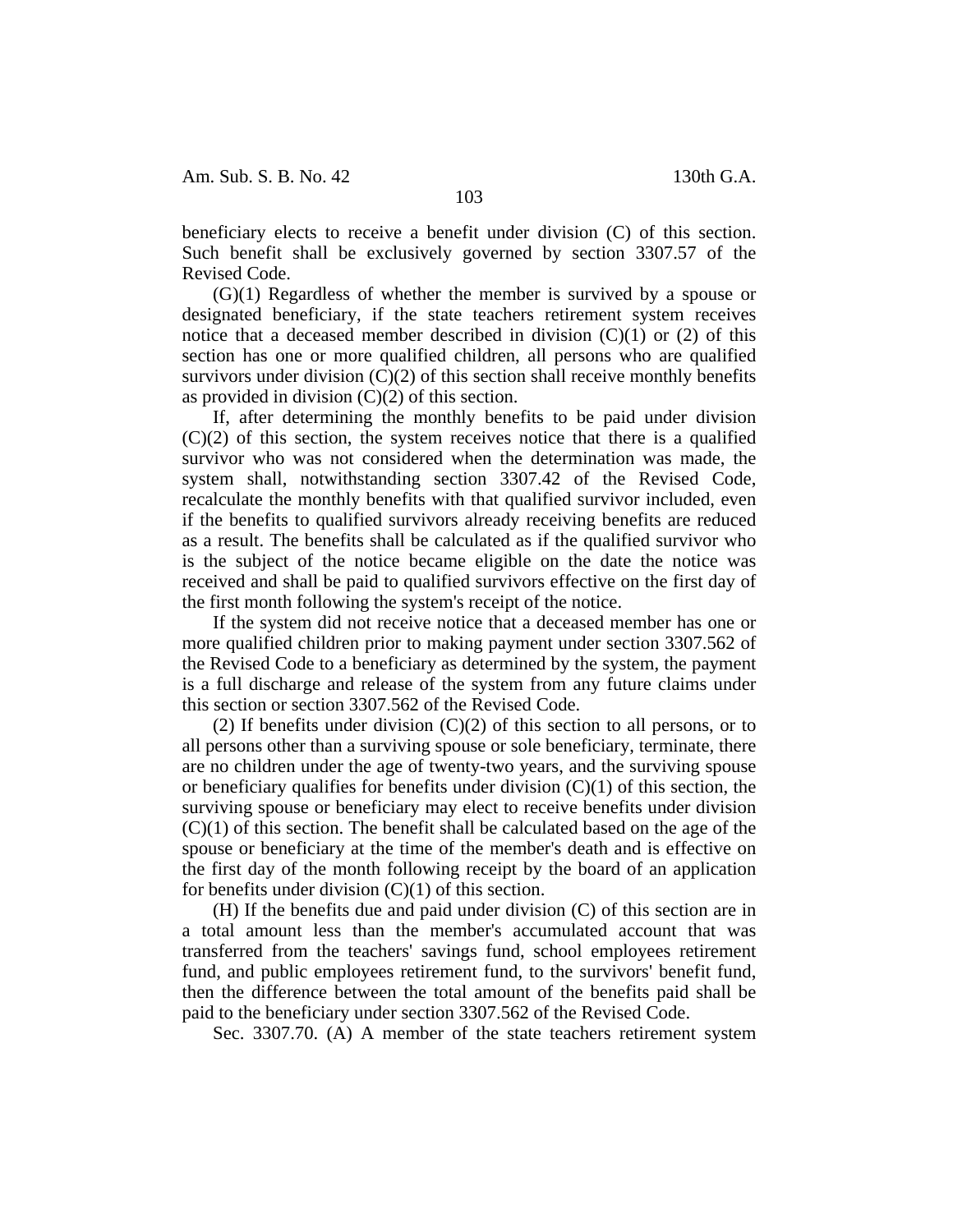beneficiary elects to receive a benefit under division (C) of this section. Such benefit shall be exclusively governed by section 3307.57 of the Revised Code.

(G)(1) Regardless of whether the member is survived by a spouse or designated beneficiary, if the state teachers retirement system receives notice that a deceased member described in division (C)(1) or (2) of this section has one or more qualified children, all persons who are qualified survivors under division (C)(2) of this section shall receive monthly benefits as provided in division (C)(2) of this section.

If, after determining the monthly benefits to be paid under division (C)(2) of this section, the system receives notice that there is a qualified survivor who was not considered when the determination was made, the system shall, notwithstanding section 3307.42 of the Revised Code, recalculate the monthly benefits with that qualified survivor included, even if the benefits to qualified survivors already receiving benefits are reduced as a result. The benefits shall be calculated as if the qualified survivor who is the subject of the notice became eligible on the date the notice was received and shall be paid to qualified survivors effective on the first day of the first month following the system's receipt of the notice.

If the system did not receive notice that a deceased member has one or more qualified children prior to making payment under section 3307.562 of the Revised Code to a beneficiary as determined by the system, the payment is a full discharge and release of the system from any future claims under this section or section 3307.562 of the Revised Code.

(2) If benefits under division (C)(2) of this section to all persons, or to all persons other than a surviving spouse or sole beneficiary, terminate, there are no children under the age of twenty-two years, and the surviving spouse or beneficiary qualifies for benefits under division (C)(1) of this section, the surviving spouse or beneficiary may elect to receive benefits under division (C)(1) of this section. The benefit shall be calculated based on the age of the spouse or beneficiary at the time of the member's death and is effective on the first day of the month following receipt by the board of an application for benefits under division (C)(1) of this section.

(H) If the benefits due and paid under division (C) of this section are in a total amount less than the member's accumulated account that was transferred from the teachers' savings fund, school employees retirement fund, and public employees retirement fund, to the survivors' benefit fund, then the difference between the total amount of the benefits paid shall be paid to the beneficiary under section 3307.562 of the Revised Code.

Sec. 3307.70. (A) A member of the state teachers retirement system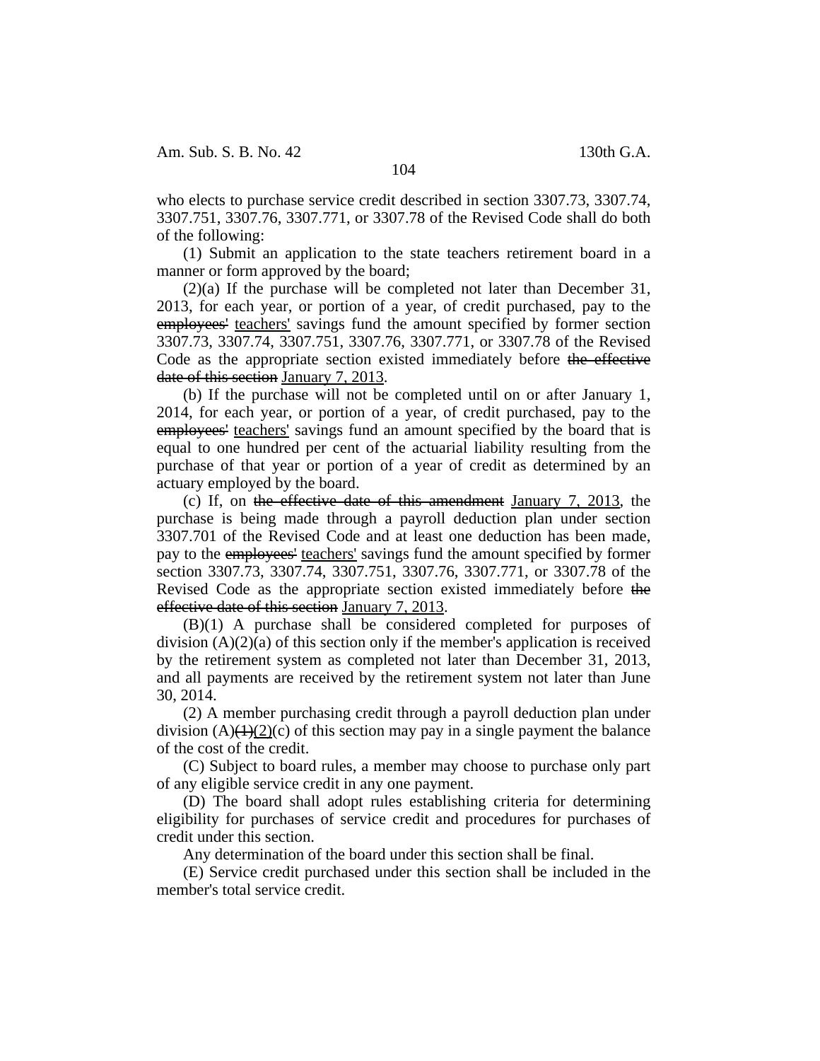who elects to purchase service credit described in section 3307.73, 3307.74, 3307.751, 3307.76, 3307.771, or 3307.78 of the Revised Code shall do both of the following:

(1) Submit an application to the state teachers retirement board in a manner or form approved by the board;

(2)(a) If the purchase will be completed not later than December 31, 2013, for each year, or portion of a year, of credit purchased, pay to the ~~employees'~~ teachers' savings fund the amount specified by former section 3307.73, 3307.74, 3307.751, 3307.76, 3307.771, or 3307.78 of the Revised Code as the appropriate section existed immediately before ~~the effective date of this section~~ January 7, 2013.

(b) If the purchase will not be completed until on or after January 1, 2014, for each year, or portion of a year, of credit purchased, pay to the ~~employees'~~ teachers' savings fund an amount specified by the board that is equal to one hundred per cent of the actuarial liability resulting from the purchase of that year or portion of a year of credit as determined by an actuary employed by the board.

(c) If, on ~~the effective date of this amendment~~ January 7, 2013, the purchase is being made through a payroll deduction plan under section 3307.701 of the Revised Code and at least one deduction has been made, pay to the ~~employees'~~ teachers' savings fund the amount specified by former section 3307.73, 3307.74, 3307.751, 3307.76, 3307.771, or 3307.78 of the Revised Code as the appropriate section existed immediately before ~~the effective date of this section~~ January 7, 2013.

(B)(1) A purchase shall be considered completed for purposes of division (A)(2)(a) of this section only if the member's application is received by the retirement system as completed not later than December 31, 2013, and all payments are received by the retirement system not later than June 30, 2014.

(2) A member purchasing credit through a payroll deduction plan under division (A)~~(1)~~(2)(c) of this section may pay in a single payment the balance of the cost of the credit.

(C) Subject to board rules, a member may choose to purchase only part of any eligible service credit in any one payment.

(D) The board shall adopt rules establishing criteria for determining eligibility for purchases of service credit and procedures for purchases of credit under this section.

Any determination of the board under this section shall be final.

(E) Service credit purchased under this section shall be included in the member's total service credit.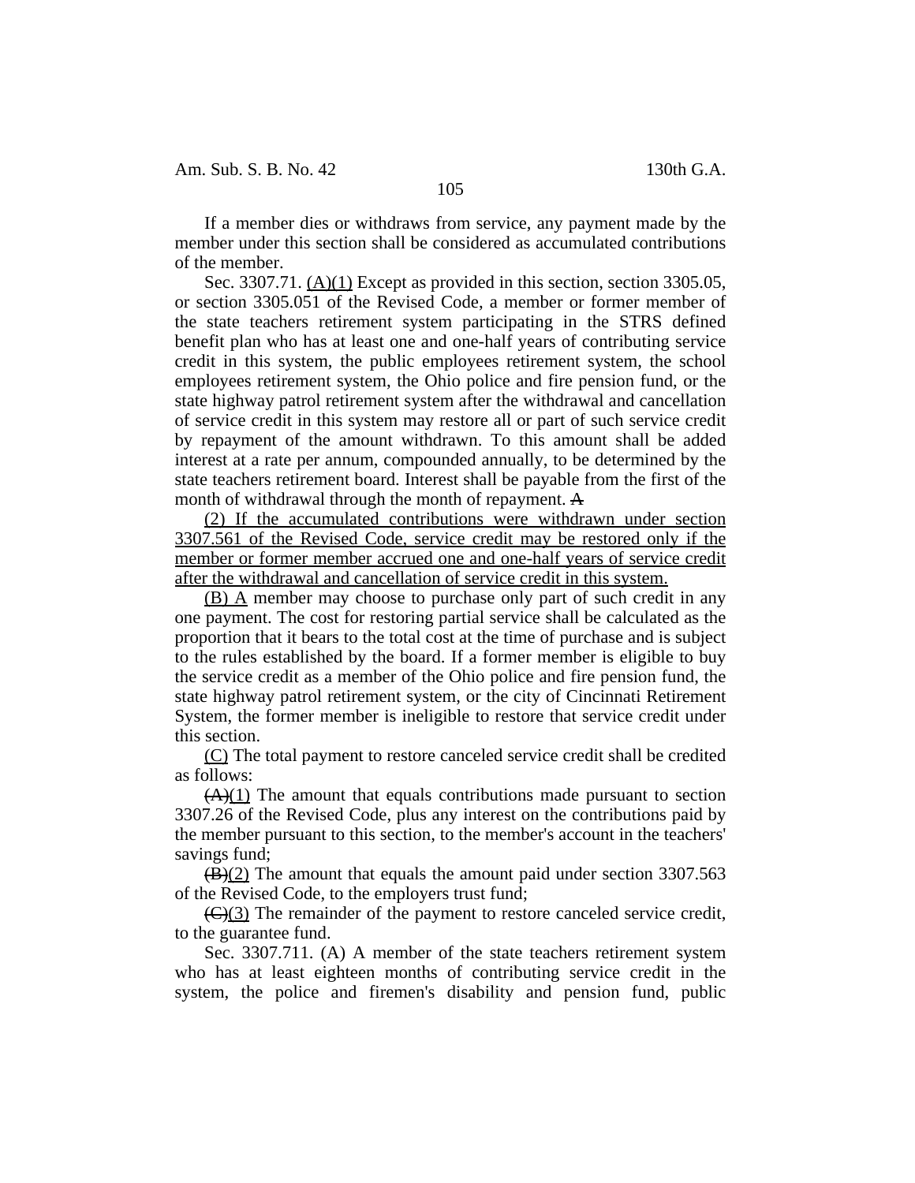If a member dies or withdraws from service, any payment made by the member under this section shall be considered as accumulated contributions of the member.

Sec. 3307.71. <u>(A)(1)</u> Except as provided in this section, section 3305.05, or section 3305.051 of the Revised Code, a member or former member of the state teachers retirement system participating in the STRS defined benefit plan who has at least one and one-half years of contributing service credit in this system, the public employees retirement system, the school employees retirement system, the Ohio police and fire pension fund, or the state highway patrol retirement system after the withdrawal and cancellation of service credit in this system may restore all or part of such service credit by repayment of the amount withdrawn. To this amount shall be added interest at a rate per annum, compounded annually, to be determined by the state teachers retirement board. Interest shall be payable from the first of the month of withdrawal through the month of repayment. ~~A~~

<u>(2) If the accumulated contributions were withdrawn under section 3307.561 of the Revised Code, service credit may be restored only if the member or former member accrued one and one-half years of service credit after the withdrawal and cancellation of service credit in this system.</u>

<u>(B) A</u> member may choose to purchase only part of such credit in any one payment. The cost for restoring partial service shall be calculated as the proportion that it bears to the total cost at the time of purchase and is subject to the rules established by the board. If a former member is eligible to buy the service credit as a member of the Ohio police and fire pension fund, the state highway patrol retirement system, or the city of Cincinnati Retirement System, the former member is ineligible to restore that service credit under this section.

<u>(C)</u> The total payment to restore canceled service credit shall be credited as follows:

~~(A)~~<u>(1)</u> The amount that equals contributions made pursuant to section 3307.26 of the Revised Code, plus any interest on the contributions paid by the member pursuant to this section, to the member's account in the teachers' savings fund;

~~(B)~~<u>(2)</u> The amount that equals the amount paid under section 3307.563 of the Revised Code, to the employers trust fund;

~~(C)~~<u>(3)</u> The remainder of the payment to restore canceled service credit, to the guarantee fund.

Sec. 3307.711. (A) A member of the state teachers retirement system who has at least eighteen months of contributing service credit in the system, the police and firemen's disability and pension fund, public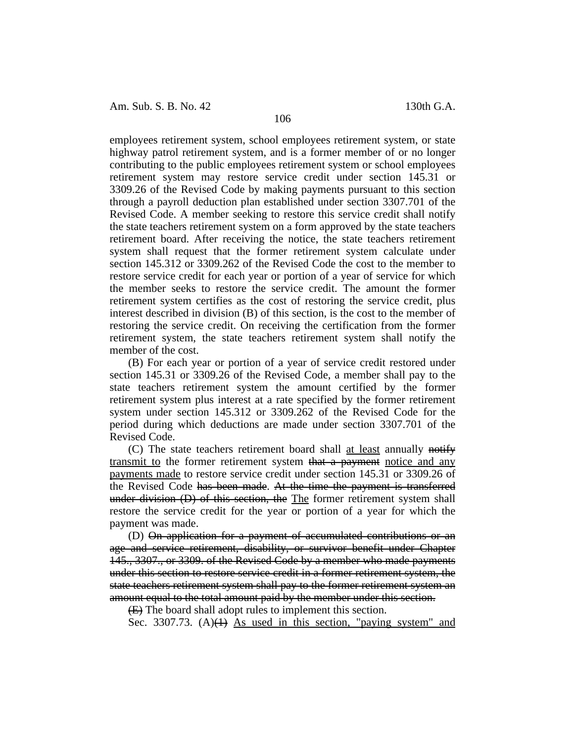employees retirement system, school employees retirement system, or state highway patrol retirement system, and is a former member of or no longer contributing to the public employees retirement system or school employees retirement system may restore service credit under section 145.31 or 3309.26 of the Revised Code by making payments pursuant to this section through a payroll deduction plan established under section 3307.701 of the Revised Code. A member seeking to restore this service credit shall notify the state teachers retirement system on a form approved by the state teachers retirement board. After receiving the notice, the state teachers retirement system shall request that the former retirement system calculate under section 145.312 or 3309.262 of the Revised Code the cost to the member to restore service credit for each year or portion of a year of service for which the member seeks to restore the service credit. The amount the former retirement system certifies as the cost of restoring the service credit, plus interest described in division (B) of this section, is the cost to the member of restoring the service credit. On receiving the certification from the former retirement system, the state teachers retirement system shall notify the member of the cost.

(B) For each year or portion of a year of service credit restored under section 145.31 or 3309.26 of the Revised Code, a member shall pay to the state teachers retirement system the amount certified by the former retirement system plus interest at a rate specified by the former retirement system under section 145.312 or 3309.262 of the Revised Code for the period during which deductions are made under section 3307.701 of the Revised Code.

(C) The state teachers retirement board shall <u>at least</u> annually ~~notify~~ <u>transmit to</u> the former retirement system ~~that a payment~~ <u>notice and any payments made</u> to restore service credit under section 145.31 or 3309.26 of the Revised Code ~~has been made~~. ~~At the time the payment is transferred under division (D) of this section, the~~ <u>The</u> former retirement system shall restore the service credit for the year or portion of a year for which the payment was made.

(D) ~~On application for a payment of accumulated contributions or an age and service retirement, disability, or survivor benefit under Chapter 145., 3307., or 3309. of the Revised Code by a member who made payments under this section to restore service credit in a former retirement system, the state teachers retirement system shall pay to the former retirement system an amount equal to the total amount paid by the member under this section.~~

~~(E)~~ The board shall adopt rules to implement this section.

Sec. 3307.73. (A)~~(1)~~ <u>As used in this section, "paying system" and</u>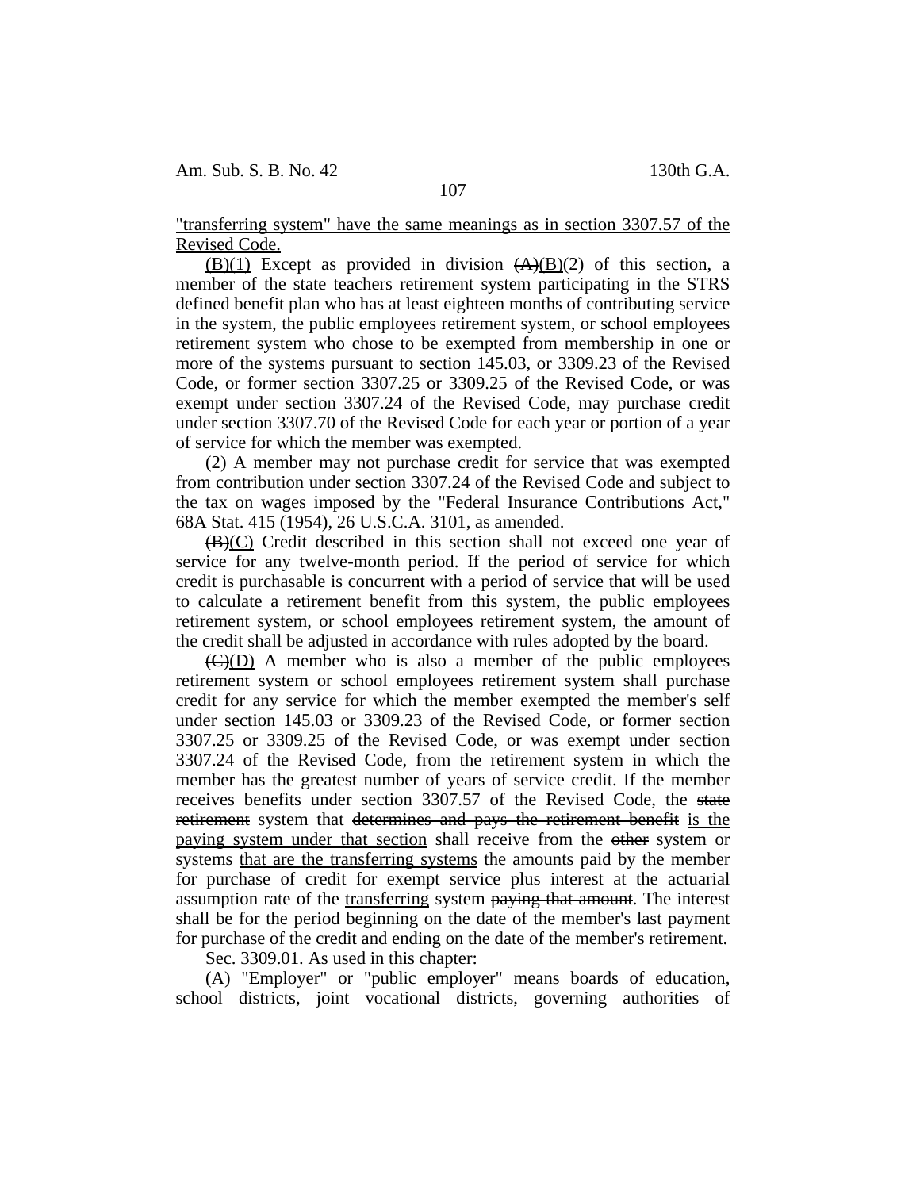"transferring system" have the same meanings as in section 3307.57 of the Revised Code.

(B)(1) Except as provided in division ~~(A)~~(B)(2) of this section, a member of the state teachers retirement system participating in the STRS defined benefit plan who has at least eighteen months of contributing service in the system, the public employees retirement system, or school employees retirement system who chose to be exempted from membership in one or more of the systems pursuant to section 145.03, or 3309.23 of the Revised Code, or former section 3307.25 or 3309.25 of the Revised Code, or was exempt under section 3307.24 of the Revised Code, may purchase credit under section 3307.70 of the Revised Code for each year or portion of a year of service for which the member was exempted.

(2) A member may not purchase credit for service that was exempted from contribution under section 3307.24 of the Revised Code and subject to the tax on wages imposed by the "Federal Insurance Contributions Act," 68A Stat. 415 (1954), 26 U.S.C.A. 3101, as amended.

~~(B)~~(C) Credit described in this section shall not exceed one year of service for any twelve-month period. If the period of service for which credit is purchasable is concurrent with a period of service that will be used to calculate a retirement benefit from this system, the public employees retirement system, or school employees retirement system, the amount of the credit shall be adjusted in accordance with rules adopted by the board.

~~(C)~~(D) A member who is also a member of the public employees retirement system or school employees retirement system shall purchase credit for any service for which the member exempted the member's self under section 145.03 or 3309.23 of the Revised Code, or former section 3307.25 or 3309.25 of the Revised Code, or was exempt under section 3307.24 of the Revised Code, from the retirement system in which the member has the greatest number of years of service credit. If the member receives benefits under section 3307.57 of the Revised Code, the ~~state retirement~~ system that ~~determines and pays the retirement benefit~~ is the paying system under that section shall receive from the ~~other~~ system or systems that are the transferring systems the amounts paid by the member for purchase of credit for exempt service plus interest at the actuarial assumption rate of the transferring system ~~paying that amount~~. The interest shall be for the period beginning on the date of the member's last payment for purchase of the credit and ending on the date of the member's retirement.

Sec. 3309.01. As used in this chapter:

(A) "Employer" or "public employer" means boards of education, school districts, joint vocational districts, governing authorities of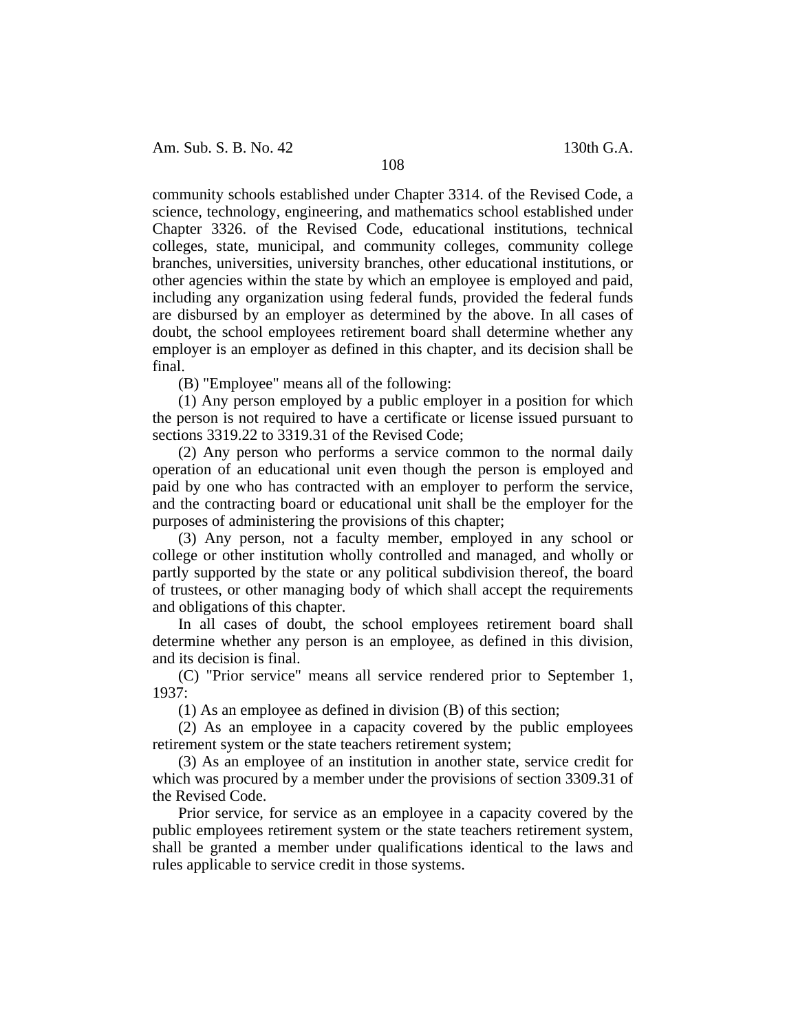community schools established under Chapter 3314. of the Revised Code, a science, technology, engineering, and mathematics school established under Chapter 3326. of the Revised Code, educational institutions, technical colleges, state, municipal, and community colleges, community college branches, universities, university branches, other educational institutions, or other agencies within the state by which an employee is employed and paid, including any organization using federal funds, provided the federal funds are disbursed by an employer as determined by the above. In all cases of doubt, the school employees retirement board shall determine whether any employer is an employer as defined in this chapter, and its decision shall be final.

(B) "Employee" means all of the following:

(1) Any person employed by a public employer in a position for which the person is not required to have a certificate or license issued pursuant to sections 3319.22 to 3319.31 of the Revised Code;

(2) Any person who performs a service common to the normal daily operation of an educational unit even though the person is employed and paid by one who has contracted with an employer to perform the service, and the contracting board or educational unit shall be the employer for the purposes of administering the provisions of this chapter;

(3) Any person, not a faculty member, employed in any school or college or other institution wholly controlled and managed, and wholly or partly supported by the state or any political subdivision thereof, the board of trustees, or other managing body of which shall accept the requirements and obligations of this chapter.

In all cases of doubt, the school employees retirement board shall determine whether any person is an employee, as defined in this division, and its decision is final.

(C) "Prior service" means all service rendered prior to September 1, 1937:

(1) As an employee as defined in division (B) of this section;

(2) As an employee in a capacity covered by the public employees retirement system or the state teachers retirement system;

(3) As an employee of an institution in another state, service credit for which was procured by a member under the provisions of section 3309.31 of the Revised Code.

Prior service, for service as an employee in a capacity covered by the public employees retirement system or the state teachers retirement system, shall be granted a member under qualifications identical to the laws and rules applicable to service credit in those systems.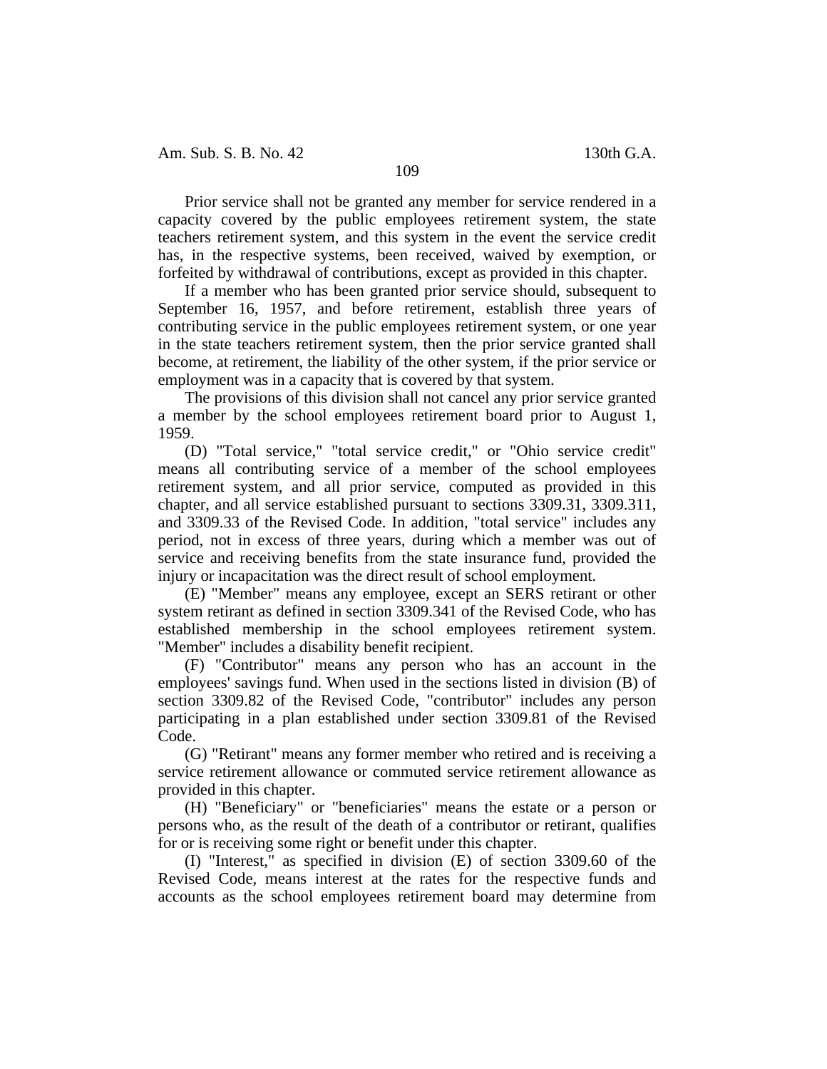Prior service shall not be granted any member for service rendered in a capacity covered by the public employees retirement system, the state teachers retirement system, and this system in the event the service credit has, in the respective systems, been received, waived by exemption, or forfeited by withdrawal of contributions, except as provided in this chapter.

If a member who has been granted prior service should, subsequent to September 16, 1957, and before retirement, establish three years of contributing service in the public employees retirement system, or one year in the state teachers retirement system, then the prior service granted shall become, at retirement, the liability of the other system, if the prior service or employment was in a capacity that is covered by that system.

The provisions of this division shall not cancel any prior service granted a member by the school employees retirement board prior to August 1, 1959.

(D) "Total service," "total service credit," or "Ohio service credit" means all contributing service of a member of the school employees retirement system, and all prior service, computed as provided in this chapter, and all service established pursuant to sections 3309.31, 3309.311, and 3309.33 of the Revised Code. In addition, "total service" includes any period, not in excess of three years, during which a member was out of service and receiving benefits from the state insurance fund, provided the injury or incapacitation was the direct result of school employment.

(E) "Member" means any employee, except an SERS retirant or other system retirant as defined in section 3309.341 of the Revised Code, who has established membership in the school employees retirement system. "Member" includes a disability benefit recipient.

(F) "Contributor" means any person who has an account in the employees' savings fund. When used in the sections listed in division (B) of section 3309.82 of the Revised Code, "contributor" includes any person participating in a plan established under section 3309.81 of the Revised Code.

(G) "Retirant" means any former member who retired and is receiving a service retirement allowance or commuted service retirement allowance as provided in this chapter.

(H) "Beneficiary" or "beneficiaries" means the estate or a person or persons who, as the result of the death of a contributor or retirant, qualifies for or is receiving some right or benefit under this chapter.

(I) "Interest," as specified in division (E) of section 3309.60 of the Revised Code, means interest at the rates for the respective funds and accounts as the school employees retirement board may determine from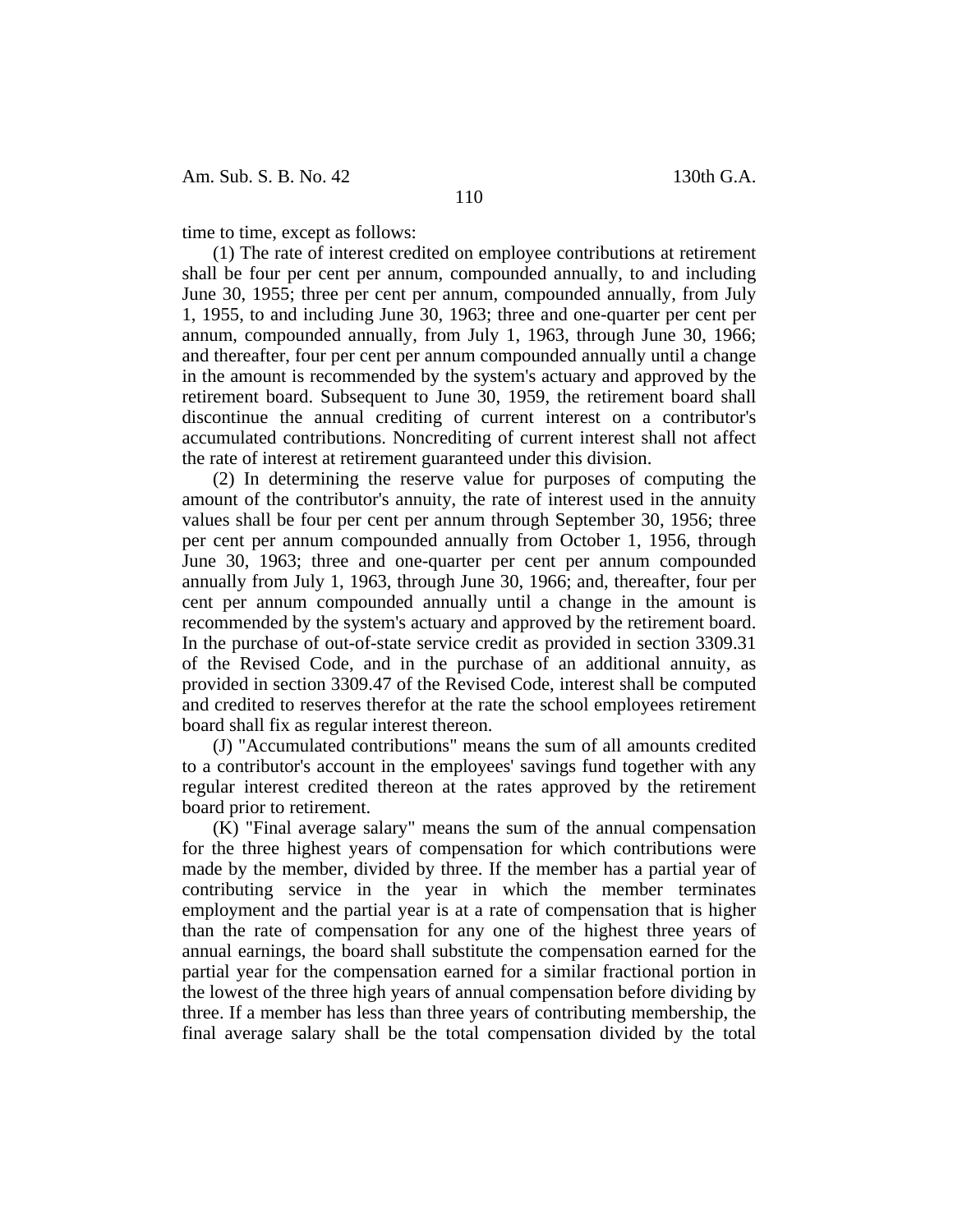time to time, except as follows:

(1) The rate of interest credited on employee contributions at retirement shall be four per cent per annum, compounded annually, to and including June 30, 1955; three per cent per annum, compounded annually, from July 1, 1955, to and including June 30, 1963; three and one-quarter per cent per annum, compounded annually, from July 1, 1963, through June 30, 1966; and thereafter, four per cent per annum compounded annually until a change in the amount is recommended by the system's actuary and approved by the retirement board. Subsequent to June 30, 1959, the retirement board shall discontinue the annual crediting of current interest on a contributor's accumulated contributions. Noncrediting of current interest shall not affect the rate of interest at retirement guaranteed under this division.

(2) In determining the reserve value for purposes of computing the amount of the contributor's annuity, the rate of interest used in the annuity values shall be four per cent per annum through September 30, 1956; three per cent per annum compounded annually from October 1, 1956, through June 30, 1963; three and one-quarter per cent per annum compounded annually from July 1, 1963, through June 30, 1966; and, thereafter, four per cent per annum compounded annually until a change in the amount is recommended by the system's actuary and approved by the retirement board. In the purchase of out-of-state service credit as provided in section 3309.31 of the Revised Code, and in the purchase of an additional annuity, as provided in section 3309.47 of the Revised Code, interest shall be computed and credited to reserves therefor at the rate the school employees retirement board shall fix as regular interest thereon.

(J) "Accumulated contributions" means the sum of all amounts credited to a contributor's account in the employees' savings fund together with any regular interest credited thereon at the rates approved by the retirement board prior to retirement.

(K) "Final average salary" means the sum of the annual compensation for the three highest years of compensation for which contributions were made by the member, divided by three. If the member has a partial year of contributing service in the year in which the member terminates employment and the partial year is at a rate of compensation that is higher than the rate of compensation for any one of the highest three years of annual earnings, the board shall substitute the compensation earned for the partial year for the compensation earned for a similar fractional portion in the lowest of the three high years of annual compensation before dividing by three. If a member has less than three years of contributing membership, the final average salary shall be the total compensation divided by the total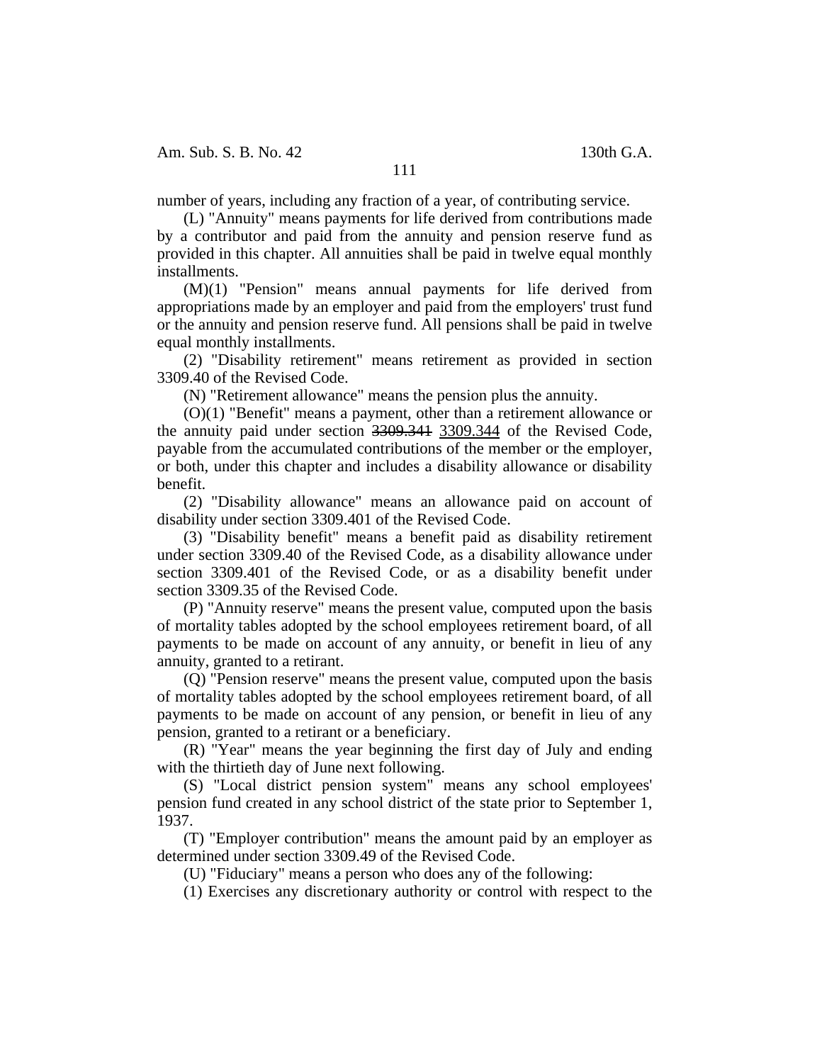number of years, including any fraction of a year, of contributing service.

(L) "Annuity" means payments for life derived from contributions made by a contributor and paid from the annuity and pension reserve fund as provided in this chapter. All annuities shall be paid in twelve equal monthly installments.

(M)(1) "Pension" means annual payments for life derived from appropriations made by an employer and paid from the employers' trust fund or the annuity and pension reserve fund. All pensions shall be paid in twelve equal monthly installments.

(2) "Disability retirement" means retirement as provided in section 3309.40 of the Revised Code.

(N) "Retirement allowance" means the pension plus the annuity.

(O)(1) "Benefit" means a payment, other than a retirement allowance or the annuity paid under section ~~3309.341~~ 3309.344 of the Revised Code, payable from the accumulated contributions of the member or the employer, or both, under this chapter and includes a disability allowance or disability benefit.

(2) "Disability allowance" means an allowance paid on account of disability under section 3309.401 of the Revised Code.

(3) "Disability benefit" means a benefit paid as disability retirement under section 3309.40 of the Revised Code, as a disability allowance under section 3309.401 of the Revised Code, or as a disability benefit under section 3309.35 of the Revised Code.

(P) "Annuity reserve" means the present value, computed upon the basis of mortality tables adopted by the school employees retirement board, of all payments to be made on account of any annuity, or benefit in lieu of any annuity, granted to a retirant.

(Q) "Pension reserve" means the present value, computed upon the basis of mortality tables adopted by the school employees retirement board, of all payments to be made on account of any pension, or benefit in lieu of any pension, granted to a retirant or a beneficiary.

(R) "Year" means the year beginning the first day of July and ending with the thirtieth day of June next following.

(S) "Local district pension system" means any school employees' pension fund created in any school district of the state prior to September 1, 1937.

(T) "Employer contribution" means the amount paid by an employer as determined under section 3309.49 of the Revised Code.

(U) "Fiduciary" means a person who does any of the following:

(1) Exercises any discretionary authority or control with respect to the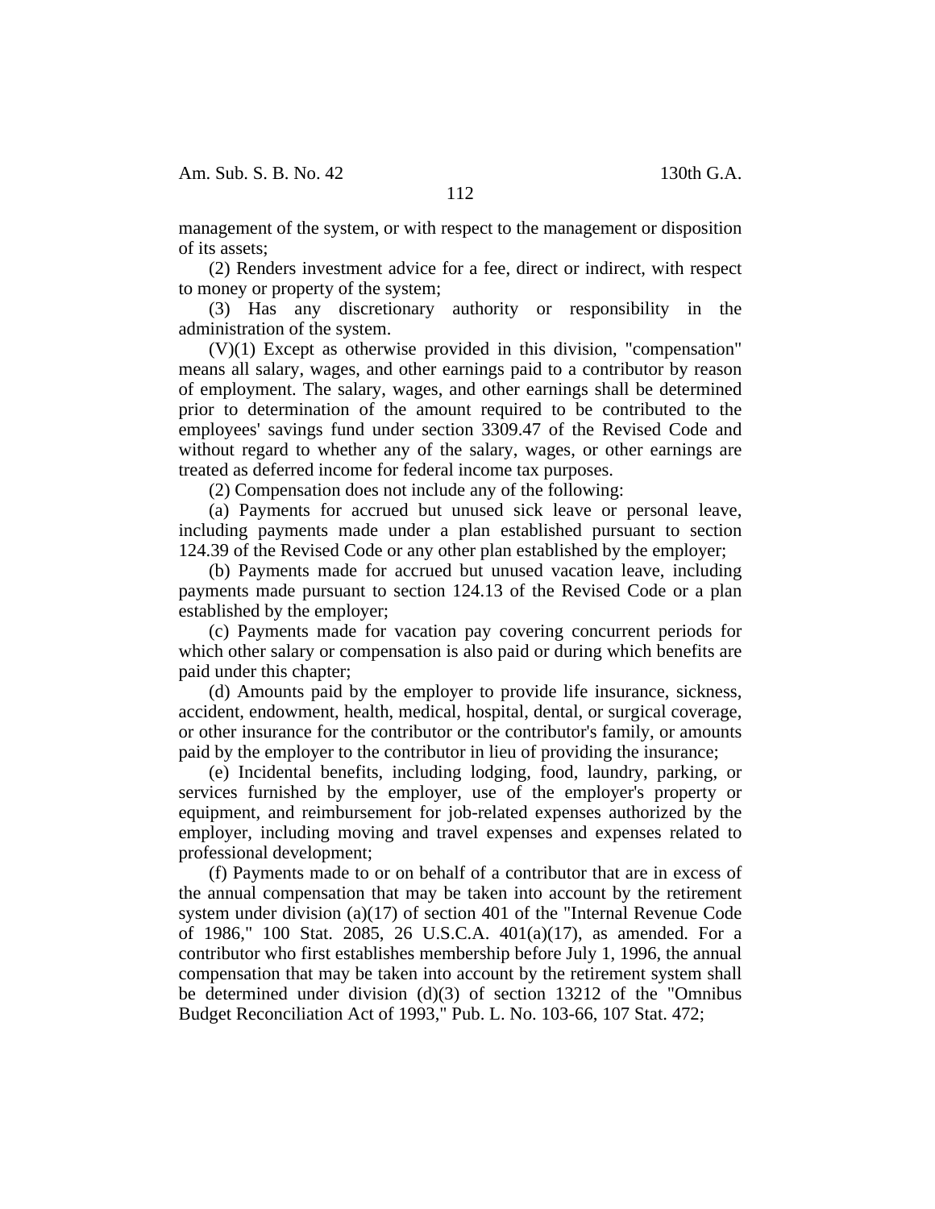management of the system, or with respect to the management or disposition of its assets;

(2) Renders investment advice for a fee, direct or indirect, with respect to money or property of the system;

(3) Has any discretionary authority or responsibility in the administration of the system.

(V)(1) Except as otherwise provided in this division, "compensation" means all salary, wages, and other earnings paid to a contributor by reason of employment. The salary, wages, and other earnings shall be determined prior to determination of the amount required to be contributed to the employees' savings fund under section 3309.47 of the Revised Code and without regard to whether any of the salary, wages, or other earnings are treated as deferred income for federal income tax purposes.

(2) Compensation does not include any of the following:

(a) Payments for accrued but unused sick leave or personal leave, including payments made under a plan established pursuant to section 124.39 of the Revised Code or any other plan established by the employer;

(b) Payments made for accrued but unused vacation leave, including payments made pursuant to section 124.13 of the Revised Code or a plan established by the employer;

(c) Payments made for vacation pay covering concurrent periods for which other salary or compensation is also paid or during which benefits are paid under this chapter;

(d) Amounts paid by the employer to provide life insurance, sickness, accident, endowment, health, medical, hospital, dental, or surgical coverage, or other insurance for the contributor or the contributor's family, or amounts paid by the employer to the contributor in lieu of providing the insurance;

(e) Incidental benefits, including lodging, food, laundry, parking, or services furnished by the employer, use of the employer's property or equipment, and reimbursement for job-related expenses authorized by the employer, including moving and travel expenses and expenses related to professional development;

(f) Payments made to or on behalf of a contributor that are in excess of the annual compensation that may be taken into account by the retirement system under division (a)(17) of section 401 of the "Internal Revenue Code of 1986," 100 Stat. 2085, 26 U.S.C.A. 401(a)(17), as amended. For a contributor who first establishes membership before July 1, 1996, the annual compensation that may be taken into account by the retirement system shall be determined under division (d)(3) of section 13212 of the "Omnibus Budget Reconciliation Act of 1993," Pub. L. No. 103-66, 107 Stat. 472;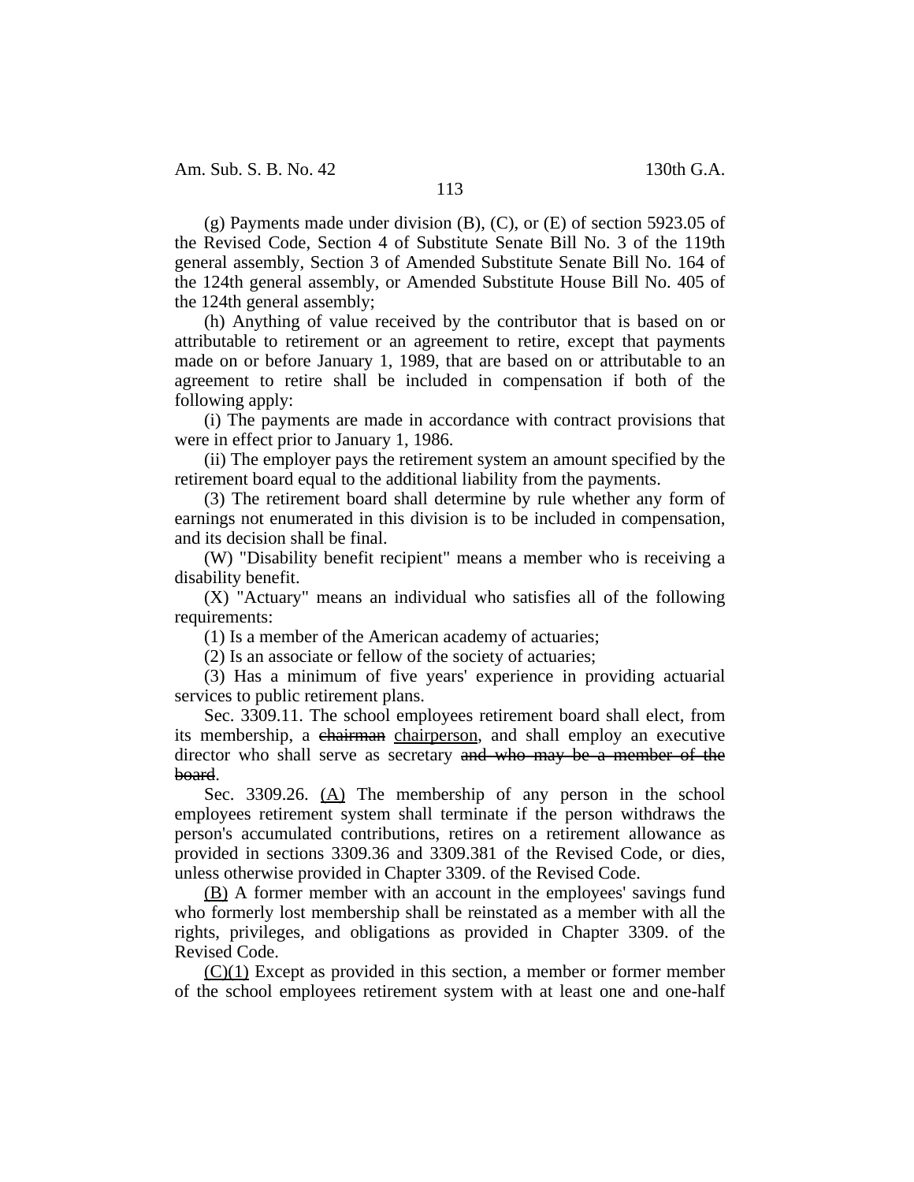(g) Payments made under division (B), (C), or (E) of section 5923.05 of the Revised Code, Section 4 of Substitute Senate Bill No. 3 of the 119th general assembly, Section 3 of Amended Substitute Senate Bill No. 164 of the 124th general assembly, or Amended Substitute House Bill No. 405 of the 124th general assembly;

(h) Anything of value received by the contributor that is based on or attributable to retirement or an agreement to retire, except that payments made on or before January 1, 1989, that are based on or attributable to an agreement to retire shall be included in compensation if both of the following apply:

(i) The payments are made in accordance with contract provisions that were in effect prior to January 1, 1986.

(ii) The employer pays the retirement system an amount specified by the retirement board equal to the additional liability from the payments.

(3) The retirement board shall determine by rule whether any form of earnings not enumerated in this division is to be included in compensation, and its decision shall be final.

(W) "Disability benefit recipient" means a member who is receiving a disability benefit.

(X) "Actuary" means an individual who satisfies all of the following requirements:

(1) Is a member of the American academy of actuaries;

(2) Is an associate or fellow of the society of actuaries;

(3) Has a minimum of five years' experience in providing actuarial services to public retirement plans.

Sec. 3309.11. The school employees retirement board shall elect, from its membership, a ~~chairman~~ chairperson, and shall employ an executive director who shall serve as secretary ~~and who may be a member of the board~~.

Sec. 3309.26. (A) The membership of any person in the school employees retirement system shall terminate if the person withdraws the person's accumulated contributions, retires on a retirement allowance as provided in sections 3309.36 and 3309.381 of the Revised Code, or dies, unless otherwise provided in Chapter 3309. of the Revised Code.

(B) A former member with an account in the employees' savings fund who formerly lost membership shall be reinstated as a member with all the rights, privileges, and obligations as provided in Chapter 3309. of the Revised Code.

(C)(1) Except as provided in this section, a member or former member of the school employees retirement system with at least one and one-half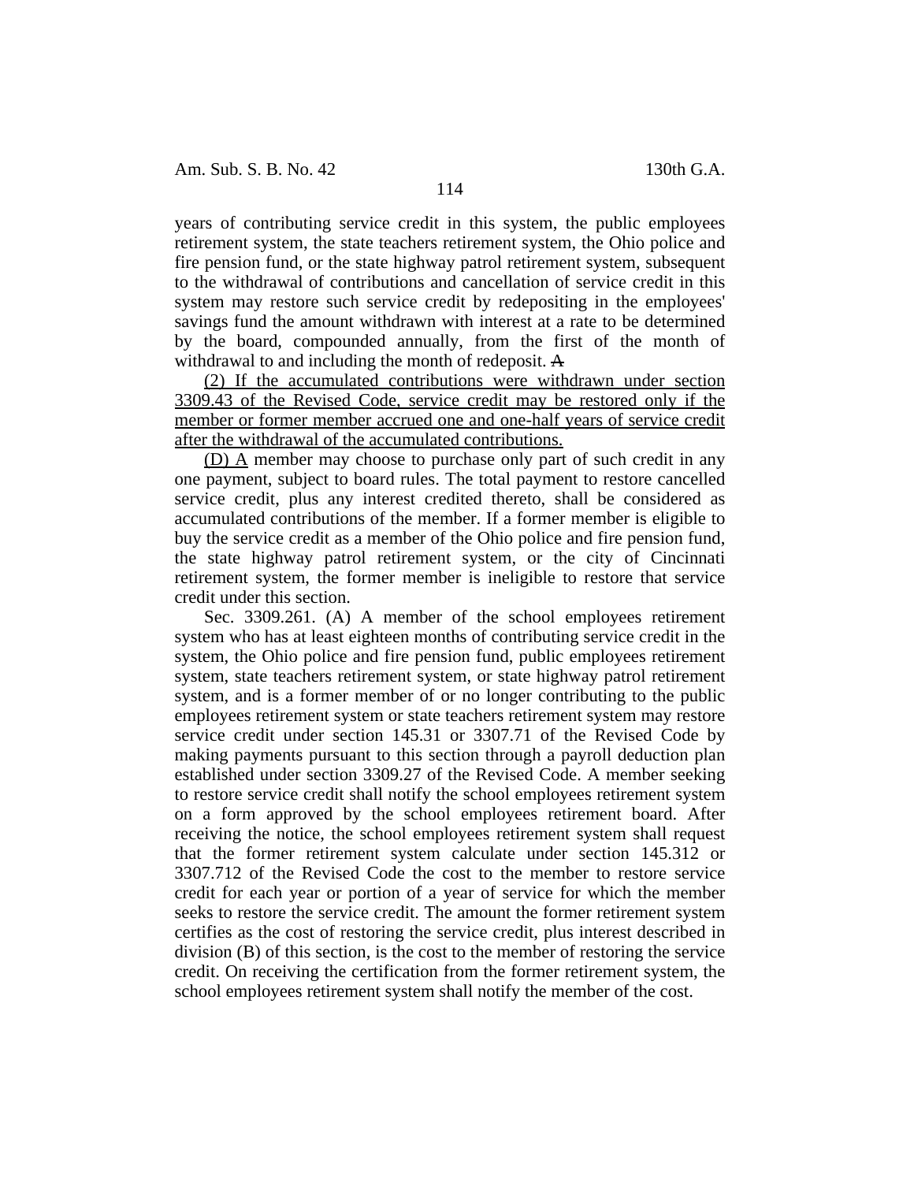years of contributing service credit in this system, the public employees retirement system, the state teachers retirement system, the Ohio police and fire pension fund, or the state highway patrol retirement system, subsequent to the withdrawal of contributions and cancellation of service credit in this system may restore such service credit by redepositing in the employees' savings fund the amount withdrawn with interest at a rate to be determined by the board, compounded annually, from the first of the month of withdrawal to and including the month of redeposit. ~~A~~

(2) If the accumulated contributions were withdrawn under section 3309.43 of the Revised Code, service credit may be restored only if the member or former member accrued one and one-half years of service credit after the withdrawal of the accumulated contributions.

(D) A member may choose to purchase only part of such credit in any one payment, subject to board rules. The total payment to restore cancelled service credit, plus any interest credited thereto, shall be considered as accumulated contributions of the member. If a former member is eligible to buy the service credit as a member of the Ohio police and fire pension fund, the state highway patrol retirement system, or the city of Cincinnati retirement system, the former member is ineligible to restore that service credit under this section.

Sec. 3309.261. (A) A member of the school employees retirement system who has at least eighteen months of contributing service credit in the system, the Ohio police and fire pension fund, public employees retirement system, state teachers retirement system, or state highway patrol retirement system, and is a former member of or no longer contributing to the public employees retirement system or state teachers retirement system may restore service credit under section 145.31 or 3307.71 of the Revised Code by making payments pursuant to this section through a payroll deduction plan established under section 3309.27 of the Revised Code. A member seeking to restore service credit shall notify the school employees retirement system on a form approved by the school employees retirement board. After receiving the notice, the school employees retirement system shall request that the former retirement system calculate under section 145.312 or 3307.712 of the Revised Code the cost to the member to restore service credit for each year or portion of a year of service for which the member seeks to restore the service credit. The amount the former retirement system certifies as the cost of restoring the service credit, plus interest described in division (B) of this section, is the cost to the member of restoring the service credit. On receiving the certification from the former retirement system, the school employees retirement system shall notify the member of the cost.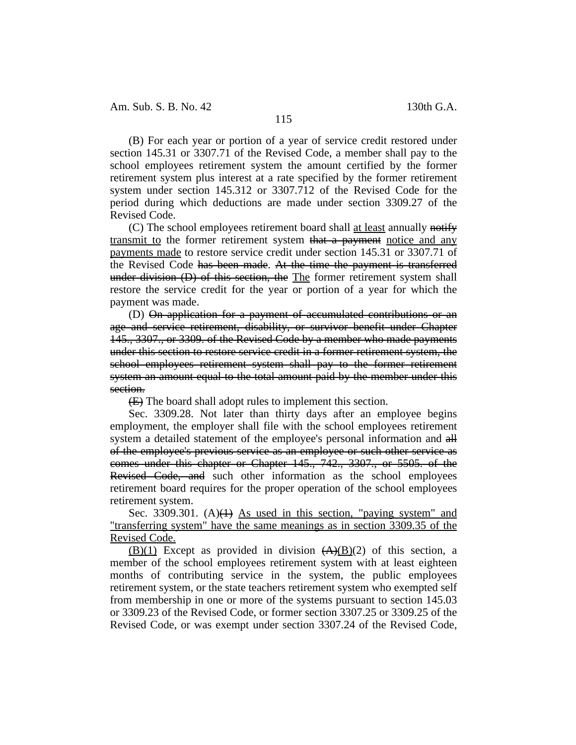(B) For each year or portion of a year of service credit restored under section 145.31 or 3307.71 of the Revised Code, a member shall pay to the school employees retirement system the amount certified by the former retirement system plus interest at a rate specified by the former retirement system under section 145.312 or 3307.712 of the Revised Code for the period during which deductions are made under section 3309.27 of the Revised Code.

(C) The school employees retirement board shall <u>at least</u> annually ~~notify~~ <u>transmit to</u> the former retirement system ~~that a payment~~ <u>notice and any payments made</u> to restore service credit under section 145.31 or 3307.71 of the Revised Code ~~has been made~~. ~~At the time the payment is transferred under division (D) of this section, the~~ <u>The</u> former retirement system shall restore the service credit for the year or portion of a year for which the payment was made.

(D) ~~On application for a payment of accumulated contributions or an age and service retirement, disability, or survivor benefit under Chapter 145., 3307., or 3309. of the Revised Code by a member who made payments under this section to restore service credit in a former retirement system, the school employees retirement system shall pay to the former retirement system an amount equal to the total amount paid by the member under this section.~~

~~(E)~~ The board shall adopt rules to implement this section.

Sec. 3309.28. Not later than thirty days after an employee begins employment, the employer shall file with the school employees retirement system a detailed statement of the employee's personal information and ~~all of the employee's previous service as an employee or such other service as comes under this chapter or Chapter 145., 742., 3307., or 5505. of the Revised Code, and~~ such other information as the school employees retirement board requires for the proper operation of the school employees retirement system.

Sec. 3309.301. (A)~~(1)~~ <u>As used in this section, "paying system" and "transferring system" have the same meanings as in section 3309.35 of the Revised Code.</u>

<u>(B)(1)</u> Except as provided in division ~~(A)~~<u>(B)</u>(2) of this section, a member of the school employees retirement system with at least eighteen months of contributing service in the system, the public employees retirement system, or the state teachers retirement system who exempted self from membership in one or more of the systems pursuant to section 145.03 or 3309.23 of the Revised Code, or former section 3307.25 or 3309.25 of the Revised Code, or was exempt under section 3307.24 of the Revised Code,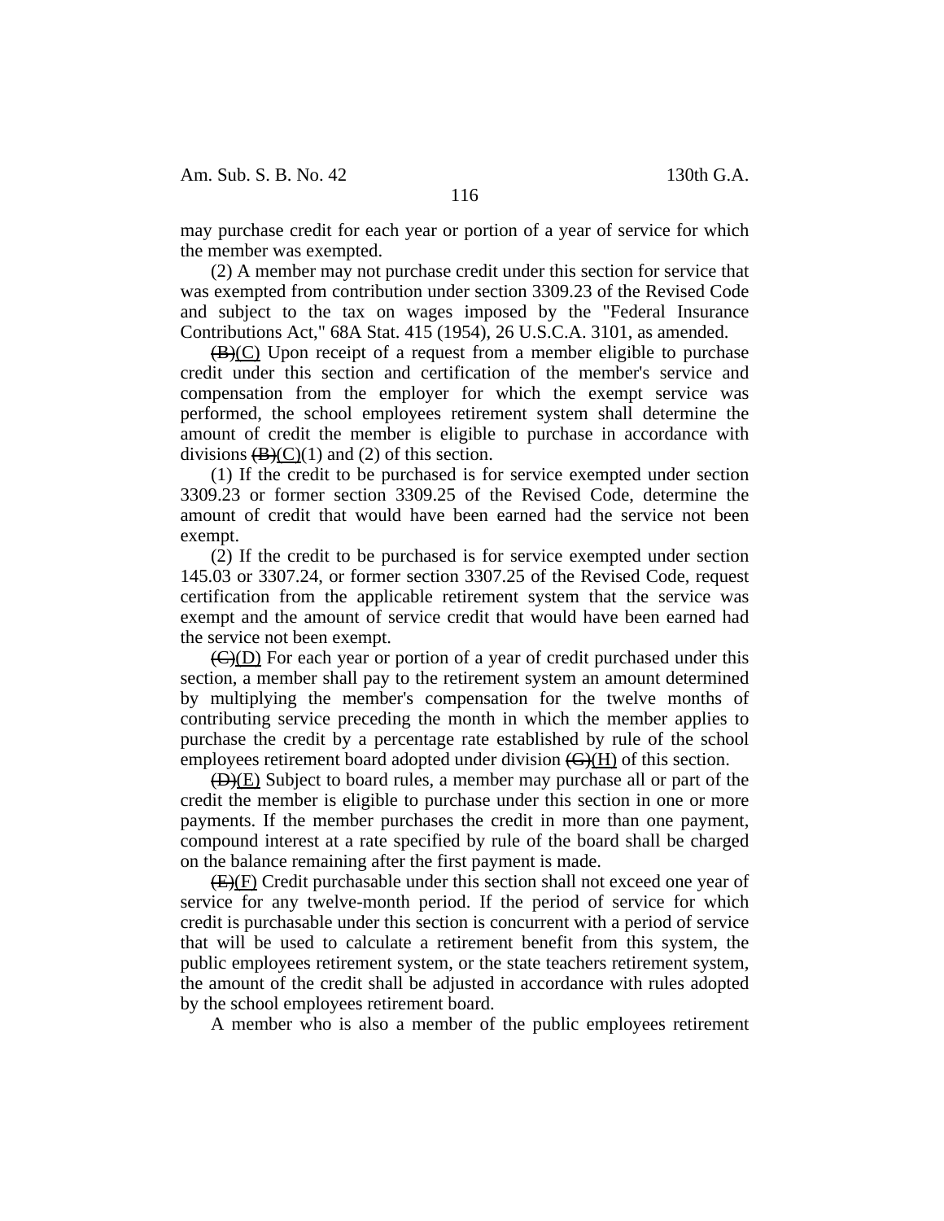may purchase credit for each year or portion of a year of service for which the member was exempted.

(2) A member may not purchase credit under this section for service that was exempted from contribution under section 3309.23 of the Revised Code and subject to the tax on wages imposed by the "Federal Insurance Contributions Act," 68A Stat. 415 (1954), 26 U.S.C.A. 3101, as amended.

~~(B)~~(C) Upon receipt of a request from a member eligible to purchase credit under this section and certification of the member's service and compensation from the employer for which the exempt service was performed, the school employees retirement system shall determine the amount of credit the member is eligible to purchase in accordance with divisions ~~(B)~~(C)(1) and (2) of this section.

(1) If the credit to be purchased is for service exempted under section 3309.23 or former section 3309.25 of the Revised Code, determine the amount of credit that would have been earned had the service not been exempt.

(2) If the credit to be purchased is for service exempted under section 145.03 or 3307.24, or former section 3307.25 of the Revised Code, request certification from the applicable retirement system that the service was exempt and the amount of service credit that would have been earned had the service not been exempt.

~~(C)~~(D) For each year or portion of a year of credit purchased under this section, a member shall pay to the retirement system an amount determined by multiplying the member's compensation for the twelve months of contributing service preceding the month in which the member applies to purchase the credit by a percentage rate established by rule of the school employees retirement board adopted under division ~~(G)~~(H) of this section.

~~(D)~~(E) Subject to board rules, a member may purchase all or part of the credit the member is eligible to purchase under this section in one or more payments. If the member purchases the credit in more than one payment, compound interest at a rate specified by rule of the board shall be charged on the balance remaining after the first payment is made.

~~(E)~~(F) Credit purchasable under this section shall not exceed one year of service for any twelve-month period. If the period of service for which credit is purchasable under this section is concurrent with a period of service that will be used to calculate a retirement benefit from this system, the public employees retirement system, or the state teachers retirement system, the amount of the credit shall be adjusted in accordance with rules adopted by the school employees retirement board.

A member who is also a member of the public employees retirement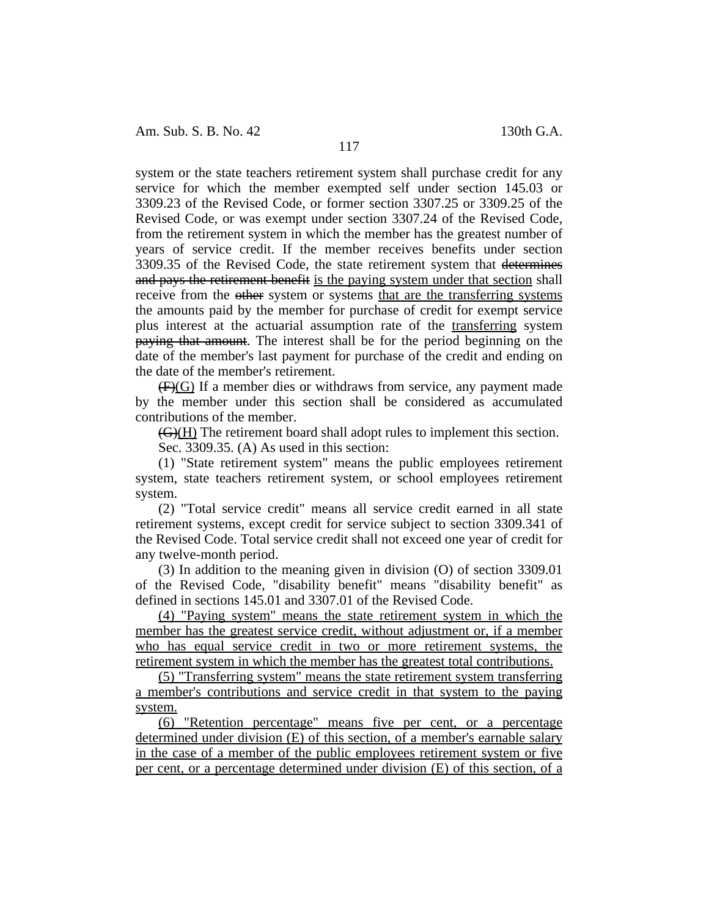system or the state teachers retirement system shall purchase credit for any service for which the member exempted self under section 145.03 or 3309.23 of the Revised Code, or former section 3307.25 or 3309.25 of the Revised Code, or was exempt under section 3307.24 of the Revised Code, from the retirement system in which the member has the greatest number of years of service credit. If the member receives benefits under section 3309.35 of the Revised Code, the state retirement system that ~~determines and pays the retirement benefit~~ <u>is the paying system under that section</u> shall receive from the ~~other~~ system or systems <u>that are the transferring systems</u> the amounts paid by the member for purchase of credit for exempt service plus interest at the actuarial assumption rate of the <u>transferring</u> system ~~paying that amount~~. The interest shall be for the period beginning on the date of the member's last payment for purchase of the credit and ending on the date of the member's retirement.

~~(F)~~<u>(G)</u> If a member dies or withdraws from service, any payment made by the member under this section shall be considered as accumulated contributions of the member.

~~(G)~~<u>(H)</u> The retirement board shall adopt rules to implement this section.

Sec. 3309.35. (A) As used in this section:

(1) "State retirement system" means the public employees retirement system, state teachers retirement system, or school employees retirement system.

(2) "Total service credit" means all service credit earned in all state retirement systems, except credit for service subject to section 3309.341 of the Revised Code. Total service credit shall not exceed one year of credit for any twelve-month period.

(3) In addition to the meaning given in division (O) of section 3309.01 of the Revised Code, "disability benefit" means "disability benefit" as defined in sections 145.01 and 3307.01 of the Revised Code.

<u>(4) "Paying system" means the state retirement system in which the member has the greatest service credit, without adjustment or, if a member who has equal service credit in two or more retirement systems, the retirement system in which the member has the greatest total contributions.</u>

<u>(5) "Transferring system" means the state retirement system transferring a member's contributions and service credit in that system to the paying system.</u>

<u>(6) "Retention percentage" means five per cent, or a percentage determined under division (E) of this section, of a member's earnable salary in the case of a member of the public employees retirement system or five per cent, or a percentage determined under division (E) of this section, of a</u>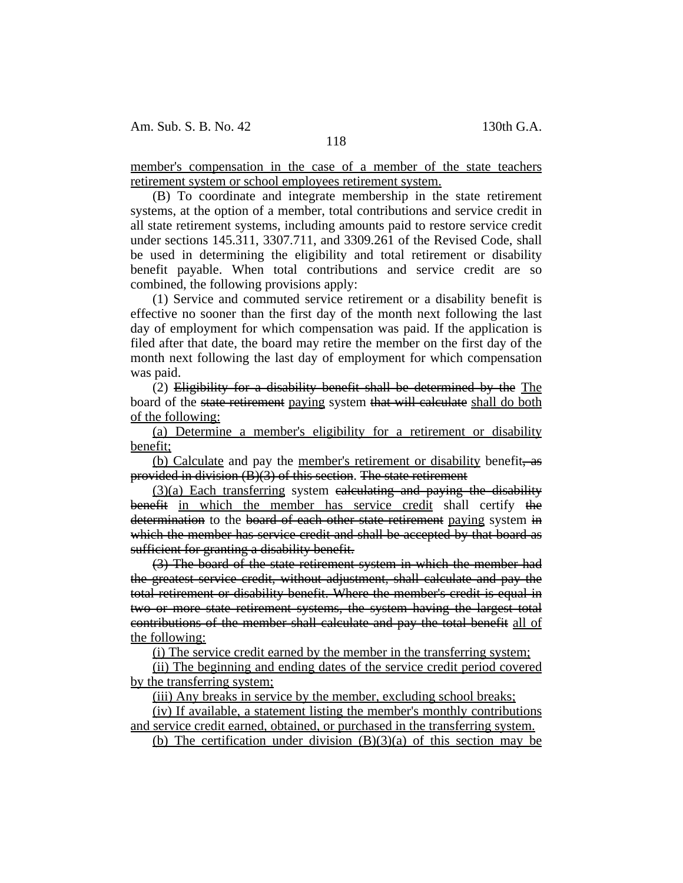<u>member's compensation in the case of a member of the state teachers retirement system or school employees retirement system.</u>

(B) To coordinate and integrate membership in the state retirement systems, at the option of a member, total contributions and service credit in all state retirement systems, including amounts paid to restore service credit under sections 145.311, 3307.711, and 3309.261 of the Revised Code, shall be used in determining the eligibility and total retirement or disability benefit payable. When total contributions and service credit are so combined, the following provisions apply:

(1) Service and commuted service retirement or a disability benefit is effective no sooner than the first day of the month next following the last day of employment for which compensation was paid. If the application is filed after that date, the board may retire the member on the first day of the month next following the last day of employment for which compensation was paid.

(2) ~~Eligibility for a disability benefit shall be determined by the~~ <u>The</u> board of the ~~state retirement~~ <u>paying</u> system ~~that will calculate~~ <u>shall do both of the following:</u>

<u>(a) Determine a member's eligibility for a retirement or disability benefit;</u>

<u>(b) Calculate</u> and pay the <u>member's retirement or disability</u> benefit~~, as provided in division (B)(3) of this section~~. ~~The state retirement~~

<u>(3)(a) Each transferring</u> system ~~calculating and paying the disability benefit~~ <u>in which the member has service credit</u> shall certify ~~the determination~~ to the ~~board of each other state retirement~~ <u>paying</u> system ~~in which the member has service credit and shall be accepted by that board as sufficient for granting a disability benefit.~~

~~(3) The board of the state retirement system in which the member had the greatest service credit, without adjustment, shall calculate and pay the total retirement or disability benefit. Where the member's credit is equal in two or more state retirement systems, the system having the largest total contributions of the member shall calculate and pay the total benefit~~ <u>all of the following:</u>

<u>(i) The service credit earned by the member in the transferring system;</u>

<u>(ii) The beginning and ending dates of the service credit period covered by the transferring system;</u>

<u>(iii) Any breaks in service by the member, excluding school breaks;</u>

<u>(iv) If available, a statement listing the member's monthly contributions and service credit earned, obtained, or purchased in the transferring system.</u>

<u>(b) The certification under division (B)(3)(a) of this section may be</u>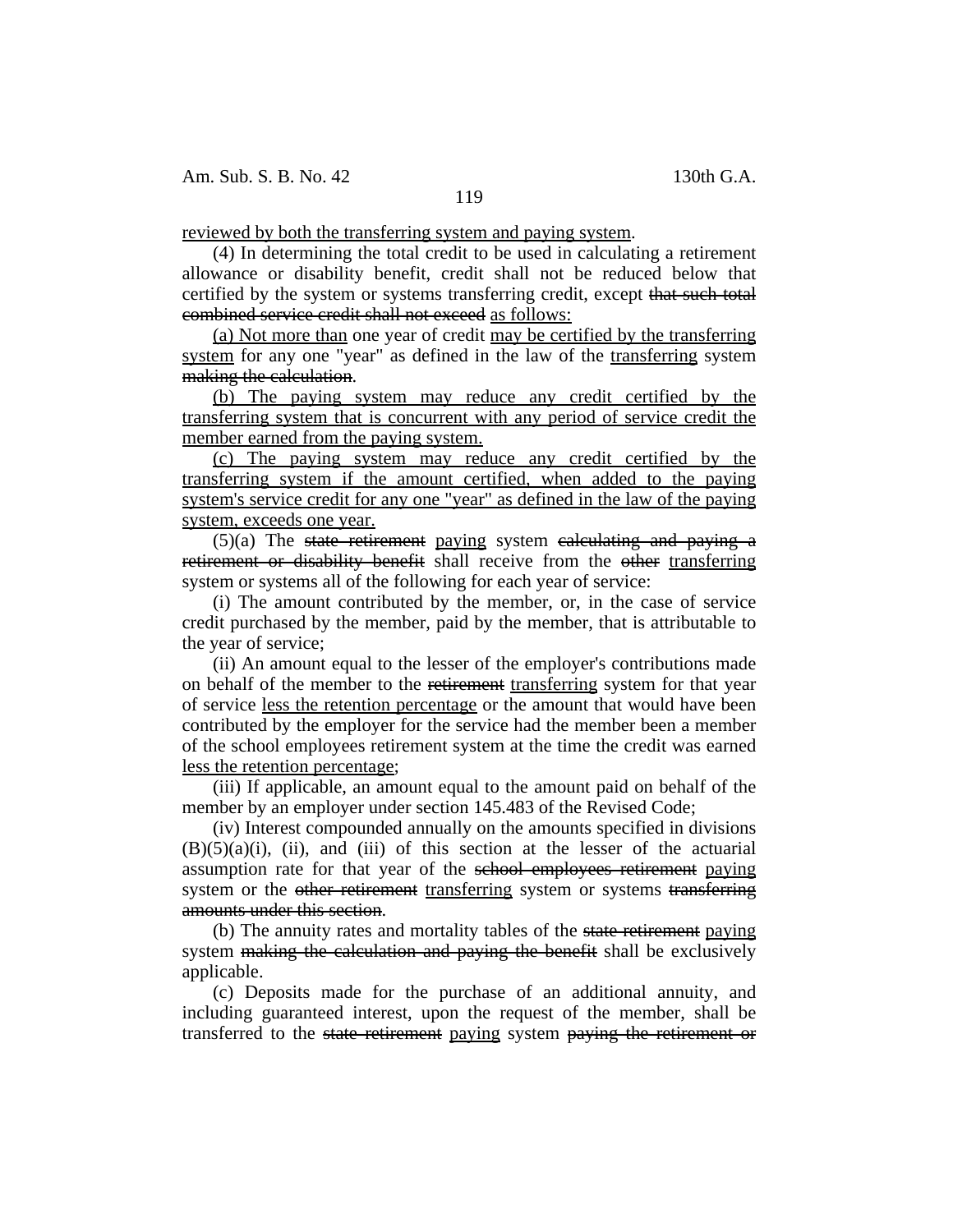reviewed by both the transferring system and paying system.

(4) In determining the total credit to be used in calculating a retirement allowance or disability benefit, credit shall not be reduced below that certified by the system or systems transferring credit, except ~~that such total combined service credit shall not exceed~~ as follows:

(a) Not more than one year of credit may be certified by the transferring system for any one "year" as defined in the law of the transferring system ~~making the calculation~~.

(b) The paying system may reduce any credit certified by the transferring system that is concurrent with any period of service credit the member earned from the paying system.

(c) The paying system may reduce any credit certified by the transferring system if the amount certified, when added to the paying system's service credit for any one "year" as defined in the law of the paying system, exceeds one year.

(5)(a) The ~~state retirement~~ paying system ~~calculating and paying a retirement or disability benefit~~ shall receive from the ~~other~~ transferring system or systems all of the following for each year of service:

(i) The amount contributed by the member, or, in the case of service credit purchased by the member, paid by the member, that is attributable to the year of service;

(ii) An amount equal to the lesser of the employer's contributions made on behalf of the member to the ~~retirement~~ transferring system for that year of service less the retention percentage or the amount that would have been contributed by the employer for the service had the member been a member of the school employees retirement system at the time the credit was earned less the retention percentage;

(iii) If applicable, an amount equal to the amount paid on behalf of the member by an employer under section 145.483 of the Revised Code;

(iv) Interest compounded annually on the amounts specified in divisions (B)(5)(a)(i), (ii), and (iii) of this section at the lesser of the actuarial assumption rate for that year of the ~~school employees retirement~~ paying system or the ~~other retirement~~ transferring system or systems ~~transferring amounts under this section~~.

(b) The annuity rates and mortality tables of the ~~state retirement~~ paying system ~~making the calculation and paying the benefit~~ shall be exclusively applicable.

(c) Deposits made for the purchase of an additional annuity, and including guaranteed interest, upon the request of the member, shall be transferred to the ~~state retirement~~ paying system ~~paying the retirement or~~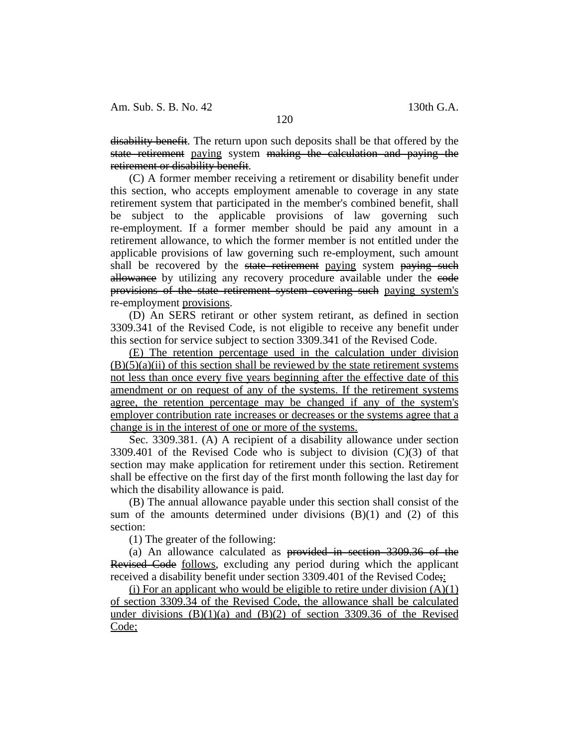~~disability benefit~~. The return upon such deposits shall be that offered by the ~~state retirement~~ <u>paying</u> system ~~making the calculation and paying the retirement or disability benefit~~.

(C) A former member receiving a retirement or disability benefit under this section, who accepts employment amenable to coverage in any state retirement system that participated in the member's combined benefit, shall be subject to the applicable provisions of law governing such re-employment. If a former member should be paid any amount in a retirement allowance, to which the former member is not entitled under the applicable provisions of law governing such re-employment, such amount shall be recovered by the ~~state retirement~~ <u>paying</u> system ~~paying such allowance~~ by utilizing any recovery procedure available under the ~~code provisions of the state retirement system covering such~~ <u>paying system's</u> re-employment <u>provisions</u>.

(D) An SERS retirant or other system retirant, as defined in section 3309.341 of the Revised Code, is not eligible to receive any benefit under this section for service subject to section 3309.341 of the Revised Code.

<u>(E) The retention percentage used in the calculation under division (B)(5)(a)(ii) of this section shall be reviewed by the state retirement systems not less than once every five years beginning after the effective date of this amendment or on request of any of the systems. If the retirement systems agree, the retention percentage may be changed if any of the system's employer contribution rate increases or decreases or the systems agree that a change is in the interest of one or more of the systems.</u>

Sec. 3309.381. (A) A recipient of a disability allowance under section 3309.401 of the Revised Code who is subject to division (C)(3) of that section may make application for retirement under this section. Retirement shall be effective on the first day of the first month following the last day for which the disability allowance is paid.

(B) The annual allowance payable under this section shall consist of the sum of the amounts determined under divisions (B)(1) and (2) of this section:

(1) The greater of the following:

(a) An allowance calculated as ~~provided in section 3309.36 of the Revised Code~~ <u>follows</u>, excluding any period during which the applicant received a disability benefit under section 3309.401 of the Revised Code~~;~~<u>:</u>

<u>(i) For an applicant who would be eligible to retire under division (A)(1) of section 3309.34 of the Revised Code, the allowance shall be calculated under divisions (B)(1)(a) and (B)(2) of section 3309.36 of the Revised Code;</u>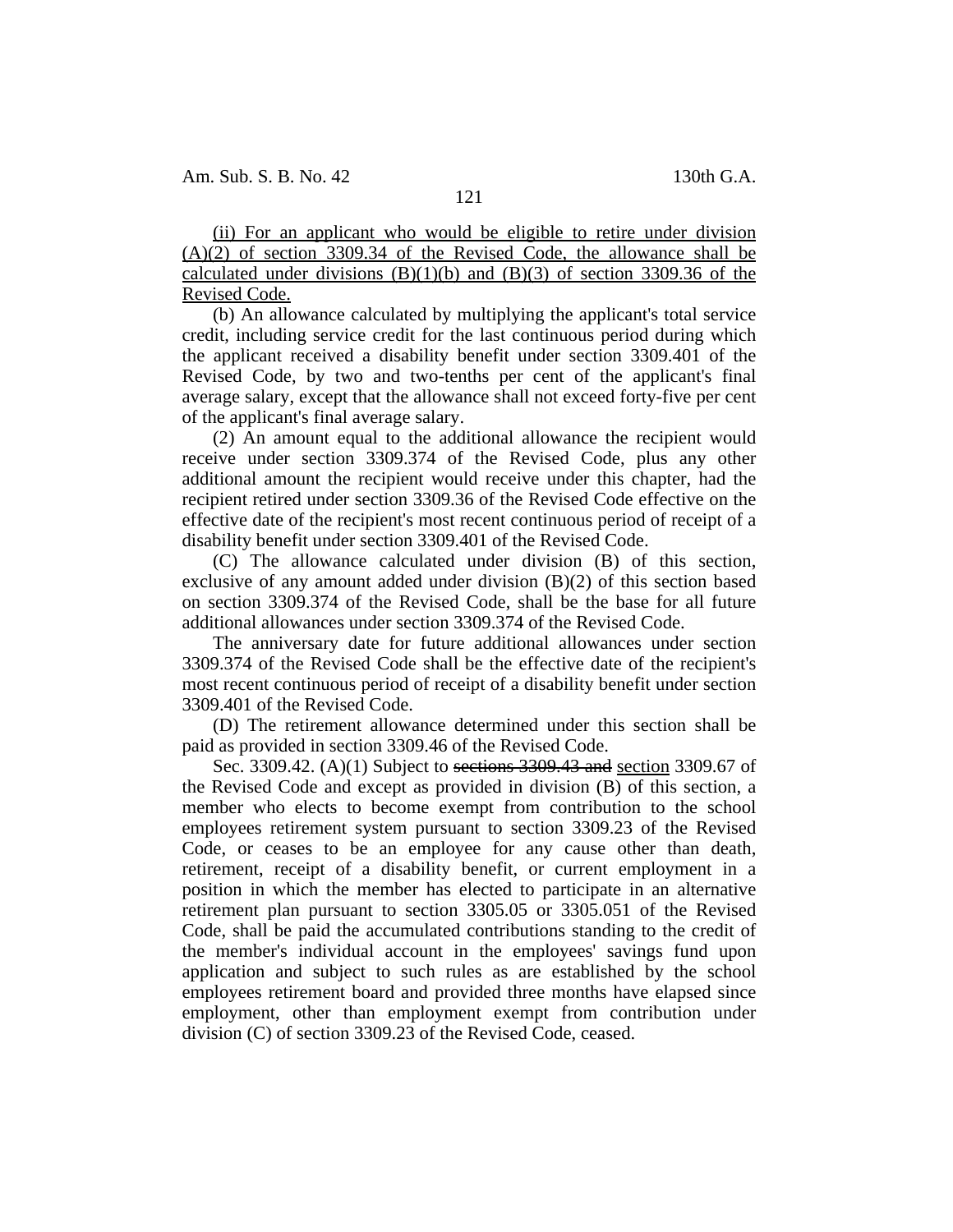(ii) For an applicant who would be eligible to retire under division (A)(2) of section 3309.34 of the Revised Code, the allowance shall be calculated under divisions (B)(1)(b) and (B)(3) of section 3309.36 of the Revised Code.

(b) An allowance calculated by multiplying the applicant's total service credit, including service credit for the last continuous period during which the applicant received a disability benefit under section 3309.401 of the Revised Code, by two and two-tenths per cent of the applicant's final average salary, except that the allowance shall not exceed forty-five per cent of the applicant's final average salary.

(2) An amount equal to the additional allowance the recipient would receive under section 3309.374 of the Revised Code, plus any other additional amount the recipient would receive under this chapter, had the recipient retired under section 3309.36 of the Revised Code effective on the effective date of the recipient's most recent continuous period of receipt of a disability benefit under section 3309.401 of the Revised Code.

(C) The allowance calculated under division (B) of this section, exclusive of any amount added under division (B)(2) of this section based on section 3309.374 of the Revised Code, shall be the base for all future additional allowances under section 3309.374 of the Revised Code.

The anniversary date for future additional allowances under section 3309.374 of the Revised Code shall be the effective date of the recipient's most recent continuous period of receipt of a disability benefit under section 3309.401 of the Revised Code.

(D) The retirement allowance determined under this section shall be paid as provided in section 3309.46 of the Revised Code.

Sec. 3309.42. (A)(1) Subject to ~~sections 3309.43 and~~ section 3309.67 of the Revised Code and except as provided in division (B) of this section, a member who elects to become exempt from contribution to the school employees retirement system pursuant to section 3309.23 of the Revised Code, or ceases to be an employee for any cause other than death, retirement, receipt of a disability benefit, or current employment in a position in which the member has elected to participate in an alternative retirement plan pursuant to section 3305.05 or 3305.051 of the Revised Code, shall be paid the accumulated contributions standing to the credit of the member's individual account in the employees' savings fund upon application and subject to such rules as are established by the school employees retirement board and provided three months have elapsed since employment, other than employment exempt from contribution under division (C) of section 3309.23 of the Revised Code, ceased.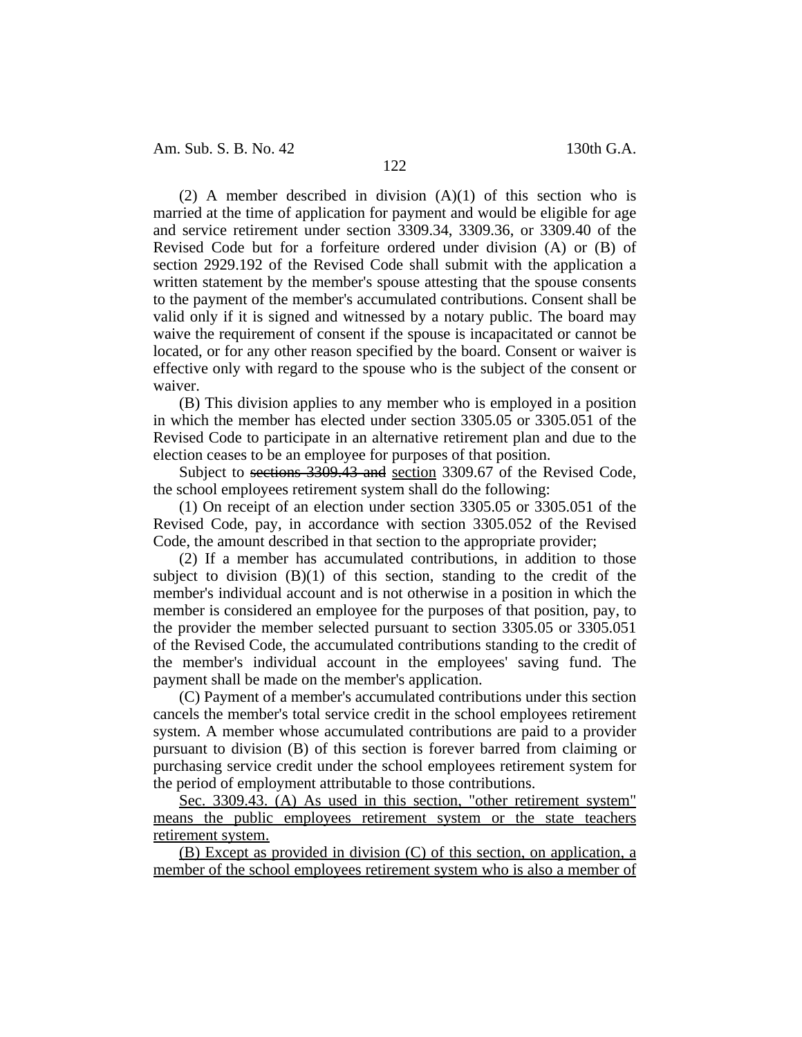(2) A member described in division (A)(1) of this section who is married at the time of application for payment and would be eligible for age and service retirement under section 3309.34, 3309.36, or 3309.40 of the Revised Code but for a forfeiture ordered under division (A) or (B) of section 2929.192 of the Revised Code shall submit with the application a written statement by the member's spouse attesting that the spouse consents to the payment of the member's accumulated contributions. Consent shall be valid only if it is signed and witnessed by a notary public. The board may waive the requirement of consent if the spouse is incapacitated or cannot be located, or for any other reason specified by the board. Consent or waiver is effective only with regard to the spouse who is the subject of the consent or waiver.

(B) This division applies to any member who is employed in a position in which the member has elected under section 3305.05 or 3305.051 of the Revised Code to participate in an alternative retirement plan and due to the election ceases to be an employee for purposes of that position.

Subject to ~~sections 3309.43 and~~ <u>section</u> 3309.67 of the Revised Code, the school employees retirement system shall do the following:

(1) On receipt of an election under section 3305.05 or 3305.051 of the Revised Code, pay, in accordance with section 3305.052 of the Revised Code, the amount described in that section to the appropriate provider;

(2) If a member has accumulated contributions, in addition to those subject to division (B)(1) of this section, standing to the credit of the member's individual account and is not otherwise in a position in which the member is considered an employee for the purposes of that position, pay, to the provider the member selected pursuant to section 3305.05 or 3305.051 of the Revised Code, the accumulated contributions standing to the credit of the member's individual account in the employees' saving fund. The payment shall be made on the member's application.

(C) Payment of a member's accumulated contributions under this section cancels the member's total service credit in the school employees retirement system. A member whose accumulated contributions are paid to a provider pursuant to division (B) of this section is forever barred from claiming or purchasing service credit under the school employees retirement system for the period of employment attributable to those contributions.

<u>Sec. 3309.43. (A) As used in this section, "other retirement system" means the public employees retirement system or the state teachers retirement system.</u>

<u>(B) Except as provided in division (C) of this section, on application, a member of the school employees retirement system who is also a member of</u>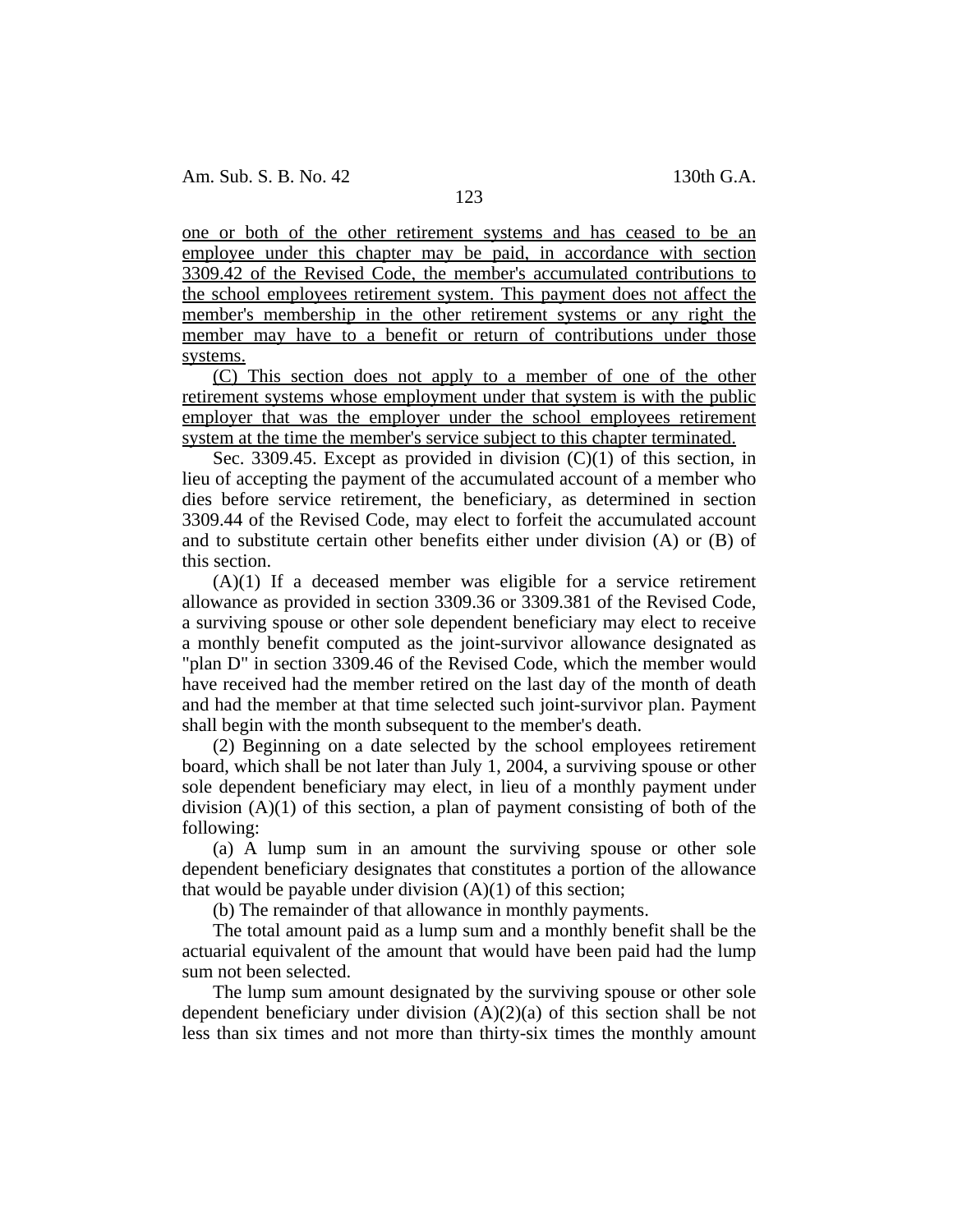one or both of the other retirement systems and has ceased to be an employee under this chapter may be paid, in accordance with section 3309.42 of the Revised Code, the member's accumulated contributions to the school employees retirement system. This payment does not affect the member's membership in the other retirement systems or any right the member may have to a benefit or return of contributions under those systems.

(C) This section does not apply to a member of one of the other retirement systems whose employment under that system is with the public employer that was the employer under the school employees retirement system at the time the member's service subject to this chapter terminated.

Sec. 3309.45. Except as provided in division (C)(1) of this section, in lieu of accepting the payment of the accumulated account of a member who dies before service retirement, the beneficiary, as determined in section 3309.44 of the Revised Code, may elect to forfeit the accumulated account and to substitute certain other benefits either under division (A) or (B) of this section.

(A)(1) If a deceased member was eligible for a service retirement allowance as provided in section 3309.36 or 3309.381 of the Revised Code, a surviving spouse or other sole dependent beneficiary may elect to receive a monthly benefit computed as the joint-survivor allowance designated as "plan D" in section 3309.46 of the Revised Code, which the member would have received had the member retired on the last day of the month of death and had the member at that time selected such joint-survivor plan. Payment shall begin with the month subsequent to the member's death.

(2) Beginning on a date selected by the school employees retirement board, which shall be not later than July 1, 2004, a surviving spouse or other sole dependent beneficiary may elect, in lieu of a monthly payment under division (A)(1) of this section, a plan of payment consisting of both of the following:

(a) A lump sum in an amount the surviving spouse or other sole dependent beneficiary designates that constitutes a portion of the allowance that would be payable under division (A)(1) of this section;

(b) The remainder of that allowance in monthly payments.

The total amount paid as a lump sum and a monthly benefit shall be the actuarial equivalent of the amount that would have been paid had the lump sum not been selected.

The lump sum amount designated by the surviving spouse or other sole dependent beneficiary under division (A)(2)(a) of this section shall be not less than six times and not more than thirty-six times the monthly amount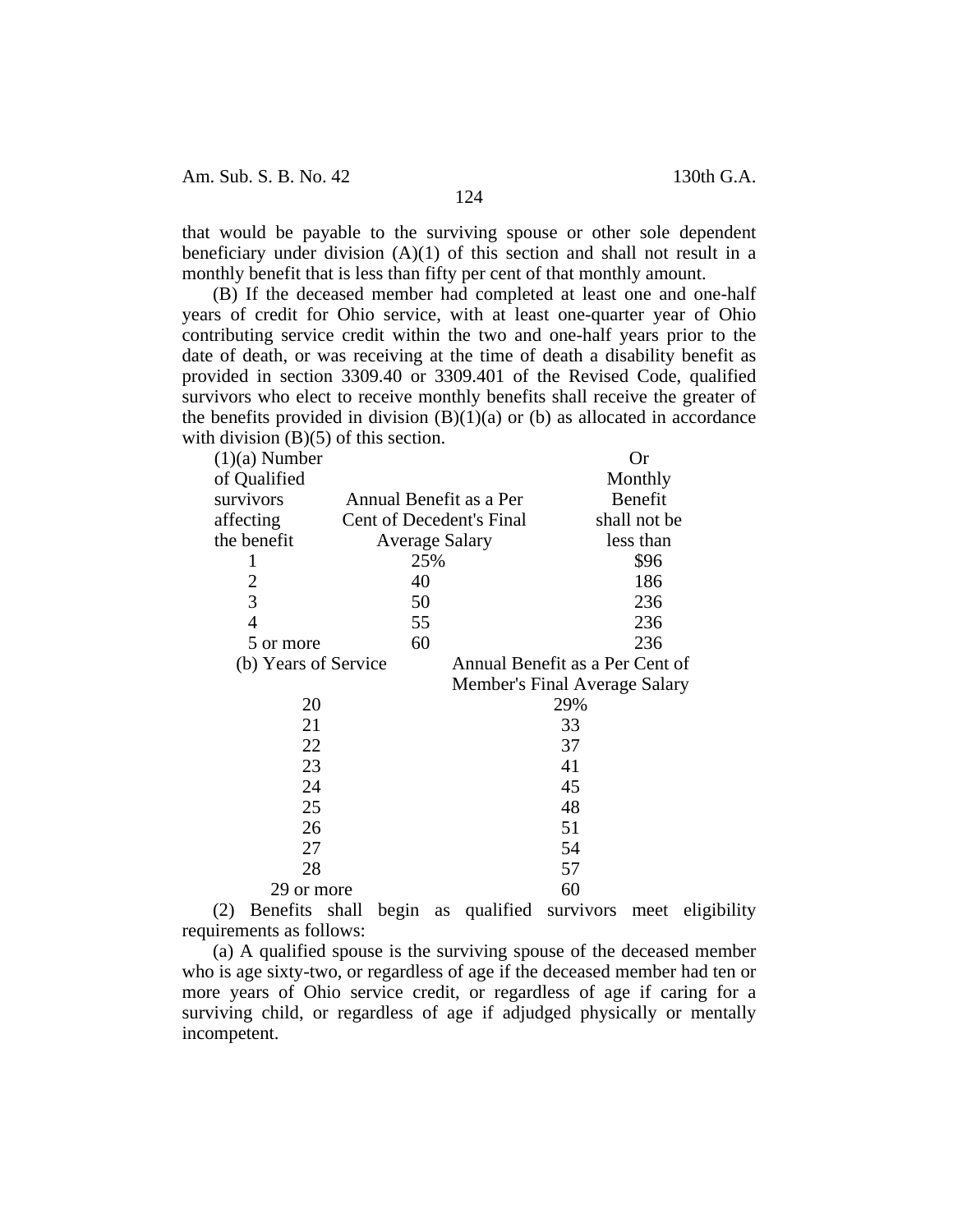that would be payable to the surviving spouse or other sole dependent beneficiary under division (A)(1) of this section and shall not result in a monthly benefit that is less than fifty per cent of that monthly amount.

(B) If the deceased member had completed at least one and one-half years of credit for Ohio service, with at least one-quarter year of Ohio contributing service credit within the two and one-half years prior to the date of death, or was receiving at the time of death a disability benefit as provided in section 3309.40 or 3309.401 of the Revised Code, qualified survivors who elect to receive monthly benefits shall receive the greater of the benefits provided in division (B)(1)(a) or (b) as allocated in accordance with division (B)(5) of this section.

| (1)(a) Number of Qualified survivors affecting the benefit | Annual Benefit as a Per Cent of Decedent's Final Average Salary | Or Monthly Benefit shall not be less than |
|---|---|---|
| 1 | 25% | $96 |
| 2 | 40 | 186 |
| 3 | 50 | 236 |
| 4 | 55 | 236 |
| 5 or more | 60 | 236 |

| (b) Years of Service | Annual Benefit as a Per Cent of Member's Final Average Salary |
|---|---|
| 20 | 29% |
| 21 | 33 |
| 22 | 37 |
| 23 | 41 |
| 24 | 45 |
| 25 | 48 |
| 26 | 51 |
| 27 | 54 |
| 28 | 57 |
| 29 or more | 60 |

(2) Benefits shall begin as qualified survivors meet eligibility requirements as follows:

(a) A qualified spouse is the surviving spouse of the deceased member who is age sixty-two, or regardless of age if the deceased member had ten or more years of Ohio service credit, or regardless of age if caring for a surviving child, or regardless of age if adjudged physically or mentally incompetent.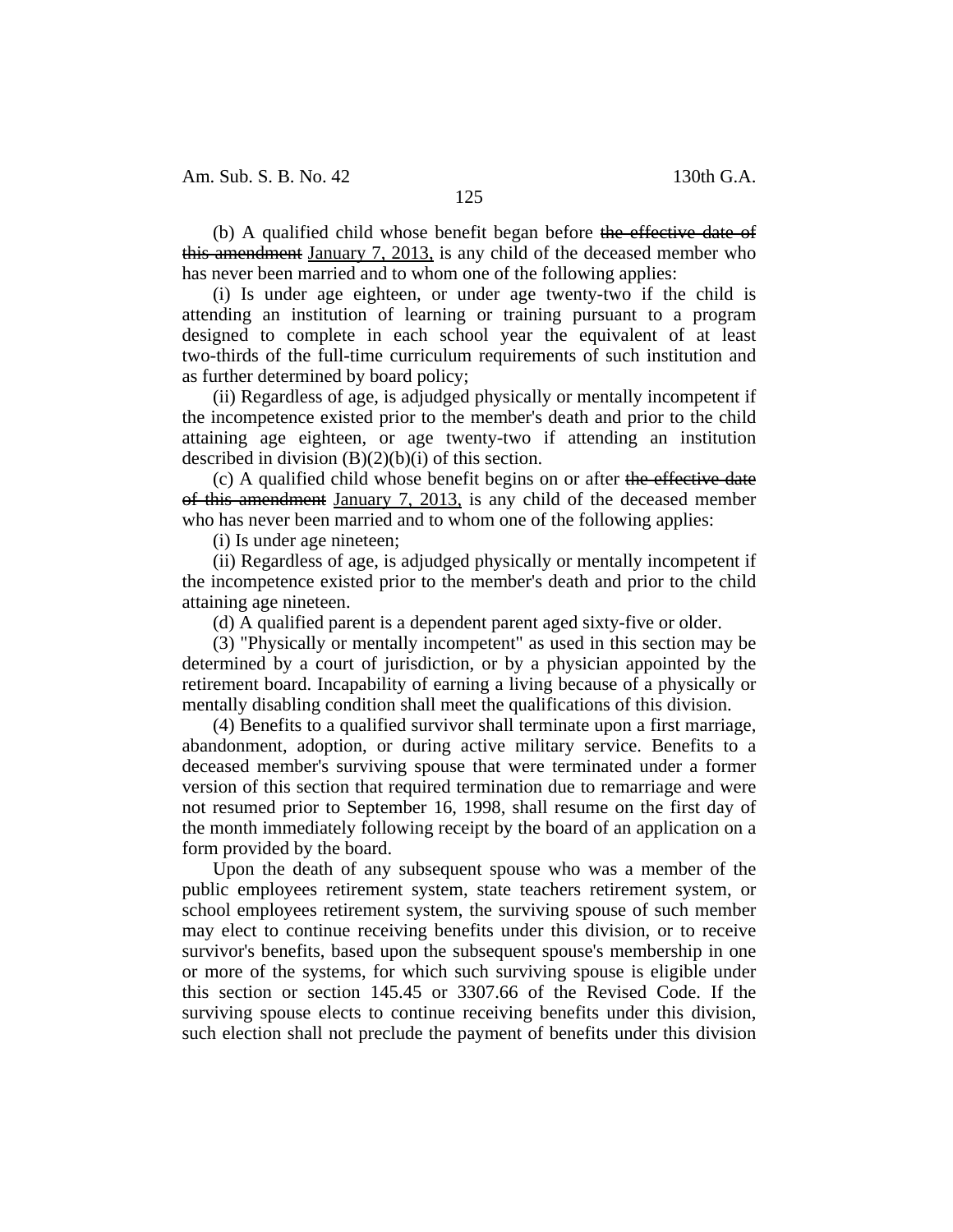(b) A qualified child whose benefit began before ~~the effective date of this amendment~~ January 7, 2013, is any child of the deceased member who has never been married and to whom one of the following applies:

(i) Is under age eighteen, or under age twenty-two if the child is attending an institution of learning or training pursuant to a program designed to complete in each school year the equivalent of at least two-thirds of the full-time curriculum requirements of such institution and as further determined by board policy;

(ii) Regardless of age, is adjudged physically or mentally incompetent if the incompetence existed prior to the member's death and prior to the child attaining age eighteen, or age twenty-two if attending an institution described in division (B)(2)(b)(i) of this section.

(c) A qualified child whose benefit begins on or after ~~the effective date of this amendment~~ January 7, 2013, is any child of the deceased member who has never been married and to whom one of the following applies:

(i) Is under age nineteen;

(ii) Regardless of age, is adjudged physically or mentally incompetent if the incompetence existed prior to the member's death and prior to the child attaining age nineteen.

(d) A qualified parent is a dependent parent aged sixty-five or older.

(3) "Physically or mentally incompetent" as used in this section may be determined by a court of jurisdiction, or by a physician appointed by the retirement board. Incapability of earning a living because of a physically or mentally disabling condition shall meet the qualifications of this division.

(4) Benefits to a qualified survivor shall terminate upon a first marriage, abandonment, adoption, or during active military service. Benefits to a deceased member's surviving spouse that were terminated under a former version of this section that required termination due to remarriage and were not resumed prior to September 16, 1998, shall resume on the first day of the month immediately following receipt by the board of an application on a form provided by the board.

Upon the death of any subsequent spouse who was a member of the public employees retirement system, state teachers retirement system, or school employees retirement system, the surviving spouse of such member may elect to continue receiving benefits under this division, or to receive survivor's benefits, based upon the subsequent spouse's membership in one or more of the systems, for which such surviving spouse is eligible under this section or section 145.45 or 3307.66 of the Revised Code. If the surviving spouse elects to continue receiving benefits under this division, such election shall not preclude the payment of benefits under this division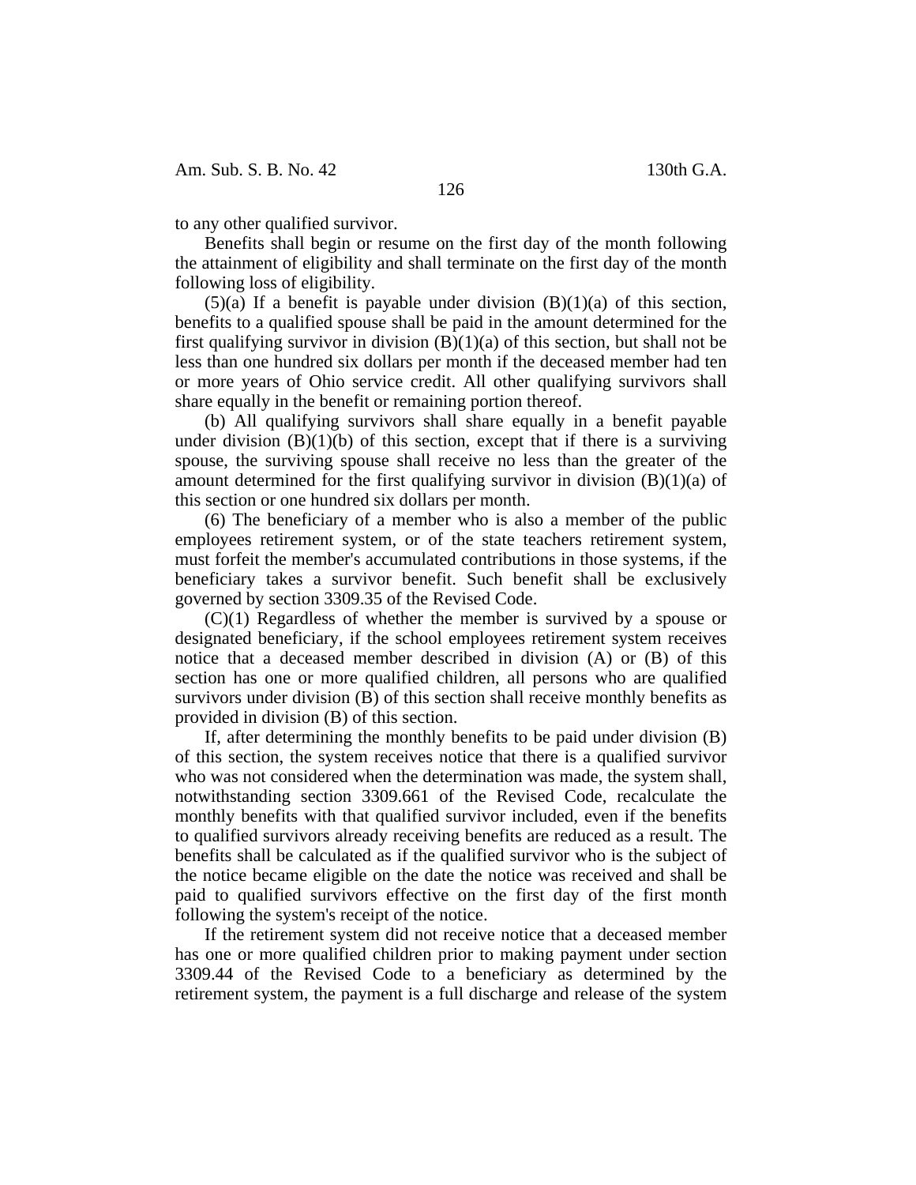to any other qualified survivor.

Benefits shall begin or resume on the first day of the month following the attainment of eligibility and shall terminate on the first day of the month following loss of eligibility.

(5)(a) If a benefit is payable under division (B)(1)(a) of this section, benefits to a qualified spouse shall be paid in the amount determined for the first qualifying survivor in division (B)(1)(a) of this section, but shall not be less than one hundred six dollars per month if the deceased member had ten or more years of Ohio service credit. All other qualifying survivors shall share equally in the benefit or remaining portion thereof.

(b) All qualifying survivors shall share equally in a benefit payable under division (B)(1)(b) of this section, except that if there is a surviving spouse, the surviving spouse shall receive no less than the greater of the amount determined for the first qualifying survivor in division (B)(1)(a) of this section or one hundred six dollars per month.

(6) The beneficiary of a member who is also a member of the public employees retirement system, or of the state teachers retirement system, must forfeit the member's accumulated contributions in those systems, if the beneficiary takes a survivor benefit. Such benefit shall be exclusively governed by section 3309.35 of the Revised Code.

(C)(1) Regardless of whether the member is survived by a spouse or designated beneficiary, if the school employees retirement system receives notice that a deceased member described in division (A) or (B) of this section has one or more qualified children, all persons who are qualified survivors under division (B) of this section shall receive monthly benefits as provided in division (B) of this section.

If, after determining the monthly benefits to be paid under division (B) of this section, the system receives notice that there is a qualified survivor who was not considered when the determination was made, the system shall, notwithstanding section 3309.661 of the Revised Code, recalculate the monthly benefits with that qualified survivor included, even if the benefits to qualified survivors already receiving benefits are reduced as a result. The benefits shall be calculated as if the qualified survivor who is the subject of the notice became eligible on the date the notice was received and shall be paid to qualified survivors effective on the first day of the first month following the system's receipt of the notice.

If the retirement system did not receive notice that a deceased member has one or more qualified children prior to making payment under section 3309.44 of the Revised Code to a beneficiary as determined by the retirement system, the payment is a full discharge and release of the system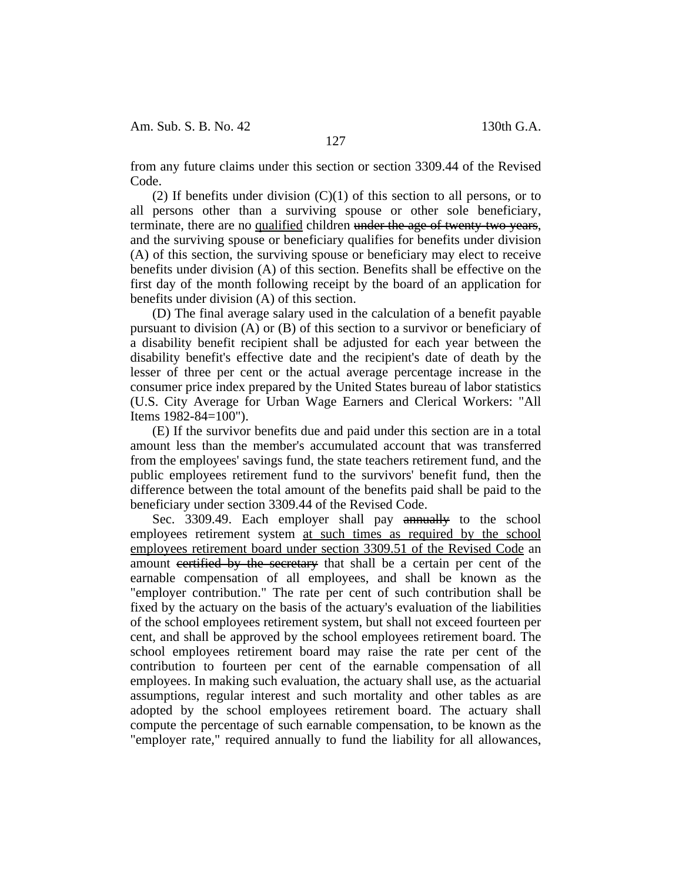from any future claims under this section or section 3309.44 of the Revised Code.

(2) If benefits under division (C)(1) of this section to all persons, or to all persons other than a surviving spouse or other sole beneficiary, terminate, there are no <u>qualified</u> children ~~under the age of twenty-two years~~, and the surviving spouse or beneficiary qualifies for benefits under division (A) of this section, the surviving spouse or beneficiary may elect to receive benefits under division (A) of this section. Benefits shall be effective on the first day of the month following receipt by the board of an application for benefits under division (A) of this section.

(D) The final average salary used in the calculation of a benefit payable pursuant to division (A) or (B) of this section to a survivor or beneficiary of a disability benefit recipient shall be adjusted for each year between the disability benefit's effective date and the recipient's date of death by the lesser of three per cent or the actual average percentage increase in the consumer price index prepared by the United States bureau of labor statistics (U.S. City Average for Urban Wage Earners and Clerical Workers: "All Items 1982-84=100").

(E) If the survivor benefits due and paid under this section are in a total amount less than the member's accumulated account that was transferred from the employees' savings fund, the state teachers retirement fund, and the public employees retirement fund to the survivors' benefit fund, then the difference between the total amount of the benefits paid shall be paid to the beneficiary under section 3309.44 of the Revised Code.

Sec. 3309.49. Each employer shall pay ~~annually~~ to the school employees retirement system <u>at such times as required by the school employees retirement board under section 3309.51 of the Revised Code</u> an amount ~~certified by the secretary~~ that shall be a certain per cent of the earnable compensation of all employees, and shall be known as the "employer contribution." The rate per cent of such contribution shall be fixed by the actuary on the basis of the actuary's evaluation of the liabilities of the school employees retirement system, but shall not exceed fourteen per cent, and shall be approved by the school employees retirement board. The school employees retirement board may raise the rate per cent of the contribution to fourteen per cent of the earnable compensation of all employees. In making such evaluation, the actuary shall use, as the actuarial assumptions, regular interest and such mortality and other tables as are adopted by the school employees retirement board. The actuary shall compute the percentage of such earnable compensation, to be known as the "employer rate," required annually to fund the liability for all allowances,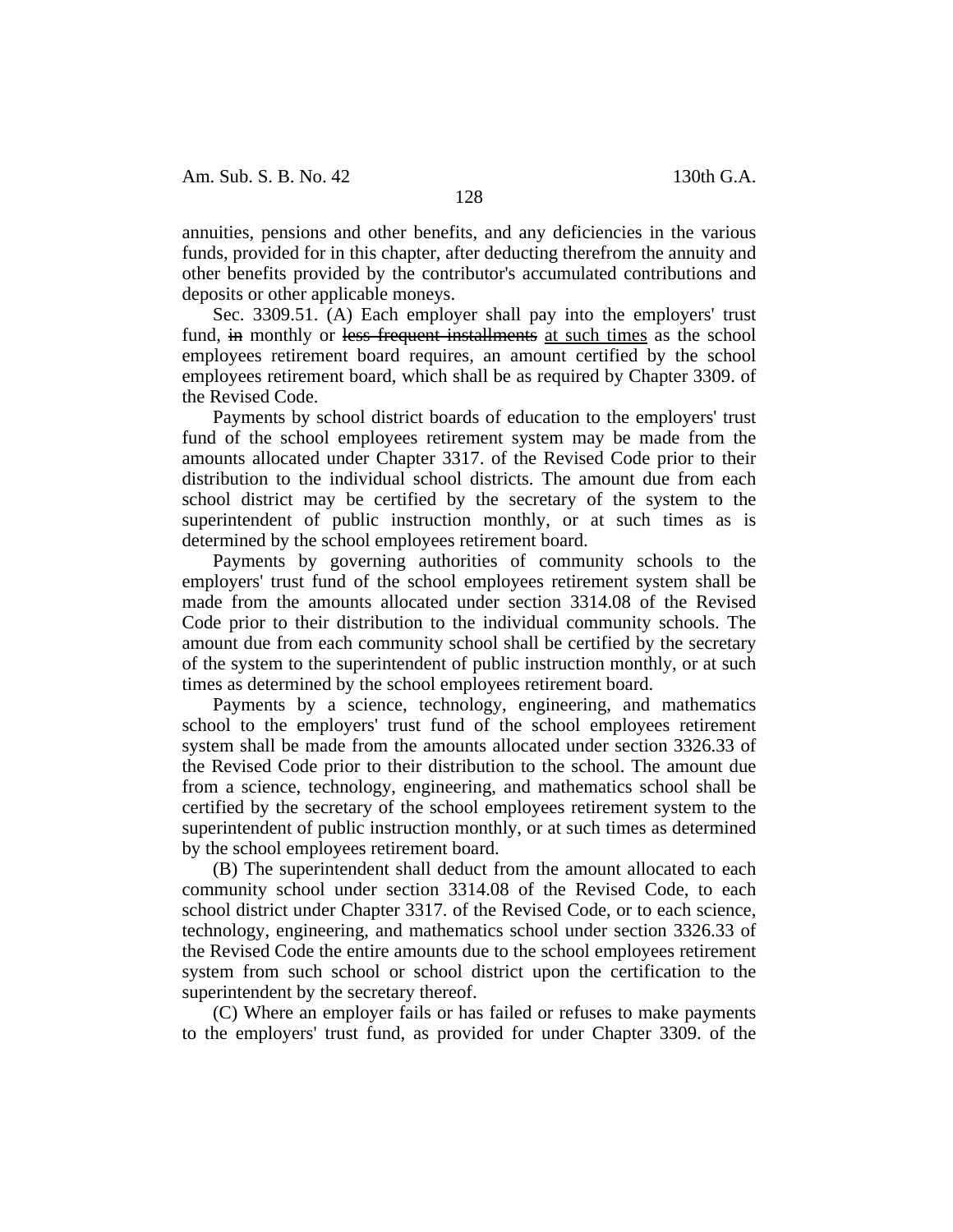annuities, pensions and other benefits, and any deficiencies in the various funds, provided for in this chapter, after deducting therefrom the annuity and other benefits provided by the contributor's accumulated contributions and deposits or other applicable moneys.

Sec. 3309.51. (A) Each employer shall pay into the employers' trust fund, ~~in~~ monthly or ~~less frequent installments~~ at such times as the school employees retirement board requires, an amount certified by the school employees retirement board, which shall be as required by Chapter 3309. of the Revised Code.

Payments by school district boards of education to the employers' trust fund of the school employees retirement system may be made from the amounts allocated under Chapter 3317. of the Revised Code prior to their distribution to the individual school districts. The amount due from each school district may be certified by the secretary of the system to the superintendent of public instruction monthly, or at such times as is determined by the school employees retirement board.

Payments by governing authorities of community schools to the employers' trust fund of the school employees retirement system shall be made from the amounts allocated under section 3314.08 of the Revised Code prior to their distribution to the individual community schools. The amount due from each community school shall be certified by the secretary of the system to the superintendent of public instruction monthly, or at such times as determined by the school employees retirement board.

Payments by a science, technology, engineering, and mathematics school to the employers' trust fund of the school employees retirement system shall be made from the amounts allocated under section 3326.33 of the Revised Code prior to their distribution to the school. The amount due from a science, technology, engineering, and mathematics school shall be certified by the secretary of the school employees retirement system to the superintendent of public instruction monthly, or at such times as determined by the school employees retirement board.

(B) The superintendent shall deduct from the amount allocated to each community school under section 3314.08 of the Revised Code, to each school district under Chapter 3317. of the Revised Code, or to each science, technology, engineering, and mathematics school under section 3326.33 of the Revised Code the entire amounts due to the school employees retirement system from such school or school district upon the certification to the superintendent by the secretary thereof.

(C) Where an employer fails or has failed or refuses to make payments to the employers' trust fund, as provided for under Chapter 3309. of the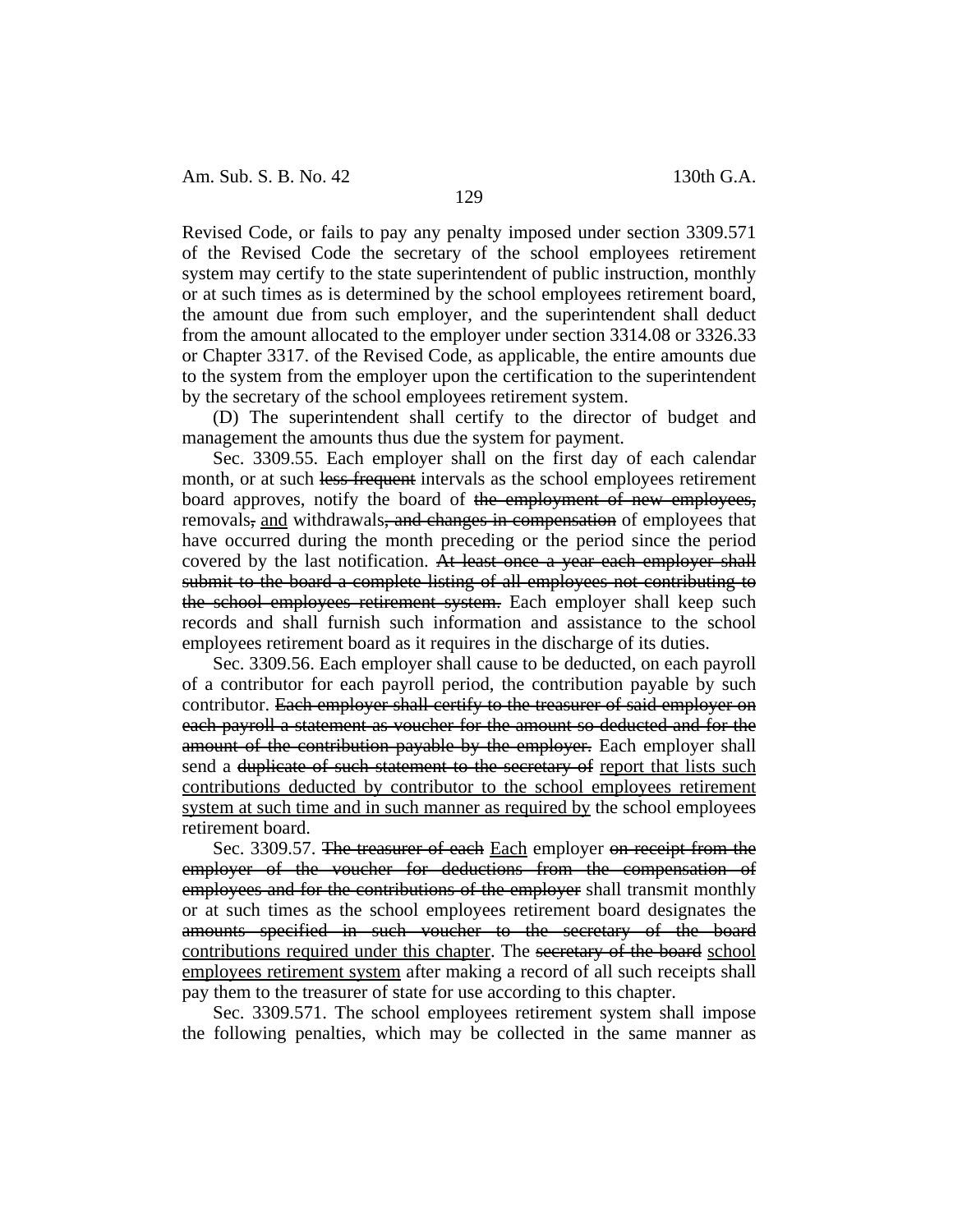Revised Code, or fails to pay any penalty imposed under section 3309.571 of the Revised Code the secretary of the school employees retirement system may certify to the state superintendent of public instruction, monthly or at such times as is determined by the school employees retirement board, the amount due from such employer, and the superintendent shall deduct from the amount allocated to the employer under section 3314.08 or 3326.33 or Chapter 3317. of the Revised Code, as applicable, the entire amounts due to the system from the employer upon the certification to the superintendent by the secretary of the school employees retirement system.

(D) The superintendent shall certify to the director of budget and management the amounts thus due the system for payment.

Sec. 3309.55. Each employer shall on the first day of each calendar month, or at such ~~less frequent~~ intervals as the school employees retirement board approves, notify the board of ~~the employment of new employees,~~ removals~~,~~ <u>and</u> withdrawals~~, and changes in compensation~~ of employees that have occurred during the month preceding or the period since the period covered by the last notification. ~~At least once a year each employer shall submit to the board a complete listing of all employees not contributing to the school employees retirement system.~~ Each employer shall keep such records and shall furnish such information and assistance to the school employees retirement board as it requires in the discharge of its duties.

Sec. 3309.56. Each employer shall cause to be deducted, on each payroll of a contributor for each payroll period, the contribution payable by such contributor. ~~Each employer shall certify to the treasurer of said employer on each payroll a statement as voucher for the amount so deducted and for the amount of the contribution payable by the employer.~~ Each employer shall send a ~~duplicate of such statement to the secretary of~~ <u>report that lists such contributions deducted by contributor to the school employees retirement system at such time and in such manner as required by</u> the school employees retirement board.

Sec. 3309.57. ~~The treasurer of each~~ <u>Each</u> employer ~~on receipt from the employer of the voucher for deductions from the compensation of employees and for the contributions of the employer~~ shall transmit monthly or at such times as the school employees retirement board designates the ~~amounts specified in such voucher to the secretary of the board~~ <u>contributions required under this chapter</u>. The ~~secretary of the board~~ <u>school employees retirement system</u> after making a record of all such receipts shall pay them to the treasurer of state for use according to this chapter.

Sec. 3309.571. The school employees retirement system shall impose the following penalties, which may be collected in the same manner as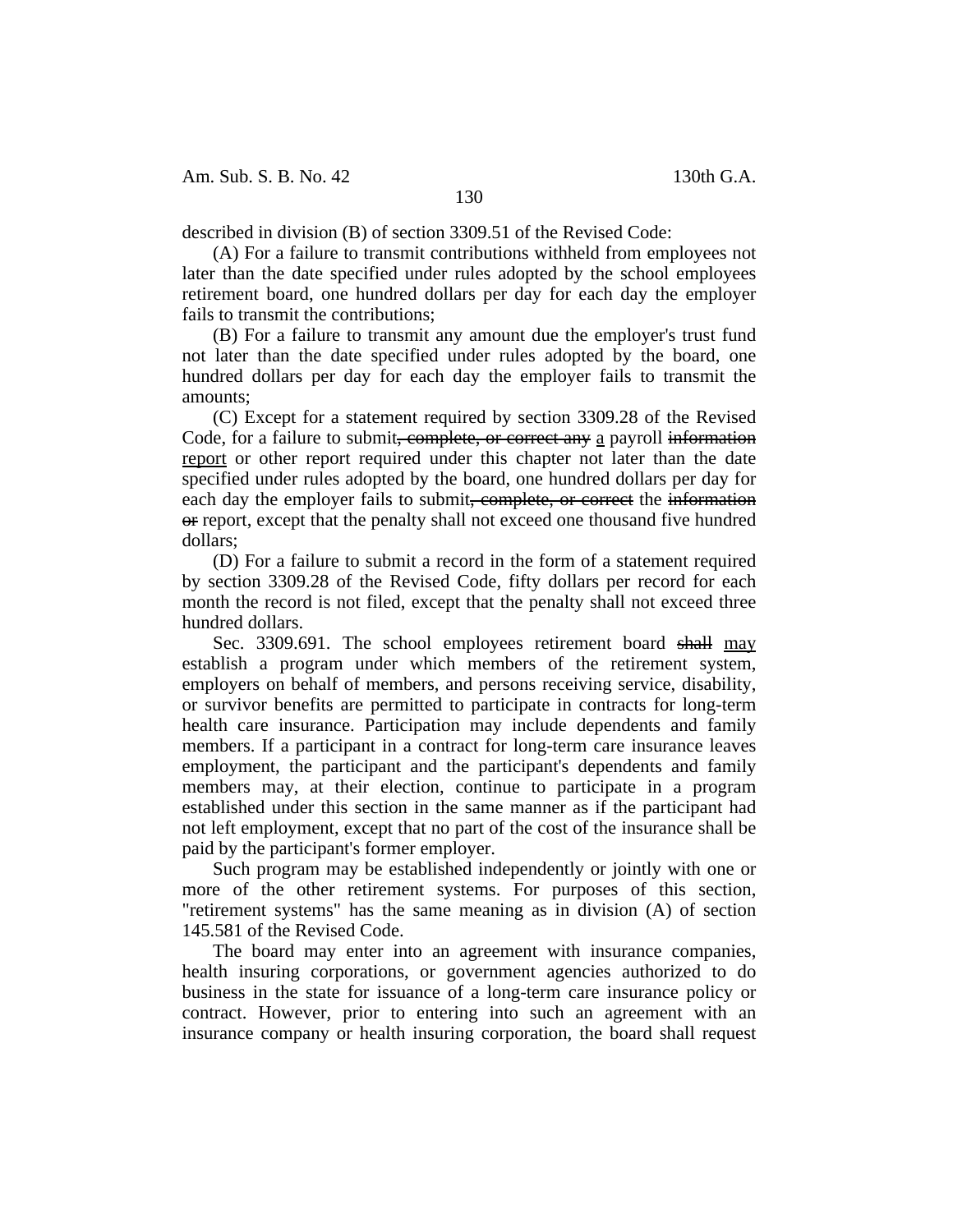described in division (B) of section 3309.51 of the Revised Code:

(A) For a failure to transmit contributions withheld from employees not later than the date specified under rules adopted by the school employees retirement board, one hundred dollars per day for each day the employer fails to transmit the contributions;

(B) For a failure to transmit any amount due the employer's trust fund not later than the date specified under rules adopted by the board, one hundred dollars per day for each day the employer fails to transmit the amounts;

(C) Except for a statement required by section 3309.28 of the Revised Code, for a failure to submit~~, complete, or correct any~~ a payroll ~~information~~ report or other report required under this chapter not later than the date specified under rules adopted by the board, one hundred dollars per day for each day the employer fails to submit~~, complete, or correct~~ the ~~information or~~ report, except that the penalty shall not exceed one thousand five hundred dollars;

(D) For a failure to submit a record in the form of a statement required by section 3309.28 of the Revised Code, fifty dollars per record for each month the record is not filed, except that the penalty shall not exceed three hundred dollars.

Sec. 3309.691. The school employees retirement board ~~shall~~ may establish a program under which members of the retirement system, employers on behalf of members, and persons receiving service, disability, or survivor benefits are permitted to participate in contracts for long-term health care insurance. Participation may include dependents and family members. If a participant in a contract for long-term care insurance leaves employment, the participant and the participant's dependents and family members may, at their election, continue to participate in a program established under this section in the same manner as if the participant had not left employment, except that no part of the cost of the insurance shall be paid by the participant's former employer.

Such program may be established independently or jointly with one or more of the other retirement systems. For purposes of this section, "retirement systems" has the same meaning as in division (A) of section 145.581 of the Revised Code.

The board may enter into an agreement with insurance companies, health insuring corporations, or government agencies authorized to do business in the state for issuance of a long-term care insurance policy or contract. However, prior to entering into such an agreement with an insurance company or health insuring corporation, the board shall request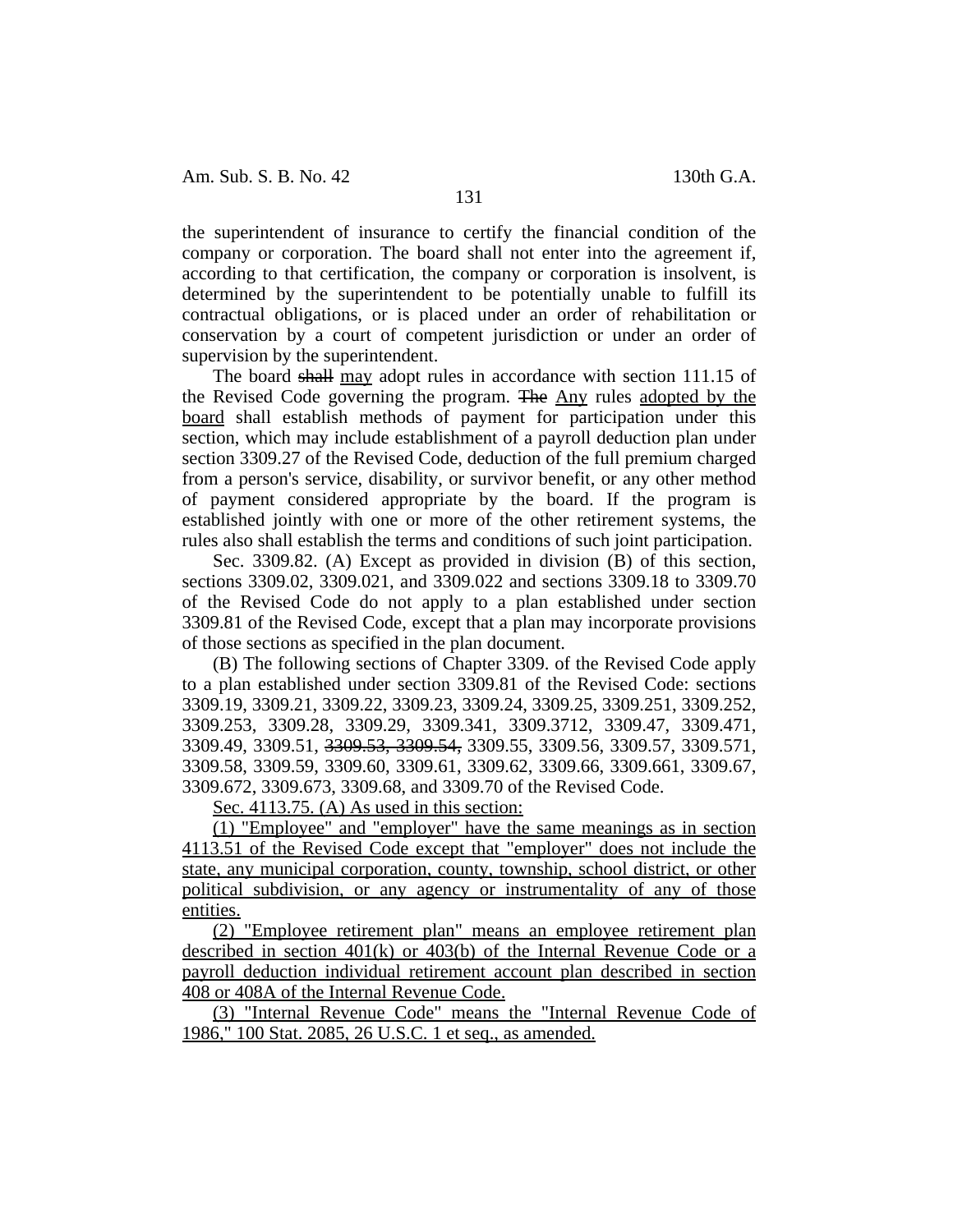the superintendent of insurance to certify the financial condition of the company or corporation. The board shall not enter into the agreement if, according to that certification, the company or corporation is insolvent, is determined by the superintendent to be potentially unable to fulfill its contractual obligations, or is placed under an order of rehabilitation or conservation by a court of competent jurisdiction or under an order of supervision by the superintendent.

The board ~~shall~~ <u>may</u> adopt rules in accordance with section 111.15 of the Revised Code governing the program. ~~The~~ <u>Any</u> rules <u>adopted by the board</u> shall establish methods of payment for participation under this section, which may include establishment of a payroll deduction plan under section 3309.27 of the Revised Code, deduction of the full premium charged from a person's service, disability, or survivor benefit, or any other method of payment considered appropriate by the board. If the program is established jointly with one or more of the other retirement systems, the rules also shall establish the terms and conditions of such joint participation.

Sec. 3309.82. (A) Except as provided in division (B) of this section, sections 3309.02, 3309.021, and 3309.022 and sections 3309.18 to 3309.70 of the Revised Code do not apply to a plan established under section 3309.81 of the Revised Code, except that a plan may incorporate provisions of those sections as specified in the plan document.

(B) The following sections of Chapter 3309. of the Revised Code apply to a plan established under section 3309.81 of the Revised Code: sections 3309.19, 3309.21, 3309.22, 3309.23, 3309.24, 3309.25, 3309.251, 3309.252, 3309.253, 3309.28, 3309.29, 3309.341, 3309.3712, 3309.47, 3309.471, 3309.49, 3309.51, ~~3309.53, 3309.54,~~ 3309.55, 3309.56, 3309.57, 3309.571, 3309.58, 3309.59, 3309.60, 3309.61, 3309.62, 3309.66, 3309.661, 3309.67, 3309.672, 3309.673, 3309.68, and 3309.70 of the Revised Code.

<u>Sec. 4113.75. (A) As used in this section:</u>

<u>(1) "Employee" and "employer" have the same meanings as in section 4113.51 of the Revised Code except that "employer" does not include the state, any municipal corporation, county, township, school district, or other political subdivision, or any agency or instrumentality of any of those entities.</u>

<u>(2) "Employee retirement plan" means an employee retirement plan described in section 401(k) or 403(b) of the Internal Revenue Code or a payroll deduction individual retirement account plan described in section 408 or 408A of the Internal Revenue Code.</u>

<u>(3) "Internal Revenue Code" means the "Internal Revenue Code of 1986," 100 Stat. 2085, 26 U.S.C. 1 et seq., as amended.</u>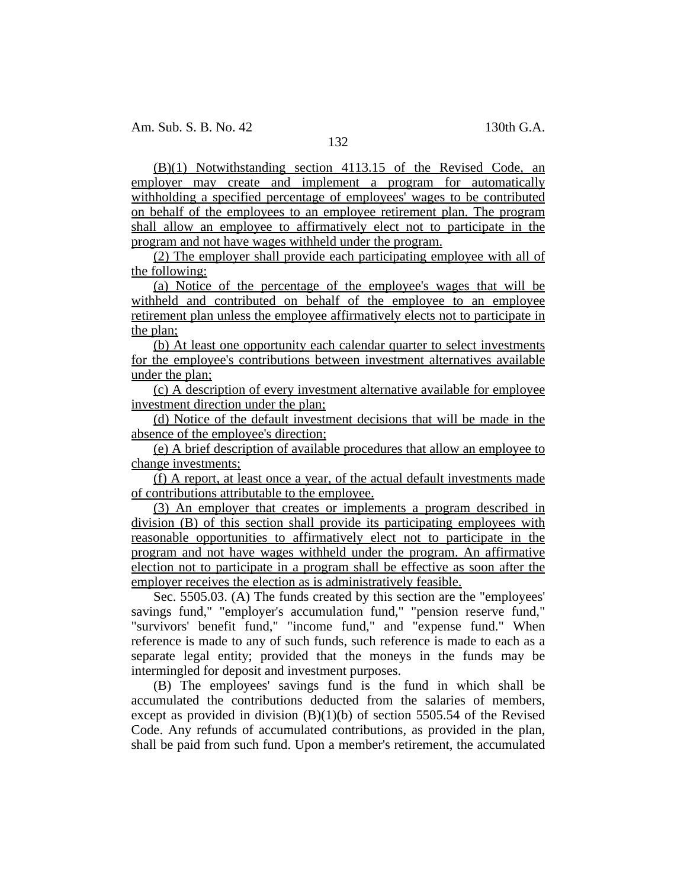(B)(1) Notwithstanding section 4113.15 of the Revised Code, an employer may create and implement a program for automatically withholding a specified percentage of employees' wages to be contributed on behalf of the employees to an employee retirement plan. The program shall allow an employee to affirmatively elect not to participate in the program and not have wages withheld under the program.

(2) The employer shall provide each participating employee with all of the following:

(a) Notice of the percentage of the employee's wages that will be withheld and contributed on behalf of the employee to an employee retirement plan unless the employee affirmatively elects not to participate in the plan;

(b) At least one opportunity each calendar quarter to select investments for the employee's contributions between investment alternatives available under the plan;

(c) A description of every investment alternative available for employee investment direction under the plan;

(d) Notice of the default investment decisions that will be made in the absence of the employee's direction;

(e) A brief description of available procedures that allow an employee to change investments;

(f) A report, at least once a year, of the actual default investments made of contributions attributable to the employee.

(3) An employer that creates or implements a program described in division (B) of this section shall provide its participating employees with reasonable opportunities to affirmatively elect not to participate in the program and not have wages withheld under the program. An affirmative election not to participate in a program shall be effective as soon after the employer receives the election as is administratively feasible.

Sec. 5505.03. (A) The funds created by this section are the "employees' savings fund," "employer's accumulation fund," "pension reserve fund," "survivors' benefit fund," "income fund," and "expense fund." When reference is made to any of such funds, such reference is made to each as a separate legal entity; provided that the moneys in the funds may be intermingled for deposit and investment purposes.

(B) The employees' savings fund is the fund in which shall be accumulated the contributions deducted from the salaries of members, except as provided in division (B)(1)(b) of section 5505.54 of the Revised Code. Any refunds of accumulated contributions, as provided in the plan, shall be paid from such fund. Upon a member's retirement, the accumulated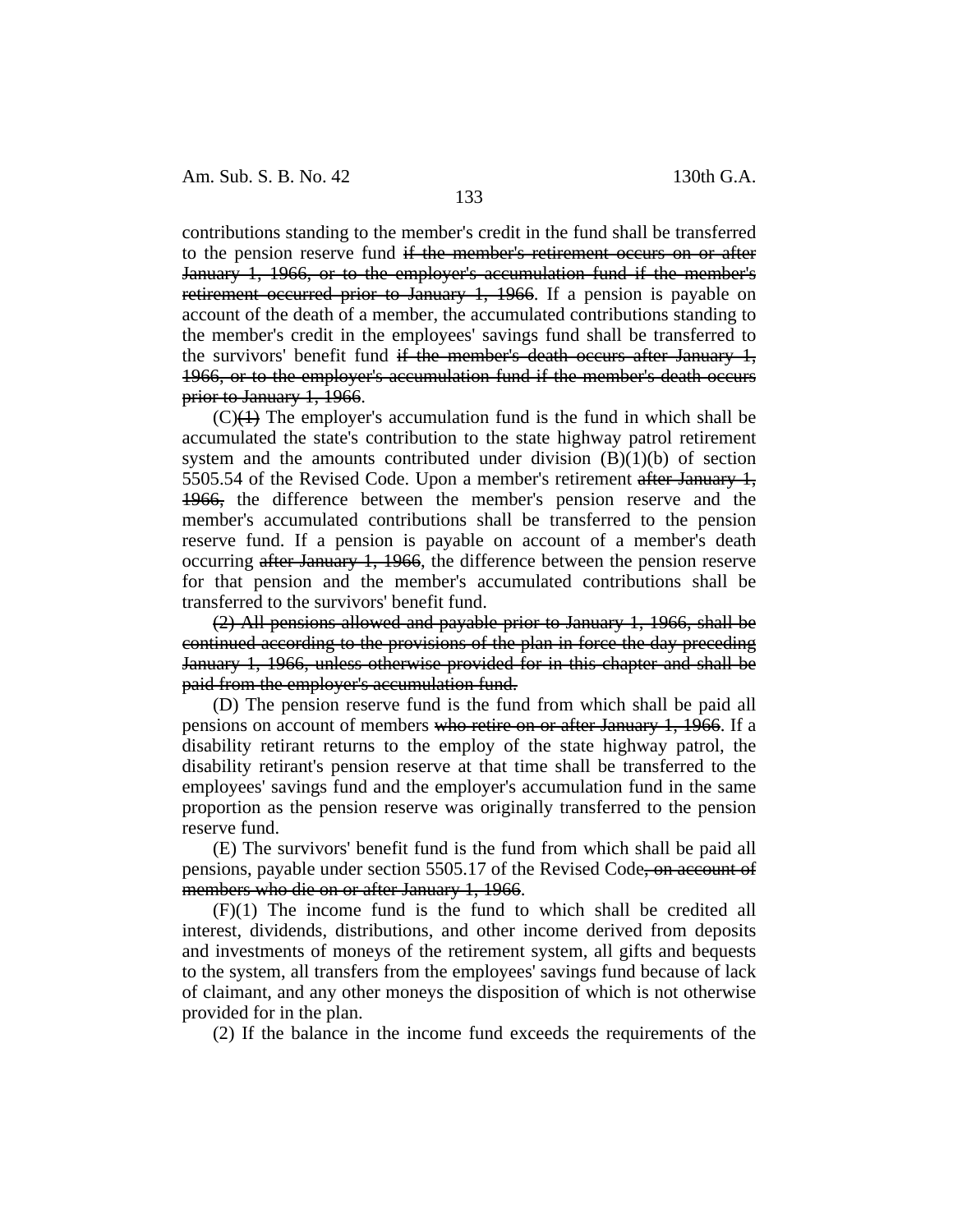contributions standing to the member's credit in the fund shall be transferred to the pension reserve fund ~~if the member's retirement occurs on or after January 1, 1966, or to the employer's accumulation fund if the member's retirement occurred prior to January 1, 1966~~. If a pension is payable on account of the death of a member, the accumulated contributions standing to the member's credit in the employees' savings fund shall be transferred to the survivors' benefit fund ~~if the member's death occurs after January 1, 1966, or to the employer's accumulation fund if the member's death occurs prior to January 1, 1966~~.

(C)~~(1)~~ The employer's accumulation fund is the fund in which shall be accumulated the state's contribution to the state highway patrol retirement system and the amounts contributed under division (B)(1)(b) of section 5505.54 of the Revised Code. Upon a member's retirement ~~after January 1, 1966,~~ the difference between the member's pension reserve and the member's accumulated contributions shall be transferred to the pension reserve fund. If a pension is payable on account of a member's death occurring ~~after January 1, 1966~~, the difference between the pension reserve for that pension and the member's accumulated contributions shall be transferred to the survivors' benefit fund.

~~(2) All pensions allowed and payable prior to January 1, 1966, shall be continued according to the provisions of the plan in force the day preceding January 1, 1966, unless otherwise provided for in this chapter and shall be paid from the employer's accumulation fund.~~

(D) The pension reserve fund is the fund from which shall be paid all pensions on account of members ~~who retire on or after January 1, 1966~~. If a disability retirant returns to the employ of the state highway patrol, the disability retirant's pension reserve at that time shall be transferred to the employees' savings fund and the employer's accumulation fund in the same proportion as the pension reserve was originally transferred to the pension reserve fund.

(E) The survivors' benefit fund is the fund from which shall be paid all pensions, payable under section 5505.17 of the Revised Code~~, on account of members who die on or after January 1, 1966~~.

(F)(1) The income fund is the fund to which shall be credited all interest, dividends, distributions, and other income derived from deposits and investments of moneys of the retirement system, all gifts and bequests to the system, all transfers from the employees' savings fund because of lack of claimant, and any other moneys the disposition of which is not otherwise provided for in the plan.

(2) If the balance in the income fund exceeds the requirements of the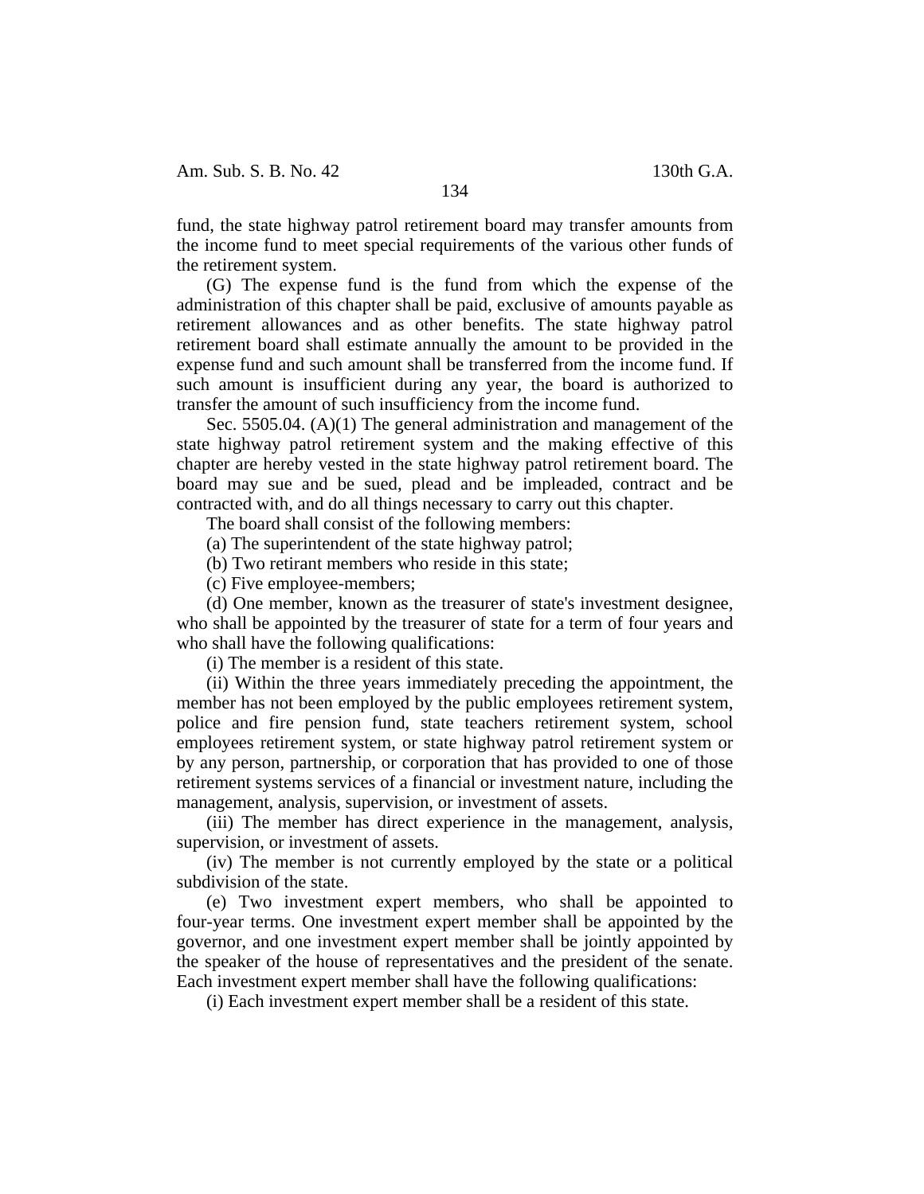fund, the state highway patrol retirement board may transfer amounts from the income fund to meet special requirements of the various other funds of the retirement system.

(G) The expense fund is the fund from which the expense of the administration of this chapter shall be paid, exclusive of amounts payable as retirement allowances and as other benefits. The state highway patrol retirement board shall estimate annually the amount to be provided in the expense fund and such amount shall be transferred from the income fund. If such amount is insufficient during any year, the board is authorized to transfer the amount of such insufficiency from the income fund.

Sec. 5505.04. (A)(1) The general administration and management of the state highway patrol retirement system and the making effective of this chapter are hereby vested in the state highway patrol retirement board. The board may sue and be sued, plead and be impleaded, contract and be contracted with, and do all things necessary to carry out this chapter.

The board shall consist of the following members:

(a) The superintendent of the state highway patrol;

(b) Two retirant members who reside in this state;

(c) Five employee-members;

(d) One member, known as the treasurer of state's investment designee, who shall be appointed by the treasurer of state for a term of four years and who shall have the following qualifications:

(i) The member is a resident of this state.

(ii) Within the three years immediately preceding the appointment, the member has not been employed by the public employees retirement system, police and fire pension fund, state teachers retirement system, school employees retirement system, or state highway patrol retirement system or by any person, partnership, or corporation that has provided to one of those retirement systems services of a financial or investment nature, including the management, analysis, supervision, or investment of assets.

(iii) The member has direct experience in the management, analysis, supervision, or investment of assets.

(iv) The member is not currently employed by the state or a political subdivision of the state.

(e) Two investment expert members, who shall be appointed to four-year terms. One investment expert member shall be appointed by the governor, and one investment expert member shall be jointly appointed by the speaker of the house of representatives and the president of the senate. Each investment expert member shall have the following qualifications:

(i) Each investment expert member shall be a resident of this state.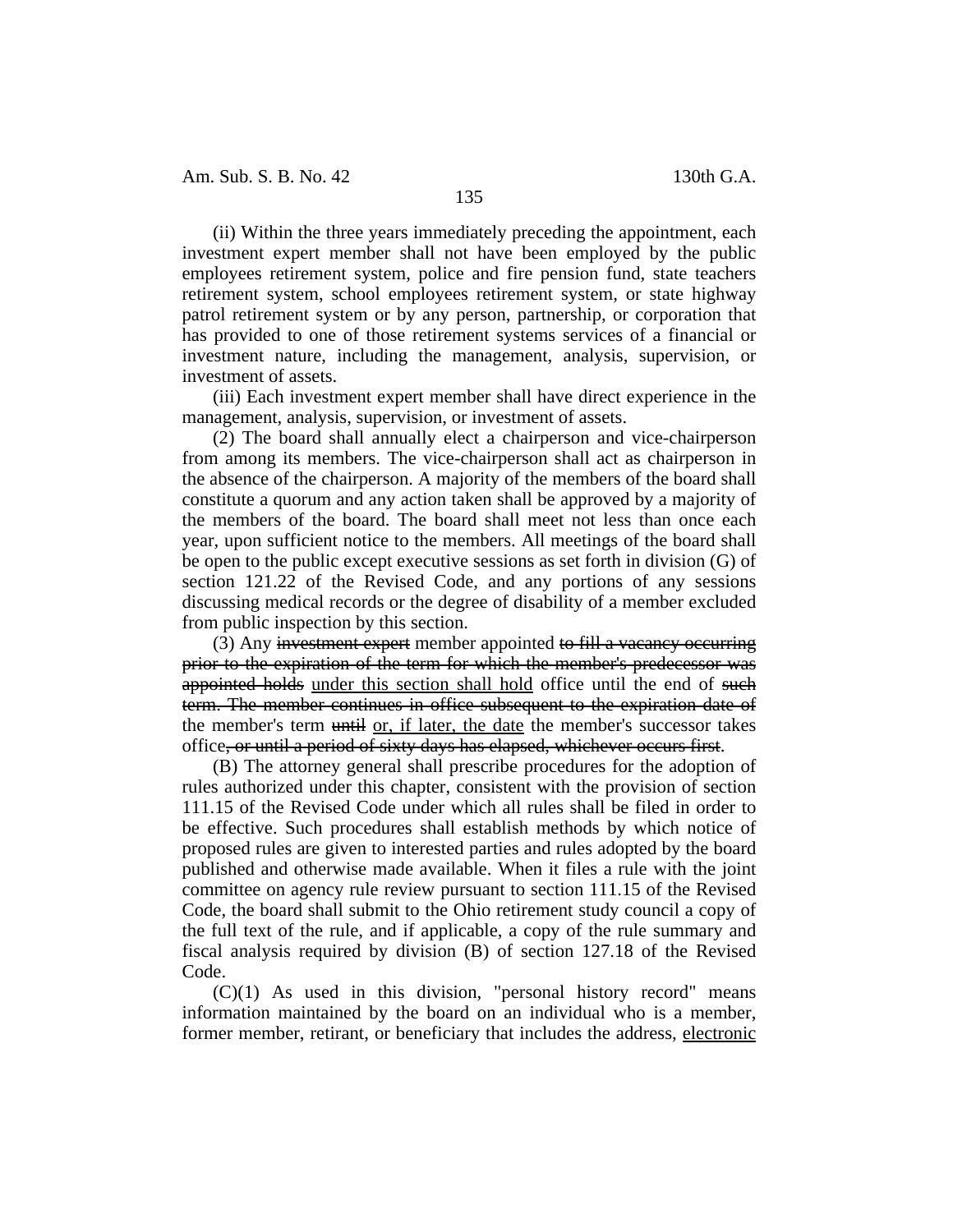(ii) Within the three years immediately preceding the appointment, each investment expert member shall not have been employed by the public employees retirement system, police and fire pension fund, state teachers retirement system, school employees retirement system, or state highway patrol retirement system or by any person, partnership, or corporation that has provided to one of those retirement systems services of a financial or investment nature, including the management, analysis, supervision, or investment of assets.

(iii) Each investment expert member shall have direct experience in the management, analysis, supervision, or investment of assets.

(2) The board shall annually elect a chairperson and vice-chairperson from among its members. The vice-chairperson shall act as chairperson in the absence of the chairperson. A majority of the members of the board shall constitute a quorum and any action taken shall be approved by a majority of the members of the board. The board shall meet not less than once each year, upon sufficient notice to the members. All meetings of the board shall be open to the public except executive sessions as set forth in division (G) of section 121.22 of the Revised Code, and any portions of any sessions discussing medical records or the degree of disability of a member excluded from public inspection by this section.

(3) Any ~~investment expert~~ member appointed ~~to fill a vacancy occurring prior to the expiration of the term for which the member's predecessor was appointed holds~~ <u>under this section shall hold</u> office until the end of ~~such term. The member continues in office subsequent to the expiration date of~~ the member's term ~~until~~ <u>or, if later, the date</u> the member's successor takes office~~, or until a period of sixty days has elapsed, whichever occurs first~~.

(B) The attorney general shall prescribe procedures for the adoption of rules authorized under this chapter, consistent with the provision of section 111.15 of the Revised Code under which all rules shall be filed in order to be effective. Such procedures shall establish methods by which notice of proposed rules are given to interested parties and rules adopted by the board published and otherwise made available. When it files a rule with the joint committee on agency rule review pursuant to section 111.15 of the Revised Code, the board shall submit to the Ohio retirement study council a copy of the full text of the rule, and if applicable, a copy of the rule summary and fiscal analysis required by division (B) of section 127.18 of the Revised Code.

(C)(1) As used in this division, "personal history record" means information maintained by the board on an individual who is a member, former member, retirant, or beneficiary that includes the address, <u>electronic</u>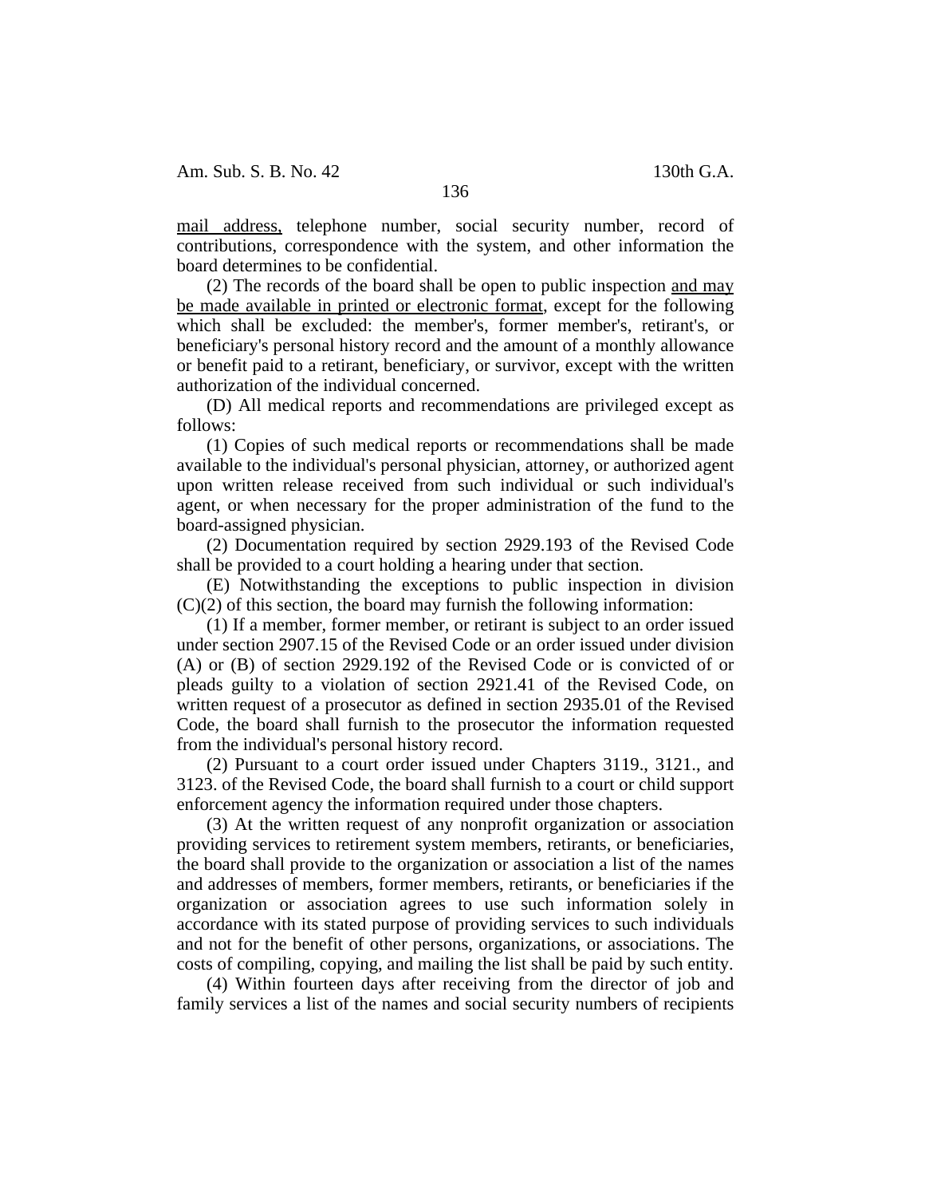mail address, telephone number, social security number, record of contributions, correspondence with the system, and other information the board determines to be confidential.

(2) The records of the board shall be open to public inspection and may be made available in printed or electronic format, except for the following which shall be excluded: the member's, former member's, retirant's, or beneficiary's personal history record and the amount of a monthly allowance or benefit paid to a retirant, beneficiary, or survivor, except with the written authorization of the individual concerned.

(D) All medical reports and recommendations are privileged except as follows:

(1) Copies of such medical reports or recommendations shall be made available to the individual's personal physician, attorney, or authorized agent upon written release received from such individual or such individual's agent, or when necessary for the proper administration of the fund to the board-assigned physician.

(2) Documentation required by section 2929.193 of the Revised Code shall be provided to a court holding a hearing under that section.

(E) Notwithstanding the exceptions to public inspection in division (C)(2) of this section, the board may furnish the following information:

(1) If a member, former member, or retirant is subject to an order issued under section 2907.15 of the Revised Code or an order issued under division (A) or (B) of section 2929.192 of the Revised Code or is convicted of or pleads guilty to a violation of section 2921.41 of the Revised Code, on written request of a prosecutor as defined in section 2935.01 of the Revised Code, the board shall furnish to the prosecutor the information requested from the individual's personal history record.

(2) Pursuant to a court order issued under Chapters 3119., 3121., and 3123. of the Revised Code, the board shall furnish to a court or child support enforcement agency the information required under those chapters.

(3) At the written request of any nonprofit organization or association providing services to retirement system members, retirants, or beneficiaries, the board shall provide to the organization or association a list of the names and addresses of members, former members, retirants, or beneficiaries if the organization or association agrees to use such information solely in accordance with its stated purpose of providing services to such individuals and not for the benefit of other persons, organizations, or associations. The costs of compiling, copying, and mailing the list shall be paid by such entity.

(4) Within fourteen days after receiving from the director of job and family services a list of the names and social security numbers of recipients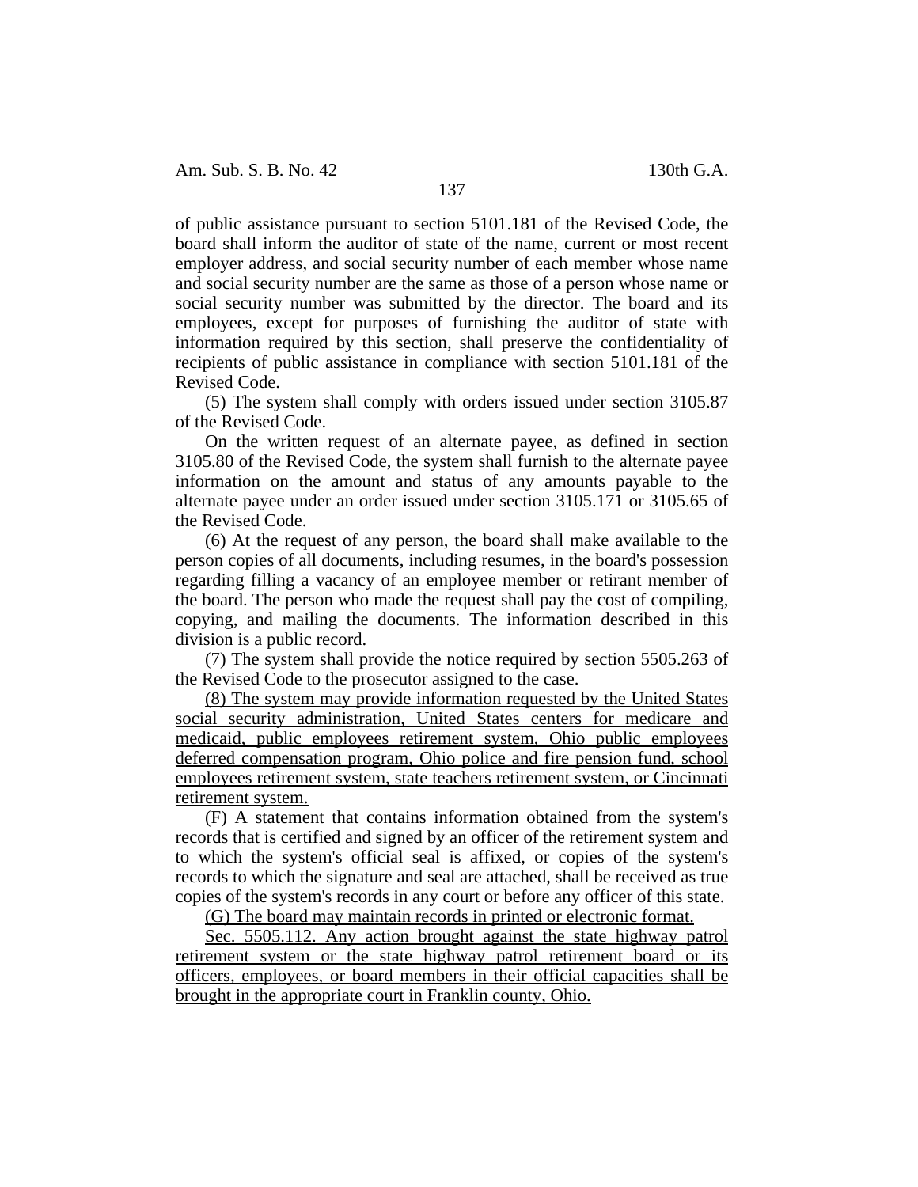of public assistance pursuant to section 5101.181 of the Revised Code, the board shall inform the auditor of state of the name, current or most recent employer address, and social security number of each member whose name and social security number are the same as those of a person whose name or social security number was submitted by the director. The board and its employees, except for purposes of furnishing the auditor of state with information required by this section, shall preserve the confidentiality of recipients of public assistance in compliance with section 5101.181 of the Revised Code.

(5) The system shall comply with orders issued under section 3105.87 of the Revised Code.

On the written request of an alternate payee, as defined in section 3105.80 of the Revised Code, the system shall furnish to the alternate payee information on the amount and status of any amounts payable to the alternate payee under an order issued under section 3105.171 or 3105.65 of the Revised Code.

(6) At the request of any person, the board shall make available to the person copies of all documents, including resumes, in the board's possession regarding filling a vacancy of an employee member or retirant member of the board. The person who made the request shall pay the cost of compiling, copying, and mailing the documents. The information described in this division is a public record.

(7) The system shall provide the notice required by section 5505.263 of the Revised Code to the prosecutor assigned to the case.

<u>(8) The system may provide information requested by the United States social security administration, United States centers for medicare and medicaid, public employees retirement system, Ohio public employees deferred compensation program, Ohio police and fire pension fund, school employees retirement system, state teachers retirement system, or Cincinnati retirement system.</u>

(F) A statement that contains information obtained from the system's records that is certified and signed by an officer of the retirement system and to which the system's official seal is affixed, or copies of the system's records to which the signature and seal are attached, shall be received as true copies of the system's records in any court or before any officer of this state.

<u>(G) The board may maintain records in printed or electronic format.</u>

<u>Sec. 5505.112. Any action brought against the state highway patrol retirement system or the state highway patrol retirement board or its officers, employees, or board members in their official capacities shall be brought in the appropriate court in Franklin county, Ohio.</u>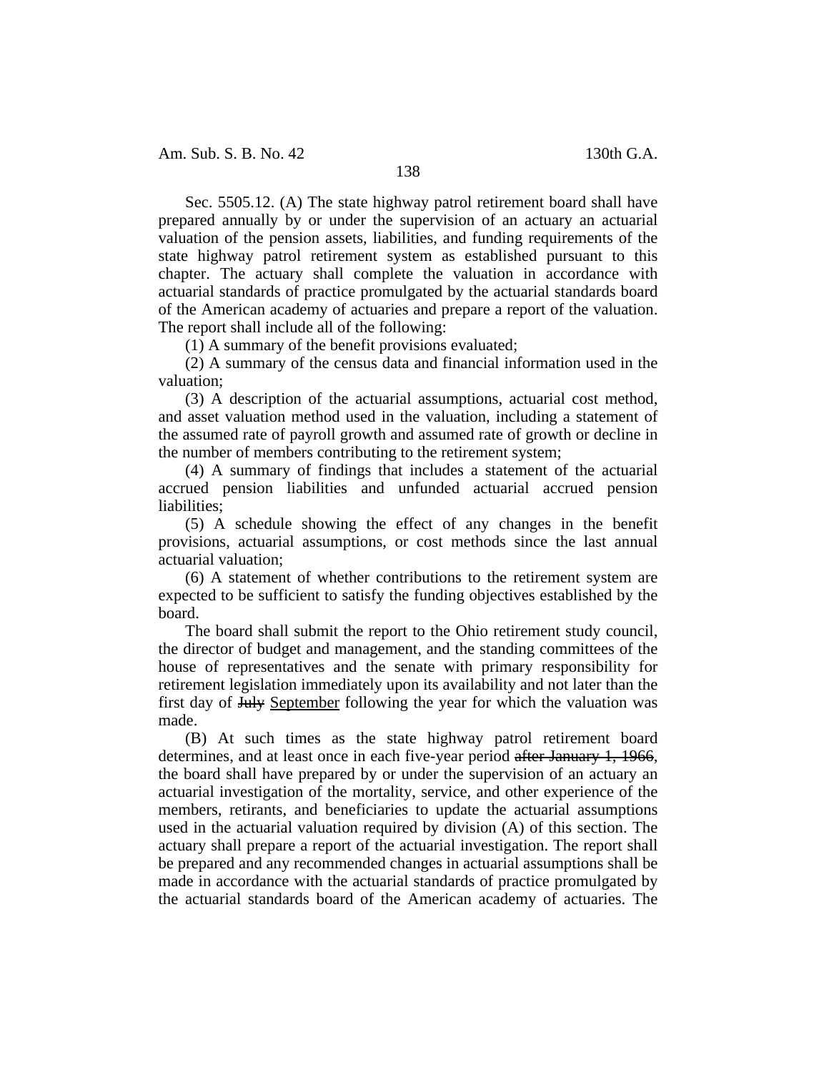Sec. 5505.12. (A) The state highway patrol retirement board shall have prepared annually by or under the supervision of an actuary an actuarial valuation of the pension assets, liabilities, and funding requirements of the state highway patrol retirement system as established pursuant to this chapter. The actuary shall complete the valuation in accordance with actuarial standards of practice promulgated by the actuarial standards board of the American academy of actuaries and prepare a report of the valuation. The report shall include all of the following:

(1) A summary of the benefit provisions evaluated;

(2) A summary of the census data and financial information used in the valuation;

(3) A description of the actuarial assumptions, actuarial cost method, and asset valuation method used in the valuation, including a statement of the assumed rate of payroll growth and assumed rate of growth or decline in the number of members contributing to the retirement system;

(4) A summary of findings that includes a statement of the actuarial accrued pension liabilities and unfunded actuarial accrued pension liabilities;

(5) A schedule showing the effect of any changes in the benefit provisions, actuarial assumptions, or cost methods since the last annual actuarial valuation;

(6) A statement of whether contributions to the retirement system are expected to be sufficient to satisfy the funding objectives established by the board.

The board shall submit the report to the Ohio retirement study council, the director of budget and management, and the standing committees of the house of representatives and the senate with primary responsibility for retirement legislation immediately upon its availability and not later than the first day of ~~July~~ <u>September</u> following the year for which the valuation was made.

(B) At such times as the state highway patrol retirement board determines, and at least once in each five-year period ~~after January 1, 1966~~, the board shall have prepared by or under the supervision of an actuary an actuarial investigation of the mortality, service, and other experience of the members, retirants, and beneficiaries to update the actuarial assumptions used in the actuarial valuation required by division (A) of this section. The actuary shall prepare a report of the actuarial investigation. The report shall be prepared and any recommended changes in actuarial assumptions shall be made in accordance with the actuarial standards of practice promulgated by the actuarial standards board of the American academy of actuaries. The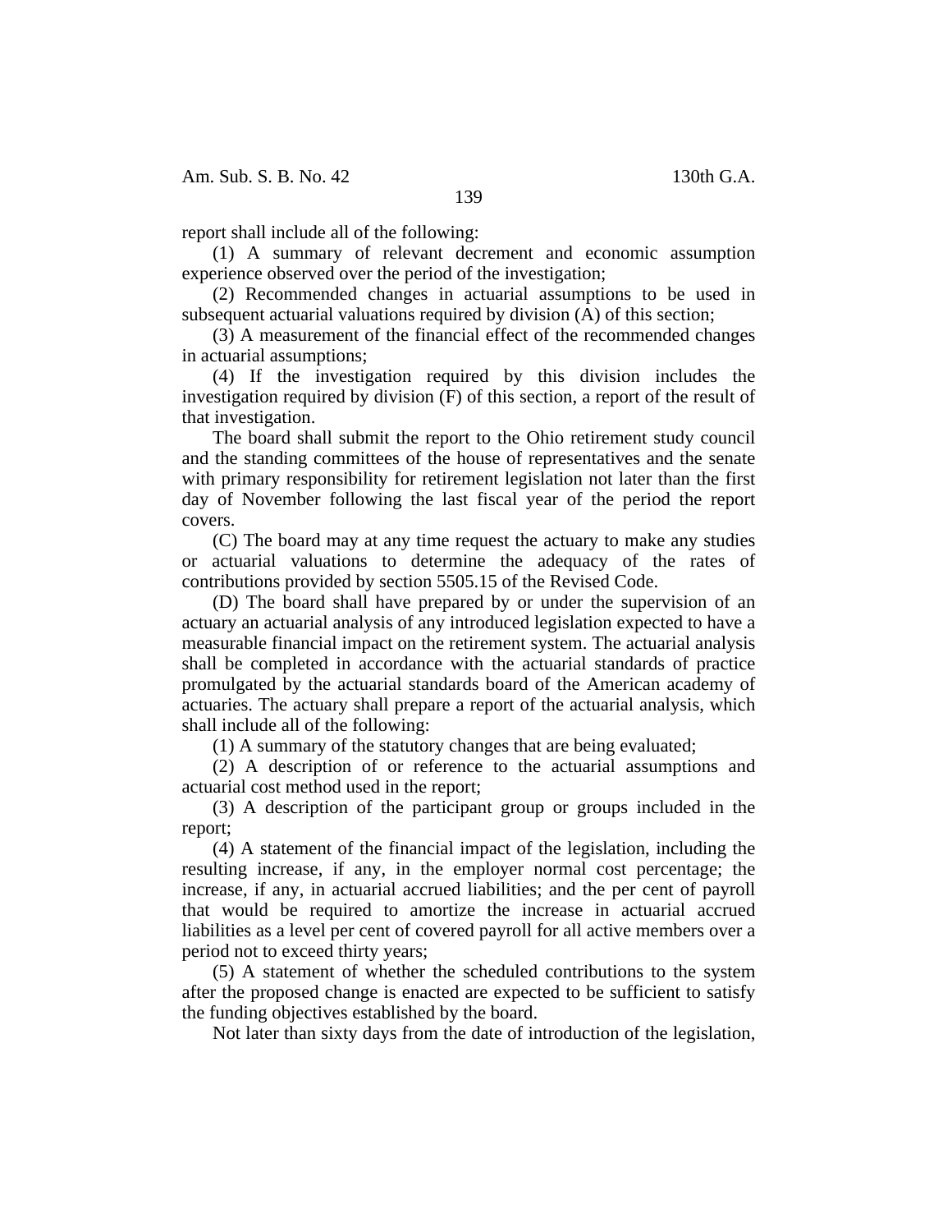report shall include all of the following:

(1) A summary of relevant decrement and economic assumption experience observed over the period of the investigation;

(2) Recommended changes in actuarial assumptions to be used in subsequent actuarial valuations required by division (A) of this section;

(3) A measurement of the financial effect of the recommended changes in actuarial assumptions;

(4) If the investigation required by this division includes the investigation required by division (F) of this section, a report of the result of that investigation.

The board shall submit the report to the Ohio retirement study council and the standing committees of the house of representatives and the senate with primary responsibility for retirement legislation not later than the first day of November following the last fiscal year of the period the report covers.

(C) The board may at any time request the actuary to make any studies or actuarial valuations to determine the adequacy of the rates of contributions provided by section 5505.15 of the Revised Code.

(D) The board shall have prepared by or under the supervision of an actuary an actuarial analysis of any introduced legislation expected to have a measurable financial impact on the retirement system. The actuarial analysis shall be completed in accordance with the actuarial standards of practice promulgated by the actuarial standards board of the American academy of actuaries. The actuary shall prepare a report of the actuarial analysis, which shall include all of the following:

(1) A summary of the statutory changes that are being evaluated;

(2) A description of or reference to the actuarial assumptions and actuarial cost method used in the report;

(3) A description of the participant group or groups included in the report;

(4) A statement of the financial impact of the legislation, including the resulting increase, if any, in the employer normal cost percentage; the increase, if any, in actuarial accrued liabilities; and the per cent of payroll that would be required to amortize the increase in actuarial accrued liabilities as a level per cent of covered payroll for all active members over a period not to exceed thirty years;

(5) A statement of whether the scheduled contributions to the system after the proposed change is enacted are expected to be sufficient to satisfy the funding objectives established by the board.

Not later than sixty days from the date of introduction of the legislation,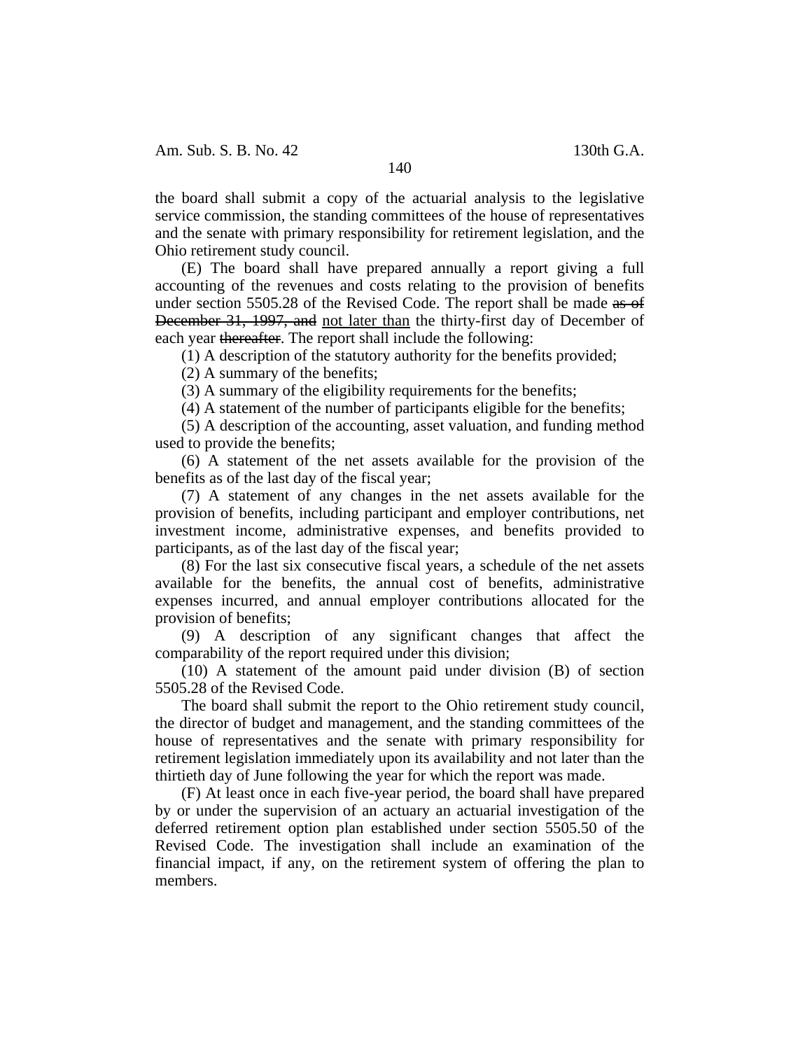the board shall submit a copy of the actuarial analysis to the legislative service commission, the standing committees of the house of representatives and the senate with primary responsibility for retirement legislation, and the Ohio retirement study council.

(E) The board shall have prepared annually a report giving a full accounting of the revenues and costs relating to the provision of benefits under section 5505.28 of the Revised Code. The report shall be made ~~as of December 31, 1997, and~~ <u>not later than</u> the thirty-first day of December of each year ~~thereafter~~. The report shall include the following:

(1) A description of the statutory authority for the benefits provided;

(2) A summary of the benefits;

(3) A summary of the eligibility requirements for the benefits;

(4) A statement of the number of participants eligible for the benefits;

(5) A description of the accounting, asset valuation, and funding method used to provide the benefits;

(6) A statement of the net assets available for the provision of the benefits as of the last day of the fiscal year;

(7) A statement of any changes in the net assets available for the provision of benefits, including participant and employer contributions, net investment income, administrative expenses, and benefits provided to participants, as of the last day of the fiscal year;

(8) For the last six consecutive fiscal years, a schedule of the net assets available for the benefits, the annual cost of benefits, administrative expenses incurred, and annual employer contributions allocated for the provision of benefits;

(9) A description of any significant changes that affect the comparability of the report required under this division;

(10) A statement of the amount paid under division (B) of section 5505.28 of the Revised Code.

The board shall submit the report to the Ohio retirement study council, the director of budget and management, and the standing committees of the house of representatives and the senate with primary responsibility for retirement legislation immediately upon its availability and not later than the thirtieth day of June following the year for which the report was made.

(F) At least once in each five-year period, the board shall have prepared by or under the supervision of an actuary an actuarial investigation of the deferred retirement option plan established under section 5505.50 of the Revised Code. The investigation shall include an examination of the financial impact, if any, on the retirement system of offering the plan to members.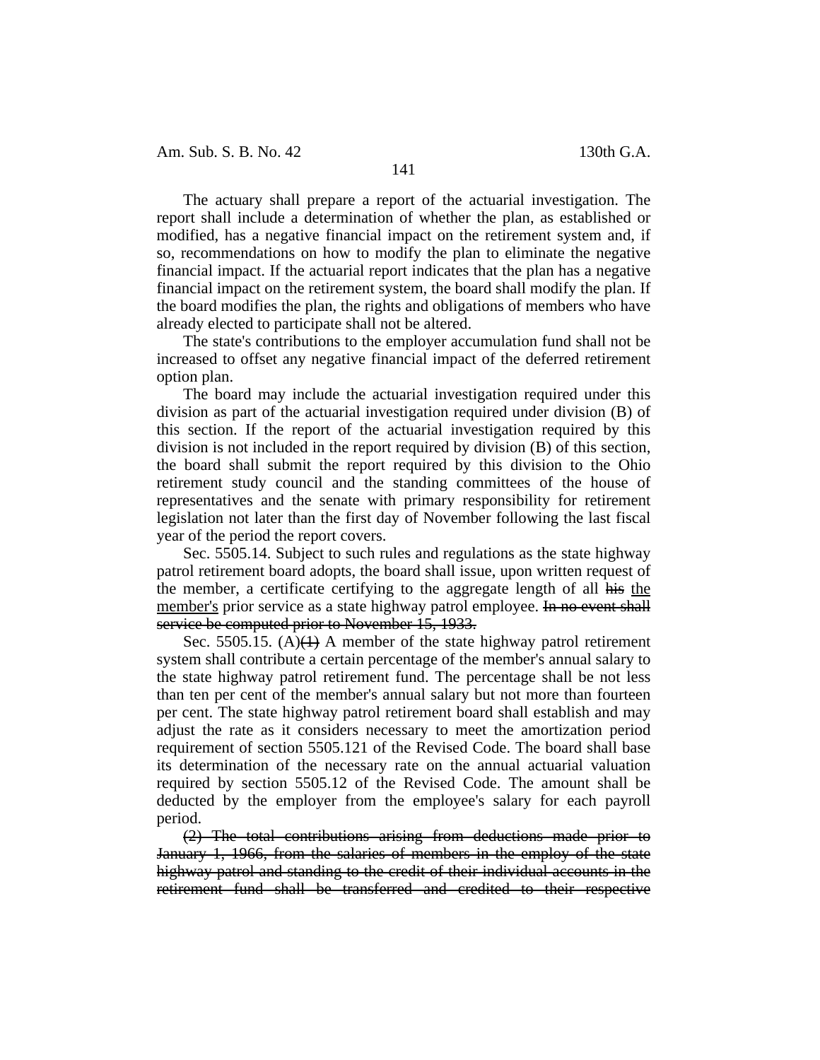The actuary shall prepare a report of the actuarial investigation. The report shall include a determination of whether the plan, as established or modified, has a negative financial impact on the retirement system and, if so, recommendations on how to modify the plan to eliminate the negative financial impact. If the actuarial report indicates that the plan has a negative financial impact on the retirement system, the board shall modify the plan. If the board modifies the plan, the rights and obligations of members who have already elected to participate shall not be altered.

The state's contributions to the employer accumulation fund shall not be increased to offset any negative financial impact of the deferred retirement option plan.

The board may include the actuarial investigation required under this division as part of the actuarial investigation required under division (B) of this section. If the report of the actuarial investigation required by this division is not included in the report required by division (B) of this section, the board shall submit the report required by this division to the Ohio retirement study council and the standing committees of the house of representatives and the senate with primary responsibility for retirement legislation not later than the first day of November following the last fiscal year of the period the report covers.

Sec. 5505.14. Subject to such rules and regulations as the state highway patrol retirement board adopts, the board shall issue, upon written request of the member, a certificate certifying to the aggregate length of all ~~his~~ <u>the member's</u> prior service as a state highway patrol employee. ~~In no event shall service be computed prior to November 15, 1933.~~

Sec. 5505.15. (A)~~(1)~~ A member of the state highway patrol retirement system shall contribute a certain percentage of the member's annual salary to the state highway patrol retirement fund. The percentage shall be not less than ten per cent of the member's annual salary but not more than fourteen per cent. The state highway patrol retirement board shall establish and may adjust the rate as it considers necessary to meet the amortization period requirement of section 5505.121 of the Revised Code. The board shall base its determination of the necessary rate on the annual actuarial valuation required by section 5505.12 of the Revised Code. The amount shall be deducted by the employer from the employee's salary for each payroll period.

~~(2) The total contributions arising from deductions made prior to January 1, 1966, from the salaries of members in the employ of the state highway patrol and standing to the credit of their individual accounts in the retirement fund shall be transferred and credited to their respective~~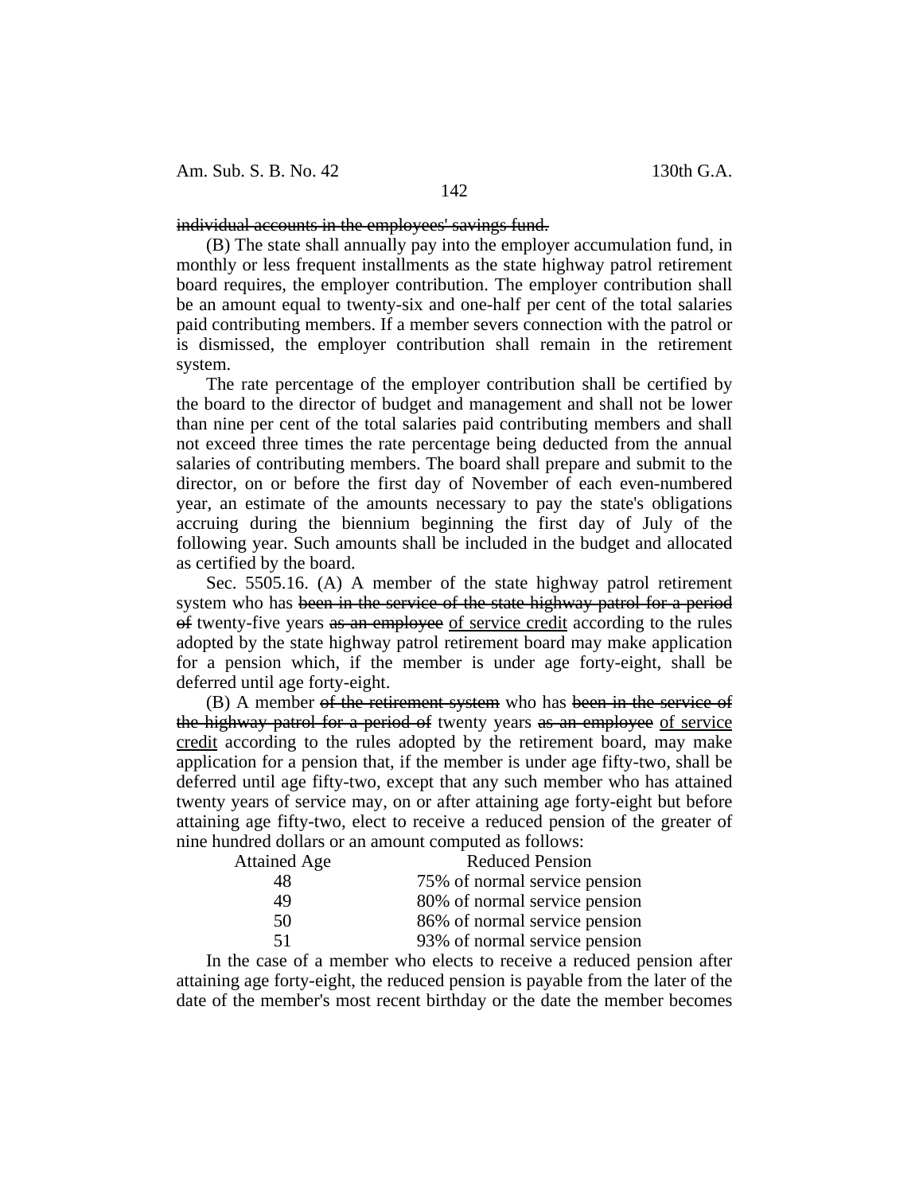~~individual accounts in the employees' savings fund.~~

(B) The state shall annually pay into the employer accumulation fund, in monthly or less frequent installments as the state highway patrol retirement board requires, the employer contribution. The employer contribution shall be an amount equal to twenty-six and one-half per cent of the total salaries paid contributing members. If a member severs connection with the patrol or is dismissed, the employer contribution shall remain in the retirement system.

The rate percentage of the employer contribution shall be certified by the board to the director of budget and management and shall not be lower than nine per cent of the total salaries paid contributing members and shall not exceed three times the rate percentage being deducted from the annual salaries of contributing members. The board shall prepare and submit to the director, on or before the first day of November of each even-numbered year, an estimate of the amounts necessary to pay the state's obligations accruing during the biennium beginning the first day of July of the following year. Such amounts shall be included in the budget and allocated as certified by the board.

Sec. 5505.16. (A) A member of the state highway patrol retirement system who has ~~been in the service of the state highway patrol for a period of~~ twenty-five years ~~as an employee~~ <u>of service credit</u> according to the rules adopted by the state highway patrol retirement board may make application for a pension which, if the member is under age forty-eight, shall be deferred until age forty-eight.

(B) A member ~~of the retirement system~~ who has ~~been in the service of the highway patrol for a period of~~ twenty years ~~as an employee~~ <u>of service credit</u> according to the rules adopted by the retirement board, may make application for a pension that, if the member is under age fifty-two, shall be deferred until age fifty-two, except that any such member who has attained twenty years of service may, on or after attaining age forty-eight but before attaining age fifty-two, elect to receive a reduced pension of the greater of nine hundred dollars or an amount computed as follows:

| Attained Age | Reduced Pension |
|---|---|
| 48 | 75% of normal service pension |
| 49 | 80% of normal service pension |
| 50 | 86% of normal service pension |
| 51 | 93% of normal service pension |

In the case of a member who elects to receive a reduced pension after attaining age forty-eight, the reduced pension is payable from the later of the date of the member's most recent birthday or the date the member becomes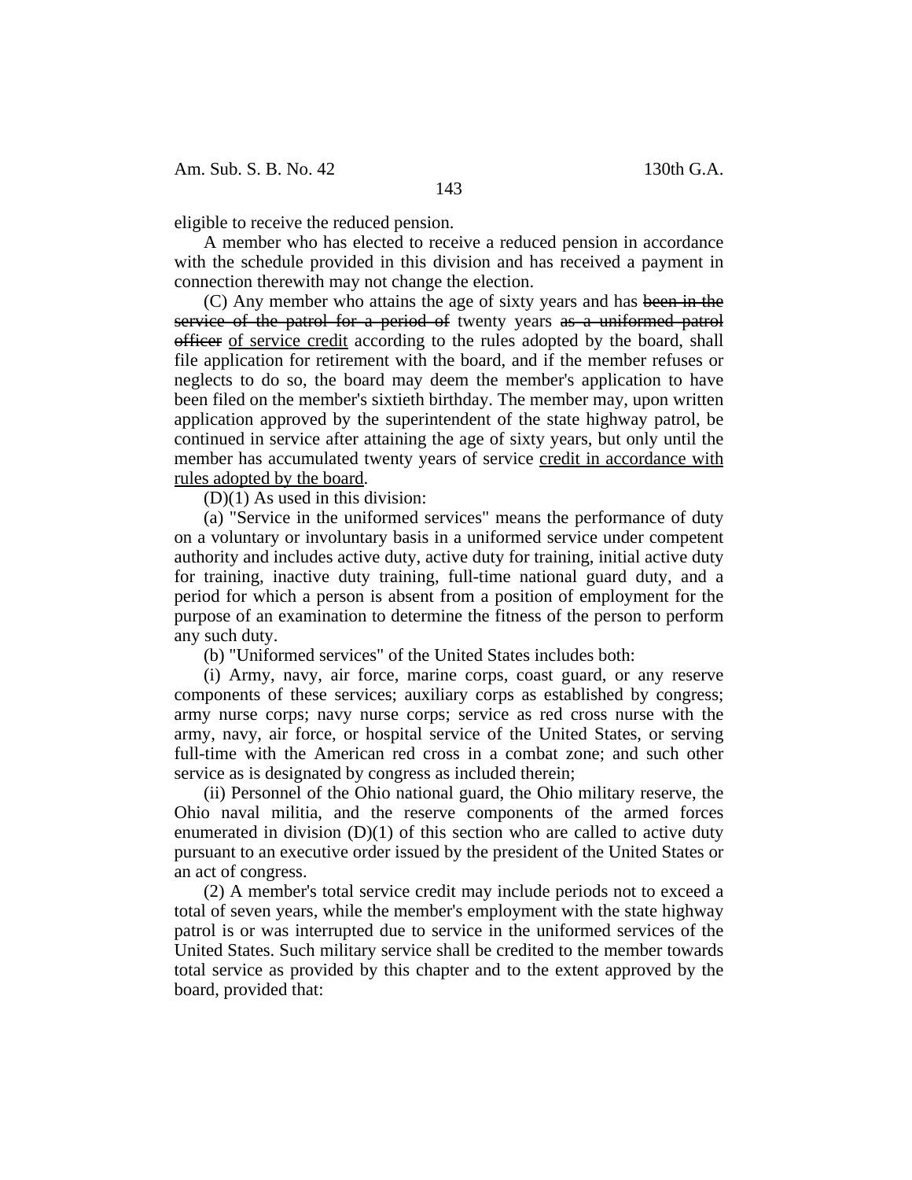eligible to receive the reduced pension.

A member who has elected to receive a reduced pension in accordance with the schedule provided in this division and has received a payment in connection therewith may not change the election.

(C) Any member who attains the age of sixty years and has ~~been in the service of the patrol for a period of~~ twenty years ~~as a uniformed patrol officer~~ <u>of service credit</u> according to the rules adopted by the board, shall file application for retirement with the board, and if the member refuses or neglects to do so, the board may deem the member's application to have been filed on the member's sixtieth birthday. The member may, upon written application approved by the superintendent of the state highway patrol, be continued in service after attaining the age of sixty years, but only until the member has accumulated twenty years of service <u>credit in accordance with rules adopted by the board</u>.

(D)(1) As used in this division:

(a) "Service in the uniformed services" means the performance of duty on a voluntary or involuntary basis in a uniformed service under competent authority and includes active duty, active duty for training, initial active duty for training, inactive duty training, full-time national guard duty, and a period for which a person is absent from a position of employment for the purpose of an examination to determine the fitness of the person to perform any such duty.

(b) "Uniformed services" of the United States includes both:

(i) Army, navy, air force, marine corps, coast guard, or any reserve components of these services; auxiliary corps as established by congress; army nurse corps; navy nurse corps; service as red cross nurse with the army, navy, air force, or hospital service of the United States, or serving full-time with the American red cross in a combat zone; and such other service as is designated by congress as included therein;

(ii) Personnel of the Ohio national guard, the Ohio military reserve, the Ohio naval militia, and the reserve components of the armed forces enumerated in division (D)(1) of this section who are called to active duty pursuant to an executive order issued by the president of the United States or an act of congress.

(2) A member's total service credit may include periods not to exceed a total of seven years, while the member's employment with the state highway patrol is or was interrupted due to service in the uniformed services of the United States. Such military service shall be credited to the member towards total service as provided by this chapter and to the extent approved by the board, provided that: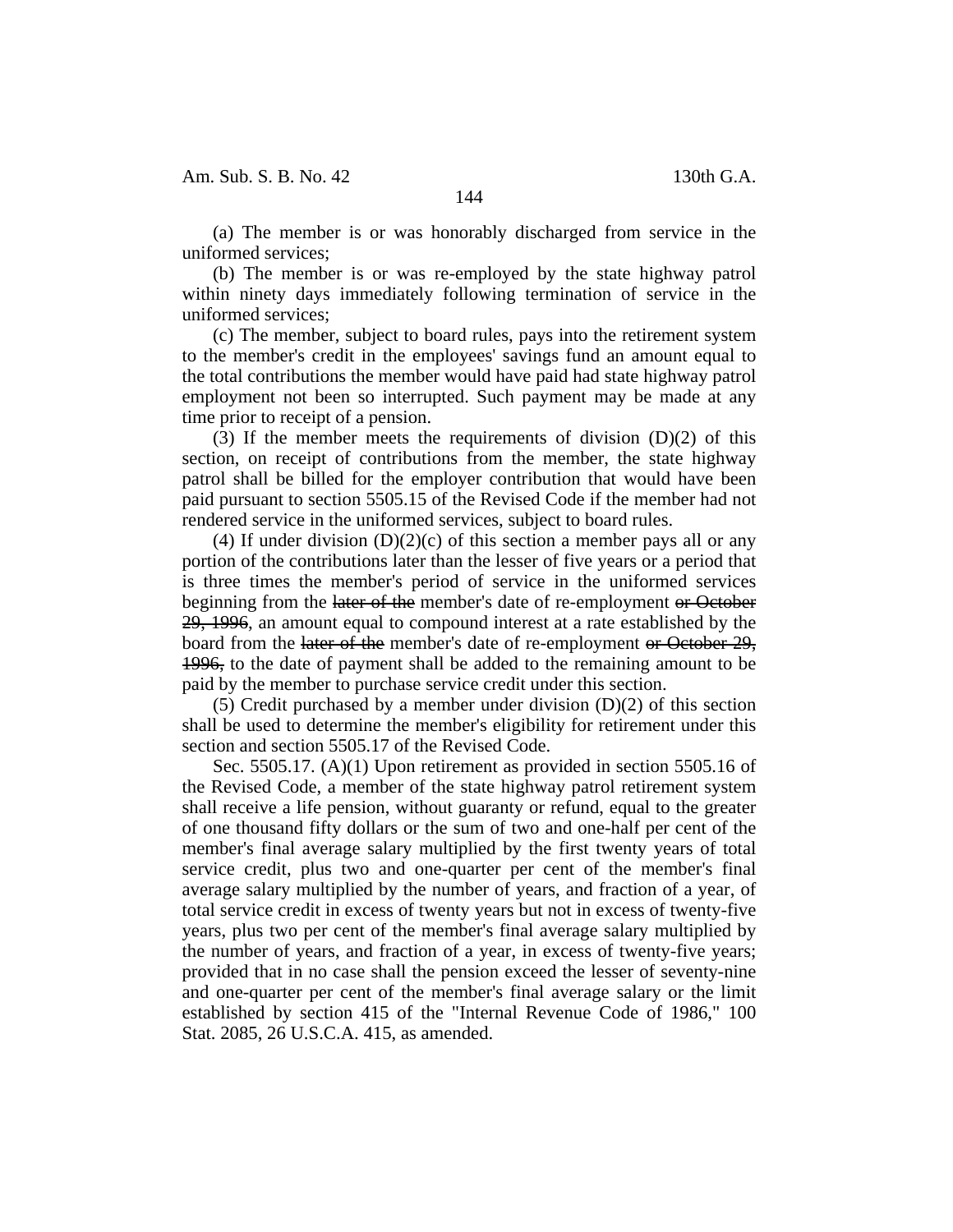(a) The member is or was honorably discharged from service in the uniformed services;

(b) The member is or was re-employed by the state highway patrol within ninety days immediately following termination of service in the uniformed services;

(c) The member, subject to board rules, pays into the retirement system to the member's credit in the employees' savings fund an amount equal to the total contributions the member would have paid had state highway patrol employment not been so interrupted. Such payment may be made at any time prior to receipt of a pension.

(3) If the member meets the requirements of division (D)(2) of this section, on receipt of contributions from the member, the state highway patrol shall be billed for the employer contribution that would have been paid pursuant to section 5505.15 of the Revised Code if the member had not rendered service in the uniformed services, subject to board rules.

(4) If under division (D)(2)(c) of this section a member pays all or any portion of the contributions later than the lesser of five years or a period that is three times the member's period of service in the uniformed services beginning from the ~~later of the~~ member's date of re-employment ~~or October 29, 1996~~, an amount equal to compound interest at a rate established by the board from the ~~later of the~~ member's date of re-employment ~~or October 29, 1996,~~ to the date of payment shall be added to the remaining amount to be paid by the member to purchase service credit under this section.

(5) Credit purchased by a member under division (D)(2) of this section shall be used to determine the member's eligibility for retirement under this section and section 5505.17 of the Revised Code.

Sec. 5505.17. (A)(1) Upon retirement as provided in section 5505.16 of the Revised Code, a member of the state highway patrol retirement system shall receive a life pension, without guaranty or refund, equal to the greater of one thousand fifty dollars or the sum of two and one-half per cent of the member's final average salary multiplied by the first twenty years of total service credit, plus two and one-quarter per cent of the member's final average salary multiplied by the number of years, and fraction of a year, of total service credit in excess of twenty years but not in excess of twenty-five years, plus two per cent of the member's final average salary multiplied by the number of years, and fraction of a year, in excess of twenty-five years; provided that in no case shall the pension exceed the lesser of seventy-nine and one-quarter per cent of the member's final average salary or the limit established by section 415 of the "Internal Revenue Code of 1986," 100 Stat. 2085, 26 U.S.C.A. 415, as amended.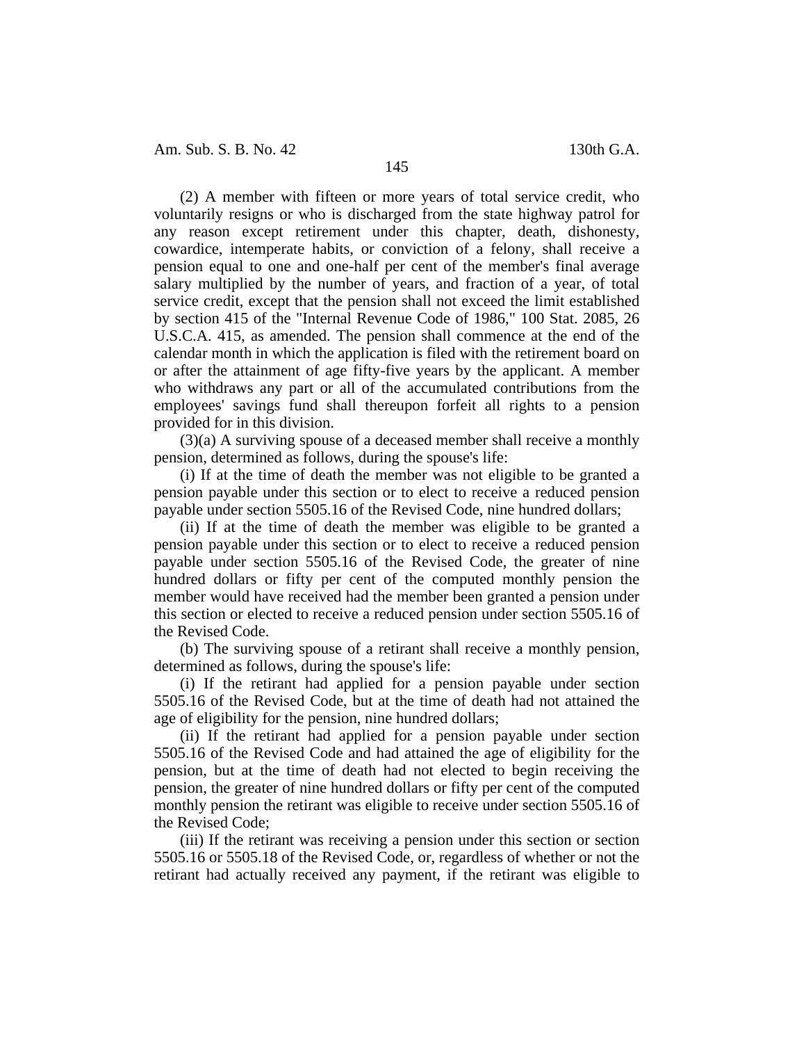(2) A member with fifteen or more years of total service credit, who voluntarily resigns or who is discharged from the state highway patrol for any reason except retirement under this chapter, death, dishonesty, cowardice, intemperate habits, or conviction of a felony, shall receive a pension equal to one and one-half per cent of the member's final average salary multiplied by the number of years, and fraction of a year, of total service credit, except that the pension shall not exceed the limit established by section 415 of the "Internal Revenue Code of 1986," 100 Stat. 2085, 26 U.S.C.A. 415, as amended. The pension shall commence at the end of the calendar month in which the application is filed with the retirement board on or after the attainment of age fifty-five years by the applicant. A member who withdraws any part or all of the accumulated contributions from the employees' savings fund shall thereupon forfeit all rights to a pension provided for in this division.

(3)(a) A surviving spouse of a deceased member shall receive a monthly pension, determined as follows, during the spouse's life:

(i) If at the time of death the member was not eligible to be granted a pension payable under this section or to elect to receive a reduced pension payable under section 5505.16 of the Revised Code, nine hundred dollars;

(ii) If at the time of death the member was eligible to be granted a pension payable under this section or to elect to receive a reduced pension payable under section 5505.16 of the Revised Code, the greater of nine hundred dollars or fifty per cent of the computed monthly pension the member would have received had the member been granted a pension under this section or elected to receive a reduced pension under section 5505.16 of the Revised Code.

(b) The surviving spouse of a retirant shall receive a monthly pension, determined as follows, during the spouse's life:

(i) If the retirant had applied for a pension payable under section 5505.16 of the Revised Code, but at the time of death had not attained the age of eligibility for the pension, nine hundred dollars;

(ii) If the retirant had applied for a pension payable under section 5505.16 of the Revised Code and had attained the age of eligibility for the pension, but at the time of death had not elected to begin receiving the pension, the greater of nine hundred dollars or fifty per cent of the computed monthly pension the retirant was eligible to receive under section 5505.16 of the Revised Code;

(iii) If the retirant was receiving a pension under this section or section 5505.16 or 5505.18 of the Revised Code, or, regardless of whether or not the retirant had actually received any payment, if the retirant was eligible to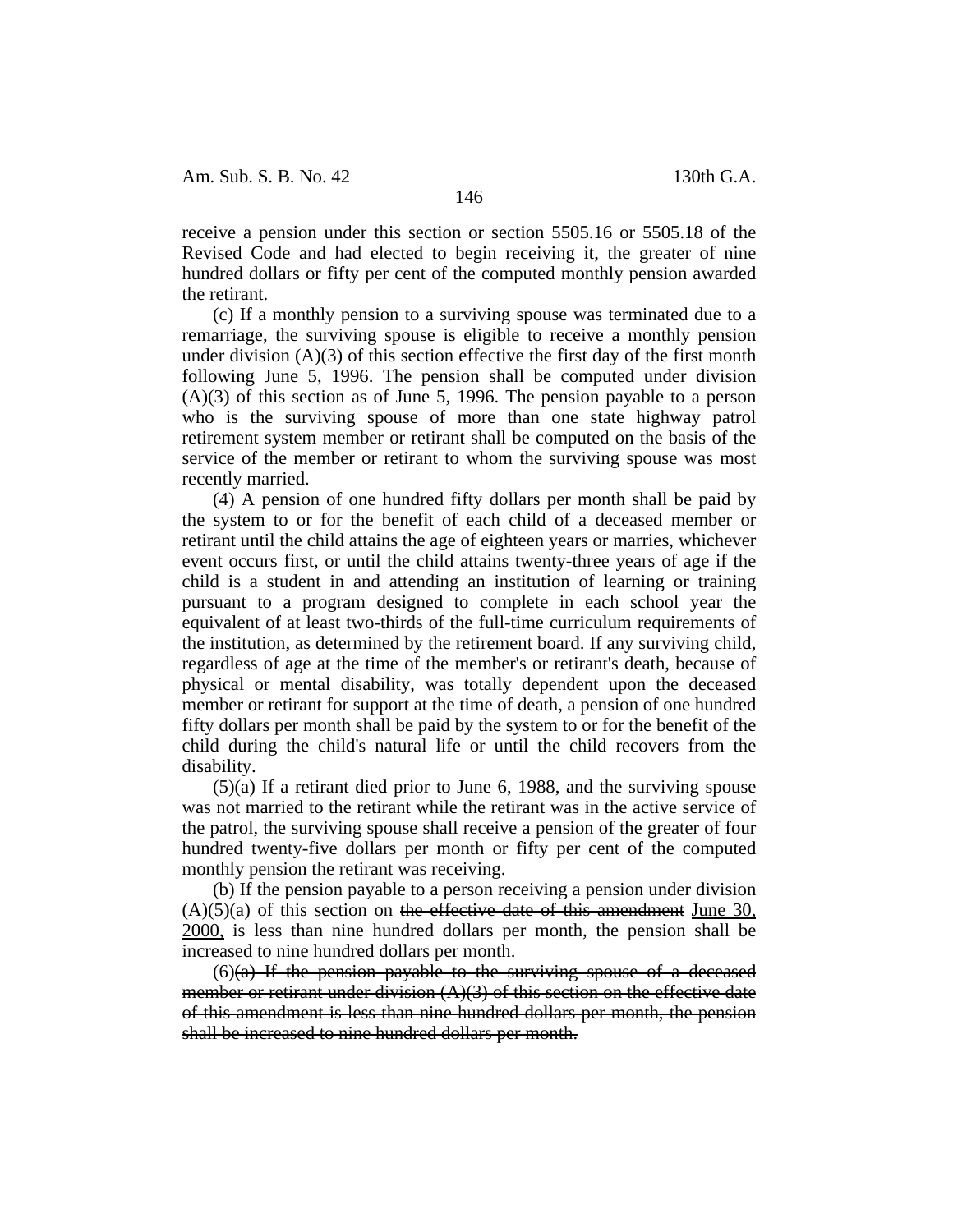receive a pension under this section or section 5505.16 or 5505.18 of the Revised Code and had elected to begin receiving it, the greater of nine hundred dollars or fifty per cent of the computed monthly pension awarded the retirant.

(c) If a monthly pension to a surviving spouse was terminated due to a remarriage, the surviving spouse is eligible to receive a monthly pension under division (A)(3) of this section effective the first day of the first month following June 5, 1996. The pension shall be computed under division (A)(3) of this section as of June 5, 1996. The pension payable to a person who is the surviving spouse of more than one state highway patrol retirement system member or retirant shall be computed on the basis of the service of the member or retirant to whom the surviving spouse was most recently married.

(4) A pension of one hundred fifty dollars per month shall be paid by the system to or for the benefit of each child of a deceased member or retirant until the child attains the age of eighteen years or marries, whichever event occurs first, or until the child attains twenty-three years of age if the child is a student in and attending an institution of learning or training pursuant to a program designed to complete in each school year the equivalent of at least two-thirds of the full-time curriculum requirements of the institution, as determined by the retirement board. If any surviving child, regardless of age at the time of the member's or retirant's death, because of physical or mental disability, was totally dependent upon the deceased member or retirant for support at the time of death, a pension of one hundred fifty dollars per month shall be paid by the system to or for the benefit of the child during the child's natural life or until the child recovers from the disability.

(5)(a) If a retirant died prior to June 6, 1988, and the surviving spouse was not married to the retirant while the retirant was in the active service of the patrol, the surviving spouse shall receive a pension of the greater of four hundred twenty-five dollars per month or fifty per cent of the computed monthly pension the retirant was receiving.

(b) If the pension payable to a person receiving a pension under division (A)(5)(a) of this section on ~~the effective date of this amendment~~ <u>June 30, 2000,</u> is less than nine hundred dollars per month, the pension shall be increased to nine hundred dollars per month.

(6)~~(a) If the pension payable to the surviving spouse of a deceased member or retirant under division (A)(3) of this section on the effective date of this amendment is less than nine hundred dollars per month, the pension shall be increased to nine hundred dollars per month.~~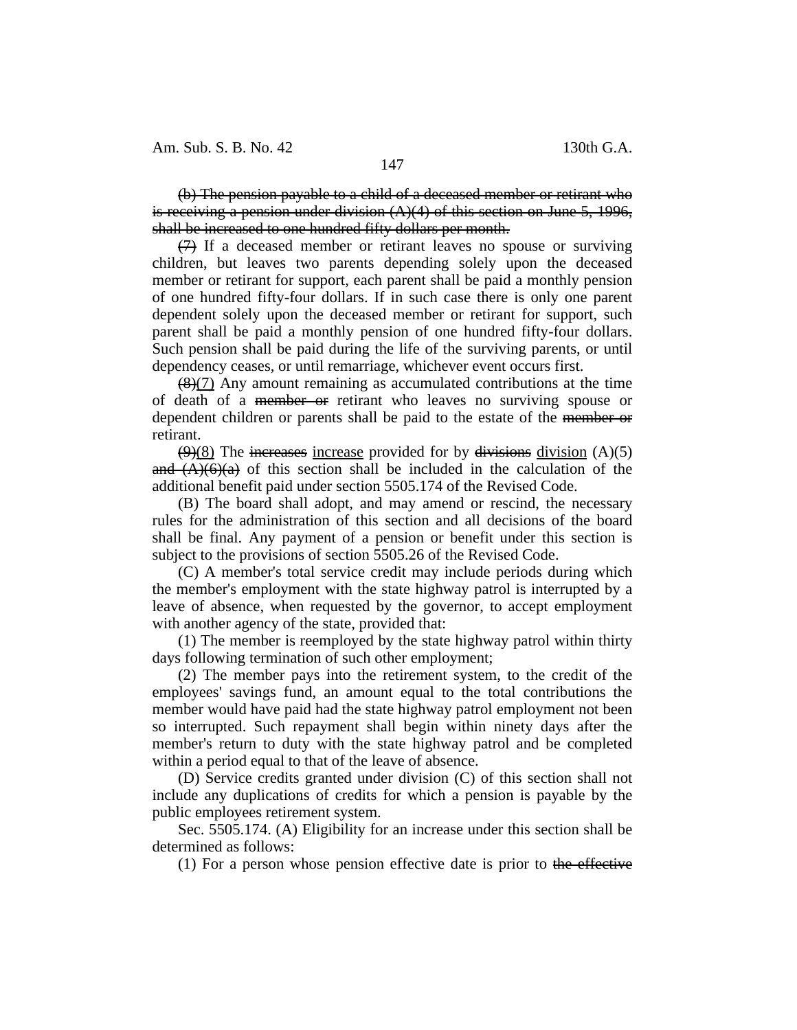~~(b) The pension payable to a child of a deceased member or retirant who is receiving a pension under division (A)(4) of this section on June 5, 1996, shall be increased to one hundred fifty dollars per month.~~

~~(7)~~ If a deceased member or retirant leaves no spouse or surviving children, but leaves two parents depending solely upon the deceased member or retirant for support, each parent shall be paid a monthly pension of one hundred fifty-four dollars. If in such case there is only one parent dependent solely upon the deceased member or retirant for support, such parent shall be paid a monthly pension of one hundred fifty-four dollars. Such pension shall be paid during the life of the surviving parents, or until dependency ceases, or until remarriage, whichever event occurs first.

~~(8)~~<u>(7)</u> Any amount remaining as accumulated contributions at the time of death of a ~~member or~~ retirant who leaves no surviving spouse or dependent children or parents shall be paid to the estate of the ~~member or~~ retirant.

~~(9)~~<u>(8)</u> The ~~increases~~ <u>increase</u> provided for by ~~divisions~~ <u>division</u> (A)(5) ~~and (A)(6)(a)~~ of this section shall be included in the calculation of the additional benefit paid under section 5505.174 of the Revised Code.

(B) The board shall adopt, and may amend or rescind, the necessary rules for the administration of this section and all decisions of the board shall be final. Any payment of a pension or benefit under this section is subject to the provisions of section 5505.26 of the Revised Code.

(C) A member's total service credit may include periods during which the member's employment with the state highway patrol is interrupted by a leave of absence, when requested by the governor, to accept employment with another agency of the state, provided that:

(1) The member is reemployed by the state highway patrol within thirty days following termination of such other employment;

(2) The member pays into the retirement system, to the credit of the employees' savings fund, an amount equal to the total contributions the member would have paid had the state highway patrol employment not been so interrupted. Such repayment shall begin within ninety days after the member's return to duty with the state highway patrol and be completed within a period equal to that of the leave of absence.

(D) Service credits granted under division (C) of this section shall not include any duplications of credits for which a pension is payable by the public employees retirement system.

Sec. 5505.174. (A) Eligibility for an increase under this section shall be determined as follows:

(1) For a person whose pension effective date is prior to ~~the effective~~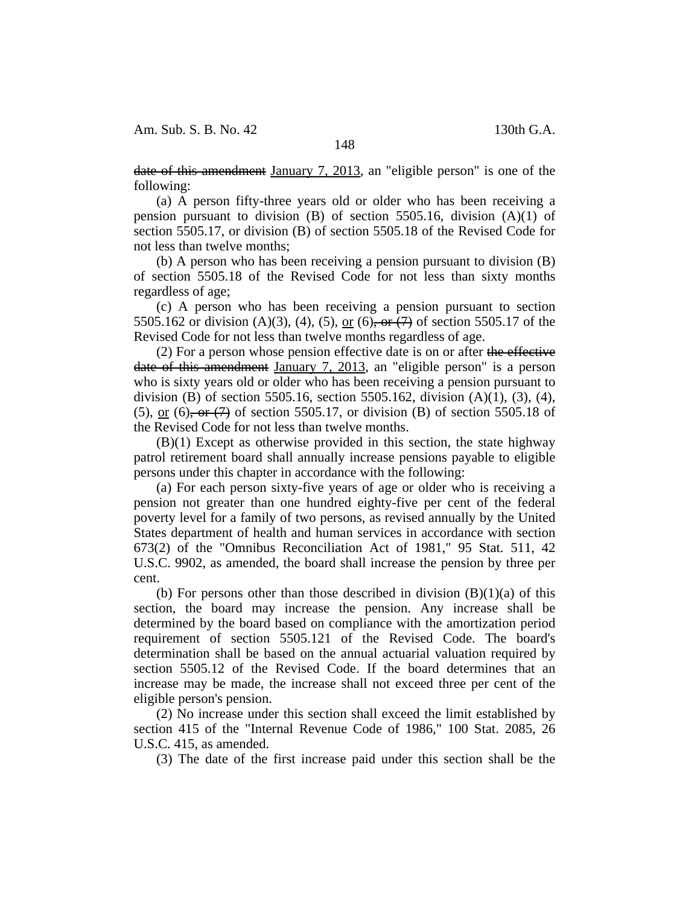~~date of this amendment~~ January 7, 2013, an "eligible person" is one of the following:

(a) A person fifty-three years old or older who has been receiving a pension pursuant to division (B) of section 5505.16, division (A)(1) of section 5505.17, or division (B) of section 5505.18 of the Revised Code for not less than twelve months;

(b) A person who has been receiving a pension pursuant to division (B) of section 5505.18 of the Revised Code for not less than sixty months regardless of age;

(c) A person who has been receiving a pension pursuant to section 5505.162 or division (A)(3), (4), (5), or (6)~~, or (7)~~ of section 5505.17 of the Revised Code for not less than twelve months regardless of age.

(2) For a person whose pension effective date is on or after ~~the effective date of this amendment~~ January 7, 2013, an "eligible person" is a person who is sixty years old or older who has been receiving a pension pursuant to division (B) of section 5505.16, section 5505.162, division (A)(1), (3), (4), (5), or (6)~~, or (7)~~ of section 5505.17, or division (B) of section 5505.18 of the Revised Code for not less than twelve months.

(B)(1) Except as otherwise provided in this section, the state highway patrol retirement board shall annually increase pensions payable to eligible persons under this chapter in accordance with the following:

(a) For each person sixty-five years of age or older who is receiving a pension not greater than one hundred eighty-five per cent of the federal poverty level for a family of two persons, as revised annually by the United States department of health and human services in accordance with section 673(2) of the "Omnibus Reconciliation Act of 1981," 95 Stat. 511, 42 U.S.C. 9902, as amended, the board shall increase the pension by three per cent.

(b) For persons other than those described in division (B)(1)(a) of this section, the board may increase the pension. Any increase shall be determined by the board based on compliance with the amortization period requirement of section 5505.121 of the Revised Code. The board's determination shall be based on the annual actuarial valuation required by section 5505.12 of the Revised Code. If the board determines that an increase may be made, the increase shall not exceed three per cent of the eligible person's pension.

(2) No increase under this section shall exceed the limit established by section 415 of the "Internal Revenue Code of 1986," 100 Stat. 2085, 26 U.S.C. 415, as amended.

(3) The date of the first increase paid under this section shall be the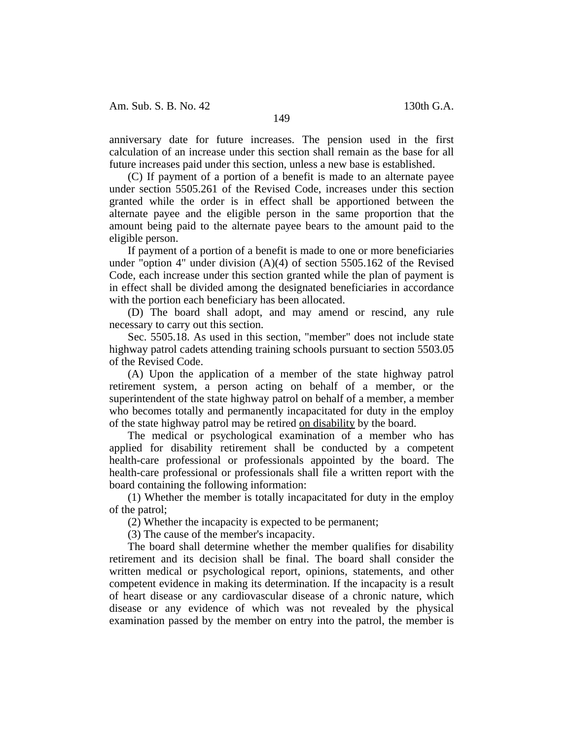anniversary date for future increases. The pension used in the first calculation of an increase under this section shall remain as the base for all future increases paid under this section, unless a new base is established.

(C) If payment of a portion of a benefit is made to an alternate payee under section 5505.261 of the Revised Code, increases under this section granted while the order is in effect shall be apportioned between the alternate payee and the eligible person in the same proportion that the amount being paid to the alternate payee bears to the amount paid to the eligible person.

If payment of a portion of a benefit is made to one or more beneficiaries under "option 4" under division (A)(4) of section 5505.162 of the Revised Code, each increase under this section granted while the plan of payment is in effect shall be divided among the designated beneficiaries in accordance with the portion each beneficiary has been allocated.

(D) The board shall adopt, and may amend or rescind, any rule necessary to carry out this section.

Sec. 5505.18. As used in this section, "member" does not include state highway patrol cadets attending training schools pursuant to section 5503.05 of the Revised Code.

(A) Upon the application of a member of the state highway patrol retirement system, a person acting on behalf of a member, or the superintendent of the state highway patrol on behalf of a member, a member who becomes totally and permanently incapacitated for duty in the employ of the state highway patrol may be retired <u>on disability</u> by the board.

The medical or psychological examination of a member who has applied for disability retirement shall be conducted by a competent health-care professional or professionals appointed by the board. The health-care professional or professionals shall file a written report with the board containing the following information:

(1) Whether the member is totally incapacitated for duty in the employ of the patrol;

(2) Whether the incapacity is expected to be permanent;

(3) The cause of the member's incapacity.

The board shall determine whether the member qualifies for disability retirement and its decision shall be final. The board shall consider the written medical or psychological report, opinions, statements, and other competent evidence in making its determination. If the incapacity is a result of heart disease or any cardiovascular disease of a chronic nature, which disease or any evidence of which was not revealed by the physical examination passed by the member on entry into the patrol, the member is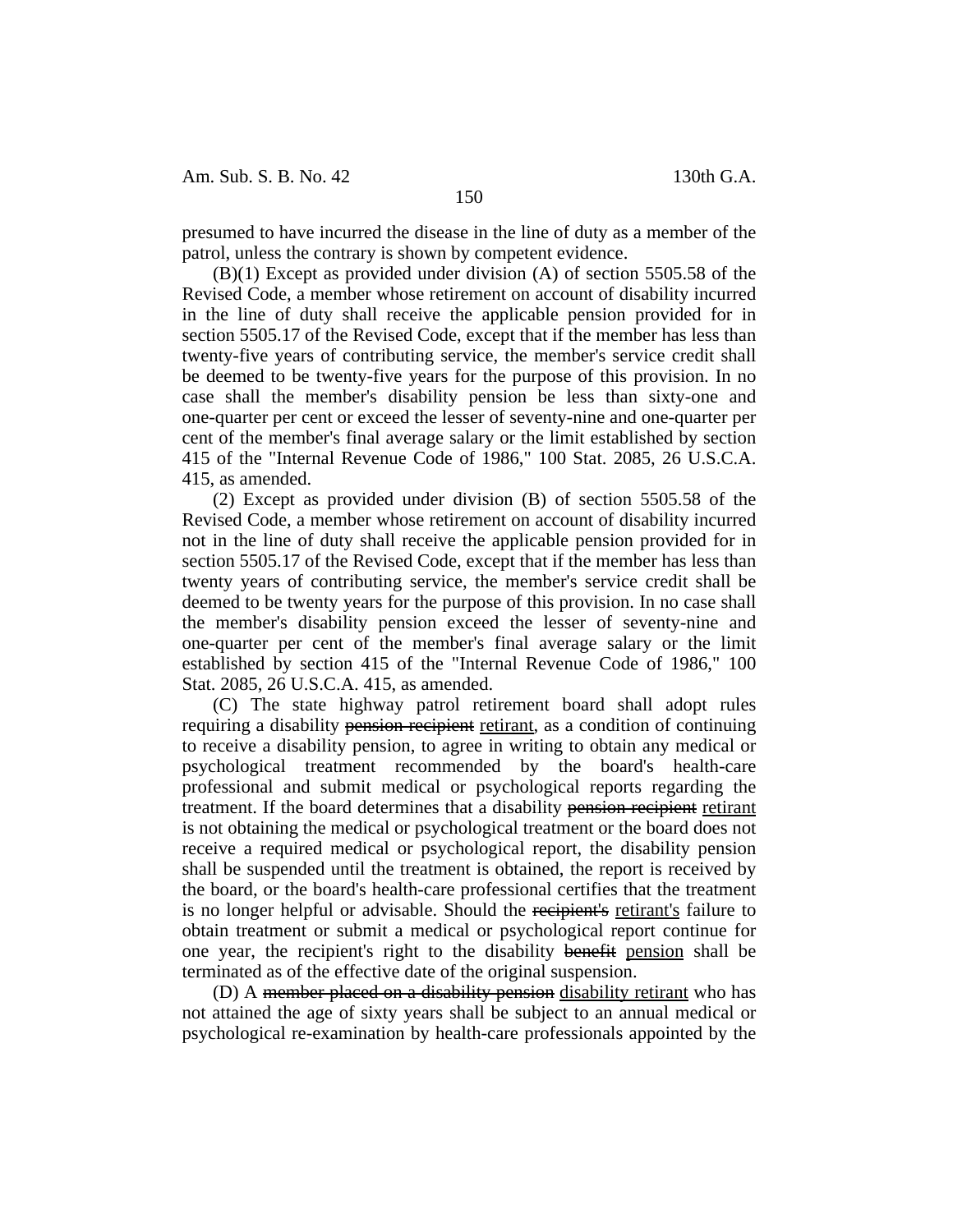presumed to have incurred the disease in the line of duty as a member of the patrol, unless the contrary is shown by competent evidence.

(B)(1) Except as provided under division (A) of section 5505.58 of the Revised Code, a member whose retirement on account of disability incurred in the line of duty shall receive the applicable pension provided for in section 5505.17 of the Revised Code, except that if the member has less than twenty-five years of contributing service, the member's service credit shall be deemed to be twenty-five years for the purpose of this provision. In no case shall the member's disability pension be less than sixty-one and one-quarter per cent or exceed the lesser of seventy-nine and one-quarter per cent of the member's final average salary or the limit established by section 415 of the "Internal Revenue Code of 1986," 100 Stat. 2085, 26 U.S.C.A. 415, as amended.

(2) Except as provided under division (B) of section 5505.58 of the Revised Code, a member whose retirement on account of disability incurred not in the line of duty shall receive the applicable pension provided for in section 5505.17 of the Revised Code, except that if the member has less than twenty years of contributing service, the member's service credit shall be deemed to be twenty years for the purpose of this provision. In no case shall the member's disability pension exceed the lesser of seventy-nine and one-quarter per cent of the member's final average salary or the limit established by section 415 of the "Internal Revenue Code of 1986," 100 Stat. 2085, 26 U.S.C.A. 415, as amended.

(C) The state highway patrol retirement board shall adopt rules requiring a disability ~~pension recipient~~ retirant, as a condition of continuing to receive a disability pension, to agree in writing to obtain any medical or psychological treatment recommended by the board's health-care professional and submit medical or psychological reports regarding the treatment. If the board determines that a disability ~~pension recipient~~ retirant is not obtaining the medical or psychological treatment or the board does not receive a required medical or psychological report, the disability pension shall be suspended until the treatment is obtained, the report is received by the board, or the board's health-care professional certifies that the treatment is no longer helpful or advisable. Should the ~~recipient's~~ retirant's failure to obtain treatment or submit a medical or psychological report continue for one year, the recipient's right to the disability ~~benefit~~ pension shall be terminated as of the effective date of the original suspension.

(D) A ~~member placed on a disability pension~~ disability retirant who has not attained the age of sixty years shall be subject to an annual medical or psychological re-examination by health-care professionals appointed by the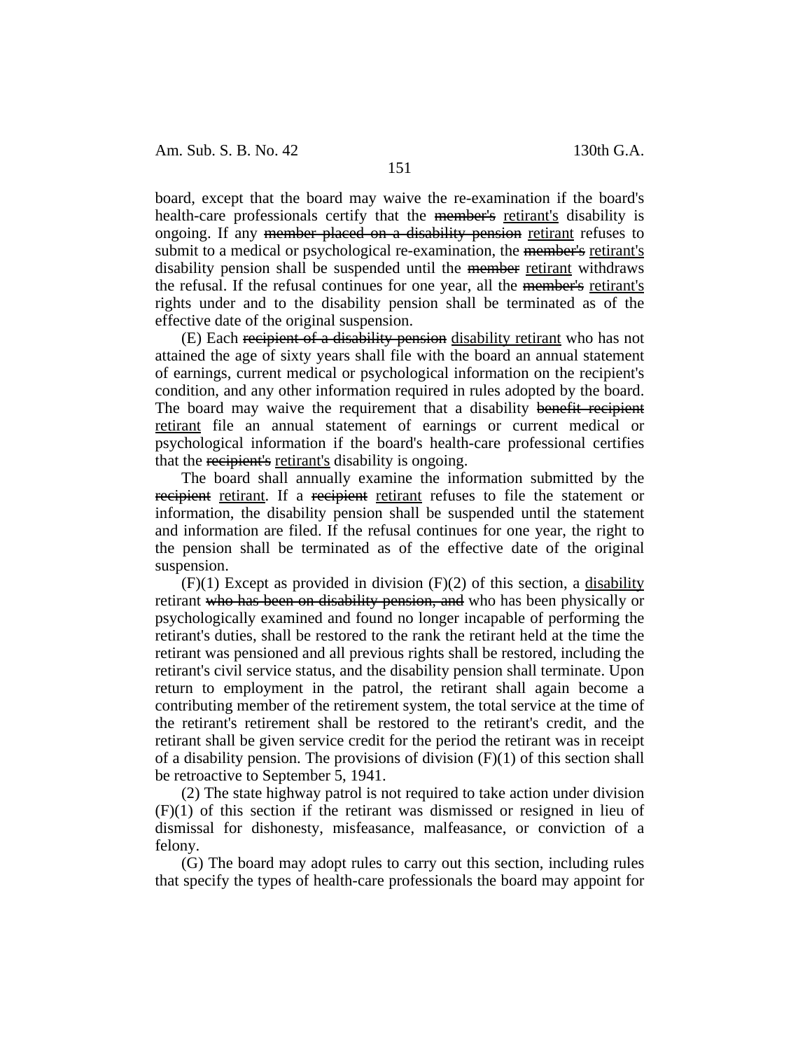board, except that the board may waive the re-examination if the board's health-care professionals certify that the ~~member's~~ retirant's disability is ongoing. If any ~~member placed on a disability pension~~ retirant refuses to submit to a medical or psychological re-examination, the ~~member's~~ retirant's disability pension shall be suspended until the ~~member~~ retirant withdraws the refusal. If the refusal continues for one year, all the ~~member's~~ retirant's rights under and to the disability pension shall be terminated as of the effective date of the original suspension.

(E) Each ~~recipient of a disability pension~~ disability retirant who has not attained the age of sixty years shall file with the board an annual statement of earnings, current medical or psychological information on the recipient's condition, and any other information required in rules adopted by the board. The board may waive the requirement that a disability ~~benefit recipient~~ retirant file an annual statement of earnings or current medical or psychological information if the board's health-care professional certifies that the ~~recipient's~~ retirant's disability is ongoing.

The board shall annually examine the information submitted by the ~~recipient~~ retirant. If a ~~recipient~~ retirant refuses to file the statement or information, the disability pension shall be suspended until the statement and information are filed. If the refusal continues for one year, the right to the pension shall be terminated as of the effective date of the original suspension.

(F)(1) Except as provided in division (F)(2) of this section, a disability retirant ~~who has been on disability pension, and~~ who has been physically or psychologically examined and found no longer incapable of performing the retirant's duties, shall be restored to the rank the retirant held at the time the retirant was pensioned and all previous rights shall be restored, including the retirant's civil service status, and the disability pension shall terminate. Upon return to employment in the patrol, the retirant shall again become a contributing member of the retirement system, the total service at the time of the retirant's retirement shall be restored to the retirant's credit, and the retirant shall be given service credit for the period the retirant was in receipt of a disability pension. The provisions of division (F)(1) of this section shall be retroactive to September 5, 1941.

(2) The state highway patrol is not required to take action under division (F)(1) of this section if the retirant was dismissed or resigned in lieu of dismissal for dishonesty, misfeasance, malfeasance, or conviction of a felony.

(G) The board may adopt rules to carry out this section, including rules that specify the types of health-care professionals the board may appoint for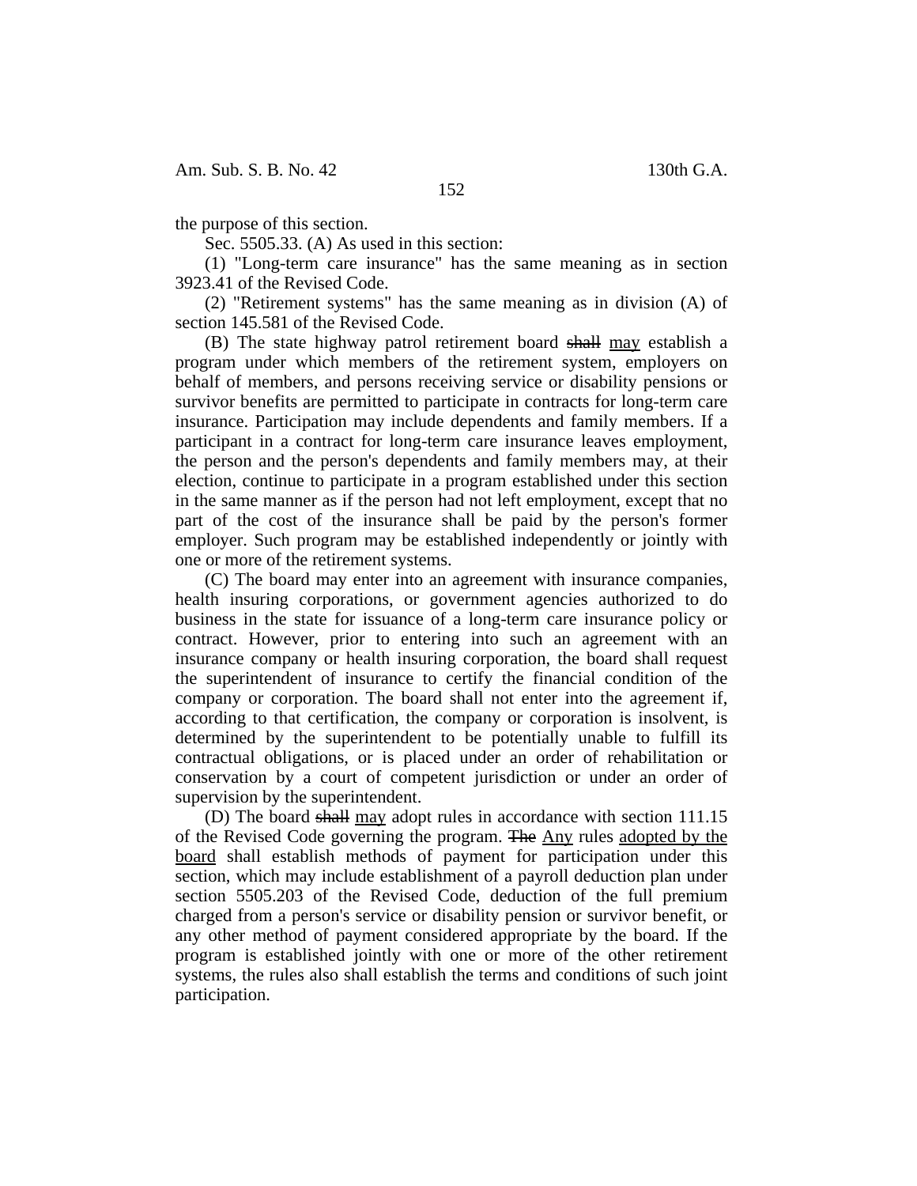the purpose of this section.

Sec. 5505.33. (A) As used in this section:

(1) "Long-term care insurance" has the same meaning as in section 3923.41 of the Revised Code.

(2) "Retirement systems" has the same meaning as in division (A) of section 145.581 of the Revised Code.

(B) The state highway patrol retirement board ~~shall~~ <u>may</u> establish a program under which members of the retirement system, employers on behalf of members, and persons receiving service or disability pensions or survivor benefits are permitted to participate in contracts for long-term care insurance. Participation may include dependents and family members. If a participant in a contract for long-term care insurance leaves employment, the person and the person's dependents and family members may, at their election, continue to participate in a program established under this section in the same manner as if the person had not left employment, except that no part of the cost of the insurance shall be paid by the person's former employer. Such program may be established independently or jointly with one or more of the retirement systems.

(C) The board may enter into an agreement with insurance companies, health insuring corporations, or government agencies authorized to do business in the state for issuance of a long-term care insurance policy or contract. However, prior to entering into such an agreement with an insurance company or health insuring corporation, the board shall request the superintendent of insurance to certify the financial condition of the company or corporation. The board shall not enter into the agreement if, according to that certification, the company or corporation is insolvent, is determined by the superintendent to be potentially unable to fulfill its contractual obligations, or is placed under an order of rehabilitation or conservation by a court of competent jurisdiction or under an order of supervision by the superintendent.

(D) The board ~~shall~~ <u>may</u> adopt rules in accordance with section 111.15 of the Revised Code governing the program. ~~The~~ <u>Any</u> rules <u>adopted by the board</u> shall establish methods of payment for participation under this section, which may include establishment of a payroll deduction plan under section 5505.203 of the Revised Code, deduction of the full premium charged from a person's service or disability pension or survivor benefit, or any other method of payment considered appropriate by the board. If the program is established jointly with one or more of the other retirement systems, the rules also shall establish the terms and conditions of such joint participation.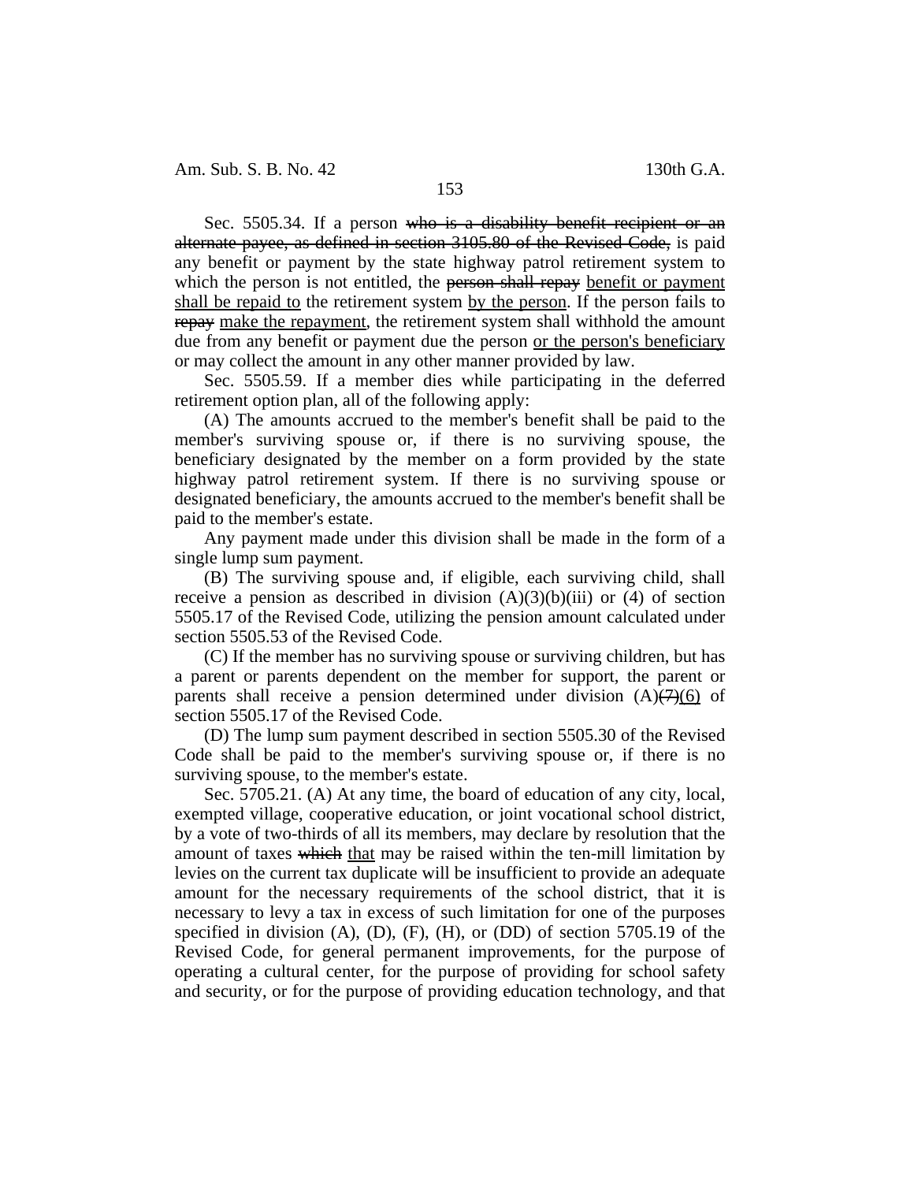Sec. 5505.34. If a person ~~who is a disability benefit recipient or an alternate payee, as defined in section 3105.80 of the Revised Code,~~ is paid any benefit or payment by the state highway patrol retirement system to which the person is not entitled, the ~~person shall repay~~ <u>benefit or payment shall be repaid to</u> the retirement system <u>by the person</u>. If the person fails to ~~repay~~ <u>make the repayment</u>, the retirement system shall withhold the amount due from any benefit or payment due the person <u>or the person's beneficiary</u> or may collect the amount in any other manner provided by law.

Sec. 5505.59. If a member dies while participating in the deferred retirement option plan, all of the following apply:

(A) The amounts accrued to the member's benefit shall be paid to the member's surviving spouse or, if there is no surviving spouse, the beneficiary designated by the member on a form provided by the state highway patrol retirement system. If there is no surviving spouse or designated beneficiary, the amounts accrued to the member's benefit shall be paid to the member's estate.

Any payment made under this division shall be made in the form of a single lump sum payment.

(B) The surviving spouse and, if eligible, each surviving child, shall receive a pension as described in division (A)(3)(b)(iii) or (4) of section 5505.17 of the Revised Code, utilizing the pension amount calculated under section 5505.53 of the Revised Code.

(C) If the member has no surviving spouse or surviving children, but has a parent or parents dependent on the member for support, the parent or parents shall receive a pension determined under division (A)~~(7)~~<u>(6)</u> of section 5505.17 of the Revised Code.

(D) The lump sum payment described in section 5505.30 of the Revised Code shall be paid to the member's surviving spouse or, if there is no surviving spouse, to the member's estate.

Sec. 5705.21. (A) At any time, the board of education of any city, local, exempted village, cooperative education, or joint vocational school district, by a vote of two-thirds of all its members, may declare by resolution that the amount of taxes ~~which~~ <u>that</u> may be raised within the ten-mill limitation by levies on the current tax duplicate will be insufficient to provide an adequate amount for the necessary requirements of the school district, that it is necessary to levy a tax in excess of such limitation for one of the purposes specified in division (A), (D), (F), (H), or (DD) of section 5705.19 of the Revised Code, for general permanent improvements, for the purpose of operating a cultural center, for the purpose of providing for school safety and security, or for the purpose of providing education technology, and that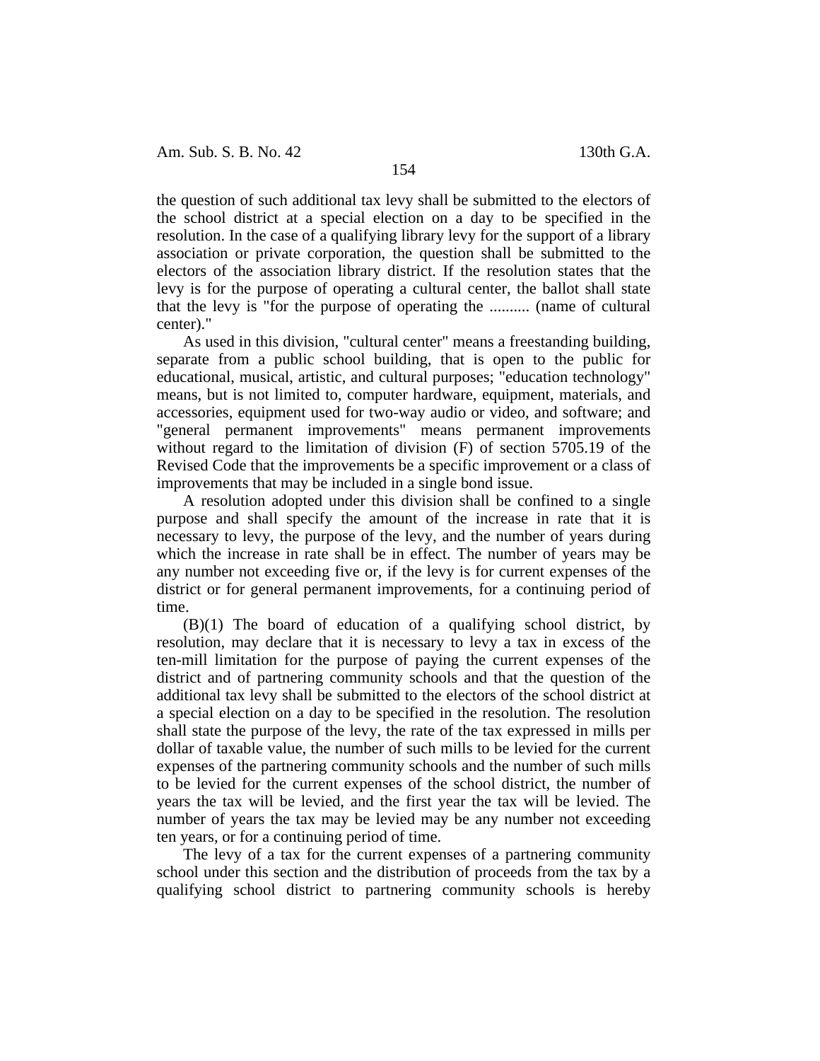the question of such additional tax levy shall be submitted to the electors of the school district at a special election on a day to be specified in the resolution. In the case of a qualifying library levy for the support of a library association or private corporation, the question shall be submitted to the electors of the association library district. If the resolution states that the levy is for the purpose of operating a cultural center, the ballot shall state that the levy is "for the purpose of operating the .......... (name of cultural center)."

As used in this division, "cultural center" means a freestanding building, separate from a public school building, that is open to the public for educational, musical, artistic, and cultural purposes; "education technology" means, but is not limited to, computer hardware, equipment, materials, and accessories, equipment used for two-way audio or video, and software; and "general permanent improvements" means permanent improvements without regard to the limitation of division (F) of section 5705.19 of the Revised Code that the improvements be a specific improvement or a class of improvements that may be included in a single bond issue.

A resolution adopted under this division shall be confined to a single purpose and shall specify the amount of the increase in rate that it is necessary to levy, the purpose of the levy, and the number of years during which the increase in rate shall be in effect. The number of years may be any number not exceeding five or, if the levy is for current expenses of the district or for general permanent improvements, for a continuing period of time.

(B)(1) The board of education of a qualifying school district, by resolution, may declare that it is necessary to levy a tax in excess of the ten-mill limitation for the purpose of paying the current expenses of the district and of partnering community schools and that the question of the additional tax levy shall be submitted to the electors of the school district at a special election on a day to be specified in the resolution. The resolution shall state the purpose of the levy, the rate of the tax expressed in mills per dollar of taxable value, the number of such mills to be levied for the current expenses of the partnering community schools and the number of such mills to be levied for the current expenses of the school district, the number of years the tax will be levied, and the first year the tax will be levied. The number of years the tax may be levied may be any number not exceeding ten years, or for a continuing period of time.

The levy of a tax for the current expenses of a partnering community school under this section and the distribution of proceeds from the tax by a qualifying school district to partnering community schools is hereby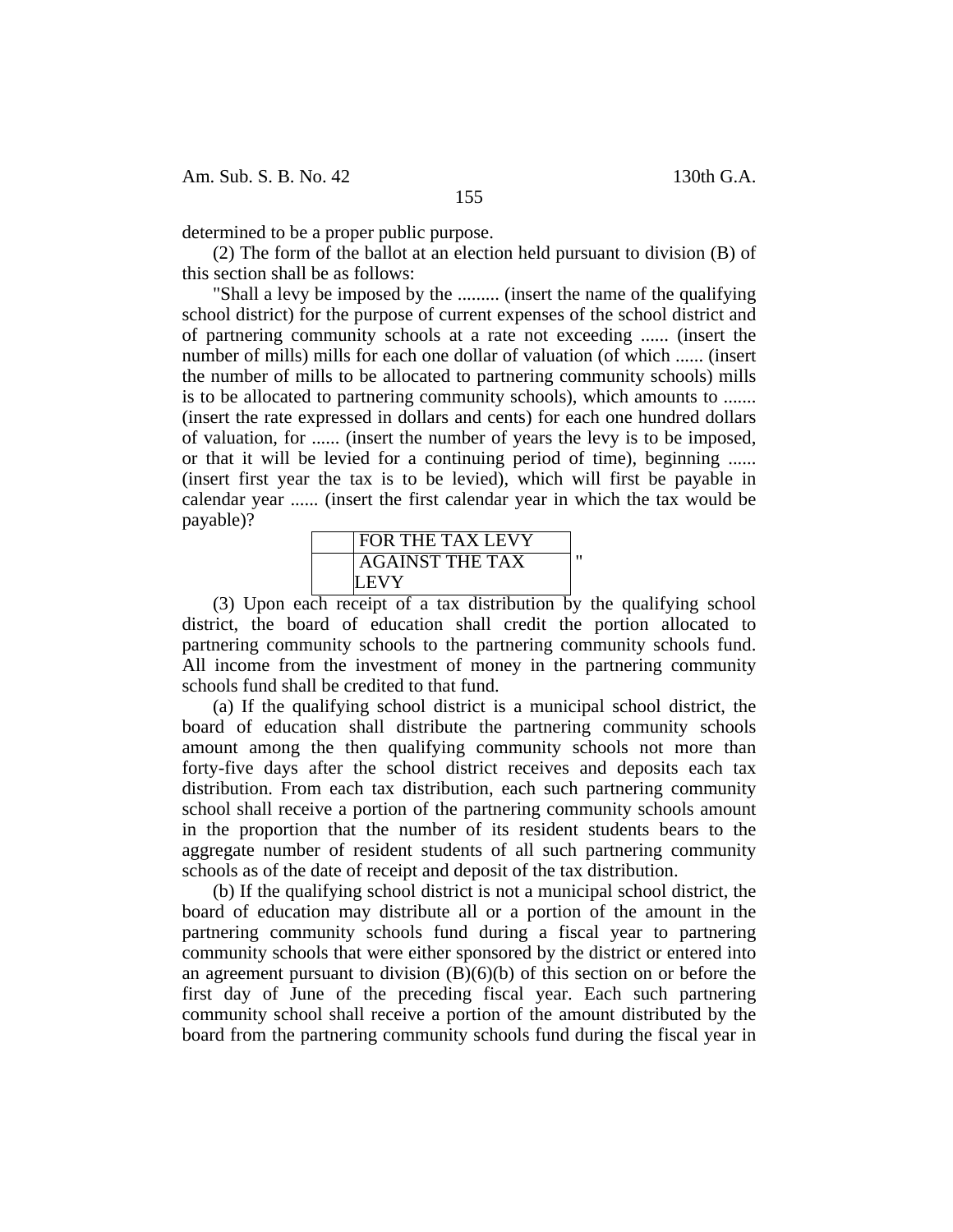determined to be a proper public purpose.

(2) The form of the ballot at an election held pursuant to division (B) of this section shall be as follows:

"Shall a levy be imposed by the ......... (insert the name of the qualifying school district) for the purpose of current expenses of the school district and of partnering community schools at a rate not exceeding ...... (insert the number of mills) mills for each one dollar of valuation (of which ...... (insert the number of mills to be allocated to partnering community schools) mills is to be allocated to partnering community schools), which amounts to ....... (insert the rate expressed in dollars and cents) for each one hundred dollars of valuation, for ...... (insert the number of years the levy is to be imposed, or that it will be levied for a continuing period of time), beginning ...... (insert first year the tax is to be levied), which will first be payable in calendar year ...... (insert the first calendar year in which the tax would be payable)?

| | |
|---|---|
| | FOR THE TAX LEVY |
| | AGAINST THE TAX LEVY |

"

(3) Upon each receipt of a tax distribution by the qualifying school district, the board of education shall credit the portion allocated to partnering community schools to the partnering community schools fund. All income from the investment of money in the partnering community schools fund shall be credited to that fund.

(a) If the qualifying school district is a municipal school district, the board of education shall distribute the partnering community schools amount among the then qualifying community schools not more than forty-five days after the school district receives and deposits each tax distribution. From each tax distribution, each such partnering community school shall receive a portion of the partnering community schools amount in the proportion that the number of its resident students bears to the aggregate number of resident students of all such partnering community schools as of the date of receipt and deposit of the tax distribution.

(b) If the qualifying school district is not a municipal school district, the board of education may distribute all or a portion of the amount in the partnering community schools fund during a fiscal year to partnering community schools that were either sponsored by the district or entered into an agreement pursuant to division (B)(6)(b) of this section on or before the first day of June of the preceding fiscal year. Each such partnering community school shall receive a portion of the amount distributed by the board from the partnering community schools fund during the fiscal year in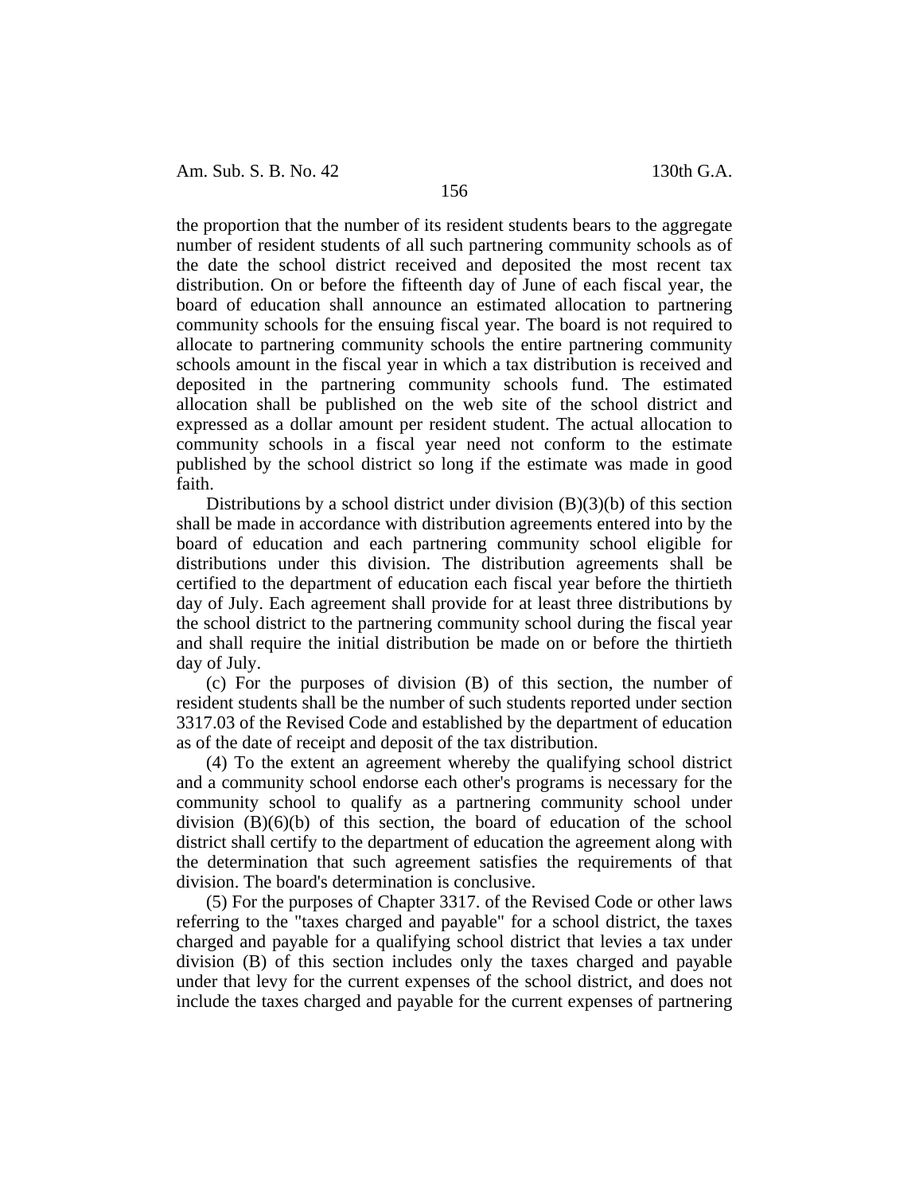the proportion that the number of its resident students bears to the aggregate number of resident students of all such partnering community schools as of the date the school district received and deposited the most recent tax distribution. On or before the fifteenth day of June of each fiscal year, the board of education shall announce an estimated allocation to partnering community schools for the ensuing fiscal year. The board is not required to allocate to partnering community schools the entire partnering community schools amount in the fiscal year in which a tax distribution is received and deposited in the partnering community schools fund. The estimated allocation shall be published on the web site of the school district and expressed as a dollar amount per resident student. The actual allocation to community schools in a fiscal year need not conform to the estimate published by the school district so long if the estimate was made in good faith.

Distributions by a school district under division (B)(3)(b) of this section shall be made in accordance with distribution agreements entered into by the board of education and each partnering community school eligible for distributions under this division. The distribution agreements shall be certified to the department of education each fiscal year before the thirtieth day of July. Each agreement shall provide for at least three distributions by the school district to the partnering community school during the fiscal year and shall require the initial distribution be made on or before the thirtieth day of July.

(c) For the purposes of division (B) of this section, the number of resident students shall be the number of such students reported under section 3317.03 of the Revised Code and established by the department of education as of the date of receipt and deposit of the tax distribution.

(4) To the extent an agreement whereby the qualifying school district and a community school endorse each other's programs is necessary for the community school to qualify as a partnering community school under division (B)(6)(b) of this section, the board of education of the school district shall certify to the department of education the agreement along with the determination that such agreement satisfies the requirements of that division. The board's determination is conclusive.

(5) For the purposes of Chapter 3317. of the Revised Code or other laws referring to the "taxes charged and payable" for a school district, the taxes charged and payable for a qualifying school district that levies a tax under division (B) of this section includes only the taxes charged and payable under that levy for the current expenses of the school district, and does not include the taxes charged and payable for the current expenses of partnering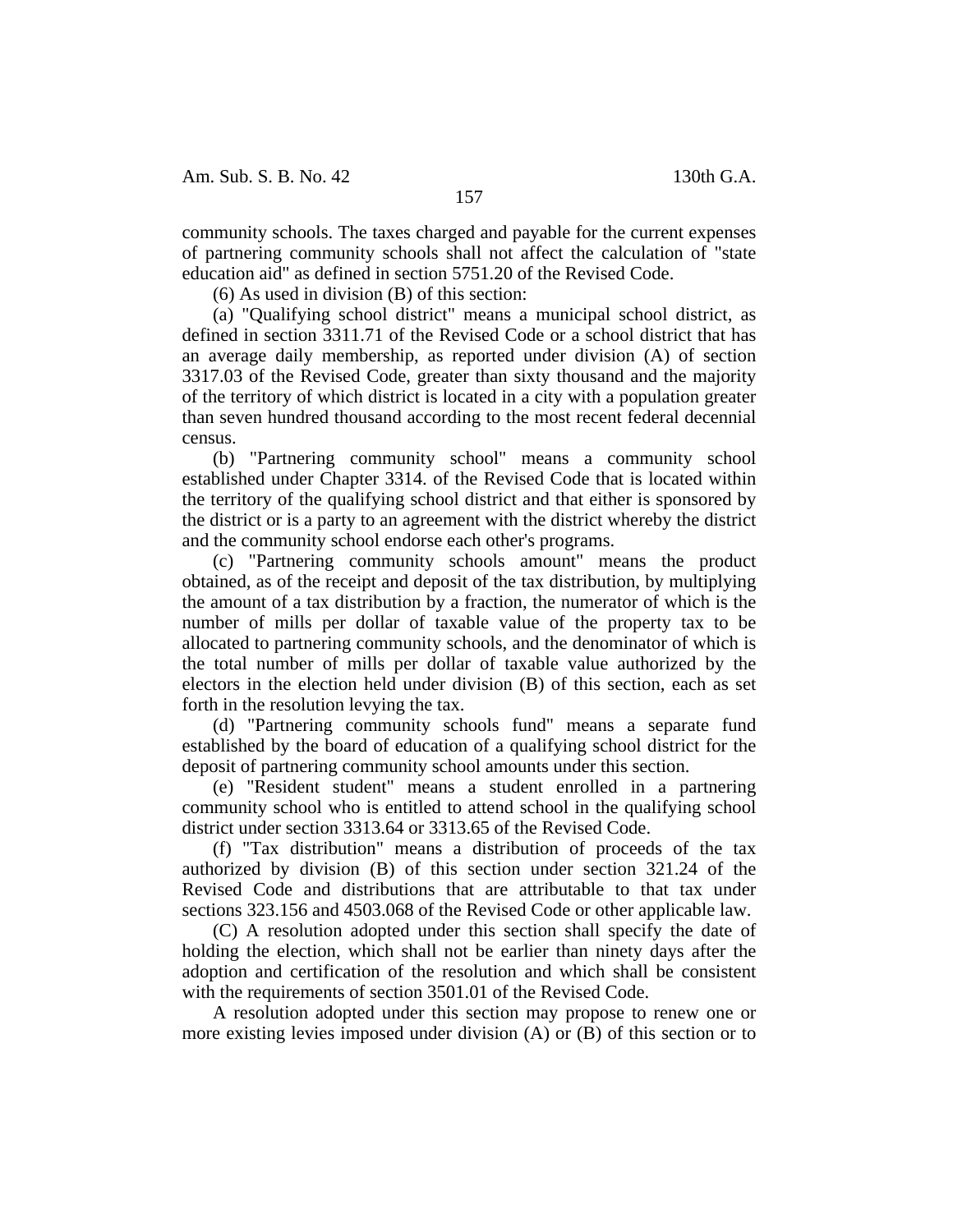community schools. The taxes charged and payable for the current expenses of partnering community schools shall not affect the calculation of "state education aid" as defined in section 5751.20 of the Revised Code.

(6) As used in division (B) of this section:

(a) "Qualifying school district" means a municipal school district, as defined in section 3311.71 of the Revised Code or a school district that has an average daily membership, as reported under division (A) of section 3317.03 of the Revised Code, greater than sixty thousand and the majority of the territory of which district is located in a city with a population greater than seven hundred thousand according to the most recent federal decennial census.

(b) "Partnering community school" means a community school established under Chapter 3314. of the Revised Code that is located within the territory of the qualifying school district and that either is sponsored by the district or is a party to an agreement with the district whereby the district and the community school endorse each other's programs.

(c) "Partnering community schools amount" means the product obtained, as of the receipt and deposit of the tax distribution, by multiplying the amount of a tax distribution by a fraction, the numerator of which is the number of mills per dollar of taxable value of the property tax to be allocated to partnering community schools, and the denominator of which is the total number of mills per dollar of taxable value authorized by the electors in the election held under division (B) of this section, each as set forth in the resolution levying the tax.

(d) "Partnering community schools fund" means a separate fund established by the board of education of a qualifying school district for the deposit of partnering community school amounts under this section.

(e) "Resident student" means a student enrolled in a partnering community school who is entitled to attend school in the qualifying school district under section 3313.64 or 3313.65 of the Revised Code.

(f) "Tax distribution" means a distribution of proceeds of the tax authorized by division (B) of this section under section 321.24 of the Revised Code and distributions that are attributable to that tax under sections 323.156 and 4503.068 of the Revised Code or other applicable law.

(C) A resolution adopted under this section shall specify the date of holding the election, which shall not be earlier than ninety days after the adoption and certification of the resolution and which shall be consistent with the requirements of section 3501.01 of the Revised Code.

A resolution adopted under this section may propose to renew one or more existing levies imposed under division (A) or (B) of this section or to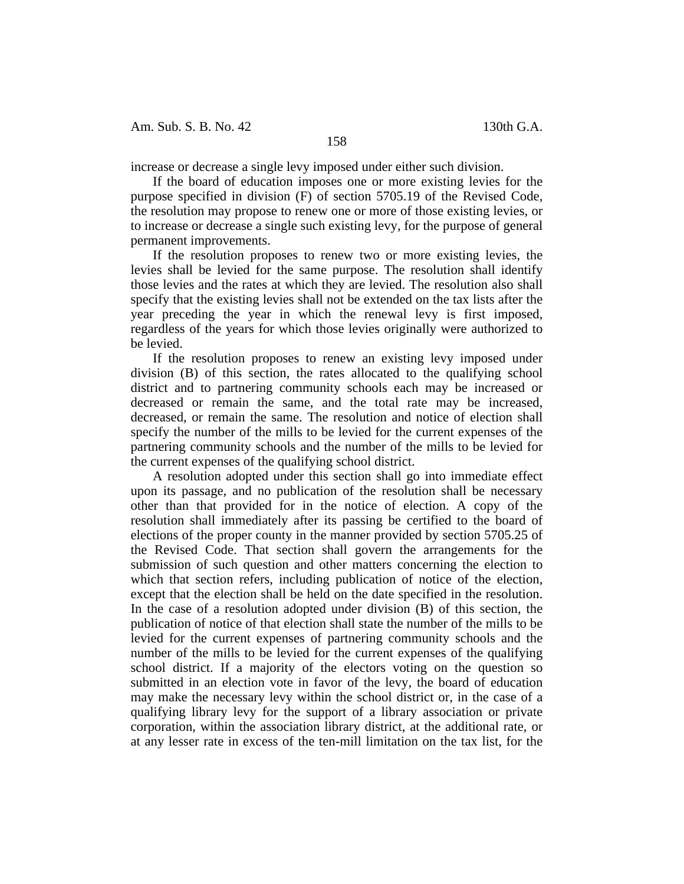increase or decrease a single levy imposed under either such division.

If the board of education imposes one or more existing levies for the purpose specified in division (F) of section 5705.19 of the Revised Code, the resolution may propose to renew one or more of those existing levies, or to increase or decrease a single such existing levy, for the purpose of general permanent improvements.

If the resolution proposes to renew two or more existing levies, the levies shall be levied for the same purpose. The resolution shall identify those levies and the rates at which they are levied. The resolution also shall specify that the existing levies shall not be extended on the tax lists after the year preceding the year in which the renewal levy is first imposed, regardless of the years for which those levies originally were authorized to be levied.

If the resolution proposes to renew an existing levy imposed under division (B) of this section, the rates allocated to the qualifying school district and to partnering community schools each may be increased or decreased or remain the same, and the total rate may be increased, decreased, or remain the same. The resolution and notice of election shall specify the number of the mills to be levied for the current expenses of the partnering community schools and the number of the mills to be levied for the current expenses of the qualifying school district.

A resolution adopted under this section shall go into immediate effect upon its passage, and no publication of the resolution shall be necessary other than that provided for in the notice of election. A copy of the resolution shall immediately after its passing be certified to the board of elections of the proper county in the manner provided by section 5705.25 of the Revised Code. That section shall govern the arrangements for the submission of such question and other matters concerning the election to which that section refers, including publication of notice of the election, except that the election shall be held on the date specified in the resolution. In the case of a resolution adopted under division (B) of this section, the publication of notice of that election shall state the number of the mills to be levied for the current expenses of partnering community schools and the number of the mills to be levied for the current expenses of the qualifying school district. If a majority of the electors voting on the question so submitted in an election vote in favor of the levy, the board of education may make the necessary levy within the school district or, in the case of a qualifying library levy for the support of a library association or private corporation, within the association library district, at the additional rate, or at any lesser rate in excess of the ten-mill limitation on the tax list, for the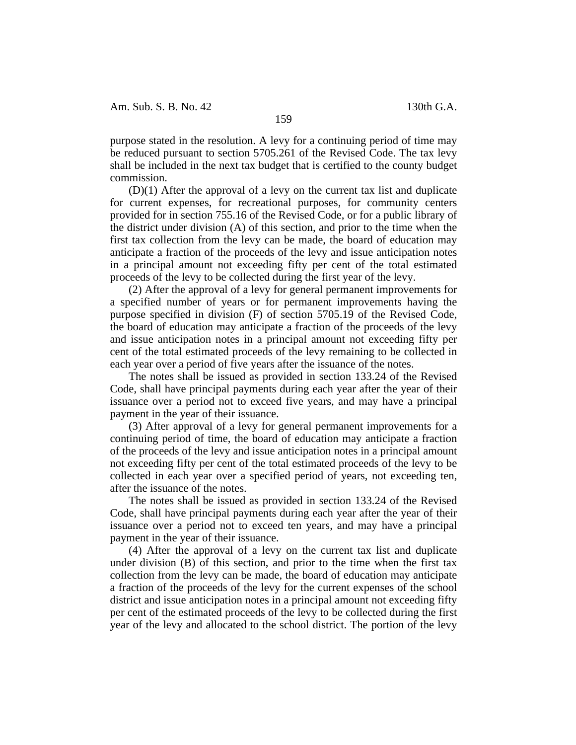purpose stated in the resolution. A levy for a continuing period of time may be reduced pursuant to section 5705.261 of the Revised Code. The tax levy shall be included in the next tax budget that is certified to the county budget commission.

(D)(1) After the approval of a levy on the current tax list and duplicate for current expenses, for recreational purposes, for community centers provided for in section 755.16 of the Revised Code, or for a public library of the district under division (A) of this section, and prior to the time when the first tax collection from the levy can be made, the board of education may anticipate a fraction of the proceeds of the levy and issue anticipation notes in a principal amount not exceeding fifty per cent of the total estimated proceeds of the levy to be collected during the first year of the levy.

(2) After the approval of a levy for general permanent improvements for a specified number of years or for permanent improvements having the purpose specified in division (F) of section 5705.19 of the Revised Code, the board of education may anticipate a fraction of the proceeds of the levy and issue anticipation notes in a principal amount not exceeding fifty per cent of the total estimated proceeds of the levy remaining to be collected in each year over a period of five years after the issuance of the notes.

The notes shall be issued as provided in section 133.24 of the Revised Code, shall have principal payments during each year after the year of their issuance over a period not to exceed five years, and may have a principal payment in the year of their issuance.

(3) After approval of a levy for general permanent improvements for a continuing period of time, the board of education may anticipate a fraction of the proceeds of the levy and issue anticipation notes in a principal amount not exceeding fifty per cent of the total estimated proceeds of the levy to be collected in each year over a specified period of years, not exceeding ten, after the issuance of the notes.

The notes shall be issued as provided in section 133.24 of the Revised Code, shall have principal payments during each year after the year of their issuance over a period not to exceed ten years, and may have a principal payment in the year of their issuance.

(4) After the approval of a levy on the current tax list and duplicate under division (B) of this section, and prior to the time when the first tax collection from the levy can be made, the board of education may anticipate a fraction of the proceeds of the levy for the current expenses of the school district and issue anticipation notes in a principal amount not exceeding fifty per cent of the estimated proceeds of the levy to be collected during the first year of the levy and allocated to the school district. The portion of the levy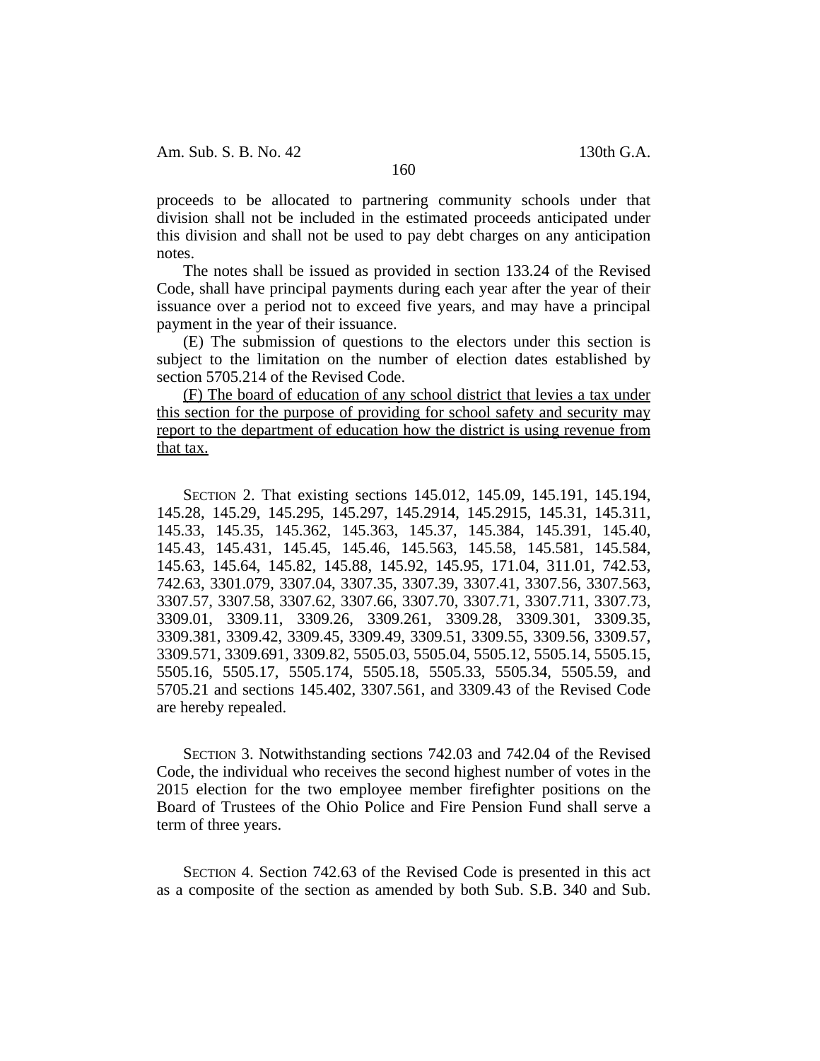proceeds to be allocated to partnering community schools under that division shall not be included in the estimated proceeds anticipated under this division and shall not be used to pay debt charges on any anticipation notes.

The notes shall be issued as provided in section 133.24 of the Revised Code, shall have principal payments during each year after the year of their issuance over a period not to exceed five years, and may have a principal payment in the year of their issuance.

(E) The submission of questions to the electors under this section is subject to the limitation on the number of election dates established by section 5705.214 of the Revised Code.

<u>(F) The board of education of any school district that levies a tax under this section for the purpose of providing for school safety and security may report to the department of education how the district is using revenue from that tax.</u>

SECTION 2. That existing sections 145.012, 145.09, 145.191, 145.194, 145.28, 145.29, 145.295, 145.297, 145.2914, 145.2915, 145.31, 145.311, 145.33, 145.35, 145.362, 145.363, 145.37, 145.384, 145.391, 145.40, 145.43, 145.431, 145.45, 145.46, 145.563, 145.58, 145.581, 145.584, 145.63, 145.64, 145.82, 145.88, 145.92, 145.95, 171.04, 311.01, 742.53, 742.63, 3301.079, 3307.04, 3307.35, 3307.39, 3307.41, 3307.56, 3307.563, 3307.57, 3307.58, 3307.62, 3307.66, 3307.70, 3307.71, 3307.711, 3307.73, 3309.01, 3309.11, 3309.26, 3309.261, 3309.28, 3309.301, 3309.35, 3309.381, 3309.42, 3309.45, 3309.49, 3309.51, 3309.55, 3309.56, 3309.57, 3309.571, 3309.691, 3309.82, 5505.03, 5505.04, 5505.12, 5505.14, 5505.15, 5505.16, 5505.17, 5505.174, 5505.18, 5505.33, 5505.34, 5505.59, and 5705.21 and sections 145.402, 3307.561, and 3309.43 of the Revised Code are hereby repealed.

SECTION 3. Notwithstanding sections 742.03 and 742.04 of the Revised Code, the individual who receives the second highest number of votes in the 2015 election for the two employee member firefighter positions on the Board of Trustees of the Ohio Police and Fire Pension Fund shall serve a term of three years.

SECTION 4. Section 742.63 of the Revised Code is presented in this act as a composite of the section as amended by both Sub. S.B. 340 and Sub.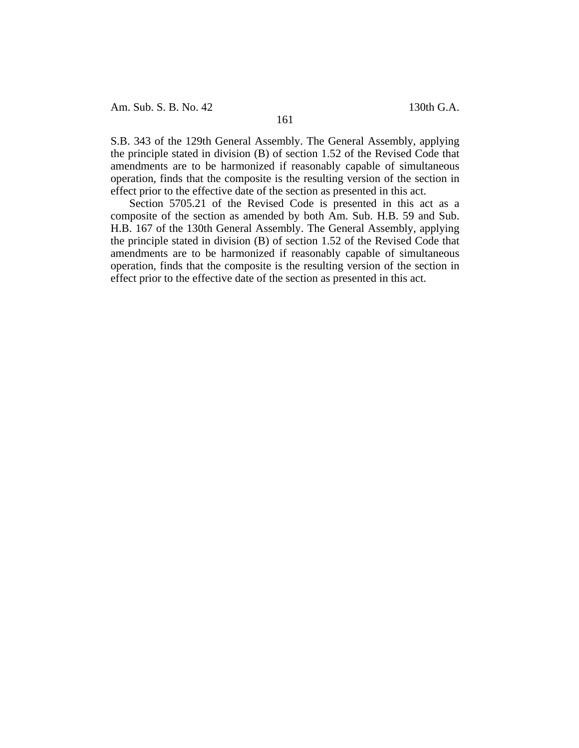S.B. 343 of the 129th General Assembly. The General Assembly, applying the principle stated in division (B) of section 1.52 of the Revised Code that amendments are to be harmonized if reasonably capable of simultaneous operation, finds that the composite is the resulting version of the section in effect prior to the effective date of the section as presented in this act.

Section 5705.21 of the Revised Code is presented in this act as a composite of the section as amended by both Am. Sub. H.B. 59 and Sub. H.B. 167 of the 130th General Assembly. The General Assembly, applying the principle stated in division (B) of section 1.52 of the Revised Code that amendments are to be harmonized if reasonably capable of simultaneous operation, finds that the composite is the resulting version of the section in effect prior to the effective date of the section as presented in this act.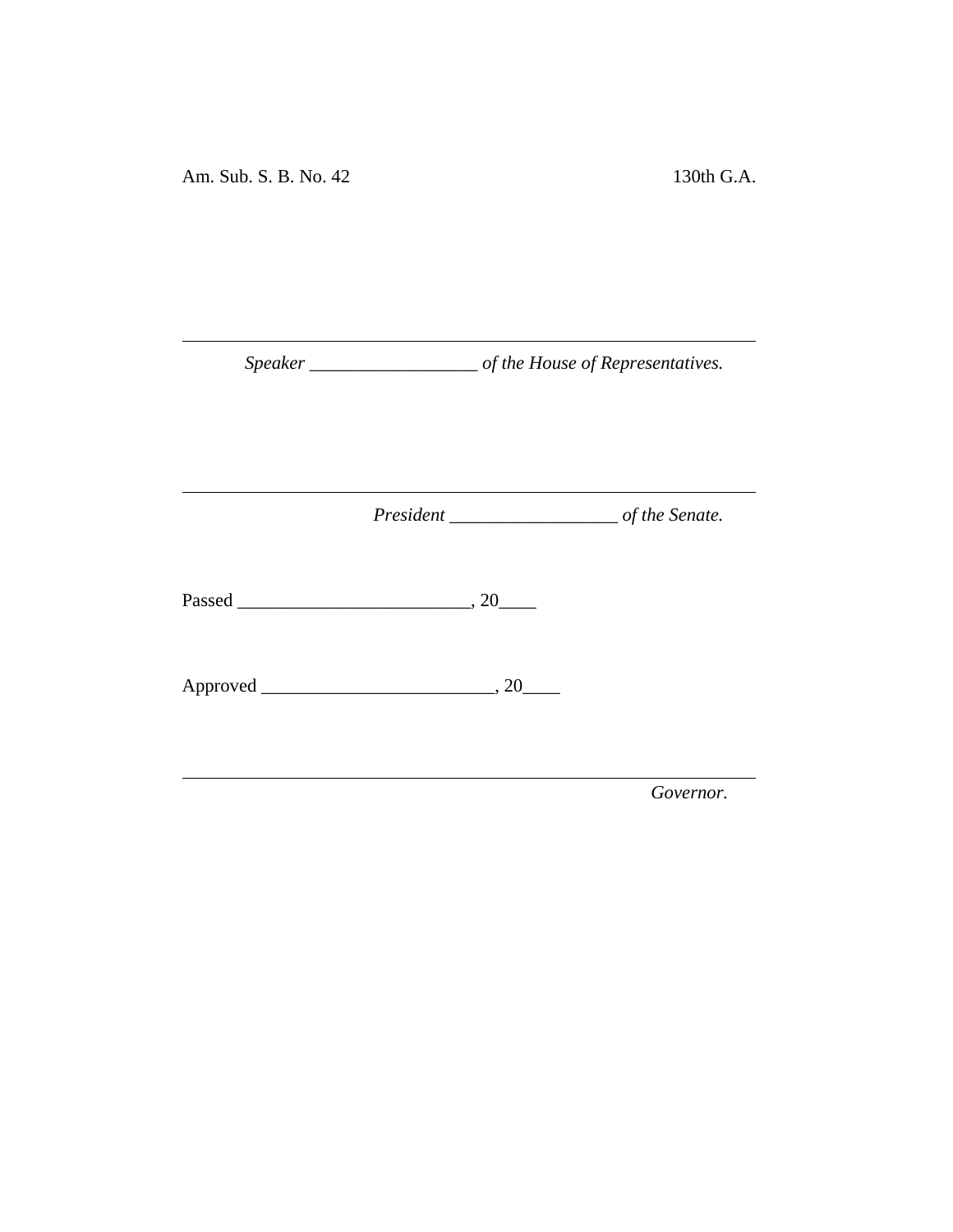Am. Sub. S. B. No. 42 130th G.A.

______________________________________________________

*Speaker ___________________ of the House of Representatives.*

______________________________________________________

*President ___________________ of the Senate.*

Passed _________________________, 20____

Approved _________________________, 20____

______________________________________________________

*Governor.*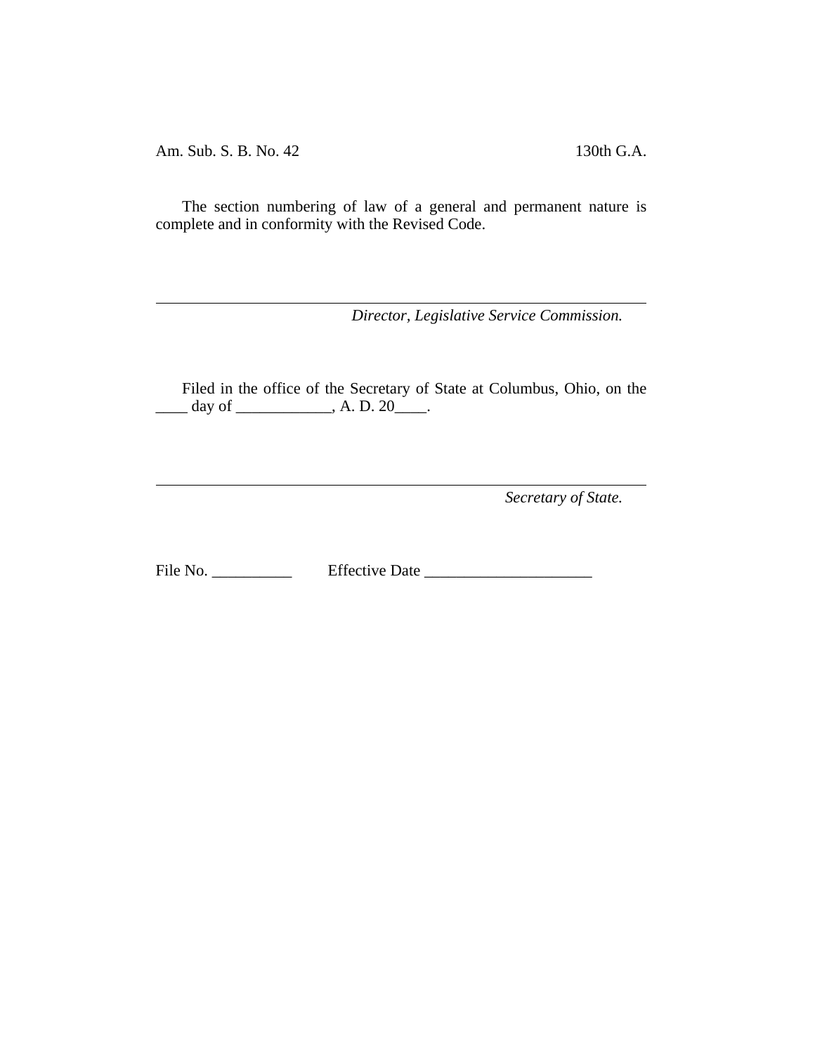Am. Sub. S. B. No. 42 130th G.A.

The section numbering of law of a general and permanent nature is complete and in conformity with the Revised Code.

______________________________________________________________

*Director, Legislative Service Commission.*

Filed in the office of the Secretary of State at Columbus, Ohio, on the ____ day of ____________, A. D. 20____.

______________________________________________________________

*Secretary of State.*

File No. __________ Effective Date _____________________